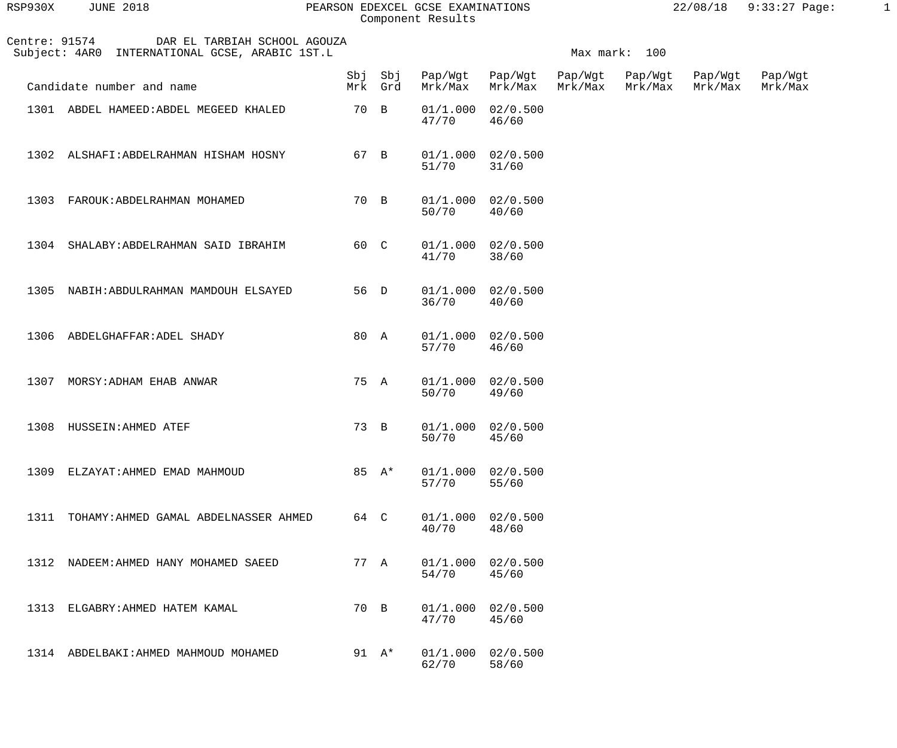PEARSON EDEXCEL GCSE EXAMINATIONS
Component Results

Centre: 91574 DAR EL TARBIAH SCHOOL AGOUZA
Subject: 4AR0 INTERNATIONAL GCSE, ARABIC 1ST.L

Max mark: 100

| Candidate number and name | Sbj Mrk | Sbj Grd | Pap/Wgt Mrk/Max | Pap/Wgt Mrk/Max | Pap/Wgt Mrk/Max | Pap/Wgt Mrk/Max | Pap/Wgt Mrk/Max | Pap/Wgt Mrk/Max |
|---|---|---|---|---|---|---|---|---|
| 1301 ABDEL HAMEED:ABDEL MEGEED KHALED | 70 | B | 01/1.000 47/70 | 02/0.500 46/60 | | | | |
| 1302 ALSHAFI:ABDELRAHMAN HISHAM HOSNY | 67 | B | 01/1.000 51/70 | 02/0.500 31/60 | | | | |
| 1303 FAROUK:ABDELRAHMAN MOHAMED | 70 | B | 01/1.000 50/70 | 02/0.500 40/60 | | | | |
| 1304 SHALABY:ABDELRAHMAN SAID IBRAHIM | 60 | C | 01/1.000 41/70 | 02/0.500 38/60 | | | | |
| 1305 NABIH:ABDULRAHMAN MAMDOUH ELSAYED | 56 | D | 01/1.000 36/70 | 02/0.500 40/60 | | | | |
| 1306 ABDELGHAFFAR:ADEL SHADY | 80 | A | 01/1.000 57/70 | 02/0.500 46/60 | | | | |
| 1307 MORSY:ADHAM EHAB ANWAR | 75 | A | 01/1.000 50/70 | 02/0.500 49/60 | | | | |
| 1308 HUSSEIN:AHMED ATEF | 73 | B | 01/1.000 50/70 | 02/0.500 45/60 | | | | |
| 1309 ELZAYAT:AHMED EMAD MAHMOUD | 85 | A* | 01/1.000 57/70 | 02/0.500 55/60 | | | | |
| 1311 TOHAMY:AHMED GAMAL ABDELNASSER AHMED | 64 | C | 01/1.000 40/70 | 02/0.500 48/60 | | | | |
| 1312 NADEEM:AHMED HANY MOHAMED SAEED | 77 | A | 01/1.000 54/70 | 02/0.500 45/60 | | | | |
| 1313 ELGABRY:AHMED HATEM KAMAL | 70 | B | 01/1.000 47/70 | 02/0.500 45/60 | | | | |
| 1314 ABDELBAKI:AHMED MAHMOUD MOHAMED | 91 | A* | 01/1.000 62/70 | 02/0.500 58/60 | | | | |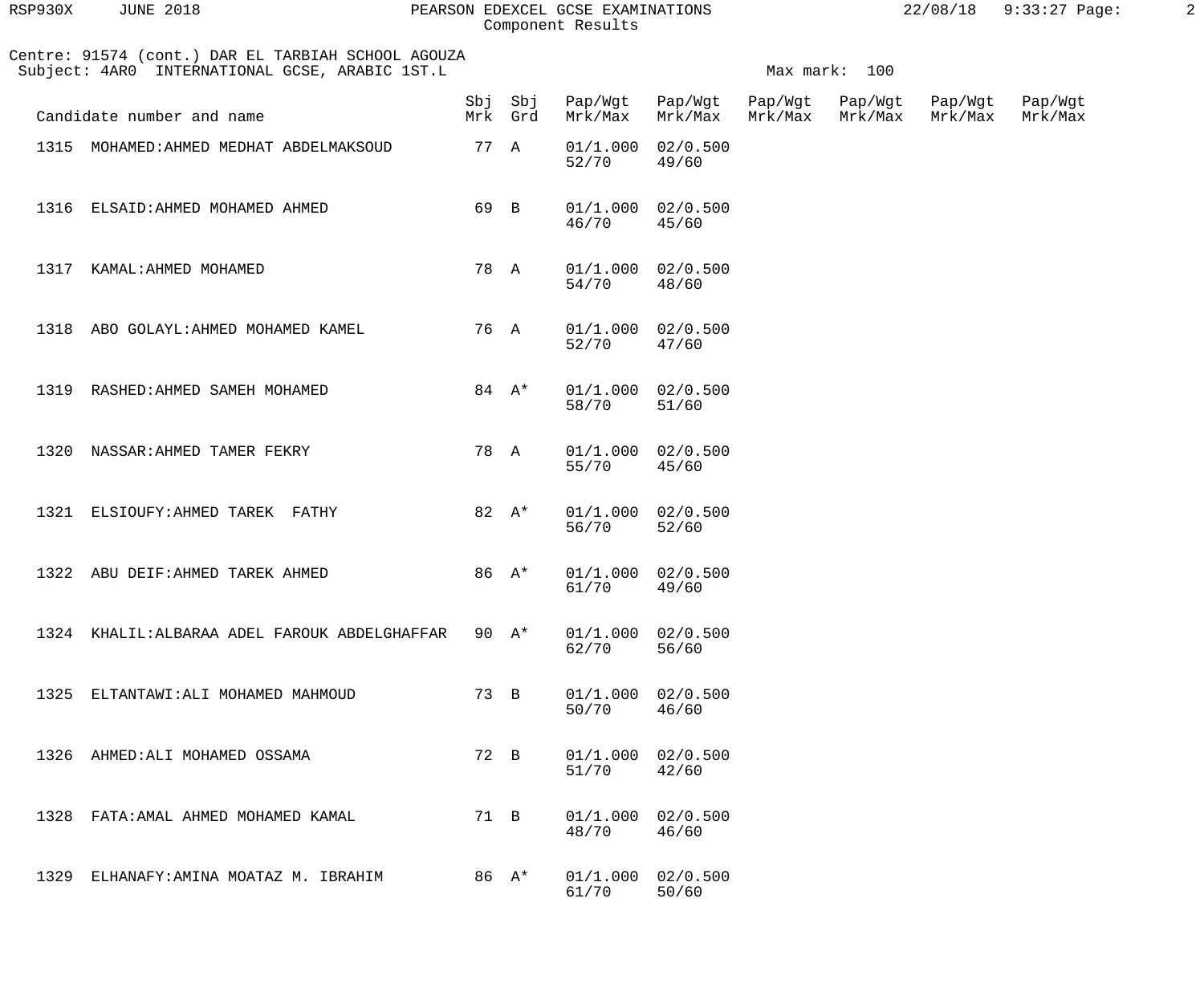PEARSON EDEXCEL GCSE EXAMINATIONS
Component Results

Centre: 91574 (cont.) DAR EL TARBIAH SCHOOL AGOUZA
Subject: 4AR0 INTERNATIONAL GCSE, ARABIC 1ST.L

Max mark: 100

| Candidate number and name | Sbj Mrk | Sbj Grd | Pap/Wgt Mrk/Max | Pap/Wgt Mrk/Max | Pap/Wgt Mrk/Max | Pap/Wgt Mrk/Max | Pap/Wgt Mrk/Max | Pap/Wgt Mrk/Max |
|---|---|---|---|---|---|---|---|---|
| 1315 MOHAMED:AHMED MEDHAT ABDELMAKSOUD | 77 | A | 01/1.000 52/70 | 02/0.500 49/60 | | | | |
| 1316 ELSAID:AHMED MOHAMED AHMED | 69 | B | 01/1.000 46/70 | 02/0.500 45/60 | | | | |
| 1317 KAMAL:AHMED MOHAMED | 78 | A | 01/1.000 54/70 | 02/0.500 48/60 | | | | |
| 1318 ABO GOLAYL:AHMED MOHAMED KAMEL | 76 | A | 01/1.000 52/70 | 02/0.500 47/60 | | | | |
| 1319 RASHED:AHMED SAMEH MOHAMED | 84 | A* | 01/1.000 58/70 | 02/0.500 51/60 | | | | |
| 1320 NASSAR:AHMED TAMER FEKRY | 78 | A | 01/1.000 55/70 | 02/0.500 45/60 | | | | |
| 1321 ELSIOUFY:AHMED TAREK FATHY | 82 | A* | 01/1.000 56/70 | 02/0.500 52/60 | | | | |
| 1322 ABU DEIF:AHMED TAREK AHMED | 86 | A* | 01/1.000 61/70 | 02/0.500 49/60 | | | | |
| 1324 KHALIL:ALBARAA ADEL FAROUK ABDELGHAFFAR | 90 | A* | 01/1.000 62/70 | 02/0.500 56/60 | | | | |
| 1325 ELTANTAWI:ALI MOHAMED MAHMOUD | 73 | B | 01/1.000 50/70 | 02/0.500 46/60 | | | | |
| 1326 AHMED:ALI MOHAMED OSSAMA | 72 | B | 01/1.000 51/70 | 02/0.500 42/60 | | | | |
| 1328 FATA:AMAL AHMED MOHAMED KAMAL | 71 | B | 01/1.000 48/70 | 02/0.500 46/60 | | | | |
| 1329 ELHANAFY:AMINA MOATAZ M. IBRAHIM | 86 | A* | 01/1.000 61/70 | 02/0.500 50/60 | | | | |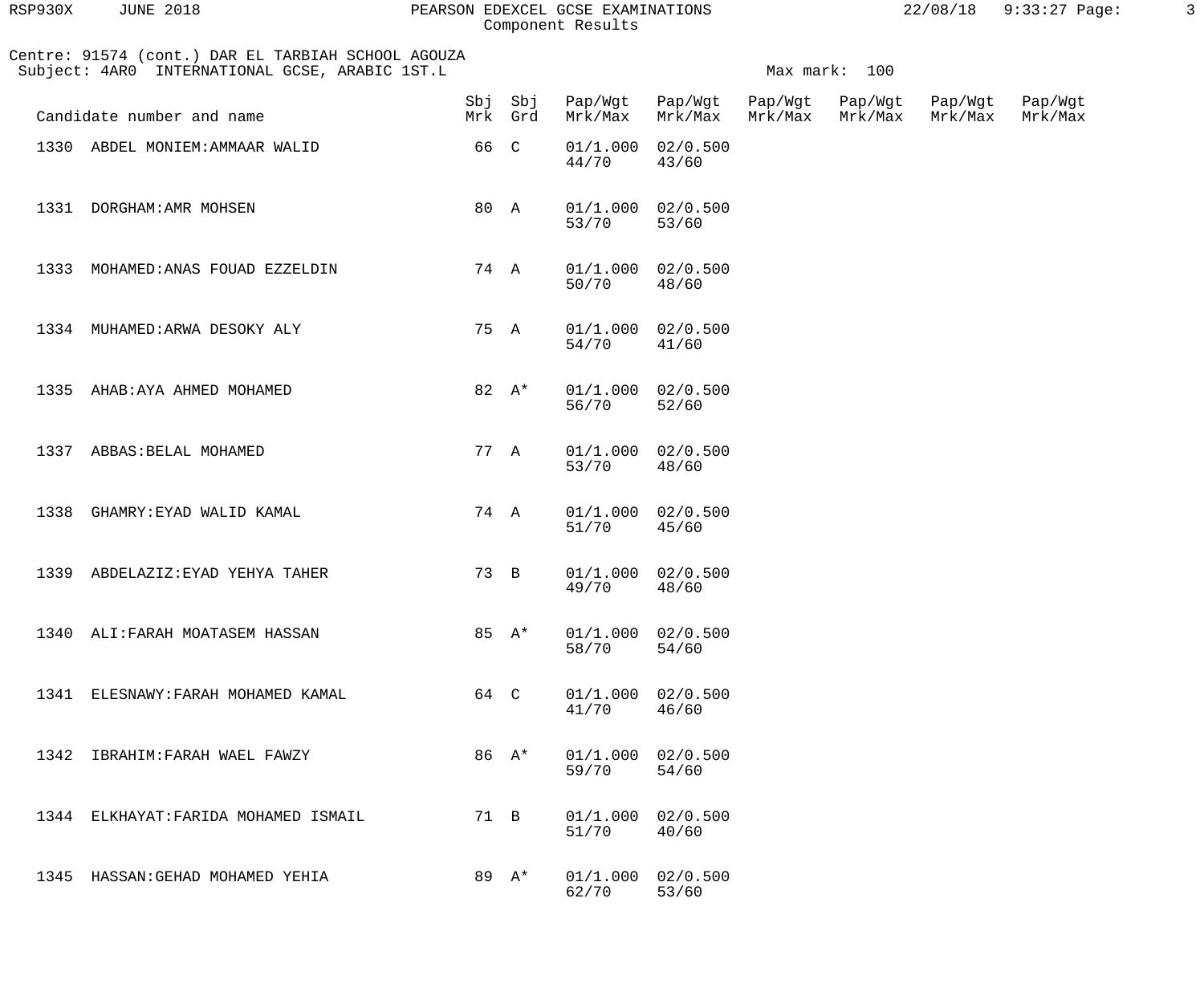Centre: 91574 (cont.) DAR EL TARBIAH SCHOOL AGOUZA
Subject: 4AR0 INTERNATIONAL GCSE, ARABIC 1ST.L

Max mark: 100

| Candidate number and name | Sbj Mrk | Sbj Grd | Pap/Wgt Mrk/Max | Pap/Wgt Mrk/Max | Pap/Wgt Mrk/Max | Pap/Wgt Mrk/Max | Pap/Wgt Mrk/Max | Pap/Wgt Mrk/Max |
|---|---|---|---|---|---|---|---|---|
| 1330 ABDEL MONIEM:AMMAAR WALID | 66 | C | 01/1.000 44/70 | 02/0.500 43/60 | | | | |
| 1331 DORGHAM:AMR MOHSEN | 80 | A | 01/1.000 53/70 | 02/0.500 53/60 | | | | |
| 1333 MOHAMED:ANAS FOUAD EZZELDIN | 74 | A | 01/1.000 50/70 | 02/0.500 48/60 | | | | |
| 1334 MUHAMED:ARWA DESOKY ALY | 75 | A | 01/1.000 54/70 | 02/0.500 41/60 | | | | |
| 1335 AHAB:AYA AHMED MOHAMED | 82 | A* | 01/1.000 56/70 | 02/0.500 52/60 | | | | |
| 1337 ABBAS:BELAL MOHAMED | 77 | A | 01/1.000 53/70 | 02/0.500 48/60 | | | | |
| 1338 GHAMRY:EYAD WALID KAMAL | 74 | A | 01/1.000 51/70 | 02/0.500 45/60 | | | | |
| 1339 ABDELAZIZ:EYAD YEHYA TAHER | 73 | B | 01/1.000 49/70 | 02/0.500 48/60 | | | | |
| 1340 ALI:FARAH MOATASEM HASSAN | 85 | A* | 01/1.000 58/70 | 02/0.500 54/60 | | | | |
| 1341 ELESNAWY:FARAH MOHAMED KAMAL | 64 | C | 01/1.000 41/70 | 02/0.500 46/60 | | | | |
| 1342 IBRAHIM:FARAH WAEL FAWZY | 86 | A* | 01/1.000 59/70 | 02/0.500 54/60 | | | | |
| 1344 ELKHAYAT:FARIDA MOHAMED ISMAIL | 71 | B | 01/1.000 51/70 | 02/0.500 40/60 | | | | |
| 1345 HASSAN:GEHAD MOHAMED YEHIA | 89 | A* | 01/1.000 62/70 | 02/0.500 53/60 | | | | |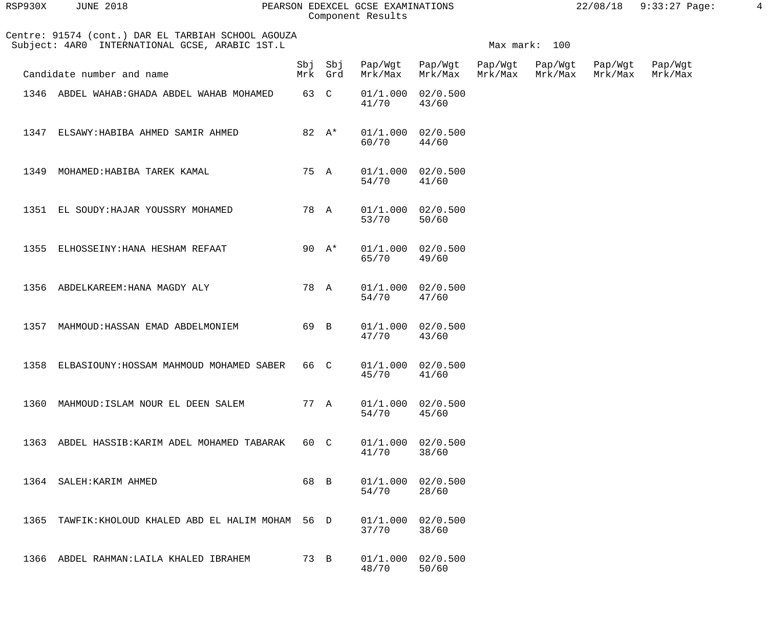PEARSON EDEXCEL GCSE EXAMINATIONS
Component Results

Centre: 91574 (cont.) DAR EL TARBIAH SCHOOL AGOUZA
Subject: 4AR0 INTERNATIONAL GCSE, ARABIC 1ST.L

Max mark: 100

| Candidate number and name | Sbj Mrk | Sbj Grd | Pap/Wgt Mrk/Max | Pap/Wgt Mrk/Max | Pap/Wgt Mrk/Max | Pap/Wgt Mrk/Max | Pap/Wgt Mrk/Max | Pap/Wgt Mrk/Max |
|---|---|---|---|---|---|---|---|---|
| 1346 ABDEL WAHAB:GHADA ABDEL WAHAB MOHAMED | 63 | C | 01/1.000 41/70 | 02/0.500 43/60 | | | | |
| 1347 ELSAWY:HABIBA AHMED SAMIR AHMED | 82 | A* | 01/1.000 60/70 | 02/0.500 44/60 | | | | |
| 1349 MOHAMED:HABIBA TAREK KAMAL | 75 | A | 01/1.000 54/70 | 02/0.500 41/60 | | | | |
| 1351 EL SOUDY:HAJAR YOUSSRY MOHAMED | 78 | A | 01/1.000 53/70 | 02/0.500 50/60 | | | | |
| 1355 ELHOSSEINY:HANA HESHAM REFAAT | 90 | A* | 01/1.000 65/70 | 02/0.500 49/60 | | | | |
| 1356 ABDELKAREEM:HANA MAGDY ALY | 78 | A | 01/1.000 54/70 | 02/0.500 47/60 | | | | |
| 1357 MAHMOUD:HASSAN EMAD ABDELMONIEM | 69 | B | 01/1.000 47/70 | 02/0.500 43/60 | | | | |
| 1358 ELBASIOUNY:HOSSAM MAHMOUD MOHAMED SABER | 66 | C | 01/1.000 45/70 | 02/0.500 41/60 | | | | |
| 1360 MAHMOUD:ISLAM NOUR EL DEEN SALEM | 77 | A | 01/1.000 54/70 | 02/0.500 45/60 | | | | |
| 1363 ABDEL HASSIB:KARIM ADEL MOHAMED TABARAK | 60 | C | 01/1.000 41/70 | 02/0.500 38/60 | | | | |
| 1364 SALEH:KARIM AHMED | 68 | B | 01/1.000 54/70 | 02/0.500 28/60 | | | | |
| 1365 TAWFIK:KHOLOUD KHALED ABD EL HALIM MOHAM | 56 | D | 01/1.000 37/70 | 02/0.500 38/60 | | | | |
| 1366 ABDEL RAHMAN:LAILA KHALED IBRAHEM | 73 | B | 01/1.000 48/70 | 02/0.500 50/60 | | | | |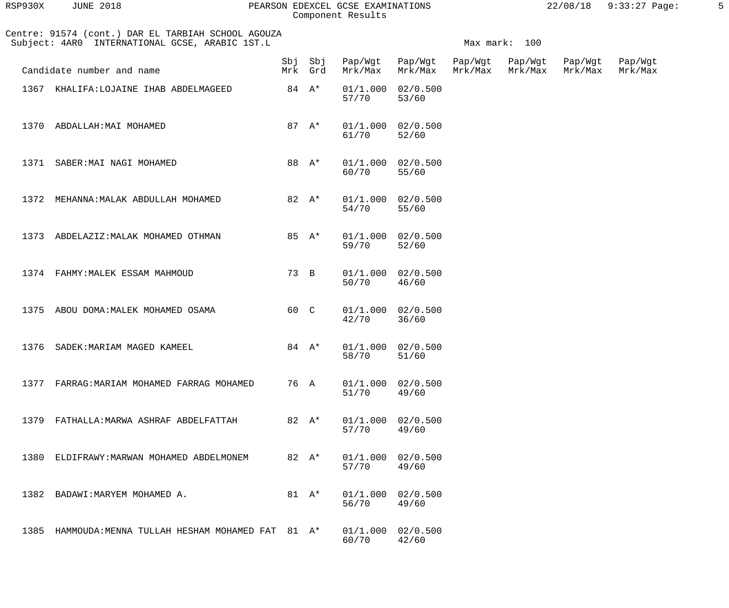Centre: 91574 (cont.) DAR EL TARBIAH SCHOOL AGOUZA
Subject: 4AR0 INTERNATIONAL GCSE, ARABIC 1ST.L

Max mark: 100

| Candidate number and name | Sbj Mrk | Sbj Grd | Pap/Wgt Mrk/Max | Pap/Wgt Mrk/Max | Pap/Wgt Mrk/Max | Pap/Wgt Mrk/Max | Pap/Wgt Mrk/Max | Pap/Wgt Mrk/Max |
|---|---|---|---|---|---|---|---|---|
| 1367 KHALIFA:LOJAINE IHAB ABDELMAGEED | 84 | A* | 01/1.000 57/70 | 02/0.500 53/60 | | | | |
| 1370 ABDALLAH:MAI MOHAMED | 87 | A* | 01/1.000 61/70 | 02/0.500 52/60 | | | | |
| 1371 SABER:MAI NAGI MOHAMED | 88 | A* | 01/1.000 60/70 | 02/0.500 55/60 | | | | |
| 1372 MEHANNA:MALAK ABDULLAH MOHAMED | 82 | A* | 01/1.000 54/70 | 02/0.500 55/60 | | | | |
| 1373 ABDELAZIZ:MALAK MOHAMED OTHMAN | 85 | A* | 01/1.000 59/70 | 02/0.500 52/60 | | | | |
| 1374 FAHMY:MALEK ESSAM MAHMOUD | 73 | B | 01/1.000 50/70 | 02/0.500 46/60 | | | | |
| 1375 ABOU DOMA:MALEK MOHAMED OSAMA | 60 | C | 01/1.000 42/70 | 02/0.500 36/60 | | | | |
| 1376 SADEK:MARIAM MAGED KAMEEL | 84 | A* | 01/1.000 58/70 | 02/0.500 51/60 | | | | |
| 1377 FARRAG:MARIAM MOHAMED FARRAG MOHAMED | 76 | A | 01/1.000 51/70 | 02/0.500 49/60 | | | | |
| 1379 FATHALLA:MARWA ASHRAF ABDELFATTAH | 82 | A* | 01/1.000 57/70 | 02/0.500 49/60 | | | | |
| 1380 ELDIFRAWY:MARWAN MOHAMED ABDELMONEM | 82 | A* | 01/1.000 57/70 | 02/0.500 49/60 | | | | |
| 1382 BADAWI:MARYEM MOHAMED A. | 81 | A* | 01/1.000 56/70 | 02/0.500 49/60 | | | | |
| 1385 HAMMOUDA:MENNA TULLAH HESHAM MOHAMED FAT | 81 | A* | 01/1.000 60/70 | 02/0.500 42/60 | | | | |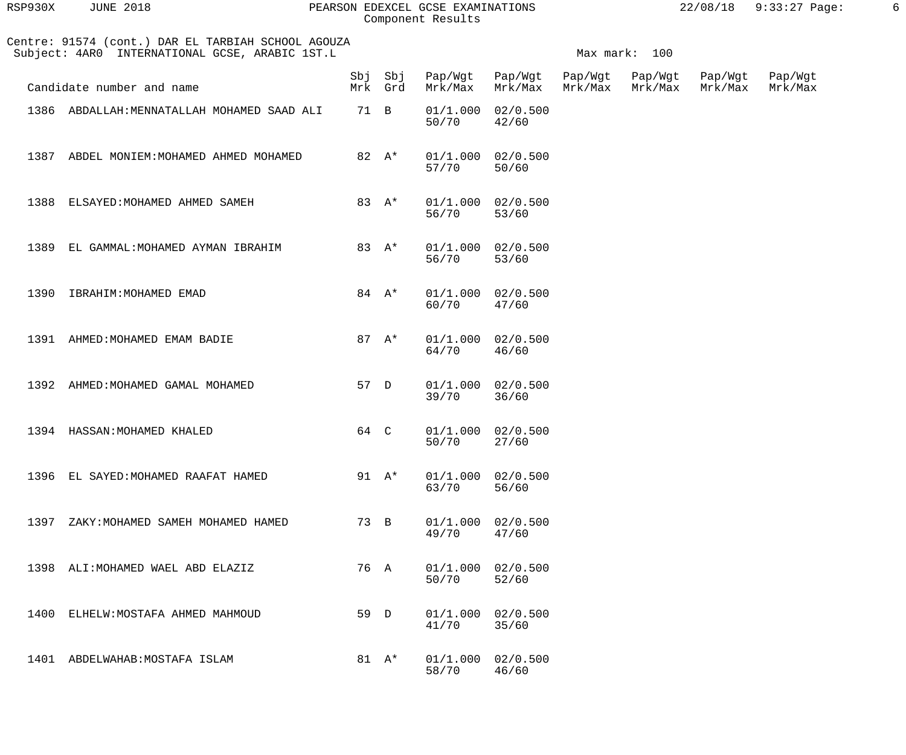Centre: 91574 (cont.) DAR EL TARBIAH SCHOOL AGOUZA
Subject: 4AR0 INTERNATIONAL GCSE, ARABIC 1ST.L

Max mark: 100

| Candidate number and name | Sbj Mrk | Sbj Grd | Pap/Wgt Mrk/Max | Pap/Wgt Mrk/Max | Pap/Wgt Mrk/Max | Pap/Wgt Mrk/Max | Pap/Wgt Mrk/Max | Pap/Wgt Mrk/Max |
|---|---|---|---|---|---|---|---|---|
| 1386 ABDALLAH:MENNATALLAH MOHAMED SAAD ALI | 71 | B | 01/1.000 50/70 | 02/0.500 42/60 | | | | |
| 1387 ABDEL MONIEM:MOHAMED AHMED MOHAMED | 82 | A* | 01/1.000 57/70 | 02/0.500 50/60 | | | | |
| 1388 ELSAYED:MOHAMED AHMED SAMEH | 83 | A* | 01/1.000 56/70 | 02/0.500 53/60 | | | | |
| 1389 EL GAMMAL:MOHAMED AYMAN IBRAHIM | 83 | A* | 01/1.000 56/70 | 02/0.500 53/60 | | | | |
| 1390 IBRAHIM:MOHAMED EMAD | 84 | A* | 01/1.000 60/70 | 02/0.500 47/60 | | | | |
| 1391 AHMED:MOHAMED EMAM BADIE | 87 | A* | 01/1.000 64/70 | 02/0.500 46/60 | | | | |
| 1392 AHMED:MOHAMED GAMAL MOHAMED | 57 | D | 01/1.000 39/70 | 02/0.500 36/60 | | | | |
| 1394 HASSAN:MOHAMED KHALED | 64 | C | 01/1.000 50/70 | 02/0.500 27/60 | | | | |
| 1396 EL SAYED:MOHAMED RAAFAT HAMED | 91 | A* | 01/1.000 63/70 | 02/0.500 56/60 | | | | |
| 1397 ZAKY:MOHAMED SAMEH MOHAMED HAMED | 73 | B | 01/1.000 49/70 | 02/0.500 47/60 | | | | |
| 1398 ALI:MOHAMED WAEL ABD ELAZIZ | 76 | A | 01/1.000 50/70 | 02/0.500 52/60 | | | | |
| 1400 ELHELW:MOSTAFA AHMED MAHMOUD | 59 | D | 01/1.000 41/70 | 02/0.500 35/60 | | | | |
| 1401 ABDELWAHAB:MOSTAFA ISLAM | 81 | A* | 01/1.000 58/70 | 02/0.500 46/60 | | | | |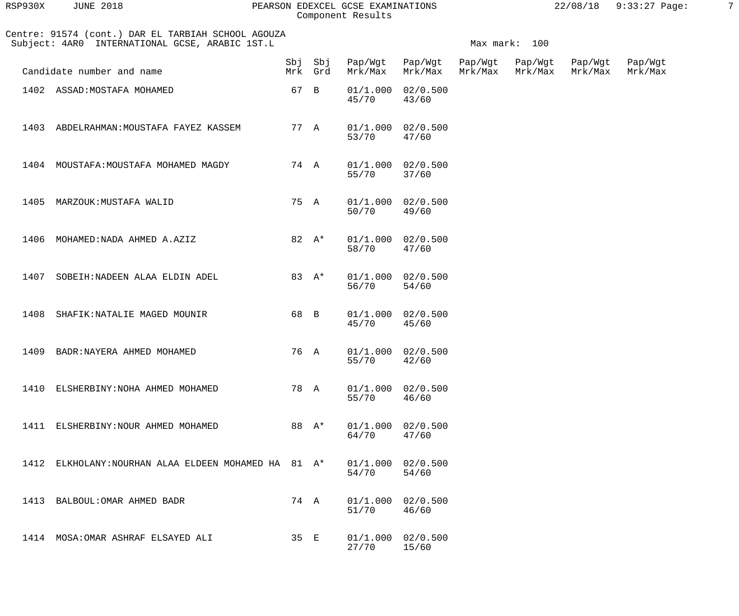Centre: 91574 (cont.) DAR EL TARBIAH SCHOOL AGOUZA
Subject: 4AR0 INTERNATIONAL GCSE, ARABIC 1ST.L

Max mark: 100

| Candidate number and name | Sbj Mrk | Sbj Grd | Pap/Wgt Mrk/Max | Pap/Wgt Mrk/Max | Pap/Wgt Mrk/Max | Pap/Wgt Mrk/Max | Pap/Wgt Mrk/Max | Pap/Wgt Mrk/Max |
|---|---|---|---|---|---|---|---|---|
| 1402 ASSAD:MOSTAFA MOHAMED | 67 | B | 01/1.000 45/70 | 02/0.500 43/60 | | | | |
| 1403 ABDELRAHMAN:MOUSTAFA FAYEZ KASSEM | 77 | A | 01/1.000 53/70 | 02/0.500 47/60 | | | | |
| 1404 MOUSTAFA:MOUSTAFA MOHAMED MAGDY | 74 | A | 01/1.000 55/70 | 02/0.500 37/60 | | | | |
| 1405 MARZOUK:MUSTAFA WALID | 75 | A | 01/1.000 50/70 | 02/0.500 49/60 | | | | |
| 1406 MOHAMED:NADA AHMED A.AZIZ | 82 | A* | 01/1.000 58/70 | 02/0.500 47/60 | | | | |
| 1407 SOBEIH:NADEEN ALAA ELDIN ADEL | 83 | A* | 01/1.000 56/70 | 02/0.500 54/60 | | | | |
| 1408 SHAFIK:NATALIE MAGED MOUNIR | 68 | B | 01/1.000 45/70 | 02/0.500 45/60 | | | | |
| 1409 BADR:NAYERA AHMED MOHAMED | 76 | A | 01/1.000 55/70 | 02/0.500 42/60 | | | | |
| 1410 ELSHERBINY:NOHA AHMED MOHAMED | 78 | A | 01/1.000 55/70 | 02/0.500 46/60 | | | | |
| 1411 ELSHERBINY:NOUR AHMED MOHAMED | 88 | A* | 01/1.000 64/70 | 02/0.500 47/60 | | | | |
| 1412 ELKHOLANY:NOURHAN ALAA ELDEEN MOHAMED HA | 81 | A* | 01/1.000 54/70 | 02/0.500 54/60 | | | | |
| 1413 BALBOUL:OMAR AHMED BADR | 74 | A | 01/1.000 51/70 | 02/0.500 46/60 | | | | |
| 1414 MOSA:OMAR ASHRAF ELSAYED ALI | 35 | E | 01/1.000 27/70 | 02/0.500 15/60 | | | | |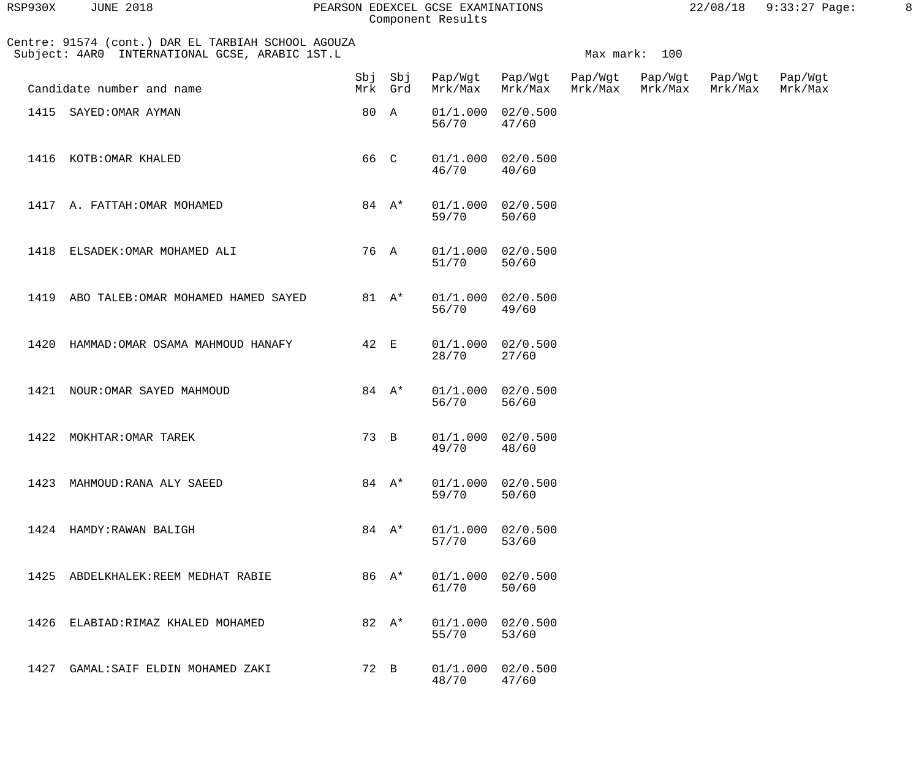Centre: 91574 (cont.) DAR EL TARBIAH SCHOOL AGOUZA
Subject: 4AR0 INTERNATIONAL GCSE, ARABIC 1ST.L

Max mark: 100

| Candidate number and name | Sbj Mrk | Sbj Grd | Pap/Wgt Mrk/Max | Pap/Wgt Mrk/Max | Pap/Wgt Mrk/Max | Pap/Wgt Mrk/Max | Pap/Wgt Mrk/Max | Pap/Wgt Mrk/Max |
|---|---|---|---|---|---|---|---|---|
| 1415 SAYED:OMAR AYMAN | 80 | A | 01/1.000 56/70 | 02/0.500 47/60 | | | | |
| 1416 KOTB:OMAR KHALED | 66 | C | 01/1.000 46/70 | 02/0.500 40/60 | | | | |
| 1417 A. FATTAH:OMAR MOHAMED | 84 | A* | 01/1.000 59/70 | 02/0.500 50/60 | | | | |
| 1418 ELSADEK:OMAR MOHAMED ALI | 76 | A | 01/1.000 51/70 | 02/0.500 50/60 | | | | |
| 1419 ABO TALEB:OMAR MOHAMED HAMED SAYED | 81 | A* | 01/1.000 56/70 | 02/0.500 49/60 | | | | |
| 1420 HAMMAD:OMAR OSAMA MAHMOUD HANAFY | 42 | E | 01/1.000 28/70 | 02/0.500 27/60 | | | | |
| 1421 NOUR:OMAR SAYED MAHMOUD | 84 | A* | 01/1.000 56/70 | 02/0.500 56/60 | | | | |
| 1422 MOKHTAR:OMAR TAREK | 73 | B | 01/1.000 49/70 | 02/0.500 48/60 | | | | |
| 1423 MAHMOUD:RANA ALY SAEED | 84 | A* | 01/1.000 59/70 | 02/0.500 50/60 | | | | |
| 1424 HAMDY:RAWAN BALIGH | 84 | A* | 01/1.000 57/70 | 02/0.500 53/60 | | | | |
| 1425 ABDELKHALEK:REEM MEDHAT RABIE | 86 | A* | 01/1.000 61/70 | 02/0.500 50/60 | | | | |
| 1426 ELABIAD:RIMAZ KHALED MOHAMED | 82 | A* | 01/1.000 55/70 | 02/0.500 53/60 | | | | |
| 1427 GAMAL:SAIF ELDIN MOHAMED ZAKI | 72 | B | 01/1.000 48/70 | 02/0.500 47/60 | | | | |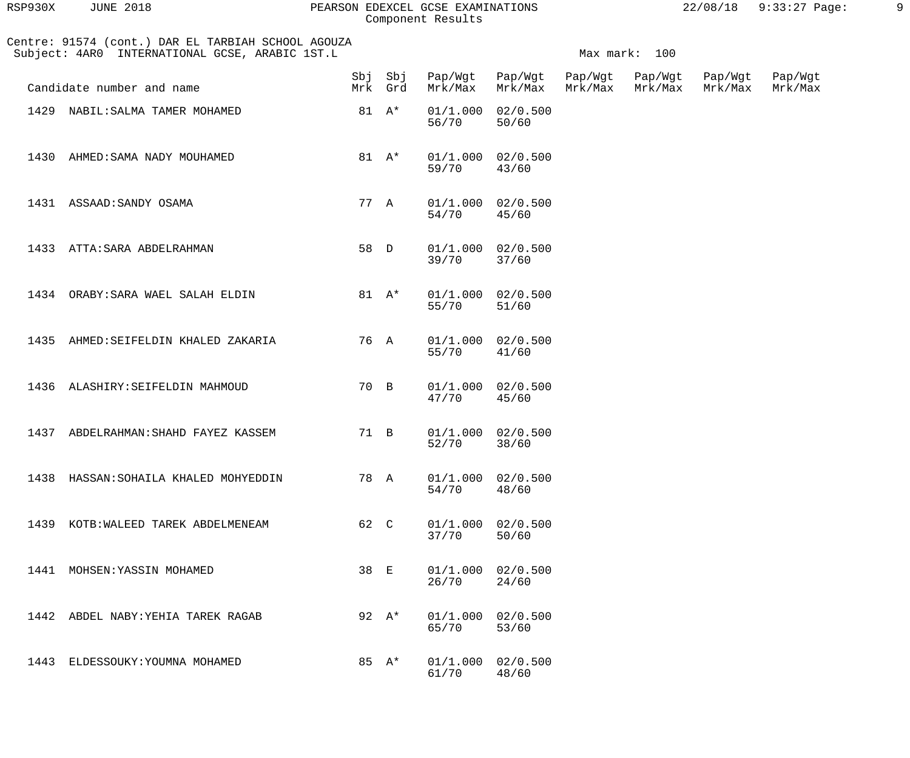Centre: 91574 (cont.) DAR EL TARBIAH SCHOOL AGOUZA
Subject: 4AR0 INTERNATIONAL GCSE, ARABIC 1ST.L

Max mark: 100

| Candidate number and name | Sbj Mrk | Sbj Grd | Pap/Wgt Mrk/Max | Pap/Wgt Mrk/Max | Pap/Wgt Mrk/Max | Pap/Wgt Mrk/Max | Pap/Wgt Mrk/Max | Pap/Wgt Mrk/Max |
|---|---|---|---|---|---|---|---|---|
| 1429 NABIL:SALMA TAMER MOHAMED | 81 | A* | 01/1.000 56/70 | 02/0.500 50/60 | | | | |
| 1430 AHMED:SAMA NADY MOUHAMED | 81 | A* | 01/1.000 59/70 | 02/0.500 43/60 | | | | |
| 1431 ASSAAD:SANDY OSAMA | 77 | A | 01/1.000 54/70 | 02/0.500 45/60 | | | | |
| 1433 ATTA:SARA ABDELRAHMAN | 58 | D | 01/1.000 39/70 | 02/0.500 37/60 | | | | |
| 1434 ORABY:SARA WAEL SALAH ELDIN | 81 | A* | 01/1.000 55/70 | 02/0.500 51/60 | | | | |
| 1435 AHMED:SEIFELDIN KHALED ZAKARIA | 76 | A | 01/1.000 55/70 | 02/0.500 41/60 | | | | |
| 1436 ALASHIRY:SEIFELDIN MAHMOUD | 70 | B | 01/1.000 47/70 | 02/0.500 45/60 | | | | |
| 1437 ABDELRAHMAN:SHAHD FAYEZ KASSEM | 71 | B | 01/1.000 52/70 | 02/0.500 38/60 | | | | |
| 1438 HASSAN:SOHAILA KHALED MOHYEDDIN | 78 | A | 01/1.000 54/70 | 02/0.500 48/60 | | | | |
| 1439 KOTB:WALEED TAREK ABDELMENEAM | 62 | C | 01/1.000 37/70 | 02/0.500 50/60 | | | | |
| 1441 MOHSEN:YASSIN MOHAMED | 38 | E | 01/1.000 26/70 | 02/0.500 24/60 | | | | |
| 1442 ABDEL NABY:YEHIA TAREK RAGAB | 92 | A* | 01/1.000 65/70 | 02/0.500 53/60 | | | | |
| 1443 ELDESSOUKY:YOUMNA MOHAMED | 85 | A* | 01/1.000 61/70 | 02/0.500 48/60 | | | | |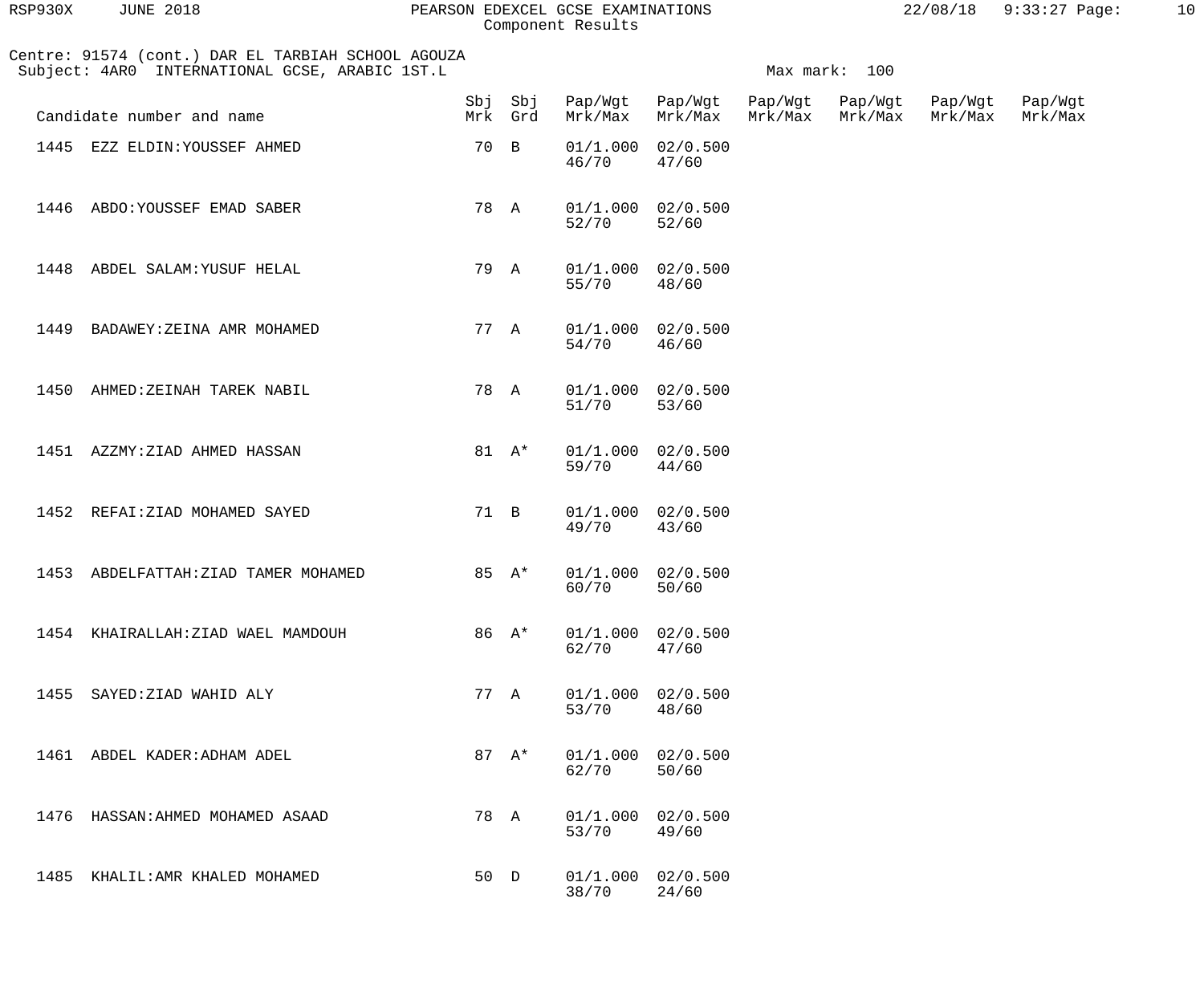Centre: 91574 (cont.) DAR EL TARBIAH SCHOOL AGOUZA
Subject: 4AR0 INTERNATIONAL GCSE, ARABIC 1ST.L

Max mark: 100

| Candidate number and name | Sbj Mrk | Sbj Grd | Pap/Wgt Mrk/Max | Pap/Wgt Mrk/Max | Pap/Wgt Mrk/Max | Pap/Wgt Mrk/Max | Pap/Wgt Mrk/Max | Pap/Wgt Mrk/Max |
|---|---|---|---|---|---|---|---|---|
| 1445 EZZ ELDIN:YOUSSEF AHMED | 70 | B | 01/1.000 46/70 | 02/0.500 47/60 | | | | |
| 1446 ABDO:YOUSSEF EMAD SABER | 78 | A | 01/1.000 52/70 | 02/0.500 52/60 | | | | |
| 1448 ABDEL SALAM:YUSUF HELAL | 79 | A | 01/1.000 55/70 | 02/0.500 48/60 | | | | |
| 1449 BADAWEY:ZEINA AMR MOHAMED | 77 | A | 01/1.000 54/70 | 02/0.500 46/60 | | | | |
| 1450 AHMED:ZEINAH TAREK NABIL | 78 | A | 01/1.000 51/70 | 02/0.500 53/60 | | | | |
| 1451 AZZMY:ZIAD AHMED HASSAN | 81 | A* | 01/1.000 59/70 | 02/0.500 44/60 | | | | |
| 1452 REFAI:ZIAD MOHAMED SAYED | 71 | B | 01/1.000 49/70 | 02/0.500 43/60 | | | | |
| 1453 ABDELFATTAH:ZIAD TAMER MOHAMED | 85 | A* | 01/1.000 60/70 | 02/0.500 50/60 | | | | |
| 1454 KHAIRALLAH:ZIAD WAEL MAMDOUH | 86 | A* | 01/1.000 62/70 | 02/0.500 47/60 | | | | |
| 1455 SAYED:ZIAD WAHID ALY | 77 | A | 01/1.000 53/70 | 02/0.500 48/60 | | | | |
| 1461 ABDEL KADER:ADHAM ADEL | 87 | A* | 01/1.000 62/70 | 02/0.500 50/60 | | | | |
| 1476 HASSAN:AHMED MOHAMED ASAAD | 78 | A | 01/1.000 53/70 | 02/0.500 49/60 | | | | |
| 1485 KHALIL:AMR KHALED MOHAMED | 50 | D | 01/1.000 38/70 | 02/0.500 24/60 | | | | |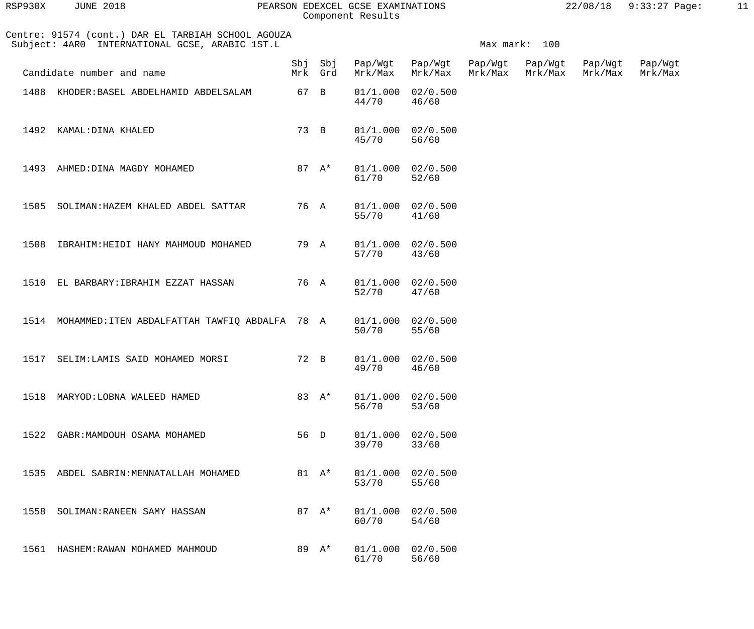Centre: 91574 (cont.) DAR EL TARBIAH SCHOOL AGOUZA
Subject: 4AR0 INTERNATIONAL GCSE, ARABIC 1ST.L

Max mark: 100

| Candidate number and name | Sbj Mrk | Sbj Grd | Pap/Wgt Mrk/Max | Pap/Wgt Mrk/Max | Pap/Wgt Mrk/Max | Pap/Wgt Mrk/Max | Pap/Wgt Mrk/Max | Pap/Wgt Mrk/Max |
|---|---|---|---|---|---|---|---|---|
| 1488 KHODER:BASEL ABDELHAMID ABDELSALAM | 67 | B | 01/1.000 44/70 | 02/0.500 46/60 | | | | |
| 1492 KAMAL:DINA KHALED | 73 | B | 01/1.000 45/70 | 02/0.500 56/60 | | | | |
| 1493 AHMED:DINA MAGDY MOHAMED | 87 | A* | 01/1.000 61/70 | 02/0.500 52/60 | | | | |
| 1505 SOLIMAN:HAZEM KHALED ABDEL SATTAR | 76 | A | 01/1.000 55/70 | 02/0.500 41/60 | | | | |
| 1508 IBRAHIM:HEIDI HANY MAHMOUD MOHAMED | 79 | A | 01/1.000 57/70 | 02/0.500 43/60 | | | | |
| 1510 EL BARBARY:IBRAHIM EZZAT HASSAN | 76 | A | 01/1.000 52/70 | 02/0.500 47/60 | | | | |
| 1514 MOHAMMED:ITEN ABDALFATTAH TAWFIQ ABDALFA | 78 | A | 01/1.000 50/70 | 02/0.500 55/60 | | | | |
| 1517 SELIM:LAMIS SAID MOHAMED MORSI | 72 | B | 01/1.000 49/70 | 02/0.500 46/60 | | | | |
| 1518 MARYOD:LOBNA WALEED HAMED | 83 | A* | 01/1.000 56/70 | 02/0.500 53/60 | | | | |
| 1522 GABR:MAMDOUH OSAMA MOHAMED | 56 | D | 01/1.000 39/70 | 02/0.500 33/60 | | | | |
| 1535 ABDEL SABRIN:MENNATALLAH MOHAMED | 81 | A* | 01/1.000 53/70 | 02/0.500 55/60 | | | | |
| 1558 SOLIMAN:RANEEN SAMY HASSAN | 87 | A* | 01/1.000 60/70 | 02/0.500 54/60 | | | | |
| 1561 HASHEM:RAWAN MOHAMED MAHMOUD | 89 | A* | 01/1.000 61/70 | 02/0.500 56/60 | | | | |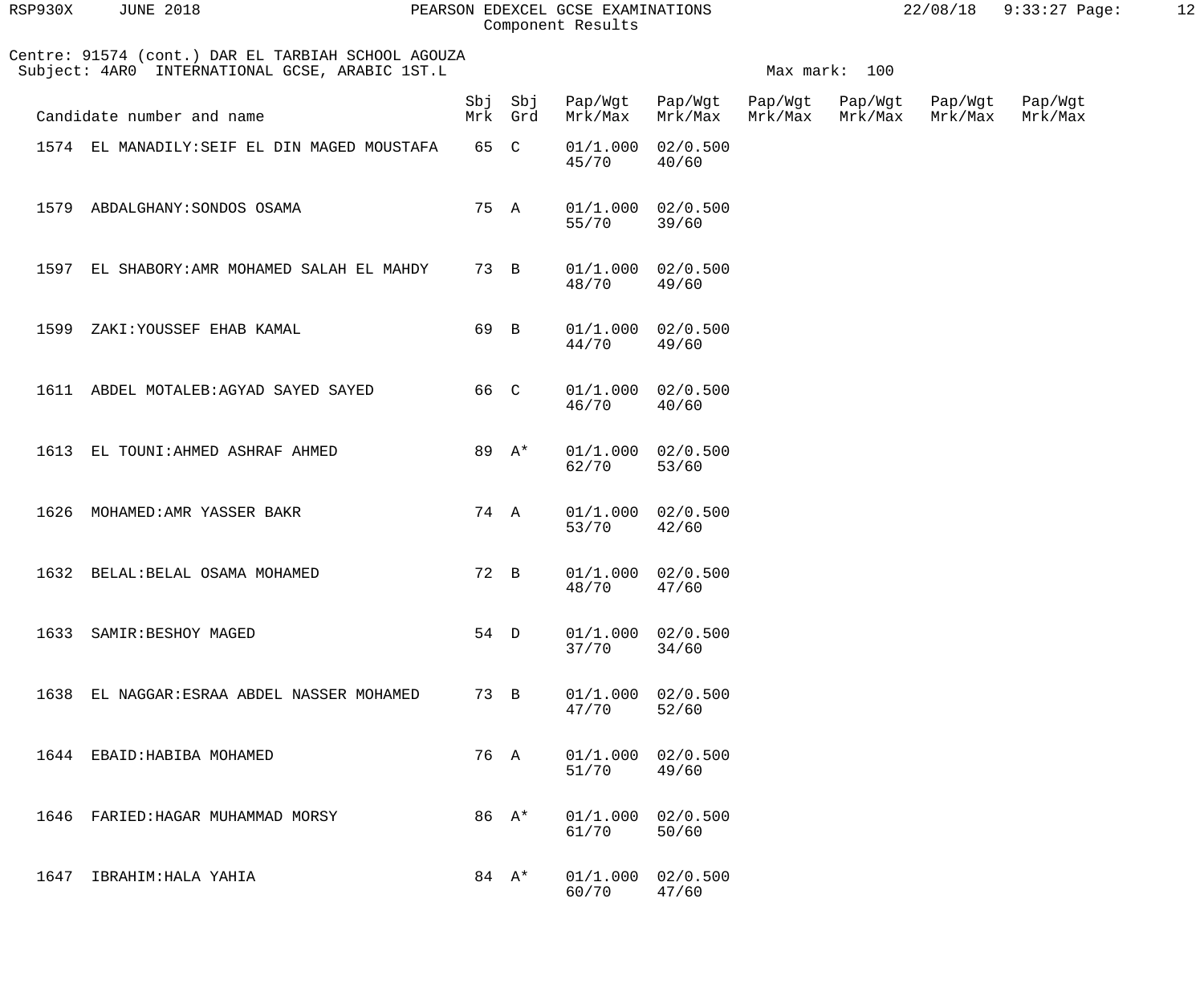Centre: 91574 (cont.) DAR EL TARBIAH SCHOOL AGOUZA
Subject: 4AR0 INTERNATIONAL GCSE, ARABIC 1ST.L

Max mark: 100

| Candidate number and name | Sbj Mrk | Sbj Grd | Pap/Wgt Mrk/Max | Pap/Wgt Mrk/Max | Pap/Wgt Mrk/Max | Pap/Wgt Mrk/Max | Pap/Wgt Mrk/Max | Pap/Wgt Mrk/Max |
|---|---|---|---|---|---|---|---|---|
| 1574 EL MANADILY:SEIF EL DIN MAGED MOUSTAFA | 65 | C | 01/1.000 45/70 | 02/0.500 40/60 | | | | |
| 1579 ABDALGHANY:SONDOS OSAMA | 75 | A | 01/1.000 55/70 | 02/0.500 39/60 | | | | |
| 1597 EL SHABORY:AMR MOHAMED SALAH EL MAHDY | 73 | B | 01/1.000 48/70 | 02/0.500 49/60 | | | | |
| 1599 ZAKI:YOUSSEF EHAB KAMAL | 69 | B | 01/1.000 44/70 | 02/0.500 49/60 | | | | |
| 1611 ABDEL MOTALEB:AGYAD SAYED SAYED | 66 | C | 01/1.000 46/70 | 02/0.500 40/60 | | | | |
| 1613 EL TOUNI:AHMED ASHRAF AHMED | 89 | A* | 01/1.000 62/70 | 02/0.500 53/60 | | | | |
| 1626 MOHAMED:AMR YASSER BAKR | 74 | A | 01/1.000 53/70 | 02/0.500 42/60 | | | | |
| 1632 BELAL:BELAL OSAMA MOHAMED | 72 | B | 01/1.000 48/70 | 02/0.500 47/60 | | | | |
| 1633 SAMIR:BESHOY MAGED | 54 | D | 01/1.000 37/70 | 02/0.500 34/60 | | | | |
| 1638 EL NAGGAR:ESRAA ABDEL NASSER MOHAMED | 73 | B | 01/1.000 47/70 | 02/0.500 52/60 | | | | |
| 1644 EBAID:HABIBA MOHAMED | 76 | A | 01/1.000 51/70 | 02/0.500 49/60 | | | | |
| 1646 FARIED:HAGAR MUHAMMAD MORSY | 86 | A* | 01/1.000 61/70 | 02/0.500 50/60 | | | | |
| 1647 IBRAHIM:HALA YAHIA | 84 | A* | 01/1.000 60/70 | 02/0.500 47/60 | | | | |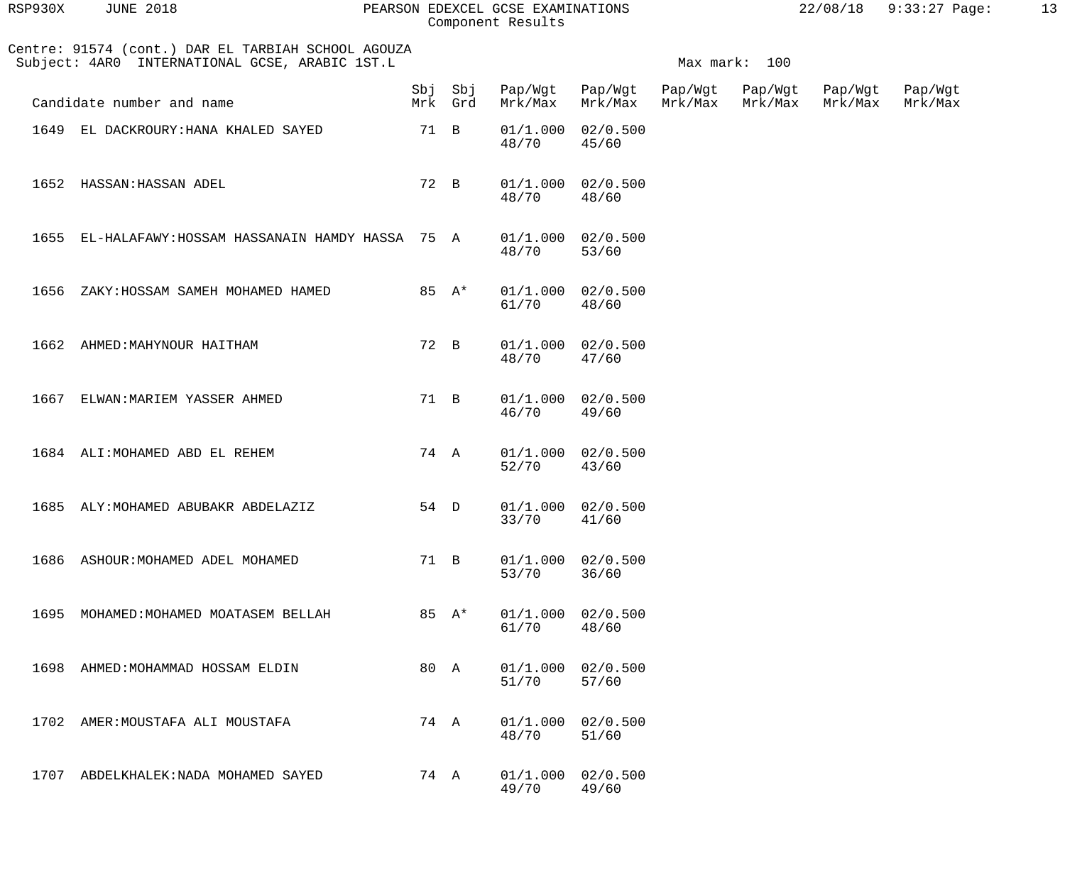Centre: 91574 (cont.) DAR EL TARBIAH SCHOOL AGOUZA
Subject: 4AR0 INTERNATIONAL GCSE, ARABIC 1ST.L

Max mark: 100

| Candidate number and name | Sbj Mrk | Sbj Grd | Pap/Wgt Mrk/Max | Pap/Wgt Mrk/Max | Pap/Wgt Mrk/Max | Pap/Wgt Mrk/Max | Pap/Wgt Mrk/Max | Pap/Wgt Mrk/Max |
|---|---|---|---|---|---|---|---|---|
| 1649 EL DACKROURY:HANA KHALED SAYED | 71 | B | 01/1.000 48/70 | 02/0.500 45/60 | | | | |
| 1652 HASSAN:HASSAN ADEL | 72 | B | 01/1.000 48/70 | 02/0.500 48/60 | | | | |
| 1655 EL-HALAFAWY:HOSSAM HASSANAIN HAMDY HASSA | 75 | A | 01/1.000 48/70 | 02/0.500 53/60 | | | | |
| 1656 ZAKY:HOSSAM SAMEH MOHAMED HAMED | 85 | A* | 01/1.000 61/70 | 02/0.500 48/60 | | | | |
| 1662 AHMED:MAHYNOUR HAITHAM | 72 | B | 01/1.000 48/70 | 02/0.500 47/60 | | | | |
| 1667 ELWAN:MARIEM YASSER AHMED | 71 | B | 01/1.000 46/70 | 02/0.500 49/60 | | | | |
| 1684 ALI:MOHAMED ABD EL REHEM | 74 | A | 01/1.000 52/70 | 02/0.500 43/60 | | | | |
| 1685 ALY:MOHAMED ABUBAKR ABDELAZIZ | 54 | D | 01/1.000 33/70 | 02/0.500 41/60 | | | | |
| 1686 ASHOUR:MOHAMED ADEL MOHAMED | 71 | B | 01/1.000 53/70 | 02/0.500 36/60 | | | | |
| 1695 MOHAMED:MOHAMED MOATASEM BELLAH | 85 | A* | 01/1.000 61/70 | 02/0.500 48/60 | | | | |
| 1698 AHMED:MOHAMMAD HOSSAM ELDIN | 80 | A | 01/1.000 51/70 | 02/0.500 57/60 | | | | |
| 1702 AMER:MOUSTAFA ALI MOUSTAFA | 74 | A | 01/1.000 48/70 | 02/0.500 51/60 | | | | |
| 1707 ABDELKHALEK:NADA MOHAMED SAYED | 74 | A | 01/1.000 49/70 | 02/0.500 49/60 | | | | |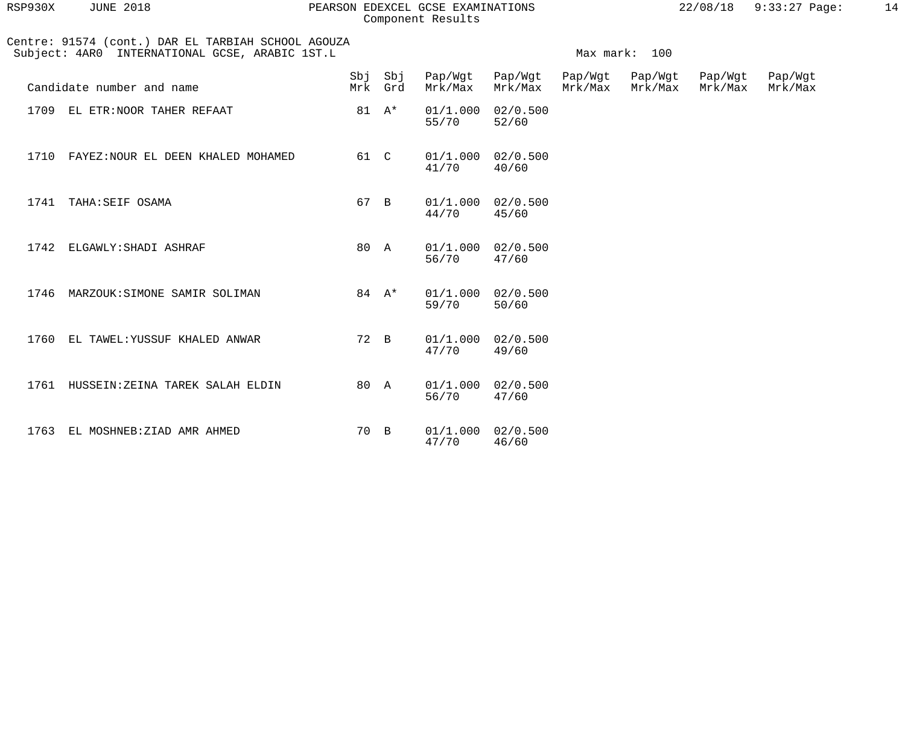Centre: 91574 (cont.) DAR EL TARBIAH SCHOOL AGOUZA
Subject: 4AR0 INTERNATIONAL GCSE, ARABIC 1ST.L

Max mark: 100

| Candidate number and name | Sbj Mrk | Sbj Grd | Pap/Wgt Mrk/Max | Pap/Wgt Mrk/Max | Pap/Wgt Mrk/Max | Pap/Wgt Mrk/Max | Pap/Wgt Mrk/Max | Pap/Wgt Mrk/Max |
|---|---|---|---|---|---|---|---|---|
| 1709 EL ETR:NOOR TAHER REFAAT | 81 | A* | 01/1.000 55/70 | 02/0.500 52/60 | | | | |
| 1710 FAYEZ:NOUR EL DEEN KHALED MOHAMED | 61 | C | 01/1.000 41/70 | 02/0.500 40/60 | | | | |
| 1741 TAHA:SEIF OSAMA | 67 | B | 01/1.000 44/70 | 02/0.500 45/60 | | | | |
| 1742 ELGAWLY:SHADI ASHRAF | 80 | A | 01/1.000 56/70 | 02/0.500 47/60 | | | | |
| 1746 MARZOUK:SIMONE SAMIR SOLIMAN | 84 | A* | 01/1.000 59/70 | 02/0.500 50/60 | | | | |
| 1760 EL TAWEL:YUSSUF KHALED ANWAR | 72 | B | 01/1.000 47/70 | 02/0.500 49/60 | | | | |
| 1761 HUSSEIN:ZEINA TAREK SALAH ELDIN | 80 | A | 01/1.000 56/70 | 02/0.500 47/60 | | | | |
| 1763 EL MOSHNEB:ZIAD AMR AHMED | 70 | B | 01/1.000 47/70 | 02/0.500 46/60 | | | | |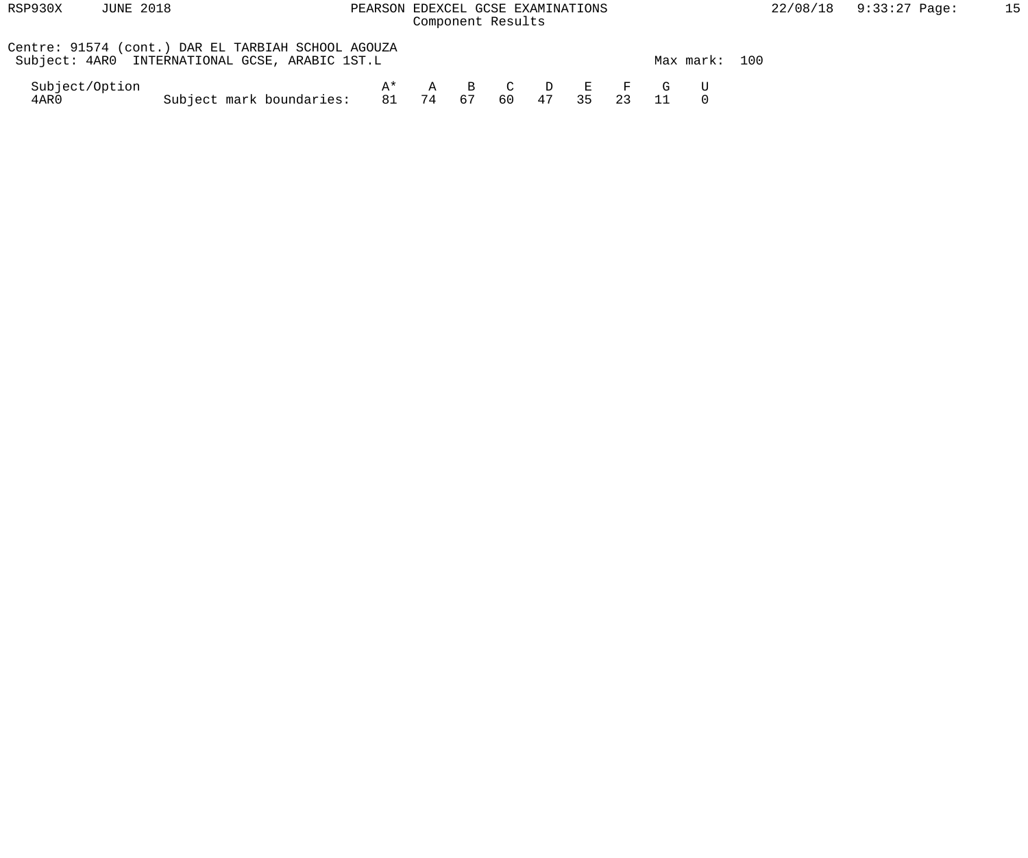Centre: 91574 (cont.) DAR EL TARBIAH SCHOOL AGOUZA
Subject: 4AR0 INTERNATIONAL GCSE, ARABIC 1ST.L — Max mark: 100

| Subject/Option | | A* | A | B | C | D | E | F | G | U |
|---|---|---|---|---|---|---|---|---|---|---|
| 4AR0 | Subject mark boundaries: | 81 | 74 | 67 | 60 | 47 | 35 | 23 | 11 | 0 |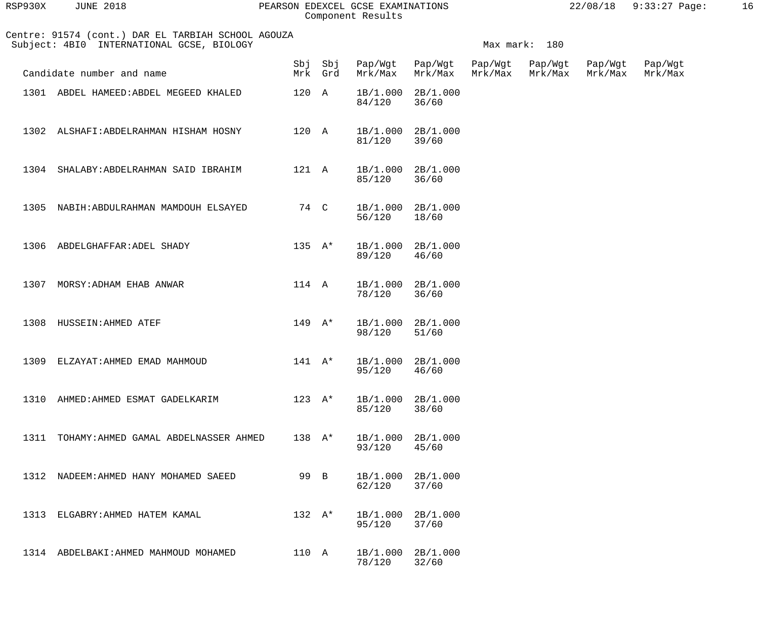PEARSON EDEXCEL GCSE EXAMINATIONS
Component Results

Centre: 91574 (cont.) DAR EL TARBIAH SCHOOL AGOUZA
Subject: 4BI0 INTERNATIONAL GCSE, BIOLOGY

Max mark: 180

| Candidate number and name | Sbj Mrk | Sbj Grd | Pap/Wgt Mrk/Max | Pap/Wgt Mrk/Max | Pap/Wgt Mrk/Max | Pap/Wgt Mrk/Max | Pap/Wgt Mrk/Max | Pap/Wgt Mrk/Max |
|---|---|---|---|---|---|---|---|---|
| 1301 ABDEL HAMEED:ABDEL MEGEED KHALED | 120 | A | 1B/1.000 84/120 | 2B/1.000 36/60 | | | | |
| 1302 ALSHAFI:ABDELRAHMAN HISHAM HOSNY | 120 | A | 1B/1.000 81/120 | 2B/1.000 39/60 | | | | |
| 1304 SHALABY:ABDELRAHMAN SAID IBRAHIM | 121 | A | 1B/1.000 85/120 | 2B/1.000 36/60 | | | | |
| 1305 NABIH:ABDULRAHMAN MAMDOUH ELSAYED | 74 | C | 1B/1.000 56/120 | 2B/1.000 18/60 | | | | |
| 1306 ABDELGHAFFAR:ADEL SHADY | 135 | A* | 1B/1.000 89/120 | 2B/1.000 46/60 | | | | |
| 1307 MORSY:ADHAM EHAB ANWAR | 114 | A | 1B/1.000 78/120 | 2B/1.000 36/60 | | | | |
| 1308 HUSSEIN:AHMED ATEF | 149 | A* | 1B/1.000 98/120 | 2B/1.000 51/60 | | | | |
| 1309 ELZAYAT:AHMED EMAD MAHMOUD | 141 | A* | 1B/1.000 95/120 | 2B/1.000 46/60 | | | | |
| 1310 AHMED:AHMED ESMAT GADELKARIM | 123 | A* | 1B/1.000 85/120 | 2B/1.000 38/60 | | | | |
| 1311 TOHAMY:AHMED GAMAL ABDELNASSER AHMED | 138 | A* | 1B/1.000 93/120 | 2B/1.000 45/60 | | | | |
| 1312 NADEEM:AHMED HANY MOHAMED SAEED | 99 | B | 1B/1.000 62/120 | 2B/1.000 37/60 | | | | |
| 1313 ELGABRY:AHMED HATEM KAMAL | 132 | A* | 1B/1.000 95/120 | 2B/1.000 37/60 | | | | |
| 1314 ABDELBAKI:AHMED MAHMOUD MOHAMED | 110 | A | 1B/1.000 78/120 | 2B/1.000 32/60 | | | | |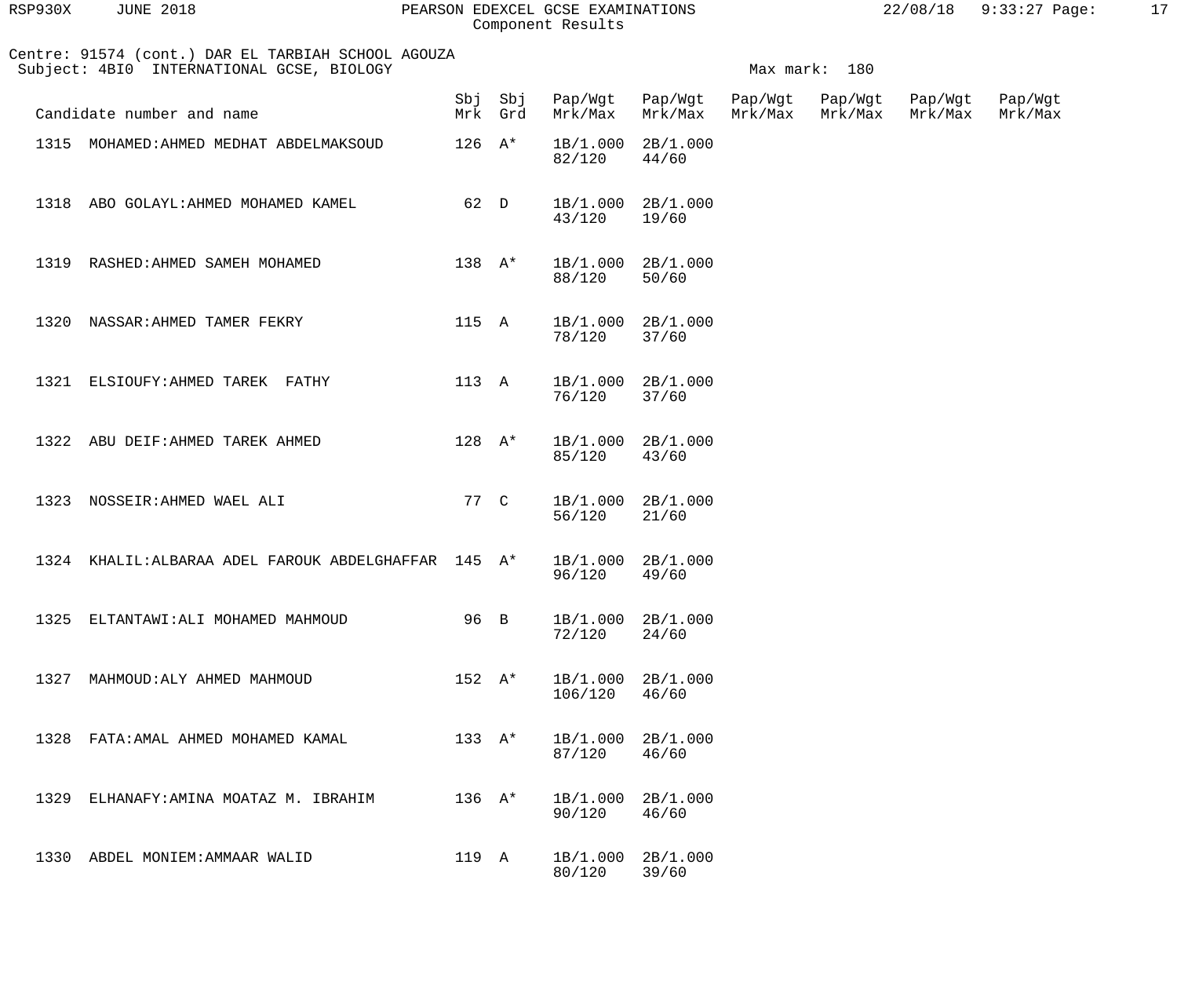Centre: 91574 (cont.) DAR EL TARBIAH SCHOOL AGOUZA
Subject: 4BI0 INTERNATIONAL GCSE, BIOLOGY

Max mark: 180

| Candidate number and name | Sbj Mrk | Sbj Grd | Pap/Wgt Mrk/Max | Pap/Wgt Mrk/Max | Pap/Wgt Mrk/Max | Pap/Wgt Mrk/Max | Pap/Wgt Mrk/Max | Pap/Wgt Mrk/Max |
|---|---|---|---|---|---|---|---|---|
| 1315 MOHAMED:AHMED MEDHAT ABDELMAKSOUD | 126 | A* | 1B/1.000 82/120 | 2B/1.000 44/60 | | | | |
| 1318 ABO GOLAYL:AHMED MOHAMED KAMEL | 62 | D | 1B/1.000 43/120 | 2B/1.000 19/60 | | | | |
| 1319 RASHED:AHMED SAMEH MOHAMED | 138 | A* | 1B/1.000 88/120 | 2B/1.000 50/60 | | | | |
| 1320 NASSAR:AHMED TAMER FEKRY | 115 | A | 1B/1.000 78/120 | 2B/1.000 37/60 | | | | |
| 1321 ELSIOUFY:AHMED TAREK FATHY | 113 | A | 1B/1.000 76/120 | 2B/1.000 37/60 | | | | |
| 1322 ABU DEIF:AHMED TAREK AHMED | 128 | A* | 1B/1.000 85/120 | 2B/1.000 43/60 | | | | |
| 1323 NOSSEIR:AHMED WAEL ALI | 77 | C | 1B/1.000 56/120 | 2B/1.000 21/60 | | | | |
| 1324 KHALIL:ALBARAA ADEL FAROUK ABDELGHAFFAR | 145 | A* | 1B/1.000 96/120 | 2B/1.000 49/60 | | | | |
| 1325 ELTANTAWI:ALI MOHAMED MAHMOUD | 96 | B | 1B/1.000 72/120 | 2B/1.000 24/60 | | | | |
| 1327 MAHMOUD:ALY AHMED MAHMOUD | 152 | A* | 1B/1.000 106/120 | 2B/1.000 46/60 | | | | |
| 1328 FATA:AMAL AHMED MOHAMED KAMAL | 133 | A* | 1B/1.000 87/120 | 2B/1.000 46/60 | | | | |
| 1329 ELHANAFY:AMINA MOATAZ M. IBRAHIM | 136 | A* | 1B/1.000 90/120 | 2B/1.000 46/60 | | | | |
| 1330 ABDEL MONIEM:AMMAAR WALID | 119 | A | 1B/1.000 80/120 | 2B/1.000 39/60 | | | | |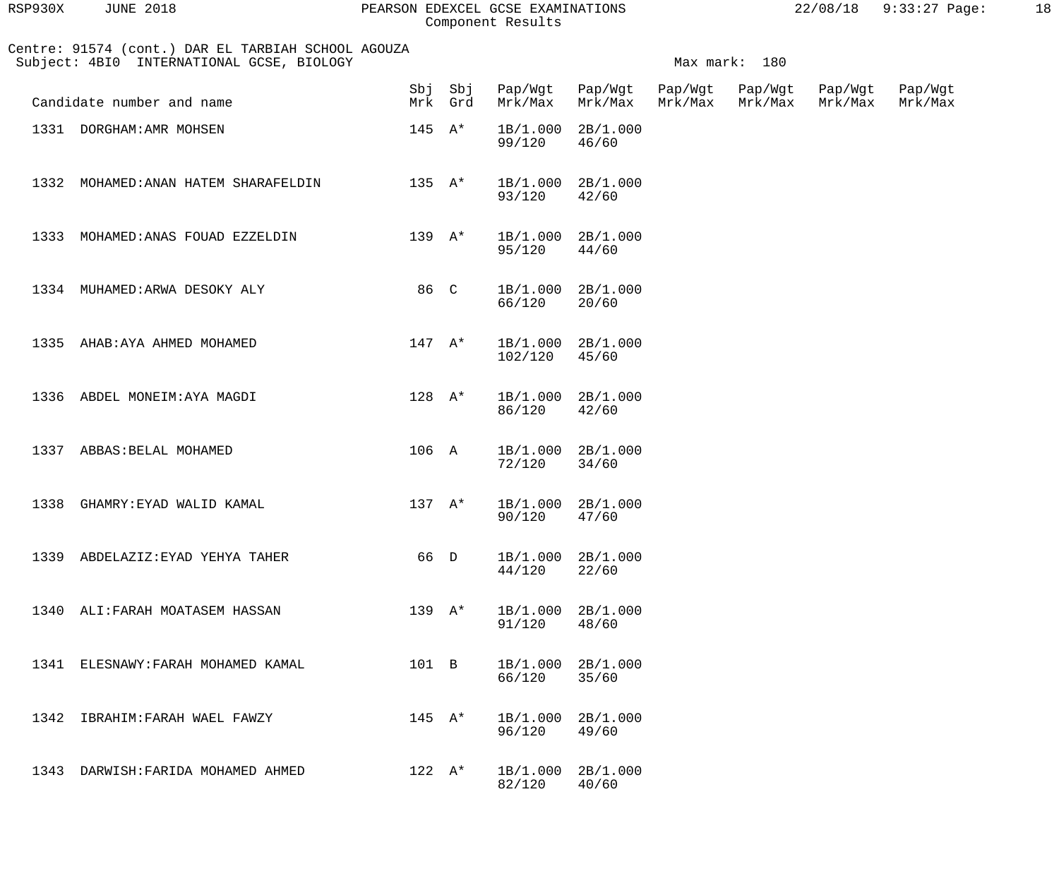Centre: 91574 (cont.) DAR EL TARBIAH SCHOOL AGOUZA
Subject: 4BI0 INTERNATIONAL GCSE, BIOLOGY

Max mark: 180

| Candidate number and name | Sbj Mrk | Sbj Grd | Pap/Wgt Mrk/Max | Pap/Wgt Mrk/Max | Pap/Wgt Mrk/Max | Pap/Wgt Mrk/Max | Pap/Wgt Mrk/Max | Pap/Wgt Mrk/Max |
|---|---|---|---|---|---|---|---|---|
| 1331 DORGHAM:AMR MOHSEN | 145 | A* | 1B/1.000 99/120 | 2B/1.000 46/60 | | | | |
| 1332 MOHAMED:ANAN HATEM SHARAFELDIN | 135 | A* | 1B/1.000 93/120 | 2B/1.000 42/60 | | | | |
| 1333 MOHAMED:ANAS FOUAD EZZELDIN | 139 | A* | 1B/1.000 95/120 | 2B/1.000 44/60 | | | | |
| 1334 MUHAMED:ARWA DESOKY ALY | 86 | C | 1B/1.000 66/120 | 2B/1.000 20/60 | | | | |
| 1335 AHAB:AYA AHMED MOHAMED | 147 | A* | 1B/1.000 102/120 | 2B/1.000 45/60 | | | | |
| 1336 ABDEL MONEIM:AYA MAGDI | 128 | A* | 1B/1.000 86/120 | 2B/1.000 42/60 | | | | |
| 1337 ABBAS:BELAL MOHAMED | 106 | A | 1B/1.000 72/120 | 2B/1.000 34/60 | | | | |
| 1338 GHAMRY:EYAD WALID KAMAL | 137 | A* | 1B/1.000 90/120 | 2B/1.000 47/60 | | | | |
| 1339 ABDELAZIZ:EYAD YEHYA TAHER | 66 | D | 1B/1.000 44/120 | 2B/1.000 22/60 | | | | |
| 1340 ALI:FARAH MOATASEM HASSAN | 139 | A* | 1B/1.000 91/120 | 2B/1.000 48/60 | | | | |
| 1341 ELESNAWY:FARAH MOHAMED KAMAL | 101 | B | 1B/1.000 66/120 | 2B/1.000 35/60 | | | | |
| 1342 IBRAHIM:FARAH WAEL FAWZY | 145 | A* | 1B/1.000 96/120 | 2B/1.000 49/60 | | | | |
| 1343 DARWISH:FARIDA MOHAMED AHMED | 122 | A* | 1B/1.000 82/120 | 2B/1.000 40/60 | | | | |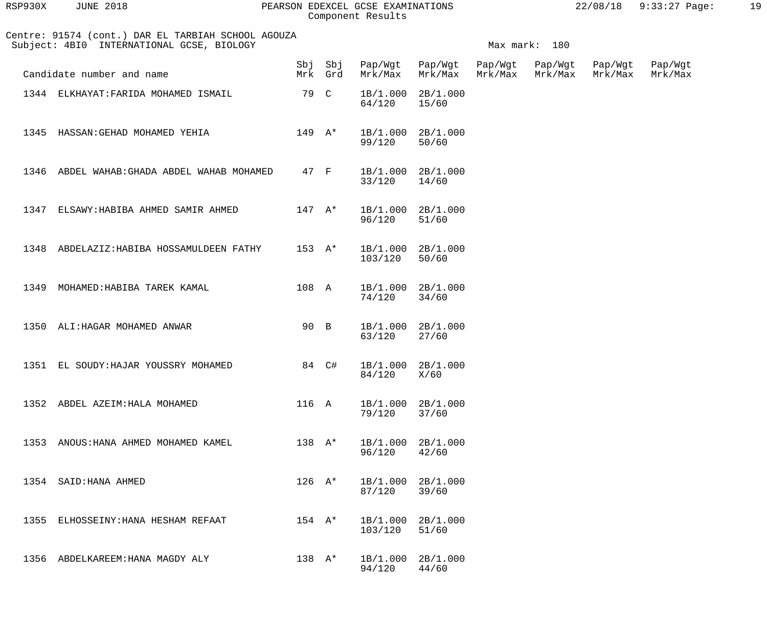Centre: 91574 (cont.) DAR EL TARBIAH SCHOOL AGOUZA
Subject: 4BI0 INTERNATIONAL GCSE, BIOLOGY

Max mark: 180

| Candidate number and name | | Sbj Mrk | Sbj Grd | Pap/Wgt Mrk/Max | Pap/Wgt Mrk/Max | Pap/Wgt Mrk/Max | Pap/Wgt Mrk/Max | Pap/Wgt Mrk/Max | Pap/Wgt Mrk/Max |
|---|---|---|---|---|---|---|---|---|---|
| 1344 | ELKHAYAT:FARIDA MOHAMED ISMAIL | 79 | C | 1B/1.000 64/120 | 2B/1.000 15/60 | | | | |
| 1345 | HASSAN:GEHAD MOHAMED YEHIA | 149 | A* | 1B/1.000 99/120 | 2B/1.000 50/60 | | | | |
| 1346 | ABDEL WAHAB:GHADA ABDEL WAHAB MOHAMED | 47 | F | 1B/1.000 33/120 | 2B/1.000 14/60 | | | | |
| 1347 | ELSAWY:HABIBA AHMED SAMIR AHMED | 147 | A* | 1B/1.000 96/120 | 2B/1.000 51/60 | | | | |
| 1348 | ABDELAZIZ:HABIBA HOSSAMULDEEN FATHY | 153 | A* | 1B/1.000 103/120 | 2B/1.000 50/60 | | | | |
| 1349 | MOHAMED:HABIBA TAREK KAMAL | 108 | A | 1B/1.000 74/120 | 2B/1.000 34/60 | | | | |
| 1350 | ALI:HAGAR MOHAMED ANWAR | 90 | B | 1B/1.000 63/120 | 2B/1.000 27/60 | | | | |
| 1351 | EL SOUDY:HAJAR YOUSSRY MOHAMED | 84 | C# | 1B/1.000 84/120 | 2B/1.000 X/60 | | | | |
| 1352 | ABDEL AZEIM:HALA MOHAMED | 116 | A | 1B/1.000 79/120 | 2B/1.000 37/60 | | | | |
| 1353 | ANOUS:HANA AHMED MOHAMED KAMEL | 138 | A* | 1B/1.000 96/120 | 2B/1.000 42/60 | | | | |
| 1354 | SAID:HANA AHMED | 126 | A* | 1B/1.000 87/120 | 2B/1.000 39/60 | | | | |
| 1355 | ELHOSSEINY:HANA HESHAM REFAAT | 154 | A* | 1B/1.000 103/120 | 2B/1.000 51/60 | | | | |
| 1356 | ABDELKAREEM:HANA MAGDY ALY | 138 | A* | 1B/1.000 94/120 | 2B/1.000 44/60 | | | | |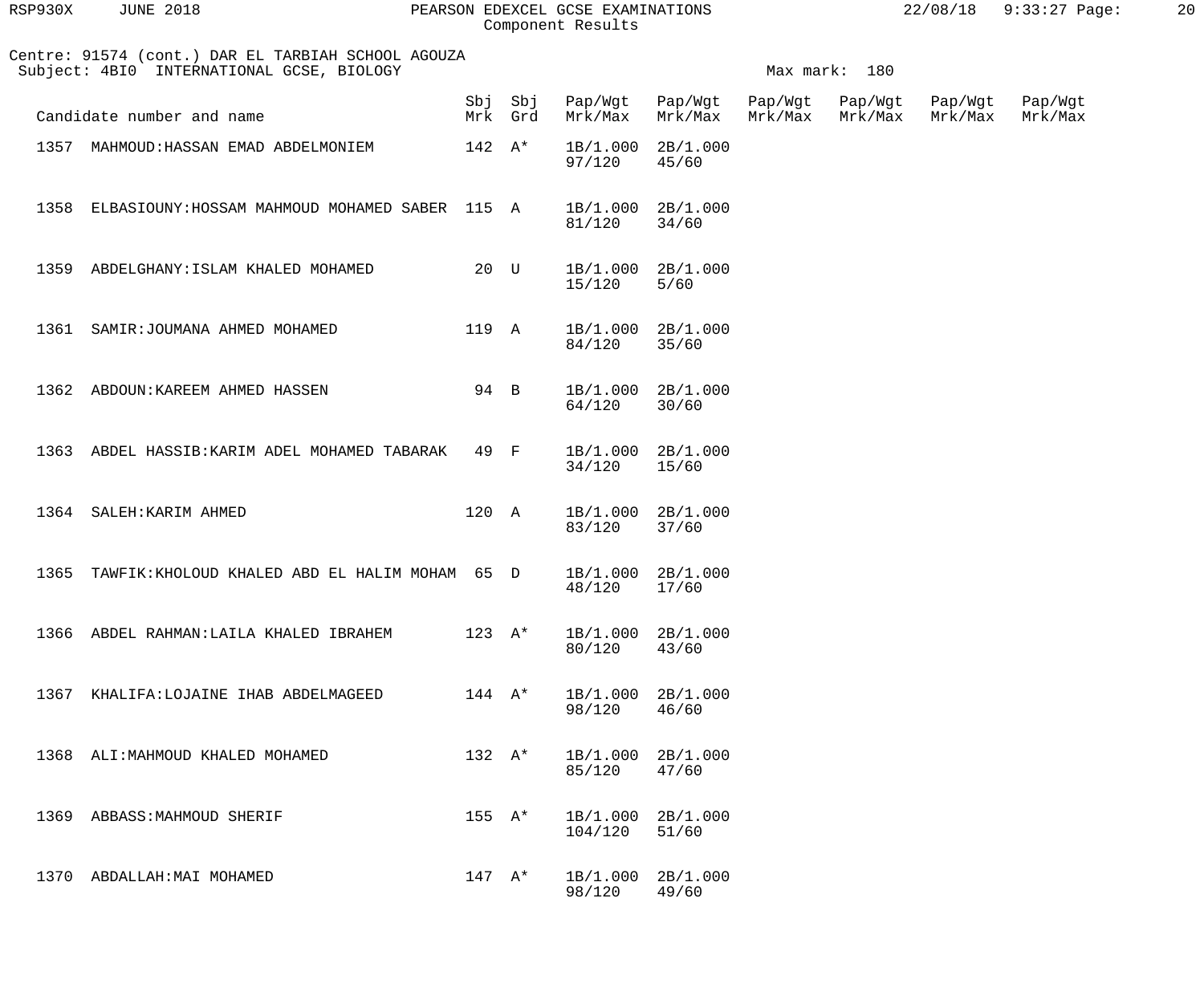Centre: 91574 (cont.) DAR EL TARBIAH SCHOOL AGOUZA
Subject: 4BI0 INTERNATIONAL GCSE, BIOLOGY

Max mark: 180

| Candidate number and name | Sbj Mrk | Sbj Grd | Pap/Wgt Mrk/Max | Pap/Wgt Mrk/Max | Pap/Wgt Mrk/Max | Pap/Wgt Mrk/Max | Pap/Wgt Mrk/Max | Pap/Wgt Mrk/Max |
|---|---|---|---|---|---|---|---|---|
| 1357 MAHMOUD:HASSAN EMAD ABDELMONIEM | 142 | A* | 1B/1.000 97/120 | 2B/1.000 45/60 | | | | |
| 1358 ELBASIOUNY:HOSSAM MAHMOUD MOHAMED SABER | 115 | A | 1B/1.000 81/120 | 2B/1.000 34/60 | | | | |
| 1359 ABDELGHANY:ISLAM KHALED MOHAMED | 20 | U | 1B/1.000 15/120 | 2B/1.000 5/60 | | | | |
| 1361 SAMIR:JOUMANA AHMED MOHAMED | 119 | A | 1B/1.000 84/120 | 2B/1.000 35/60 | | | | |
| 1362 ABDOUN:KAREEM AHMED HASSEN | 94 | B | 1B/1.000 64/120 | 2B/1.000 30/60 | | | | |
| 1363 ABDEL HASSIB:KARIM ADEL MOHAMED TABARAK | 49 | F | 1B/1.000 34/120 | 2B/1.000 15/60 | | | | |
| 1364 SALEH:KARIM AHMED | 120 | A | 1B/1.000 83/120 | 2B/1.000 37/60 | | | | |
| 1365 TAWFIK:KHOLOUD KHALED ABD EL HALIM MOHAM | 65 | D | 1B/1.000 48/120 | 2B/1.000 17/60 | | | | |
| 1366 ABDEL RAHMAN:LAILA KHALED IBRAHEM | 123 | A* | 1B/1.000 80/120 | 2B/1.000 43/60 | | | | |
| 1367 KHALIFA:LOJAINE IHAB ABDELMAGEED | 144 | A* | 1B/1.000 98/120 | 2B/1.000 46/60 | | | | |
| 1368 ALI:MAHMOUD KHALED MOHAMED | 132 | A* | 1B/1.000 85/120 | 2B/1.000 47/60 | | | | |
| 1369 ABBASS:MAHMOUD SHERIF | 155 | A* | 1B/1.000 104/120 | 2B/1.000 51/60 | | | | |
| 1370 ABDALLAH:MAI MOHAMED | 147 | A* | 1B/1.000 98/120 | 2B/1.000 49/60 | | | | |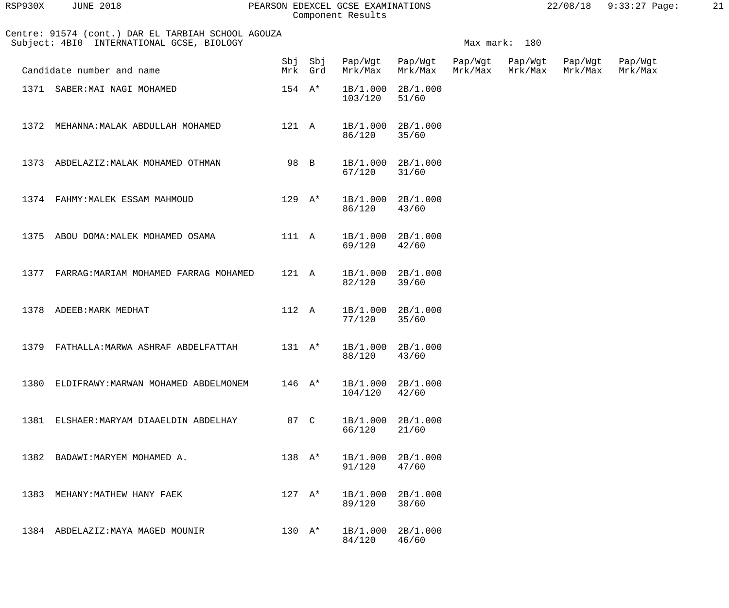Component Results

Centre: 91574 (cont.) DAR EL TARBIAH SCHOOL AGOUZA
Subject: 4BI0 INTERNATIONAL GCSE, BIOLOGY

Max mark: 180

| Candidate number and name | Sbj Mrk | Sbj Grd | Pap/Wgt Mrk/Max | Pap/Wgt Mrk/Max | Pap/Wgt Mrk/Max | Pap/Wgt Mrk/Max | Pap/Wgt Mrk/Max | Pap/Wgt Mrk/Max |
|---|---|---|---|---|---|---|---|---|
| 1371 SABER:MAI NAGI MOHAMED | 154 | A* | 1B/1.000 103/120 | 2B/1.000 51/60 | | | | |
| 1372 MEHANNA:MALAK ABDULLAH MOHAMED | 121 | A | 1B/1.000 86/120 | 2B/1.000 35/60 | | | | |
| 1373 ABDELAZIZ:MALAK MOHAMED OTHMAN | 98 | B | 1B/1.000 67/120 | 2B/1.000 31/60 | | | | |
| 1374 FAHMY:MALEK ESSAM MAHMOUD | 129 | A* | 1B/1.000 86/120 | 2B/1.000 43/60 | | | | |
| 1375 ABOU DOMA:MALEK MOHAMED OSAMA | 111 | A | 1B/1.000 69/120 | 2B/1.000 42/60 | | | | |
| 1377 FARRAG:MARIAM MOHAMED FARRAG MOHAMED | 121 | A | 1B/1.000 82/120 | 2B/1.000 39/60 | | | | |
| 1378 ADEEB:MARK MEDHAT | 112 | A | 1B/1.000 77/120 | 2B/1.000 35/60 | | | | |
| 1379 FATHALLA:MARWA ASHRAF ABDELFATTAH | 131 | A* | 1B/1.000 88/120 | 2B/1.000 43/60 | | | | |
| 1380 ELDIFRAWY:MARWAN MOHAMED ABDELMONEM | 146 | A* | 1B/1.000 104/120 | 2B/1.000 42/60 | | | | |
| 1381 ELSHAER:MARYAM DIAAELDIN ABDELHAY | 87 | C | 1B/1.000 66/120 | 2B/1.000 21/60 | | | | |
| 1382 BADAWI:MARYEM MOHAMED A. | 138 | A* | 1B/1.000 91/120 | 2B/1.000 47/60 | | | | |
| 1383 MEHANY:MATHEW HANY FAEK | 127 | A* | 1B/1.000 89/120 | 2B/1.000 38/60 | | | | |
| 1384 ABDELAZIZ:MAYA MAGED MOUNIR | 130 | A* | 1B/1.000 84/120 | 2B/1.000 46/60 | | | | |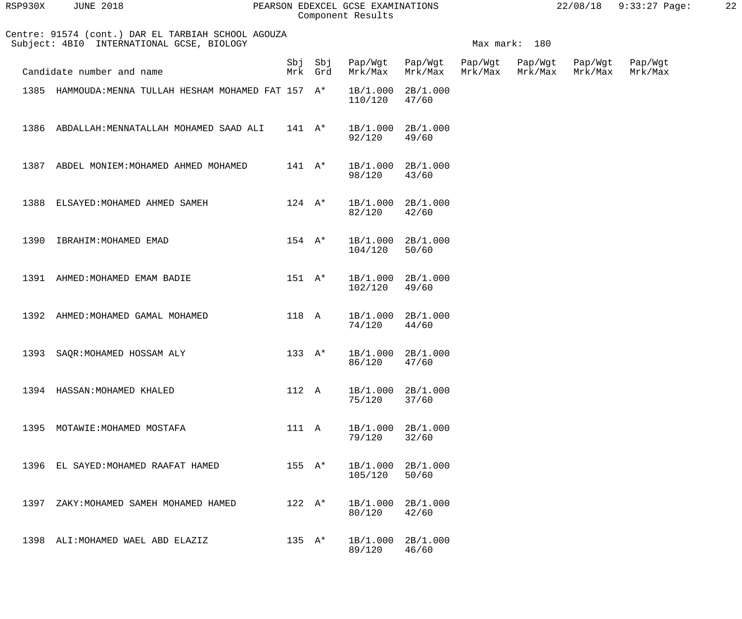Centre: 91574 (cont.) DAR EL TARBIAH SCHOOL AGOUZA
Subject: 4BI0 INTERNATIONAL GCSE, BIOLOGY

Max mark: 180

| Candidate number and name | Sbj Mrk | Sbj Grd | Pap/Wgt Mrk/Max | Pap/Wgt Mrk/Max | Pap/Wgt Mrk/Max | Pap/Wgt Mrk/Max | Pap/Wgt Mrk/Max | Pap/Wgt Mrk/Max |
|---|---|---|---|---|---|---|---|---|
| 1385 HAMMOUDA:MENNA TULLAH HESHAM MOHAMED FAT | 157 | A* | 1B/1.000 110/120 | 2B/1.000 47/60 | | | | |
| 1386 ABDALLAH:MENNATALLAH MOHAMED SAAD ALI | 141 | A* | 1B/1.000 92/120 | 2B/1.000 49/60 | | | | |
| 1387 ABDEL MONIEM:MOHAMED AHMED MOHAMED | 141 | A* | 1B/1.000 98/120 | 2B/1.000 43/60 | | | | |
| 1388 ELSAYED:MOHAMED AHMED SAMEH | 124 | A* | 1B/1.000 82/120 | 2B/1.000 42/60 | | | | |
| 1390 IBRAHIM:MOHAMED EMAD | 154 | A* | 1B/1.000 104/120 | 2B/1.000 50/60 | | | | |
| 1391 AHMED:MOHAMED EMAM BADIE | 151 | A* | 1B/1.000 102/120 | 2B/1.000 49/60 | | | | |
| 1392 AHMED:MOHAMED GAMAL MOHAMED | 118 | A | 1B/1.000 74/120 | 2B/1.000 44/60 | | | | |
| 1393 SAQR:MOHAMED HOSSAM ALY | 133 | A* | 1B/1.000 86/120 | 2B/1.000 47/60 | | | | |
| 1394 HASSAN:MOHAMED KHALED | 112 | A | 1B/1.000 75/120 | 2B/1.000 37/60 | | | | |
| 1395 MOTAWIE:MOHAMED MOSTAFA | 111 | A | 1B/1.000 79/120 | 2B/1.000 32/60 | | | | |
| 1396 EL SAYED:MOHAMED RAAFAT HAMED | 155 | A* | 1B/1.000 105/120 | 2B/1.000 50/60 | | | | |
| 1397 ZAKY:MOHAMED SAMEH MOHAMED HAMED | 122 | A* | 1B/1.000 80/120 | 2B/1.000 42/60 | | | | |
| 1398 ALI:MOHAMED WAEL ABD ELAZIZ | 135 | A* | 1B/1.000 89/120 | 2B/1.000 46/60 | | | | |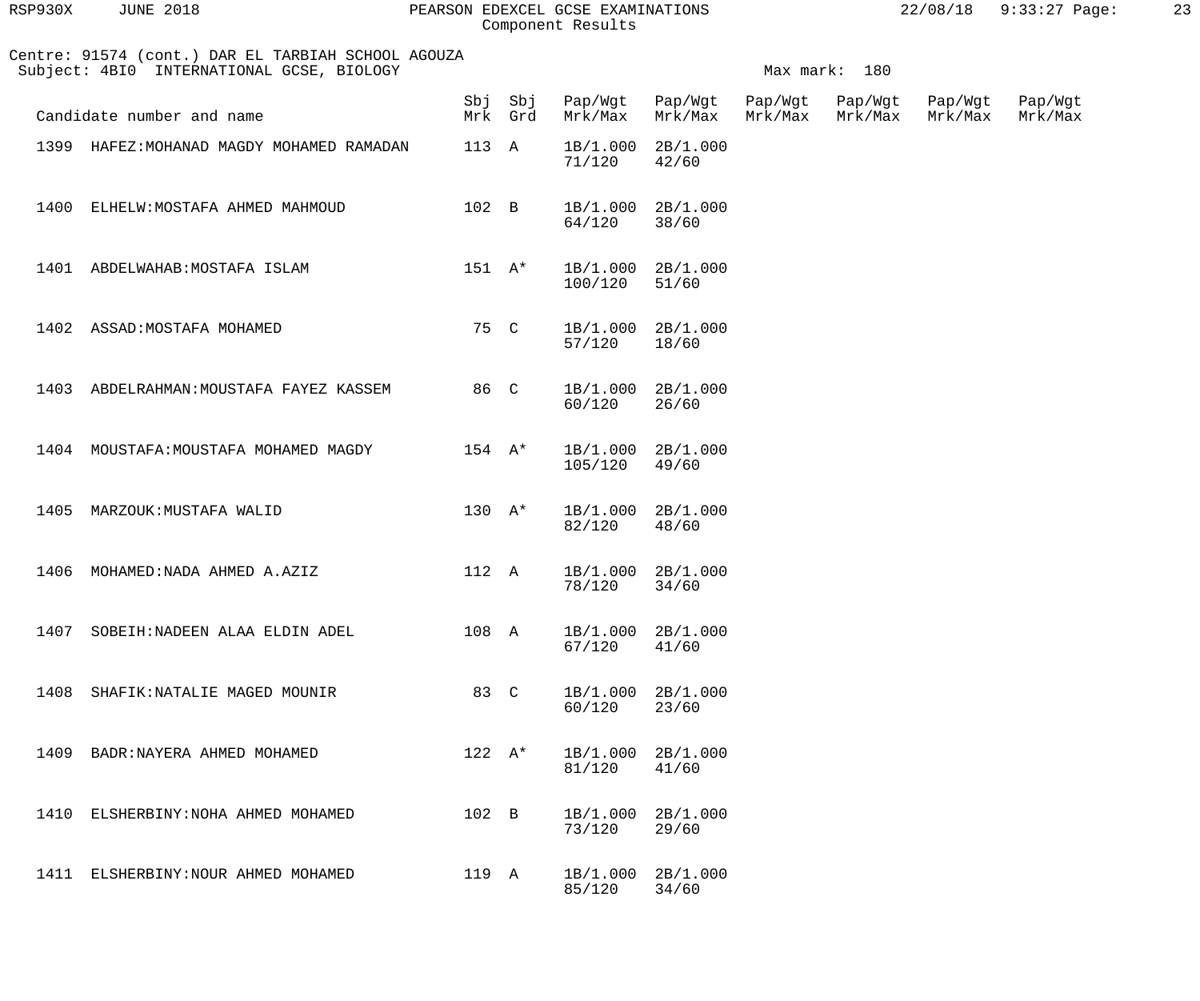Centre: 91574 (cont.) DAR EL TARBIAH SCHOOL AGOUZA
Subject: 4BI0 INTERNATIONAL GCSE, BIOLOGY

Max mark: 180

| Candidate number and name | Sbj Mrk | Sbj Grd | Pap/Wgt Mrk/Max | Pap/Wgt Mrk/Max | Pap/Wgt Mrk/Max | Pap/Wgt Mrk/Max | Pap/Wgt Mrk/Max | Pap/Wgt Mrk/Max |
|---|---|---|---|---|---|---|---|---|
| 1399 HAFEZ:MOHANAD MAGDY MOHAMED RAMADAN | 113 | A | 1B/1.000 71/120 | 2B/1.000 42/60 | | | | |
| 1400 ELHELW:MOSTAFA AHMED MAHMOUD | 102 | B | 1B/1.000 64/120 | 2B/1.000 38/60 | | | | |
| 1401 ABDELWAHAB:MOSTAFA ISLAM | 151 | A* | 1B/1.000 100/120 | 2B/1.000 51/60 | | | | |
| 1402 ASSAD:MOSTAFA MOHAMED | 75 | C | 1B/1.000 57/120 | 2B/1.000 18/60 | | | | |
| 1403 ABDELRAHMAN:MOUSTAFA FAYEZ KASSEM | 86 | C | 1B/1.000 60/120 | 2B/1.000 26/60 | | | | |
| 1404 MOUSTAFA:MOUSTAFA MOHAMED MAGDY | 154 | A* | 1B/1.000 105/120 | 2B/1.000 49/60 | | | | |
| 1405 MARZOUK:MUSTAFA WALID | 130 | A* | 1B/1.000 82/120 | 2B/1.000 48/60 | | | | |
| 1406 MOHAMED:NADA AHMED A.AZIZ | 112 | A | 1B/1.000 78/120 | 2B/1.000 34/60 | | | | |
| 1407 SOBEIH:NADEEN ALAA ELDIN ADEL | 108 | A | 1B/1.000 67/120 | 2B/1.000 41/60 | | | | |
| 1408 SHAFIK:NATALIE MAGED MOUNIR | 83 | C | 1B/1.000 60/120 | 2B/1.000 23/60 | | | | |
| 1409 BADR:NAYERA AHMED MOHAMED | 122 | A* | 1B/1.000 81/120 | 2B/1.000 41/60 | | | | |
| 1410 ELSHERBINY:NOHA AHMED MOHAMED | 102 | B | 1B/1.000 73/120 | 2B/1.000 29/60 | | | | |
| 1411 ELSHERBINY:NOUR AHMED MOHAMED | 119 | A | 1B/1.000 85/120 | 2B/1.000 34/60 | | | | |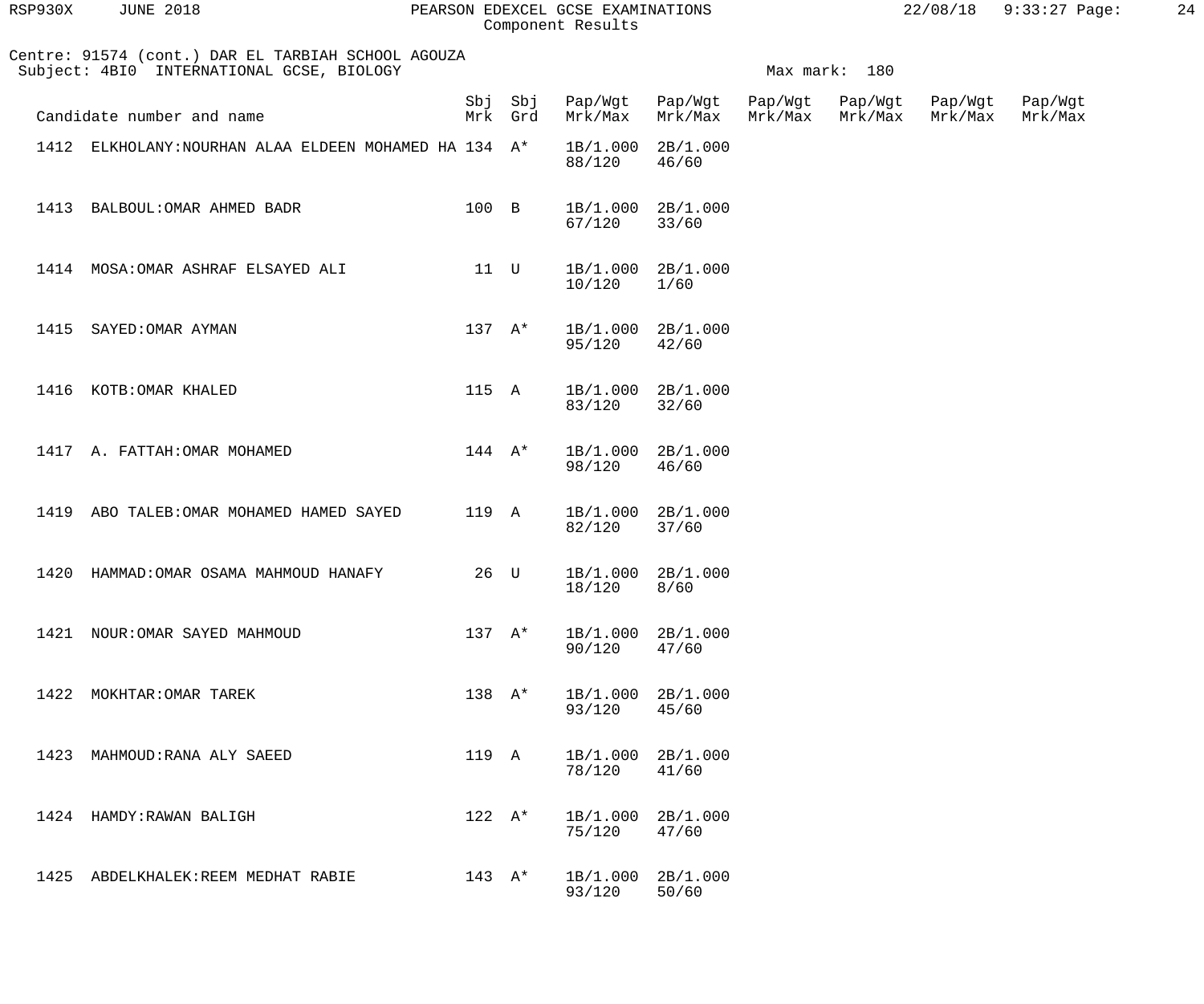Centre: 91574 (cont.) DAR EL TARBIAH SCHOOL AGOUZA
Subject: 4BI0 INTERNATIONAL GCSE, BIOLOGY

Max mark: 180

| Candidate number and name | Sbj Mrk | Sbj Grd | Pap/Wgt Mrk/Max | Pap/Wgt Mrk/Max | Pap/Wgt Mrk/Max | Pap/Wgt Mrk/Max | Pap/Wgt Mrk/Max | Pap/Wgt Mrk/Max |
|---|---|---|---|---|---|---|---|---|
| 1412 ELKHOLANY:NOURHAN ALAA ELDEEN MOHAMED HA | 134 | A* | 1B/1.000 88/120 | 2B/1.000 46/60 | | | | |
| 1413 BALBOUL:OMAR AHMED BADR | 100 | B | 1B/1.000 67/120 | 2B/1.000 33/60 | | | | |
| 1414 MOSA:OMAR ASHRAF ELSAYED ALI | 11 | U | 1B/1.000 10/120 | 2B/1.000 1/60 | | | | |
| 1415 SAYED:OMAR AYMAN | 137 | A* | 1B/1.000 95/120 | 2B/1.000 42/60 | | | | |
| 1416 KOTB:OMAR KHALED | 115 | A | 1B/1.000 83/120 | 2B/1.000 32/60 | | | | |
| 1417 A. FATTAH:OMAR MOHAMED | 144 | A* | 1B/1.000 98/120 | 2B/1.000 46/60 | | | | |
| 1419 ABO TALEB:OMAR MOHAMED HAMED SAYED | 119 | A | 1B/1.000 82/120 | 2B/1.000 37/60 | | | | |
| 1420 HAMMAD:OMAR OSAMA MAHMOUD HANAFY | 26 | U | 1B/1.000 18/120 | 2B/1.000 8/60 | | | | |
| 1421 NOUR:OMAR SAYED MAHMOUD | 137 | A* | 1B/1.000 90/120 | 2B/1.000 47/60 | | | | |
| 1422 MOKHTAR:OMAR TAREK | 138 | A* | 1B/1.000 93/120 | 2B/1.000 45/60 | | | | |
| 1423 MAHMOUD:RANA ALY SAEED | 119 | A | 1B/1.000 78/120 | 2B/1.000 41/60 | | | | |
| 1424 HAMDY:RAWAN BALIGH | 122 | A* | 1B/1.000 75/120 | 2B/1.000 47/60 | | | | |
| 1425 ABDELKHALEK:REEM MEDHAT RABIE | 143 | A* | 1B/1.000 93/120 | 2B/1.000 50/60 | | | | |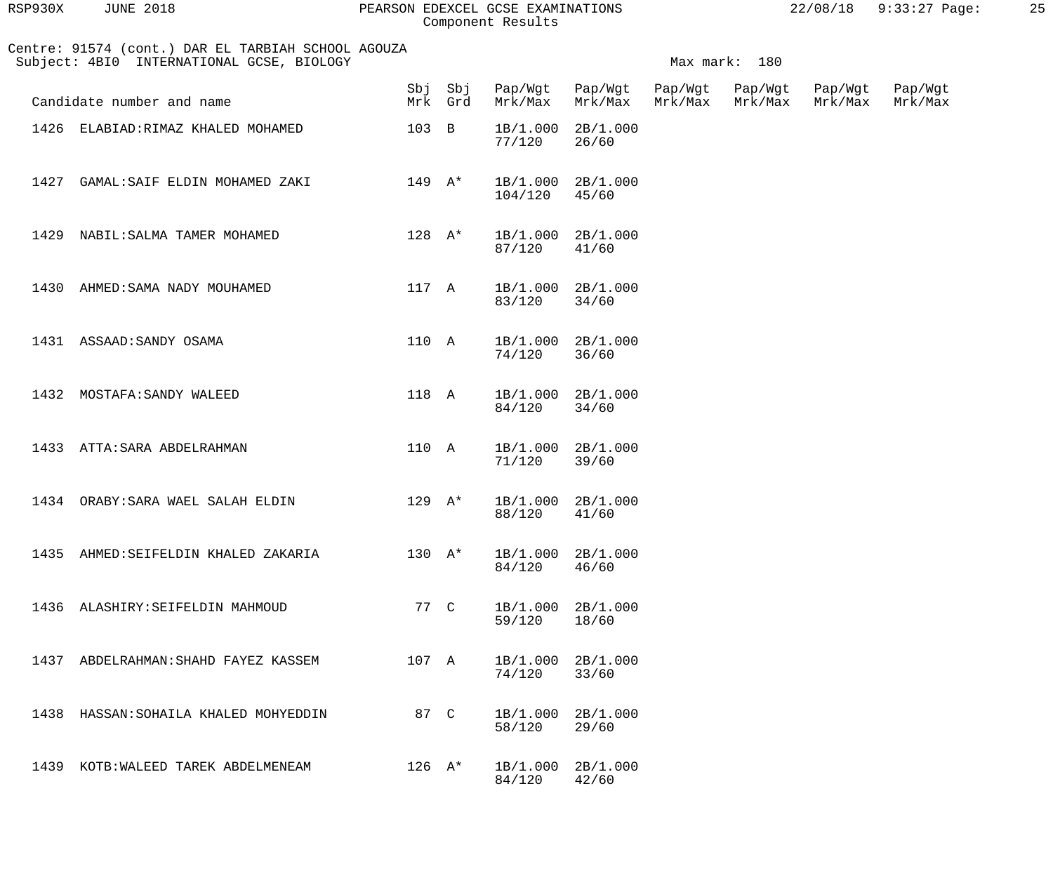Component Results

Centre: 91574 (cont.) DAR EL TARBIAH SCHOOL AGOUZA
Subject: 4BI0 INTERNATIONAL GCSE, BIOLOGY

Max mark: 180

| Candidate number and name | Sbj Mrk | Sbj Grd | Pap/Wgt Mrk/Max | Pap/Wgt Mrk/Max | Pap/Wgt Mrk/Max | Pap/Wgt Mrk/Max | Pap/Wgt Mrk/Max | Pap/Wgt Mrk/Max |
|---|---|---|---|---|---|---|---|---|
| 1426 ELABIAD:RIMAZ KHALED MOHAMED | 103 | B | 1B/1.000 77/120 | 2B/1.000 26/60 | | | | |
| 1427 GAMAL:SAIF ELDIN MOHAMED ZAKI | 149 | A* | 1B/1.000 104/120 | 2B/1.000 45/60 | | | | |
| 1429 NABIL:SALMA TAMER MOHAMED | 128 | A* | 1B/1.000 87/120 | 2B/1.000 41/60 | | | | |
| 1430 AHMED:SAMA NADY MOUHAMED | 117 | A | 1B/1.000 83/120 | 2B/1.000 34/60 | | | | |
| 1431 ASSAAD:SANDY OSAMA | 110 | A | 1B/1.000 74/120 | 2B/1.000 36/60 | | | | |
| 1432 MOSTAFA:SANDY WALEED | 118 | A | 1B/1.000 84/120 | 2B/1.000 34/60 | | | | |
| 1433 ATTA:SARA ABDELRAHMAN | 110 | A | 1B/1.000 71/120 | 2B/1.000 39/60 | | | | |
| 1434 ORABY:SARA WAEL SALAH ELDIN | 129 | A* | 1B/1.000 88/120 | 2B/1.000 41/60 | | | | |
| 1435 AHMED:SEIFELDIN KHALED ZAKARIA | 130 | A* | 1B/1.000 84/120 | 2B/1.000 46/60 | | | | |
| 1436 ALASHIRY:SEIFELDIN MAHMOUD | 77 | C | 1B/1.000 59/120 | 2B/1.000 18/60 | | | | |
| 1437 ABDELRAHMAN:SHAHD FAYEZ KASSEM | 107 | A | 1B/1.000 74/120 | 2B/1.000 33/60 | | | | |
| 1438 HASSAN:SOHAILA KHALED MOHYEDDIN | 87 | C | 1B/1.000 58/120 | 2B/1.000 29/60 | | | | |
| 1439 KOTB:WALEED TAREK ABDELMENEAM | 126 | A* | 1B/1.000 84/120 | 2B/1.000 42/60 | | | | |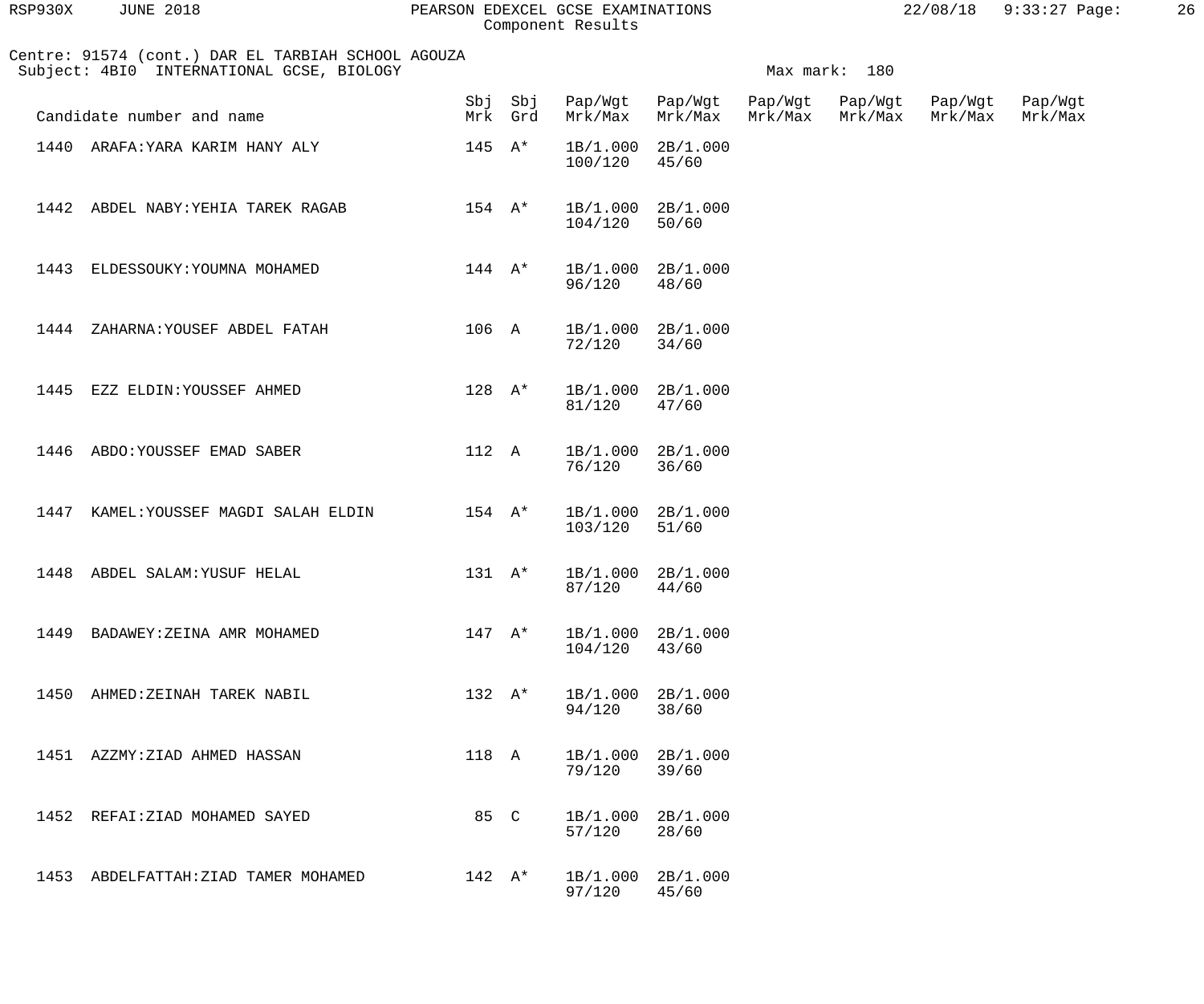PEARSON EDEXCEL GCSE EXAMINATIONS
Component Results

Centre: 91574 (cont.) DAR EL TARBIAH SCHOOL AGOUZA
Subject: 4BI0 INTERNATIONAL GCSE, BIOLOGY

Max mark: 180

| Candidate number and name | Sbj Mrk | Sbj Grd | Pap/Wgt Mrk/Max | Pap/Wgt Mrk/Max | Pap/Wgt Mrk/Max | Pap/Wgt Mrk/Max | Pap/Wgt Mrk/Max | Pap/Wgt Mrk/Max |
|---|---|---|---|---|---|---|---|---|
| 1440 ARAFA:YARA KARIM HANY ALY | 145 | A* | 1B/1.000 100/120 | 2B/1.000 45/60 | | | | |
| 1442 ABDEL NABY:YEHIA TAREK RAGAB | 154 | A* | 1B/1.000 104/120 | 2B/1.000 50/60 | | | | |
| 1443 ELDESSOUKY:YOUMNA MOHAMED | 144 | A* | 1B/1.000 96/120 | 2B/1.000 48/60 | | | | |
| 1444 ZAHARNA:YOUSEF ABDEL FATAH | 106 | A | 1B/1.000 72/120 | 2B/1.000 34/60 | | | | |
| 1445 EZZ ELDIN:YOUSSEF AHMED | 128 | A* | 1B/1.000 81/120 | 2B/1.000 47/60 | | | | |
| 1446 ABDO:YOUSSEF EMAD SABER | 112 | A | 1B/1.000 76/120 | 2B/1.000 36/60 | | | | |
| 1447 KAMEL:YOUSSEF MAGDI SALAH ELDIN | 154 | A* | 1B/1.000 103/120 | 2B/1.000 51/60 | | | | |
| 1448 ABDEL SALAM:YUSUF HELAL | 131 | A* | 1B/1.000 87/120 | 2B/1.000 44/60 | | | | |
| 1449 BADAWEY:ZEINA AMR MOHAMED | 147 | A* | 1B/1.000 104/120 | 2B/1.000 43/60 | | | | |
| 1450 AHMED:ZEINAH TAREK NABIL | 132 | A* | 1B/1.000 94/120 | 2B/1.000 38/60 | | | | |
| 1451 AZZMY:ZIAD AHMED HASSAN | 118 | A | 1B/1.000 79/120 | 2B/1.000 39/60 | | | | |
| 1452 REFAI:ZIAD MOHAMED SAYED | 85 | C | 1B/1.000 57/120 | 2B/1.000 28/60 | | | | |
| 1453 ABDELFATTAH:ZIAD TAMER MOHAMED | 142 | A* | 1B/1.000 97/120 | 2B/1.000 45/60 | | | | |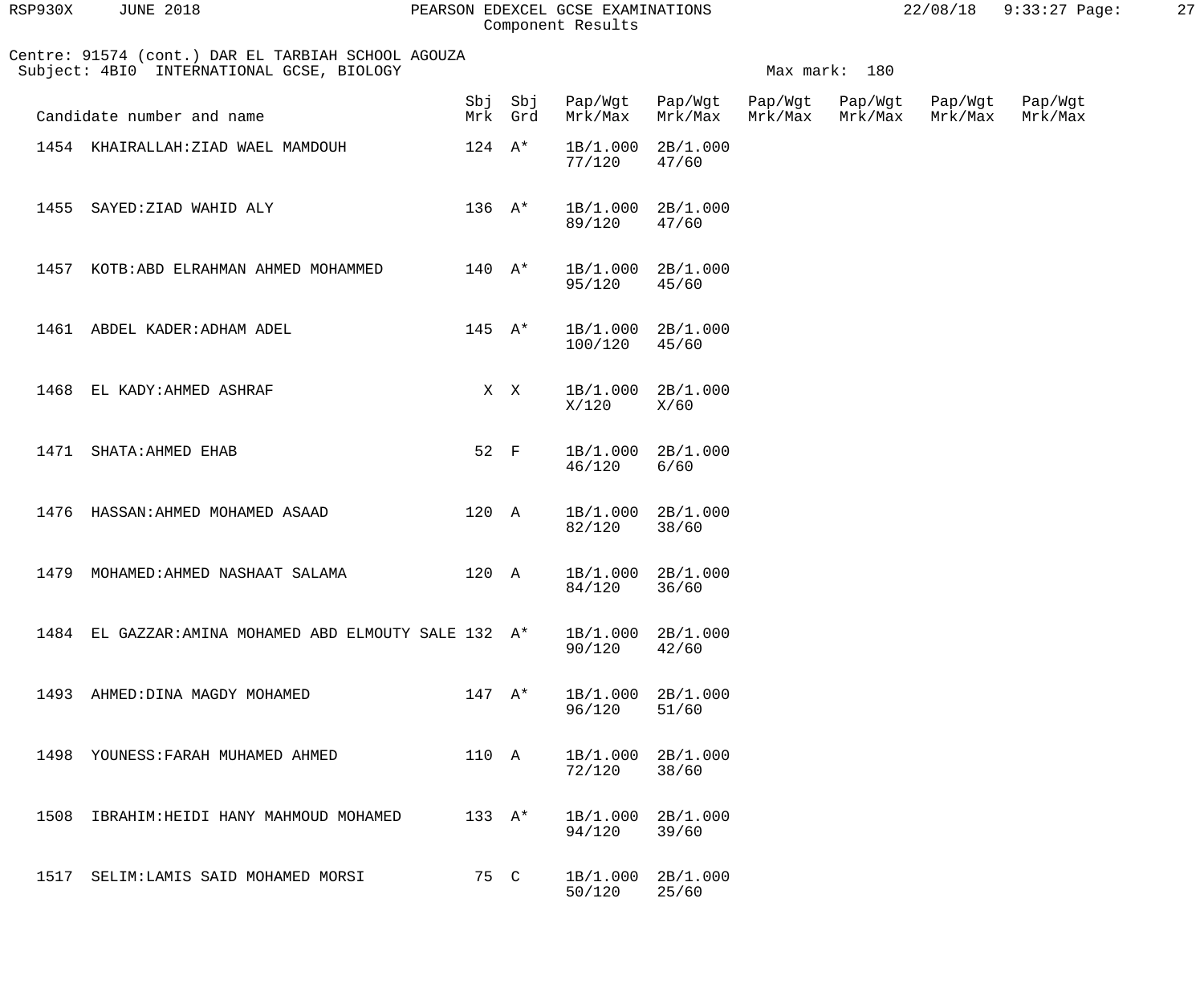PEARSON EDEXCEL GCSE EXAMINATIONS
Component Results

Centre: 91574 (cont.) DAR EL TARBIAH SCHOOL AGOUZA
Subject: 4BI0 INTERNATIONAL GCSE, BIOLOGY

Max mark: 180

| Candidate number and name | | Sbj Mrk | Sbj Grd | Pap/Wgt Mrk/Max | Pap/Wgt Mrk/Max | Pap/Wgt Mrk/Max | Pap/Wgt Mrk/Max | Pap/Wgt Mrk/Max | Pap/Wgt Mrk/Max |
|---|---|---|---|---|---|---|---|---|---|
| 1454 | KHAIRALLAH:ZIAD WAEL MAMDOUH | 124 | A* | 1B/1.000 77/120 | 2B/1.000 47/60 | | | | |
| 1455 | SAYED:ZIAD WAHID ALY | 136 | A* | 1B/1.000 89/120 | 2B/1.000 47/60 | | | | |
| 1457 | KOTB:ABD ELRAHMAN AHMED MOHAMMED | 140 | A* | 1B/1.000 95/120 | 2B/1.000 45/60 | | | | |
| 1461 | ABDEL KADER:ADHAM ADEL | 145 | A* | 1B/1.000 100/120 | 2B/1.000 45/60 | | | | |
| 1468 | EL KADY:AHMED ASHRAF | X | X | 1B/1.000 X/120 | 2B/1.000 X/60 | | | | |
| 1471 | SHATA:AHMED EHAB | 52 | F | 1B/1.000 46/120 | 2B/1.000 6/60 | | | | |
| 1476 | HASSAN:AHMED MOHAMED ASAAD | 120 | A | 1B/1.000 82/120 | 2B/1.000 38/60 | | | | |
| 1479 | MOHAMED:AHMED NASHAAT SALAMA | 120 | A | 1B/1.000 84/120 | 2B/1.000 36/60 | | | | |
| 1484 | EL GAZZAR:AMINA MOHAMED ABD ELMOUTY SALE | 132 | A* | 1B/1.000 90/120 | 2B/1.000 42/60 | | | | |
| 1493 | AHMED:DINA MAGDY MOHAMED | 147 | A* | 1B/1.000 96/120 | 2B/1.000 51/60 | | | | |
| 1498 | YOUNESS:FARAH MUHAMED AHMED | 110 | A | 1B/1.000 72/120 | 2B/1.000 38/60 | | | | |
| 1508 | IBRAHIM:HEIDI HANY MAHMOUD MOHAMED | 133 | A* | 1B/1.000 94/120 | 2B/1.000 39/60 | | | | |
| 1517 | SELIM:LAMIS SAID MOHAMED MORSI | 75 | C | 1B/1.000 50/120 | 2B/1.000 25/60 | | | | |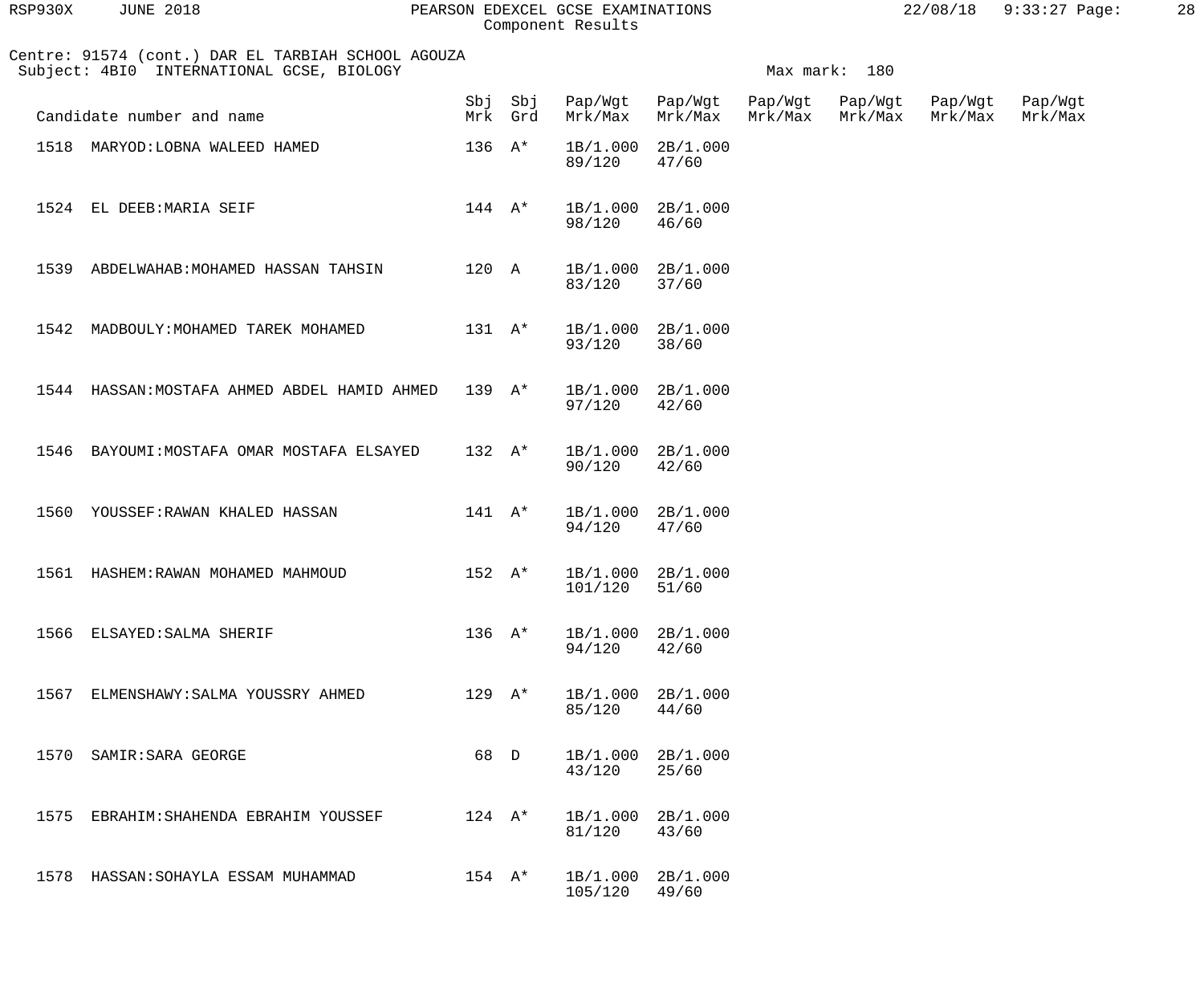RSP930X JUNE 2018 PEARSON EDEXCEL GCSE EXAMINATIONS 22/08/18 9:33:27

Component Results

Centre: 91574 (cont.) DAR EL TARBIAH SCHOOL AGOUZA

Subject: 4BI0 INTERNATIONAL GCSE, BIOLOGY

Max mark: 180

| Candidate number and name | Sbj Mrk | Sbj Grd | Pap/Wgt Mrk/Max | Pap/Wgt Mrk/Max | Pap/Wgt Mrk/Max | Pap/Wgt Mrk/Max | Pap/Wgt Mrk/Max | Pap/Wgt Mrk/Max |
|---|---|---|---|---|---|---|---|---|
| 1518 MARYOD:LOBNA WALEED HAMED | 136 | A* | 1B/1.000 89/120 | 2B/1.000 47/60 | | | | |
| 1524 EL DEEB:MARIA SEIF | 144 | A* | 1B/1.000 98/120 | 2B/1.000 46/60 | | | | |
| 1539 ABDELWAHAB:MOHAMED HASSAN TAHSIN | 120 | A | 1B/1.000 83/120 | 2B/1.000 37/60 | | | | |
| 1542 MADBOULY:MOHAMED TAREK MOHAMED | 131 | A* | 1B/1.000 93/120 | 2B/1.000 38/60 | | | | |
| 1544 HASSAN:MOSTAFA AHMED ABDEL HAMID AHMED | 139 | A* | 1B/1.000 97/120 | 2B/1.000 42/60 | | | | |
| 1546 BAYOUMI:MOSTAFA OMAR MOSTAFA ELSAYED | 132 | A* | 1B/1.000 90/120 | 2B/1.000 42/60 | | | | |
| 1560 YOUSSEF:RAWAN KHALED HASSAN | 141 | A* | 1B/1.000 94/120 | 2B/1.000 47/60 | | | | |
| 1561 HASHEM:RAWAN MOHAMED MAHMOUD | 152 | A* | 1B/1.000 101/120 | 2B/1.000 51/60 | | | | |
| 1566 ELSAYED:SALMA SHERIF | 136 | A* | 1B/1.000 94/120 | 2B/1.000 42/60 | | | | |
| 1567 ELMENSHAWY:SALMA YOUSSRY AHMED | 129 | A* | 1B/1.000 85/120 | 2B/1.000 44/60 | | | | |
| 1570 SAMIR:SARA GEORGE | 68 | D | 1B/1.000 43/120 | 2B/1.000 25/60 | | | | |
| 1575 EBRAHIM:SHAHENDA EBRAHIM YOUSSEF | 124 | A* | 1B/1.000 81/120 | 2B/1.000 43/60 | | | | |
| 1578 HASSAN:SOHAYLA ESSAM MUHAMMAD | 154 | A* | 1B/1.000 105/120 | 2B/1.000 49/60 | | | | |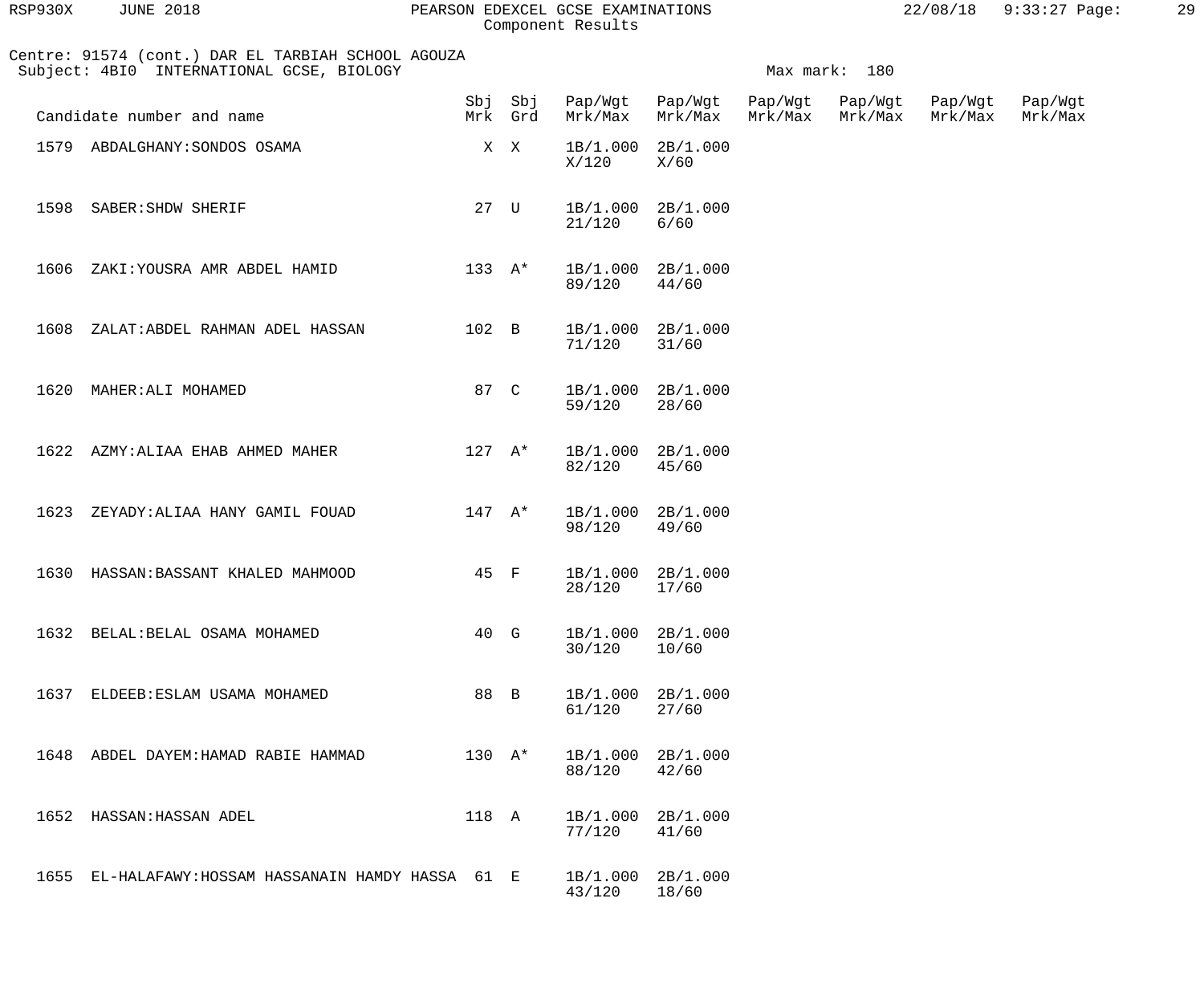Centre: 91574 (cont.) DAR EL TARBIAH SCHOOL AGOUZA
Subject: 4BI0 INTERNATIONAL GCSE, BIOLOGY

Max mark: 180

| Candidate number and name | Sbj Mrk | Sbj Grd | Pap/Wgt Mrk/Max | Pap/Wgt Mrk/Max | Pap/Wgt Mrk/Max | Pap/Wgt Mrk/Max | Pap/Wgt Mrk/Max | Pap/Wgt Mrk/Max |
|---|---|---|---|---|---|---|---|---|
| 1579 ABDALGHANY:SONDOS OSAMA | X | X | 1B/1.000 X/120 | 2B/1.000 X/60 | | | | |
| 1598 SABER:SHDW SHERIF | 27 | U | 1B/1.000 21/120 | 2B/1.000 6/60 | | | | |
| 1606 ZAKI:YOUSRA AMR ABDEL HAMID | 133 | A* | 1B/1.000 89/120 | 2B/1.000 44/60 | | | | |
| 1608 ZALAT:ABDEL RAHMAN ADEL HASSAN | 102 | B | 1B/1.000 71/120 | 2B/1.000 31/60 | | | | |
| 1620 MAHER:ALI MOHAMED | 87 | C | 1B/1.000 59/120 | 2B/1.000 28/60 | | | | |
| 1622 AZMY:ALIAA EHAB AHMED MAHER | 127 | A* | 1B/1.000 82/120 | 2B/1.000 45/60 | | | | |
| 1623 ZEYADY:ALIAA HANY GAMIL FOUAD | 147 | A* | 1B/1.000 98/120 | 2B/1.000 49/60 | | | | |
| 1630 HASSAN:BASSANT KHALED MAHMOOD | 45 | F | 1B/1.000 28/120 | 2B/1.000 17/60 | | | | |
| 1632 BELAL:BELAL OSAMA MOHAMED | 40 | G | 1B/1.000 30/120 | 2B/1.000 10/60 | | | | |
| 1637 ELDEEB:ESLAM USAMA MOHAMED | 88 | B | 1B/1.000 61/120 | 2B/1.000 27/60 | | | | |
| 1648 ABDEL DAYEM:HAMAD RABIE HAMMAD | 130 | A* | 1B/1.000 88/120 | 2B/1.000 42/60 | | | | |
| 1652 HASSAN:HASSAN ADEL | 118 | A | 1B/1.000 77/120 | 2B/1.000 41/60 | | | | |
| 1655 EL-HALAFAWY:HOSSAM HASSANAIN HAMDY HASSA | 61 | E | 1B/1.000 43/120 | 2B/1.000 18/60 | | | | |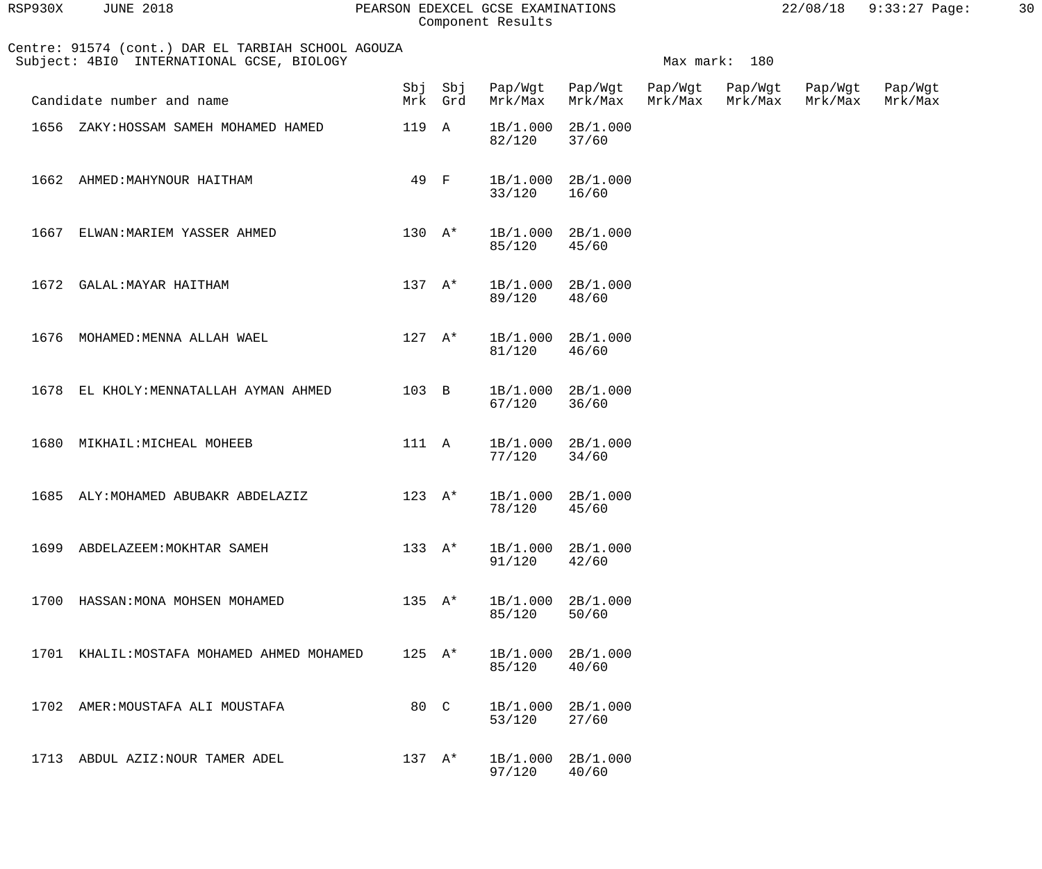Centre: 91574 (cont.) DAR EL TARBIAH SCHOOL AGOUZA
Subject: 4BI0 INTERNATIONAL GCSE, BIOLOGY

Max mark: 180

| Candidate number and name | Sbj Mrk | Sbj Grd | Pap/Wgt Mrk/Max | Pap/Wgt Mrk/Max | Pap/Wgt Mrk/Max | Pap/Wgt Mrk/Max | Pap/Wgt Mrk/Max | Pap/Wgt Mrk/Max |
|---|---|---|---|---|---|---|---|---|
| 1656 ZAKY:HOSSAM SAMEH MOHAMED HAMED | 119 | A | 1B/1.000 82/120 | 2B/1.000 37/60 | | | | |
| 1662 AHMED:MAHYNOUR HAITHAM | 49 | F | 1B/1.000 33/120 | 2B/1.000 16/60 | | | | |
| 1667 ELWAN:MARIEM YASSER AHMED | 130 | A* | 1B/1.000 85/120 | 2B/1.000 45/60 | | | | |
| 1672 GALAL:MAYAR HAITHAM | 137 | A* | 1B/1.000 89/120 | 2B/1.000 48/60 | | | | |
| 1676 MOHAMED:MENNA ALLAH WAEL | 127 | A* | 1B/1.000 81/120 | 2B/1.000 46/60 | | | | |
| 1678 EL KHOLY:MENNATALLAH AYMAN AHMED | 103 | B | 1B/1.000 67/120 | 2B/1.000 36/60 | | | | |
| 1680 MIKHAIL:MICHEAL MOHEEB | 111 | A | 1B/1.000 77/120 | 2B/1.000 34/60 | | | | |
| 1685 ALY:MOHAMED ABUBAKR ABDELAZIZ | 123 | A* | 1B/1.000 78/120 | 2B/1.000 45/60 | | | | |
| 1699 ABDELAZEEM:MOKHTAR SAMEH | 133 | A* | 1B/1.000 91/120 | 2B/1.000 42/60 | | | | |
| 1700 HASSAN:MONA MOHSEN MOHAMED | 135 | A* | 1B/1.000 85/120 | 2B/1.000 50/60 | | | | |
| 1701 KHALIL:MOSTAFA MOHAMED AHMED MOHAMED | 125 | A* | 1B/1.000 85/120 | 2B/1.000 40/60 | | | | |
| 1702 AMER:MOUSTAFA ALI MOUSTAFA | 80 | C | 1B/1.000 53/120 | 2B/1.000 27/60 | | | | |
| 1713 ABDUL AZIZ:NOUR TAMER ADEL | 137 | A* | 1B/1.000 97/120 | 2B/1.000 40/60 | | | | |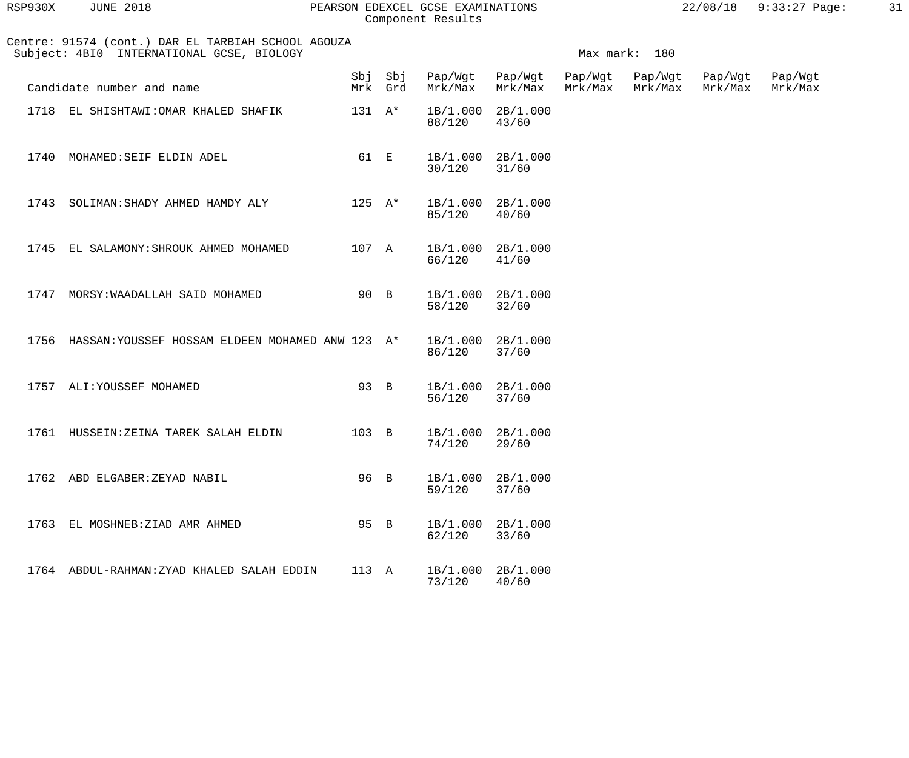Centre: 91574 (cont.) DAR EL TARBIAH SCHOOL AGOUZA
Subject: 4BI0 INTERNATIONAL GCSE, BIOLOGY

Max mark: 180

| Candidate number and name | Sbj Mrk | Sbj Grd | Pap/Wgt Mrk/Max | Pap/Wgt Mrk/Max | Pap/Wgt Mrk/Max | Pap/Wgt Mrk/Max | Pap/Wgt Mrk/Max | Pap/Wgt Mrk/Max |
|---|---|---|---|---|---|---|---|---|
| 1718 EL SHISHTAWI:OMAR KHALED SHAFIK | 131 | A* | 1B/1.000 88/120 | 2B/1.000 43/60 | | | | |
| 1740 MOHAMED:SEIF ELDIN ADEL | 61 | E | 1B/1.000 30/120 | 2B/1.000 31/60 | | | | |
| 1743 SOLIMAN:SHADY AHMED HAMDY ALY | 125 | A* | 1B/1.000 85/120 | 2B/1.000 40/60 | | | | |
| 1745 EL SALAMONY:SHROUK AHMED MOHAMED | 107 | A | 1B/1.000 66/120 | 2B/1.000 41/60 | | | | |
| 1747 MORSY:WAADALLAH SAID MOHAMED | 90 | B | 1B/1.000 58/120 | 2B/1.000 32/60 | | | | |
| 1756 HASSAN:YOUSSEF HOSSAM ELDEEN MOHAMED ANW | 123 | A* | 1B/1.000 86/120 | 2B/1.000 37/60 | | | | |
| 1757 ALI:YOUSSEF MOHAMED | 93 | B | 1B/1.000 56/120 | 2B/1.000 37/60 | | | | |
| 1761 HUSSEIN:ZEINA TAREK SALAH ELDIN | 103 | B | 1B/1.000 74/120 | 2B/1.000 29/60 | | | | |
| 1762 ABD ELGABER:ZEYAD NABIL | 96 | B | 1B/1.000 59/120 | 2B/1.000 37/60 | | | | |
| 1763 EL MOSHNEB:ZIAD AMR AHMED | 95 | B | 1B/1.000 62/120 | 2B/1.000 33/60 | | | | |
| 1764 ABDUL-RAHMAN:ZYAD KHALED SALAH EDDIN | 113 | A | 1B/1.000 73/120 | 2B/1.000 40/60 | | | | |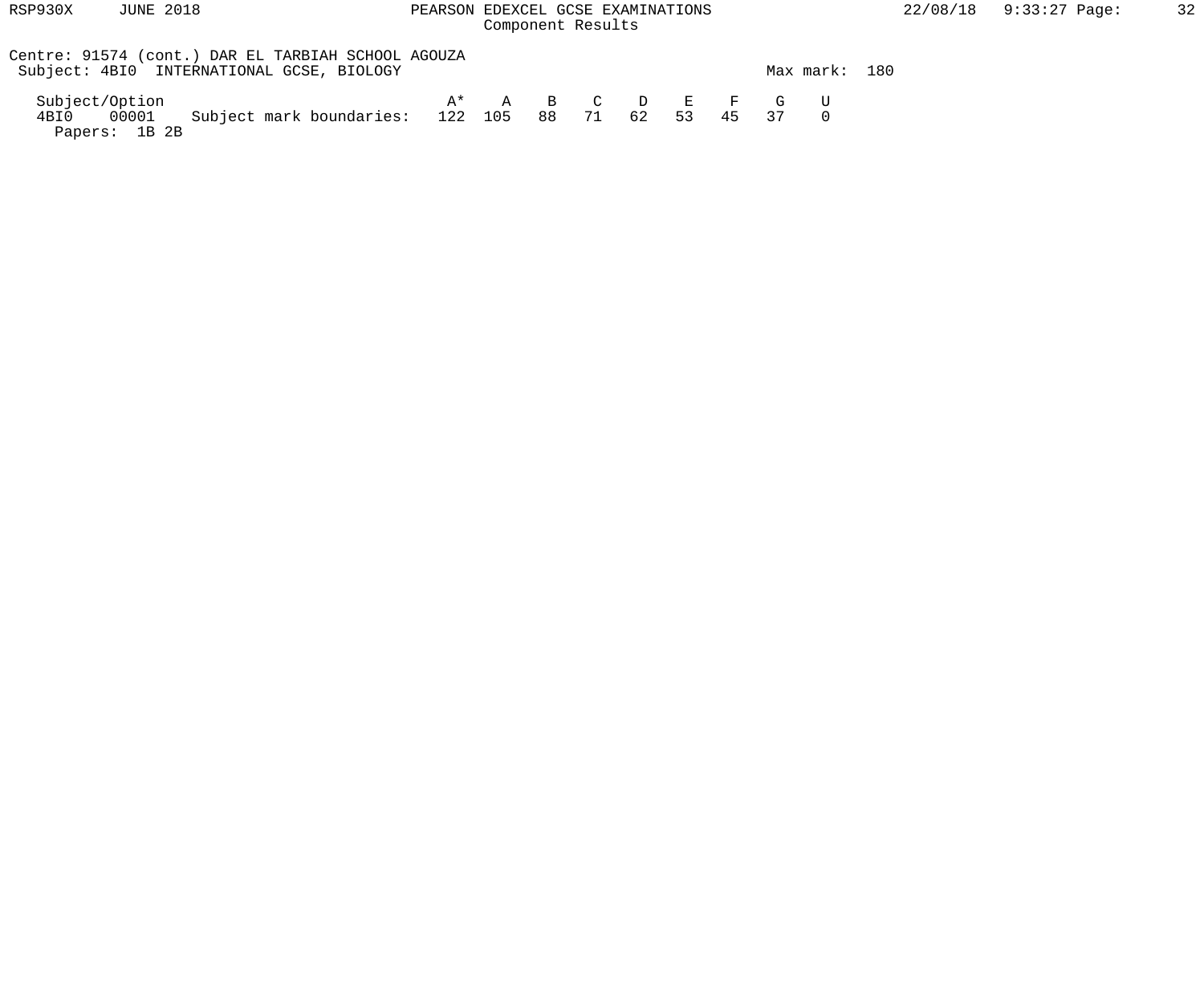Centre: 91574 (cont.) DAR EL TARBIAH SCHOOL AGOUZA

Subject: 4BI0 INTERNATIONAL GCSE, BIOLOGY

Max mark: 180

| Subject/Option | | | A* | A | B | C | D | E | F | G | U |
|---|---|---|---|---|---|---|---|---|---|---|---|
| 4BI0 | 00001 | Subject mark boundaries: | 122 | 105 | 88 | 71 | 62 | 53 | 45 | 37 | 0 |

Papers: 1B 2B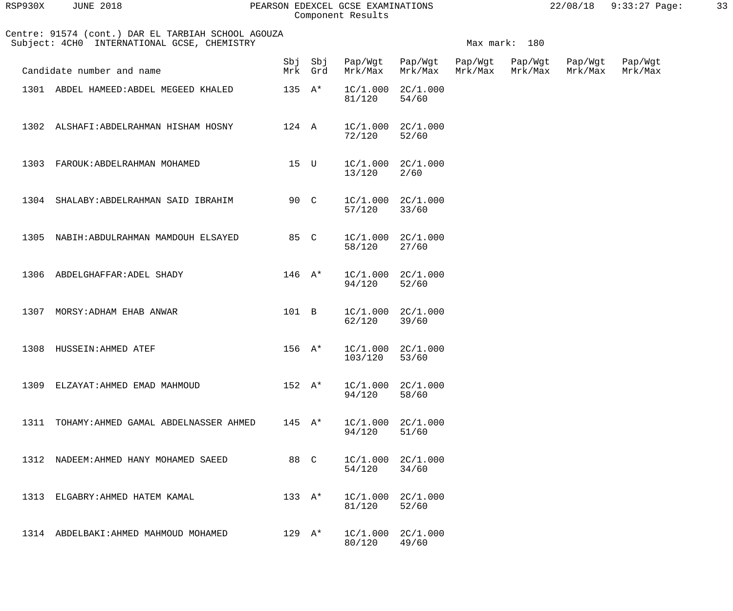Centre: 91574 (cont.) DAR EL TARBIAH SCHOOL AGOUZA
Subject: 4CH0 INTERNATIONAL GCSE, CHEMISTRY

Max mark: 180

| Candidate number and name | Sbj Mrk | Sbj Grd | Pap/Wgt Mrk/Max | Pap/Wgt Mrk/Max | Pap/Wgt Mrk/Max | Pap/Wgt Mrk/Max | Pap/Wgt Mrk/Max | Pap/Wgt Mrk/Max |
|---|---|---|---|---|---|---|---|---|
| 1301 ABDEL HAMEED:ABDEL MEGEED KHALED | 135 | A* | 1C/1.000 81/120 | 2C/1.000 54/60 | | | | |
| 1302 ALSHAFI:ABDELRAHMAN HISHAM HOSNY | 124 | A | 1C/1.000 72/120 | 2C/1.000 52/60 | | | | |
| 1303 FAROUK:ABDELRAHMAN MOHAMED | 15 | U | 1C/1.000 13/120 | 2C/1.000 2/60 | | | | |
| 1304 SHALABY:ABDELRAHMAN SAID IBRAHIM | 90 | C | 1C/1.000 57/120 | 2C/1.000 33/60 | | | | |
| 1305 NABIH:ABDULRAHMAN MAMDOUH ELSAYED | 85 | C | 1C/1.000 58/120 | 2C/1.000 27/60 | | | | |
| 1306 ABDELGHAFFAR:ADEL SHADY | 146 | A* | 1C/1.000 94/120 | 2C/1.000 52/60 | | | | |
| 1307 MORSY:ADHAM EHAB ANWAR | 101 | B | 1C/1.000 62/120 | 2C/1.000 39/60 | | | | |
| 1308 HUSSEIN:AHMED ATEF | 156 | A* | 1C/1.000 103/120 | 2C/1.000 53/60 | | | | |
| 1309 ELZAYAT:AHMED EMAD MAHMOUD | 152 | A* | 1C/1.000 94/120 | 2C/1.000 58/60 | | | | |
| 1311 TOHAMY:AHMED GAMAL ABDELNASSER AHMED | 145 | A* | 1C/1.000 94/120 | 2C/1.000 51/60 | | | | |
| 1312 NADEEM:AHMED HANY MOHAMED SAEED | 88 | C | 1C/1.000 54/120 | 2C/1.000 34/60 | | | | |
| 1313 ELGABRY:AHMED HATEM KAMAL | 133 | A* | 1C/1.000 81/120 | 2C/1.000 52/60 | | | | |
| 1314 ABDELBAKI:AHMED MAHMOUD MOHAMED | 129 | A* | 1C/1.000 80/120 | 2C/1.000 49/60 | | | | |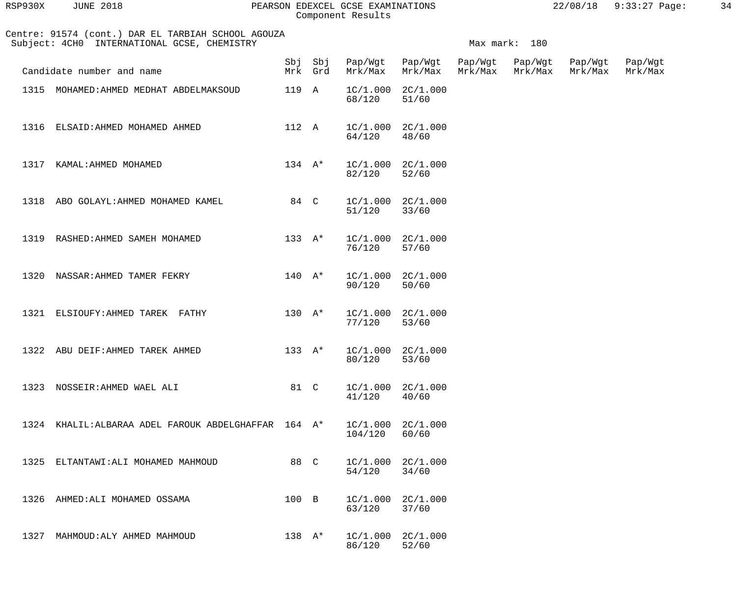Centre: 91574 (cont.) DAR EL TARBIAH SCHOOL AGOUZA
Subject: 4CH0 INTERNATIONAL GCSE, CHEMISTRY

Max mark: 180

| Candidate number and name | Sbj Mrk | Sbj Grd | Pap/Wgt Mrk/Max | Pap/Wgt Mrk/Max | Pap/Wgt Mrk/Max | Pap/Wgt Mrk/Max | Pap/Wgt Mrk/Max | Pap/Wgt Mrk/Max |
|---|---|---|---|---|---|---|---|---|
| 1315 MOHAMED:AHMED MEDHAT ABDELMAKSOUD | 119 | A | 1C/1.000 68/120 | 2C/1.000 51/60 | | | | |
| 1316 ELSAID:AHMED MOHAMED AHMED | 112 | A | 1C/1.000 64/120 | 2C/1.000 48/60 | | | | |
| 1317 KAMAL:AHMED MOHAMED | 134 | A* | 1C/1.000 82/120 | 2C/1.000 52/60 | | | | |
| 1318 ABO GOLAYL:AHMED MOHAMED KAMEL | 84 | C | 1C/1.000 51/120 | 2C/1.000 33/60 | | | | |
| 1319 RASHED:AHMED SAMEH MOHAMED | 133 | A* | 1C/1.000 76/120 | 2C/1.000 57/60 | | | | |
| 1320 NASSAR:AHMED TAMER FEKRY | 140 | A* | 1C/1.000 90/120 | 2C/1.000 50/60 | | | | |
| 1321 ELSIOUFY:AHMED TAREK FATHY | 130 | A* | 1C/1.000 77/120 | 2C/1.000 53/60 | | | | |
| 1322 ABU DEIF:AHMED TAREK AHMED | 133 | A* | 1C/1.000 80/120 | 2C/1.000 53/60 | | | | |
| 1323 NOSSEIR:AHMED WAEL ALI | 81 | C | 1C/1.000 41/120 | 2C/1.000 40/60 | | | | |
| 1324 KHALIL:ALBARAA ADEL FAROUK ABDELGHAFFAR | 164 | A* | 1C/1.000 104/120 | 2C/1.000 60/60 | | | | |
| 1325 ELTANTAWI:ALI MOHAMED MAHMOUD | 88 | C | 1C/1.000 54/120 | 2C/1.000 34/60 | | | | |
| 1326 AHMED:ALI MOHAMED OSSAMA | 100 | B | 1C/1.000 63/120 | 2C/1.000 37/60 | | | | |
| 1327 MAHMOUD:ALY AHMED MAHMOUD | 138 | A* | 1C/1.000 86/120 | 2C/1.000 52/60 | | | | |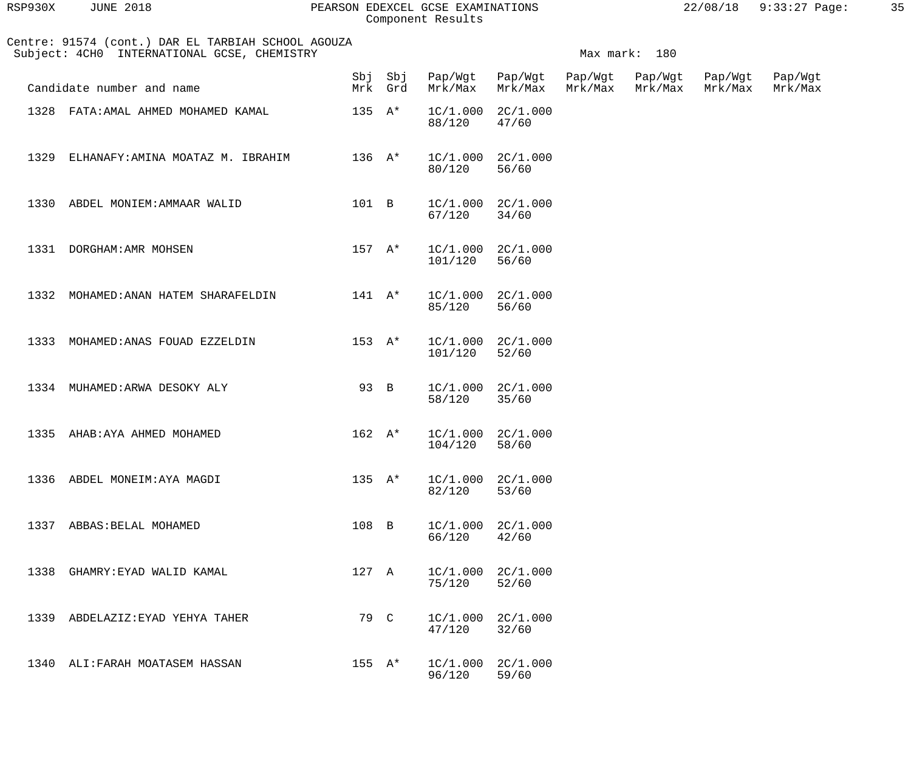Centre: 91574 (cont.) DAR EL TARBIAH SCHOOL AGOUZA
Subject: 4CH0 INTERNATIONAL GCSE, CHEMISTRY

Max mark: 180

| Candidate number and name | Sbj Mrk | Sbj Grd | Pap/Wgt Mrk/Max | Pap/Wgt Mrk/Max | Pap/Wgt Mrk/Max | Pap/Wgt Mrk/Max | Pap/Wgt Mrk/Max | Pap/Wgt Mrk/Max |
|---|---|---|---|---|---|---|---|---|
| 1328 FATA:AMAL AHMED MOHAMED KAMAL | 135 | A* | 1C/1.000 88/120 | 2C/1.000 47/60 | | | | |
| 1329 ELHANAFY:AMINA MOATAZ M. IBRAHIM | 136 | A* | 1C/1.000 80/120 | 2C/1.000 56/60 | | | | |
| 1330 ABDEL MONIEM:AMMAAR WALID | 101 | B | 1C/1.000 67/120 | 2C/1.000 34/60 | | | | |
| 1331 DORGHAM:AMR MOHSEN | 157 | A* | 1C/1.000 101/120 | 2C/1.000 56/60 | | | | |
| 1332 MOHAMED:ANAN HATEM SHARAFELDIN | 141 | A* | 1C/1.000 85/120 | 2C/1.000 56/60 | | | | |
| 1333 MOHAMED:ANAS FOUAD EZZELDIN | 153 | A* | 1C/1.000 101/120 | 2C/1.000 52/60 | | | | |
| 1334 MUHAMED:ARWA DESOKY ALY | 93 | B | 1C/1.000 58/120 | 2C/1.000 35/60 | | | | |
| 1335 AHAB:AYA AHMED MOHAMED | 162 | A* | 1C/1.000 104/120 | 2C/1.000 58/60 | | | | |
| 1336 ABDEL MONEIM:AYA MAGDI | 135 | A* | 1C/1.000 82/120 | 2C/1.000 53/60 | | | | |
| 1337 ABBAS:BELAL MOHAMED | 108 | B | 1C/1.000 66/120 | 2C/1.000 42/60 | | | | |
| 1338 GHAMRY:EYAD WALID KAMAL | 127 | A | 1C/1.000 75/120 | 2C/1.000 52/60 | | | | |
| 1339 ABDELAZIZ:EYAD YEHYA TAHER | 79 | C | 1C/1.000 47/120 | 2C/1.000 32/60 | | | | |
| 1340 ALI:FARAH MOATASEM HASSAN | 155 | A* | 1C/1.000 96/120 | 2C/1.000 59/60 | | | | |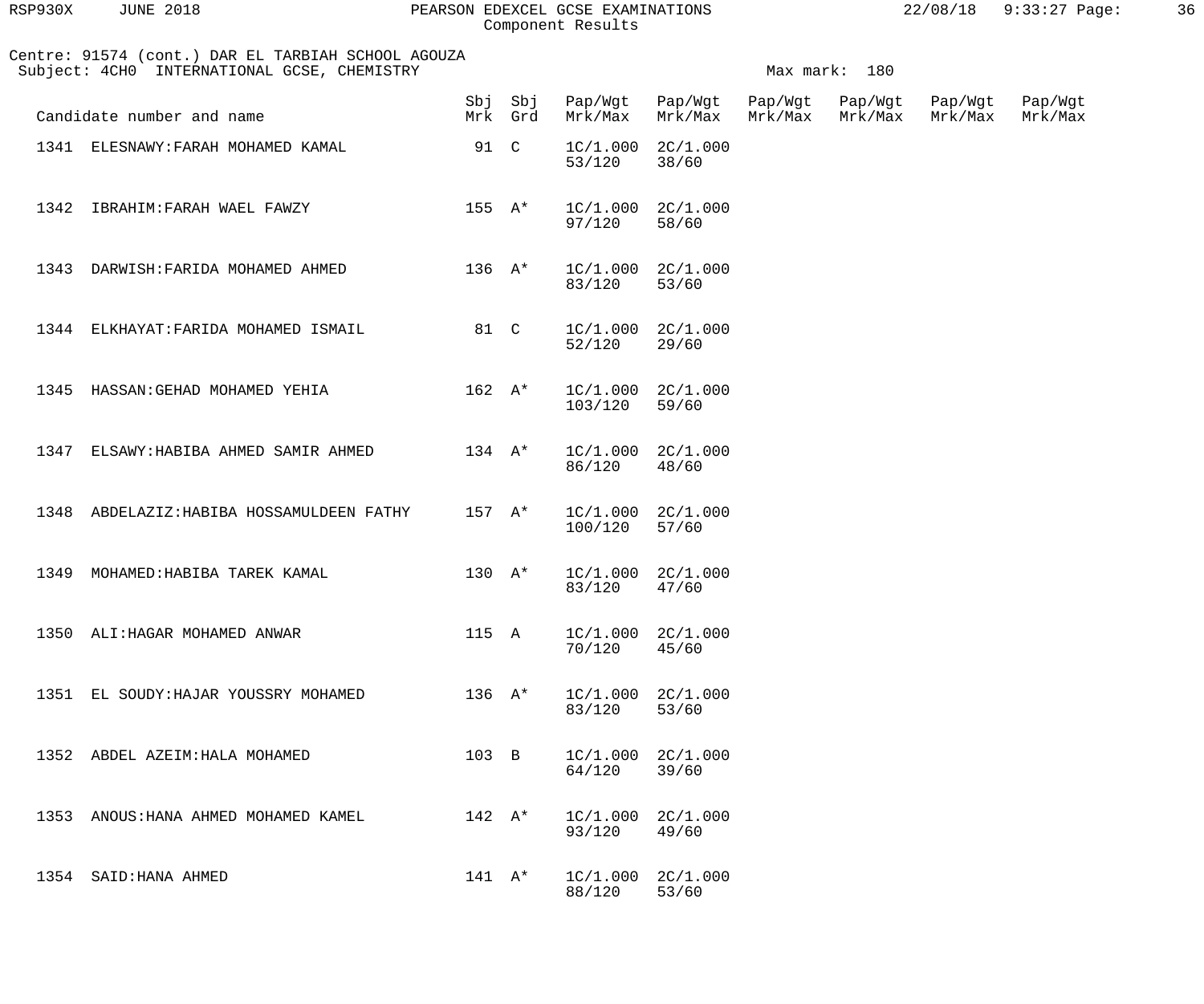Centre: 91574 (cont.) DAR EL TARBIAH SCHOOL AGOUZA
Subject: 4CH0 INTERNATIONAL GCSE, CHEMISTRY

Max mark: 180

| Candidate number and name | Sbj Mrk | Sbj Grd | Pap/Wgt Mrk/Max | Pap/Wgt Mrk/Max | Pap/Wgt Mrk/Max | Pap/Wgt Mrk/Max | Pap/Wgt Mrk/Max | Pap/Wgt Mrk/Max |
|---|---|---|---|---|---|---|---|---|
| 1341 ELESNAWY:FARAH MOHAMED KAMAL | 91 | C | 1C/1.000 53/120 | 2C/1.000 38/60 | | | | |
| 1342 IBRAHIM:FARAH WAEL FAWZY | 155 | A* | 1C/1.000 97/120 | 2C/1.000 58/60 | | | | |
| 1343 DARWISH:FARIDA MOHAMED AHMED | 136 | A* | 1C/1.000 83/120 | 2C/1.000 53/60 | | | | |
| 1344 ELKHAYAT:FARIDA MOHAMED ISMAIL | 81 | C | 1C/1.000 52/120 | 2C/1.000 29/60 | | | | |
| 1345 HASSAN:GEHAD MOHAMED YEHIA | 162 | A* | 1C/1.000 103/120 | 2C/1.000 59/60 | | | | |
| 1347 ELSAWY:HABIBA AHMED SAMIR AHMED | 134 | A* | 1C/1.000 86/120 | 2C/1.000 48/60 | | | | |
| 1348 ABDELAZIZ:HABIBA HOSSAMULDEEN FATHY | 157 | A* | 1C/1.000 100/120 | 2C/1.000 57/60 | | | | |
| 1349 MOHAMED:HABIBA TAREK KAMAL | 130 | A* | 1C/1.000 83/120 | 2C/1.000 47/60 | | | | |
| 1350 ALI:HAGAR MOHAMED ANWAR | 115 | A | 1C/1.000 70/120 | 2C/1.000 45/60 | | | | |
| 1351 EL SOUDY:HAJAR YOUSSRY MOHAMED | 136 | A* | 1C/1.000 83/120 | 2C/1.000 53/60 | | | | |
| 1352 ABDEL AZEIM:HALA MOHAMED | 103 | B | 1C/1.000 64/120 | 2C/1.000 39/60 | | | | |
| 1353 ANOUS:HANA AHMED MOHAMED KAMEL | 142 | A* | 1C/1.000 93/120 | 2C/1.000 49/60 | | | | |
| 1354 SAID:HANA AHMED | 141 | A* | 1C/1.000 88/120 | 2C/1.000 53/60 | | | | |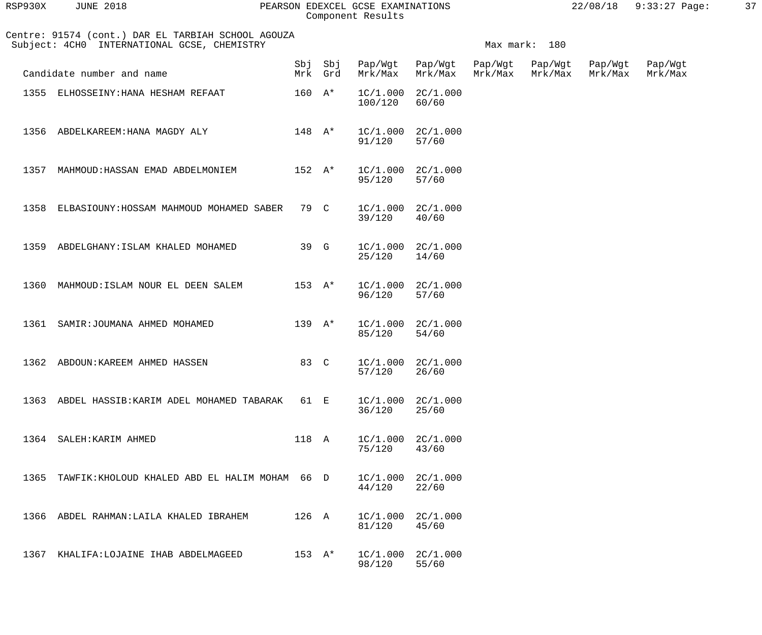Centre: 91574 (cont.) DAR EL TARBIAH SCHOOL AGOUZA
Subject: 4CH0 INTERNATIONAL GCSE, CHEMISTRY

Max mark: 180

| Candidate number and name | | Sbj Mrk | Sbj Grd | Pap/Wgt Mrk/Max | Pap/Wgt Mrk/Max | Pap/Wgt Mrk/Max | Pap/Wgt Mrk/Max | Pap/Wgt Mrk/Max | Pap/Wgt Mrk/Max |
|---|---|---|---|---|---|---|---|---|---|
| 1355 | ELHOSSEINY:HANA HESHAM REFAAT | 160 | A* | 1C/1.000 100/120 | 2C/1.000 60/60 | | | | |
| 1356 | ABDELKAREEM:HANA MAGDY ALY | 148 | A* | 1C/1.000 91/120 | 2C/1.000 57/60 | | | | |
| 1357 | MAHMOUD:HASSAN EMAD ABDELMONIEM | 152 | A* | 1C/1.000 95/120 | 2C/1.000 57/60 | | | | |
| 1358 | ELBASIOUNY:HOSSAM MAHMOUD MOHAMED SABER | 79 | C | 1C/1.000 39/120 | 2C/1.000 40/60 | | | | |
| 1359 | ABDELGHANY:ISLAM KHALED MOHAMED | 39 | G | 1C/1.000 25/120 | 2C/1.000 14/60 | | | | |
| 1360 | MAHMOUD:ISLAM NOUR EL DEEN SALEM | 153 | A* | 1C/1.000 96/120 | 2C/1.000 57/60 | | | | |
| 1361 | SAMIR:JOUMANA AHMED MOHAMED | 139 | A* | 1C/1.000 85/120 | 2C/1.000 54/60 | | | | |
| 1362 | ABDOUN:KAREEM AHMED HASSEN | 83 | C | 1C/1.000 57/120 | 2C/1.000 26/60 | | | | |
| 1363 | ABDEL HASSIB:KARIM ADEL MOHAMED TABARAK | 61 | E | 1C/1.000 36/120 | 2C/1.000 25/60 | | | | |
| 1364 | SALEH:KARIM AHMED | 118 | A | 1C/1.000 75/120 | 2C/1.000 43/60 | | | | |
| 1365 | TAWFIK:KHOLOUD KHALED ABD EL HALIM MOHAM | 66 | D | 1C/1.000 44/120 | 2C/1.000 22/60 | | | | |
| 1366 | ABDEL RAHMAN:LAILA KHALED IBRAHEM | 126 | A | 1C/1.000 81/120 | 2C/1.000 45/60 | | | | |
| 1367 | KHALIFA:LOJAINE IHAB ABDELMAGEED | 153 | A* | 1C/1.000 98/120 | 2C/1.000 55/60 | | | | |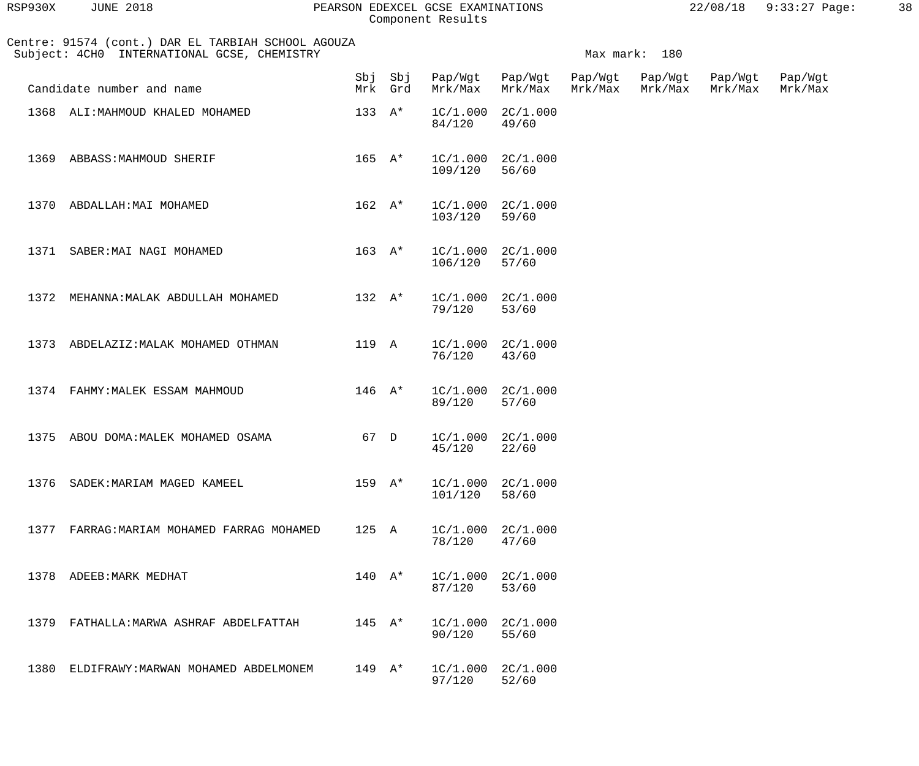Centre: 91574 (cont.) DAR EL TARBIAH SCHOOL AGOUZA
Subject: 4CH0 INTERNATIONAL GCSE, CHEMISTRY

Max mark: 180

| Candidate number and name | Sbj Mrk | Sbj Grd | Pap/Wgt Mrk/Max | Pap/Wgt Mrk/Max | Pap/Wgt Mrk/Max | Pap/Wgt Mrk/Max | Pap/Wgt Mrk/Max | Pap/Wgt Mrk/Max |
|---|---|---|---|---|---|---|---|---|
| 1368 ALI:MAHMOUD KHALED MOHAMED | 133 | A* | 1C/1.000 84/120 | 2C/1.000 49/60 | | | | |
| 1369 ABBASS:MAHMOUD SHERIF | 165 | A* | 1C/1.000 109/120 | 2C/1.000 56/60 | | | | |
| 1370 ABDALLAH:MAI MOHAMED | 162 | A* | 1C/1.000 103/120 | 2C/1.000 59/60 | | | | |
| 1371 SABER:MAI NAGI MOHAMED | 163 | A* | 1C/1.000 106/120 | 2C/1.000 57/60 | | | | |
| 1372 MEHANNA:MALAK ABDULLAH MOHAMED | 132 | A* | 1C/1.000 79/120 | 2C/1.000 53/60 | | | | |
| 1373 ABDELAZIZ:MALAK MOHAMED OTHMAN | 119 | A | 1C/1.000 76/120 | 2C/1.000 43/60 | | | | |
| 1374 FAHMY:MALEK ESSAM MAHMOUD | 146 | A* | 1C/1.000 89/120 | 2C/1.000 57/60 | | | | |
| 1375 ABOU DOMA:MALEK MOHAMED OSAMA | 67 | D | 1C/1.000 45/120 | 2C/1.000 22/60 | | | | |
| 1376 SADEK:MARIAM MAGED KAMEEL | 159 | A* | 1C/1.000 101/120 | 2C/1.000 58/60 | | | | |
| 1377 FARRAG:MARIAM MOHAMED FARRAG MOHAMED | 125 | A | 1C/1.000 78/120 | 2C/1.000 47/60 | | | | |
| 1378 ADEEB:MARK MEDHAT | 140 | A* | 1C/1.000 87/120 | 2C/1.000 53/60 | | | | |
| 1379 FATHALLA:MARWA ASHRAF ABDELFATTAH | 145 | A* | 1C/1.000 90/120 | 2C/1.000 55/60 | | | | |
| 1380 ELDIFRAWY:MARWAN MOHAMED ABDELMONEM | 149 | A* | 1C/1.000 97/120 | 2C/1.000 52/60 | | | | |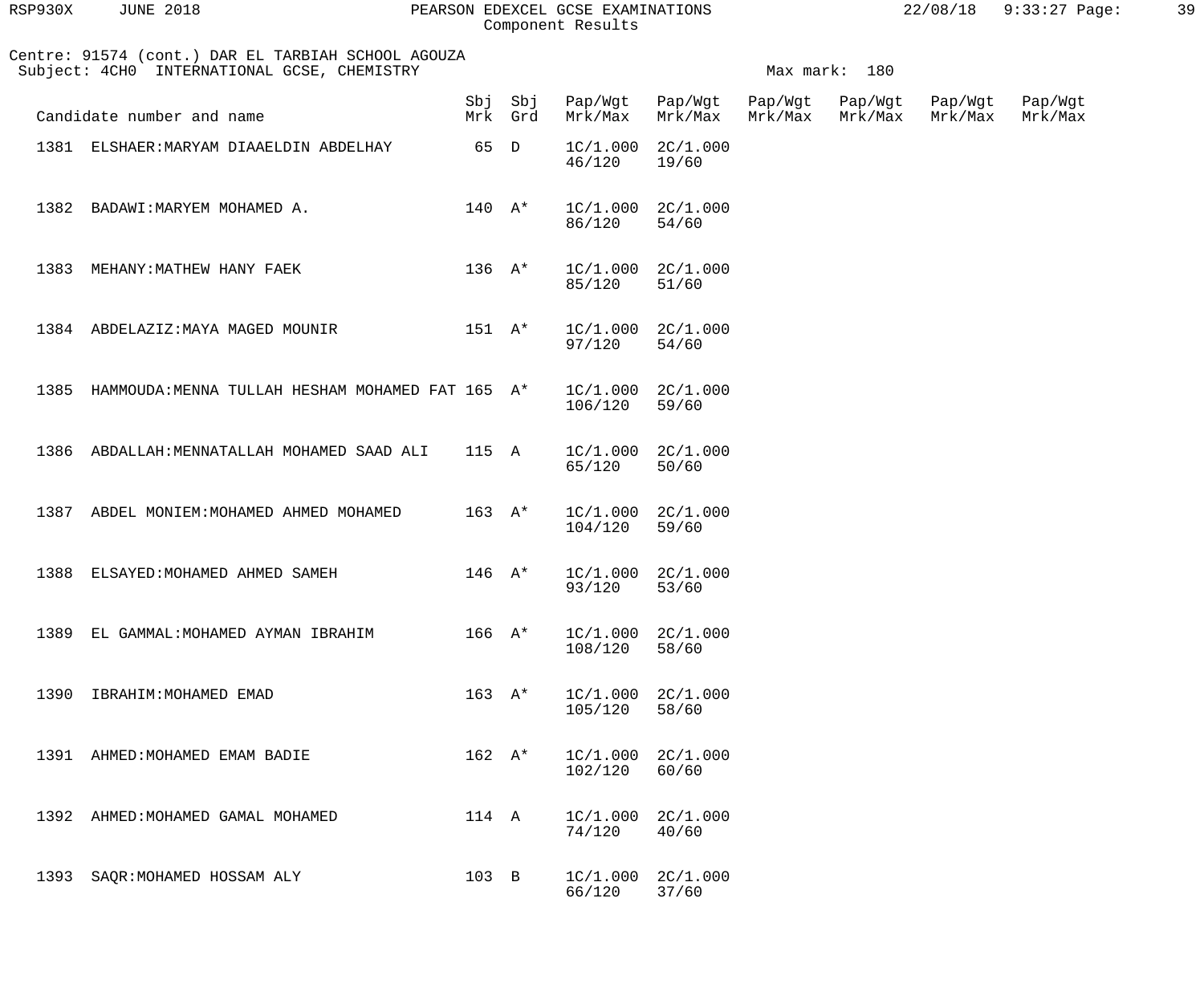RSP930X JUNE 2018 PEARSON EDEXCEL GCSE EXAMINATIONS 22/08/18 9:33:27

Component Results

Centre: 91574 (cont.) DAR EL TARBIAH SCHOOL AGOUZA
Subject: 4CH0 INTERNATIONAL GCSE, CHEMISTRY

Max mark: 180

| Candidate number and name | | Sbj Mrk | Sbj Grd | Pap/Wgt Mrk/Max | Pap/Wgt Mrk/Max | Pap/Wgt Mrk/Max | Pap/Wgt Mrk/Max | Pap/Wgt Mrk/Max | Pap/Wgt Mrk/Max |
|---|---|---|---|---|---|---|---|---|---|
| 1381 | ELSHAER:MARYAM DIAAELDIN ABDELHAY | 65 | D | 1C/1.000 46/120 | 2C/1.000 19/60 | | | | |
| 1382 | BADAWI:MARYEM MOHAMED A. | 140 | A* | 1C/1.000 86/120 | 2C/1.000 54/60 | | | | |
| 1383 | MEHANY:MATHEW HANY FAEK | 136 | A* | 1C/1.000 85/120 | 2C/1.000 51/60 | | | | |
| 1384 | ABDELAZIZ:MAYA MAGED MOUNIR | 151 | A* | 1C/1.000 97/120 | 2C/1.000 54/60 | | | | |
| 1385 | HAMMOUDA:MENNA TULLAH HESHAM MOHAMED FAT | 165 | A* | 1C/1.000 106/120 | 2C/1.000 59/60 | | | | |
| 1386 | ABDALLAH:MENNATALLAH MOHAMED SAAD ALI | 115 | A | 1C/1.000 65/120 | 2C/1.000 50/60 | | | | |
| 1387 | ABDEL MONIEM:MOHAMED AHMED MOHAMED | 163 | A* | 1C/1.000 104/120 | 2C/1.000 59/60 | | | | |
| 1388 | ELSAYED:MOHAMED AHMED SAMEH | 146 | A* | 1C/1.000 93/120 | 2C/1.000 53/60 | | | | |
| 1389 | EL GAMMAL:MOHAMED AYMAN IBRAHIM | 166 | A* | 1C/1.000 108/120 | 2C/1.000 58/60 | | | | |
| 1390 | IBRAHIM:MOHAMED EMAD | 163 | A* | 1C/1.000 105/120 | 2C/1.000 58/60 | | | | |
| 1391 | AHMED:MOHAMED EMAM BADIE | 162 | A* | 1C/1.000 102/120 | 2C/1.000 60/60 | | | | |
| 1392 | AHMED:MOHAMED GAMAL MOHAMED | 114 | A | 1C/1.000 74/120 | 2C/1.000 40/60 | | | | |
| 1393 | SAQR:MOHAMED HOSSAM ALY | 103 | B | 1C/1.000 66/120 | 2C/1.000 37/60 | | | | |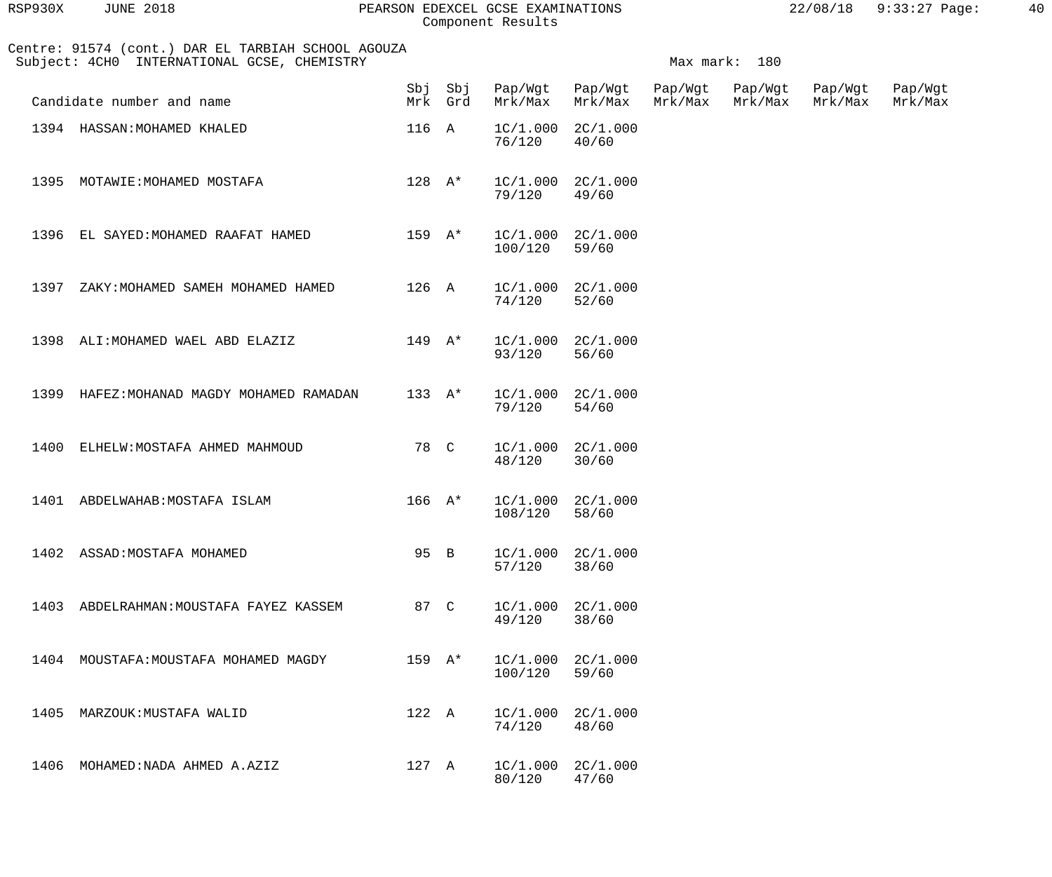Centre: 91574 (cont.) DAR EL TARBIAH SCHOOL AGOUZA
Subject: 4CH0 INTERNATIONAL GCSE, CHEMISTRY

Max mark: 180

| Candidate number and name | Sbj Mrk | Sbj Grd | Pap/Wgt Mrk/Max | Pap/Wgt Mrk/Max | Pap/Wgt Mrk/Max | Pap/Wgt Mrk/Max | Pap/Wgt Mrk/Max | Pap/Wgt Mrk/Max |
|---|---|---|---|---|---|---|---|---|
| 1394 HASSAN:MOHAMED KHALED | 116 | A | 1C/1.000 76/120 | 2C/1.000 40/60 | | | | |
| 1395 MOTAWIE:MOHAMED MOSTAFA | 128 | A* | 1C/1.000 79/120 | 2C/1.000 49/60 | | | | |
| 1396 EL SAYED:MOHAMED RAAFAT HAMED | 159 | A* | 1C/1.000 100/120 | 2C/1.000 59/60 | | | | |
| 1397 ZAKY:MOHAMED SAMEH MOHAMED HAMED | 126 | A | 1C/1.000 74/120 | 2C/1.000 52/60 | | | | |
| 1398 ALI:MOHAMED WAEL ABD ELAZIZ | 149 | A* | 1C/1.000 93/120 | 2C/1.000 56/60 | | | | |
| 1399 HAFEZ:MOHANAD MAGDY MOHAMED RAMADAN | 133 | A* | 1C/1.000 79/120 | 2C/1.000 54/60 | | | | |
| 1400 ELHELW:MOSTAFA AHMED MAHMOUD | 78 | C | 1C/1.000 48/120 | 2C/1.000 30/60 | | | | |
| 1401 ABDELWAHAB:MOSTAFA ISLAM | 166 | A* | 1C/1.000 108/120 | 2C/1.000 58/60 | | | | |
| 1402 ASSAD:MOSTAFA MOHAMED | 95 | B | 1C/1.000 57/120 | 2C/1.000 38/60 | | | | |
| 1403 ABDELRAHMAN:MOUSTAFA FAYEZ KASSEM | 87 | C | 1C/1.000 49/120 | 2C/1.000 38/60 | | | | |
| 1404 MOUSTAFA:MOUSTAFA MOHAMED MAGDY | 159 | A* | 1C/1.000 100/120 | 2C/1.000 59/60 | | | | |
| 1405 MARZOUK:MUSTAFA WALID | 122 | A | 1C/1.000 74/120 | 2C/1.000 48/60 | | | | |
| 1406 MOHAMED:NADA AHMED A.AZIZ | 127 | A | 1C/1.000 80/120 | 2C/1.000 47/60 | | | | |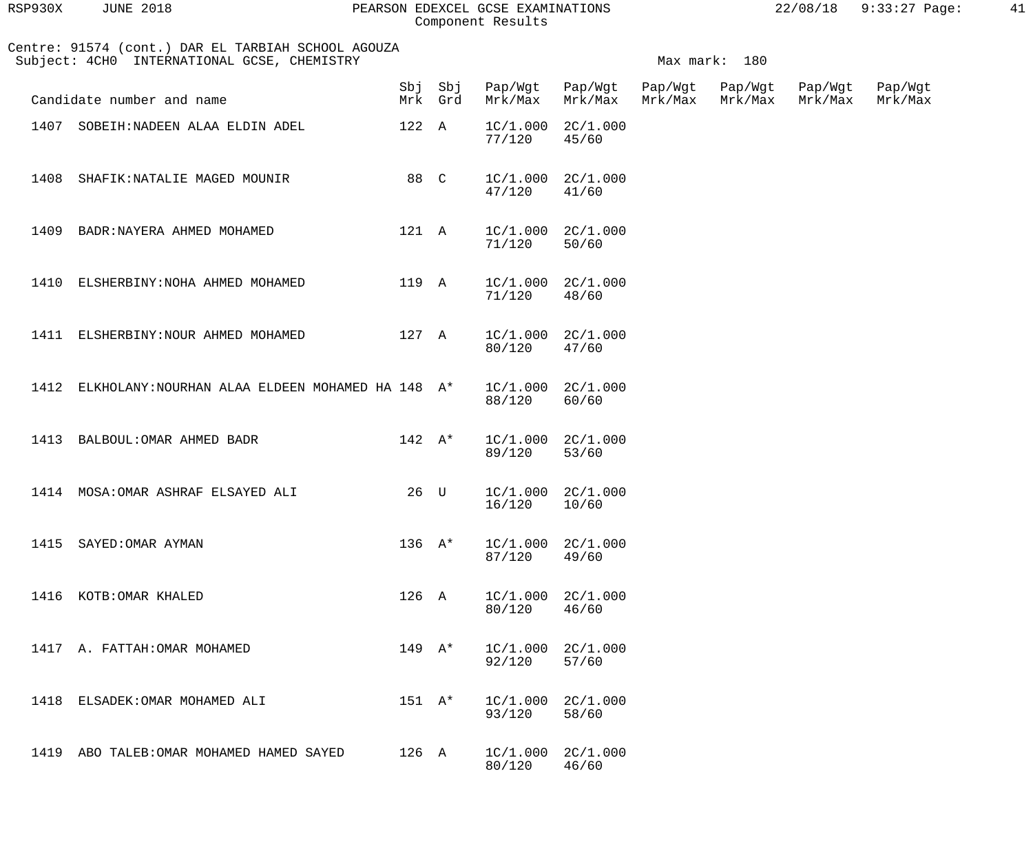PEARSON EDEXCEL GCSE EXAMINATIONS
Component Results

Centre: 91574 (cont.) DAR EL TARBIAH SCHOOL AGOUZA
Subject: 4CH0 INTERNATIONAL GCSE, CHEMISTRY

Max mark: 180

| Candidate number and name | Sbj Mrk | Sbj Grd | Pap/Wgt Mrk/Max | Pap/Wgt Mrk/Max | Pap/Wgt Mrk/Max | Pap/Wgt Mrk/Max | Pap/Wgt Mrk/Max | Pap/Wgt Mrk/Max |
|---|---|---|---|---|---|---|---|---|
| 1407 SOBEIH:NADEEN ALAA ELDIN ADEL | 122 | A | 1C/1.000 77/120 | 2C/1.000 45/60 | | | | |
| 1408 SHAFIK:NATALIE MAGED MOUNIR | 88 | C | 1C/1.000 47/120 | 2C/1.000 41/60 | | | | |
| 1409 BADR:NAYERA AHMED MOHAMED | 121 | A | 1C/1.000 71/120 | 2C/1.000 50/60 | | | | |
| 1410 ELSHERBINY:NOHA AHMED MOHAMED | 119 | A | 1C/1.000 71/120 | 2C/1.000 48/60 | | | | |
| 1411 ELSHERBINY:NOUR AHMED MOHAMED | 127 | A | 1C/1.000 80/120 | 2C/1.000 47/60 | | | | |
| 1412 ELKHOLANY:NOURHAN ALAA ELDEEN MOHAMED HA | 148 | A* | 1C/1.000 88/120 | 2C/1.000 60/60 | | | | |
| 1413 BALBOUL:OMAR AHMED BADR | 142 | A* | 1C/1.000 89/120 | 2C/1.000 53/60 | | | | |
| 1414 MOSA:OMAR ASHRAF ELSAYED ALI | 26 | U | 1C/1.000 16/120 | 2C/1.000 10/60 | | | | |
| 1415 SAYED:OMAR AYMAN | 136 | A* | 1C/1.000 87/120 | 2C/1.000 49/60 | | | | |
| 1416 KOTB:OMAR KHALED | 126 | A | 1C/1.000 80/120 | 2C/1.000 46/60 | | | | |
| 1417 A. FATTAH:OMAR MOHAMED | 149 | A* | 1C/1.000 92/120 | 2C/1.000 57/60 | | | | |
| 1418 ELSADEK:OMAR MOHAMED ALI | 151 | A* | 1C/1.000 93/120 | 2C/1.000 58/60 | | | | |
| 1419 ABO TALEB:OMAR MOHAMED HAMED SAYED | 126 | A | 1C/1.000 80/120 | 2C/1.000 46/60 | | | | |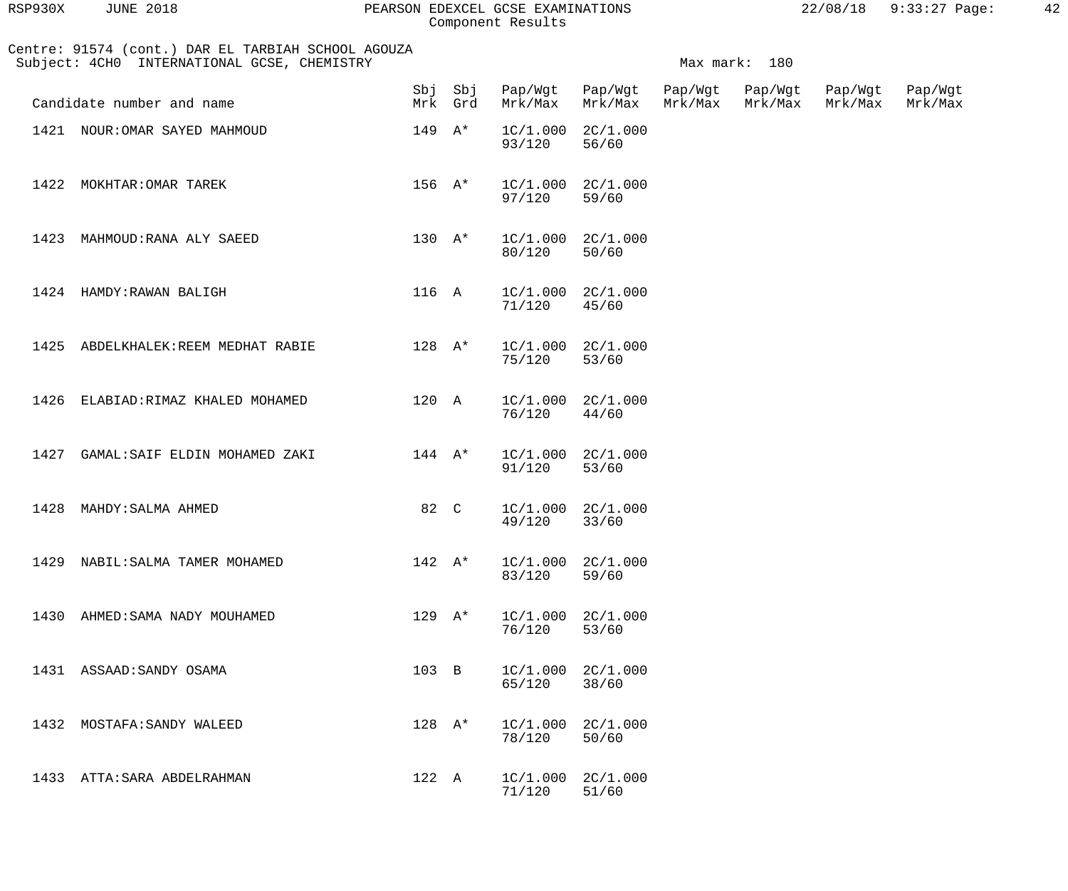Centre: 91574 (cont.) DAR EL TARBIAH SCHOOL AGOUZA
Subject: 4CH0 INTERNATIONAL GCSE, CHEMISTRY

Max mark: 180

| Candidate number and name | | Sbj Mrk | Sbj Grd | Pap/Wgt Mrk/Max | Pap/Wgt Mrk/Max | Pap/Wgt Mrk/Max | Pap/Wgt Mrk/Max | Pap/Wgt Mrk/Max | Pap/Wgt Mrk/Max |
|---|---|---|---|---|---|---|---|---|---|
| 1421 | NOUR:OMAR SAYED MAHMOUD | 149 | A* | 1C/1.000 93/120 | 2C/1.000 56/60 | | | | |
| 1422 | MOKHTAR:OMAR TAREK | 156 | A* | 1C/1.000 97/120 | 2C/1.000 59/60 | | | | |
| 1423 | MAHMOUD:RANA ALY SAEED | 130 | A* | 1C/1.000 80/120 | 2C/1.000 50/60 | | | | |
| 1424 | HAMDY:RAWAN BALIGH | 116 | A | 1C/1.000 71/120 | 2C/1.000 45/60 | | | | |
| 1425 | ABDELKHALEK:REEM MEDHAT RABIE | 128 | A* | 1C/1.000 75/120 | 2C/1.000 53/60 | | | | |
| 1426 | ELABIAD:RIMAZ KHALED MOHAMED | 120 | A | 1C/1.000 76/120 | 2C/1.000 44/60 | | | | |
| 1427 | GAMAL:SAIF ELDIN MOHAMED ZAKI | 144 | A* | 1C/1.000 91/120 | 2C/1.000 53/60 | | | | |
| 1428 | MAHDY:SALMA AHMED | 82 | C | 1C/1.000 49/120 | 2C/1.000 33/60 | | | | |
| 1429 | NABIL:SALMA TAMER MOHAMED | 142 | A* | 1C/1.000 83/120 | 2C/1.000 59/60 | | | | |
| 1430 | AHMED:SAMA NADY MOUHAMED | 129 | A* | 1C/1.000 76/120 | 2C/1.000 53/60 | | | | |
| 1431 | ASSAAD:SANDY OSAMA | 103 | B | 1C/1.000 65/120 | 2C/1.000 38/60 | | | | |
| 1432 | MOSTAFA:SANDY WALEED | 128 | A* | 1C/1.000 78/120 | 2C/1.000 50/60 | | | | |
| 1433 | ATTA:SARA ABDELRAHMAN | 122 | A | 1C/1.000 71/120 | 2C/1.000 51/60 | | | | |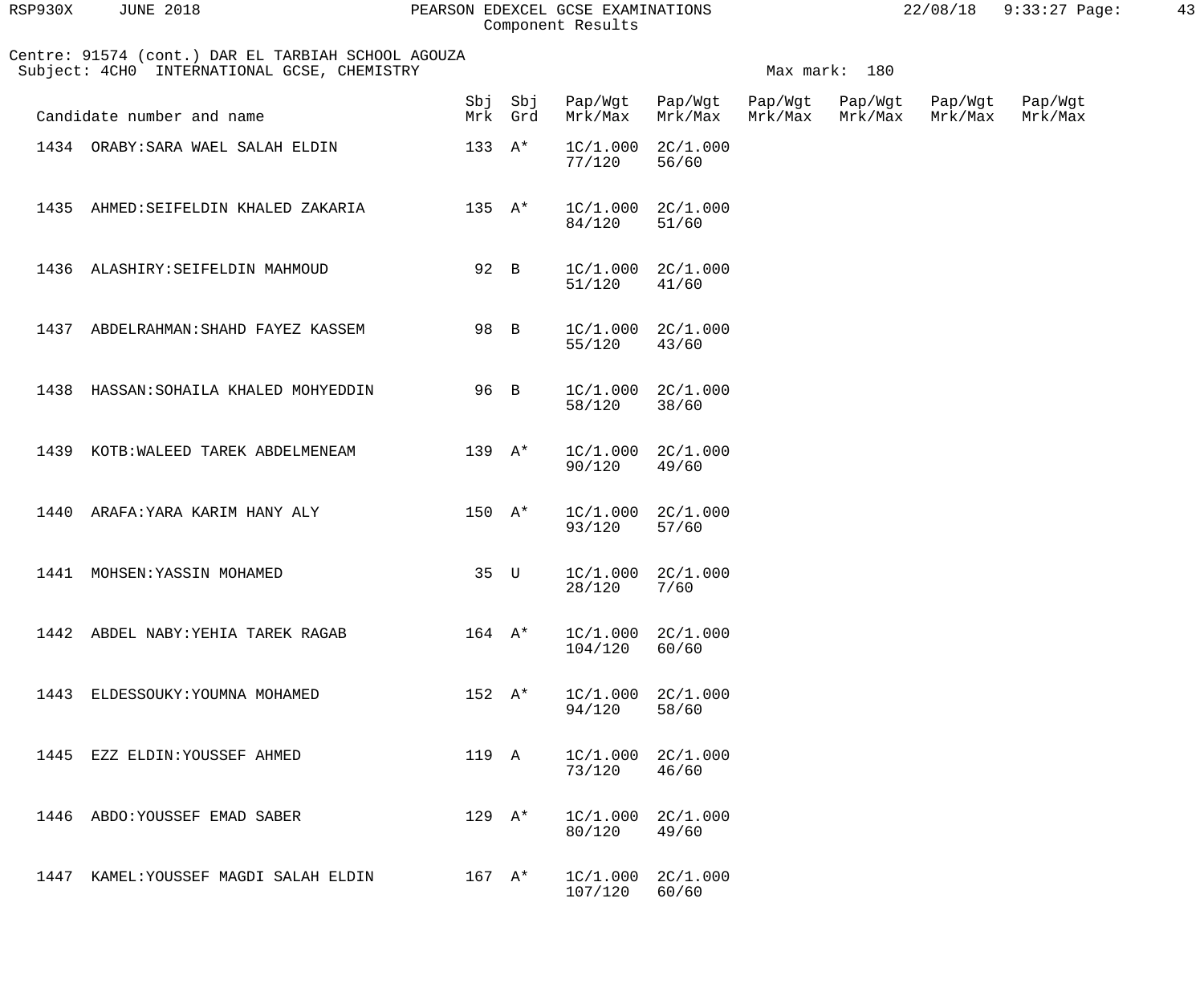Centre: 91574 (cont.) DAR EL TARBIAH SCHOOL AGOUZA
Subject: 4CH0 INTERNATIONAL GCSE, CHEMISTRY

Max mark: 180

| Candidate number and name | Sbj Mrk | Sbj Grd | Pap/Wgt Mrk/Max | Pap/Wgt Mrk/Max | Pap/Wgt Mrk/Max | Pap/Wgt Mrk/Max | Pap/Wgt Mrk/Max | Pap/Wgt Mrk/Max |
|---|---|---|---|---|---|---|---|---|
| 1434 ORABY:SARA WAEL SALAH ELDIN | 133 | A* | 1C/1.000 77/120 | 2C/1.000 56/60 | | | | |
| 1435 AHMED:SEIFELDIN KHALED ZAKARIA | 135 | A* | 1C/1.000 84/120 | 2C/1.000 51/60 | | | | |
| 1436 ALASHIRY:SEIFELDIN MAHMOUD | 92 | B | 1C/1.000 51/120 | 2C/1.000 41/60 | | | | |
| 1437 ABDELRAHMAN:SHAHD FAYEZ KASSEM | 98 | B | 1C/1.000 55/120 | 2C/1.000 43/60 | | | | |
| 1438 HASSAN:SOHAILA KHALED MOHYEDDIN | 96 | B | 1C/1.000 58/120 | 2C/1.000 38/60 | | | | |
| 1439 KOTB:WALEED TAREK ABDELMENEAM | 139 | A* | 1C/1.000 90/120 | 2C/1.000 49/60 | | | | |
| 1440 ARAFA:YARA KARIM HANY ALY | 150 | A* | 1C/1.000 93/120 | 2C/1.000 57/60 | | | | |
| 1441 MOHSEN:YASSIN MOHAMED | 35 | U | 1C/1.000 28/120 | 2C/1.000 7/60 | | | | |
| 1442 ABDEL NABY:YEHIA TAREK RAGAB | 164 | A* | 1C/1.000 104/120 | 2C/1.000 60/60 | | | | |
| 1443 ELDESSOUKY:YOUMNA MOHAMED | 152 | A* | 1C/1.000 94/120 | 2C/1.000 58/60 | | | | |
| 1445 EZZ ELDIN:YOUSSEF AHMED | 119 | A | 1C/1.000 73/120 | 2C/1.000 46/60 | | | | |
| 1446 ABDO:YOUSSEF EMAD SABER | 129 | A* | 1C/1.000 80/120 | 2C/1.000 49/60 | | | | |
| 1447 KAMEL:YOUSSEF MAGDI SALAH ELDIN | 167 | A* | 1C/1.000 107/120 | 2C/1.000 60/60 | | | | |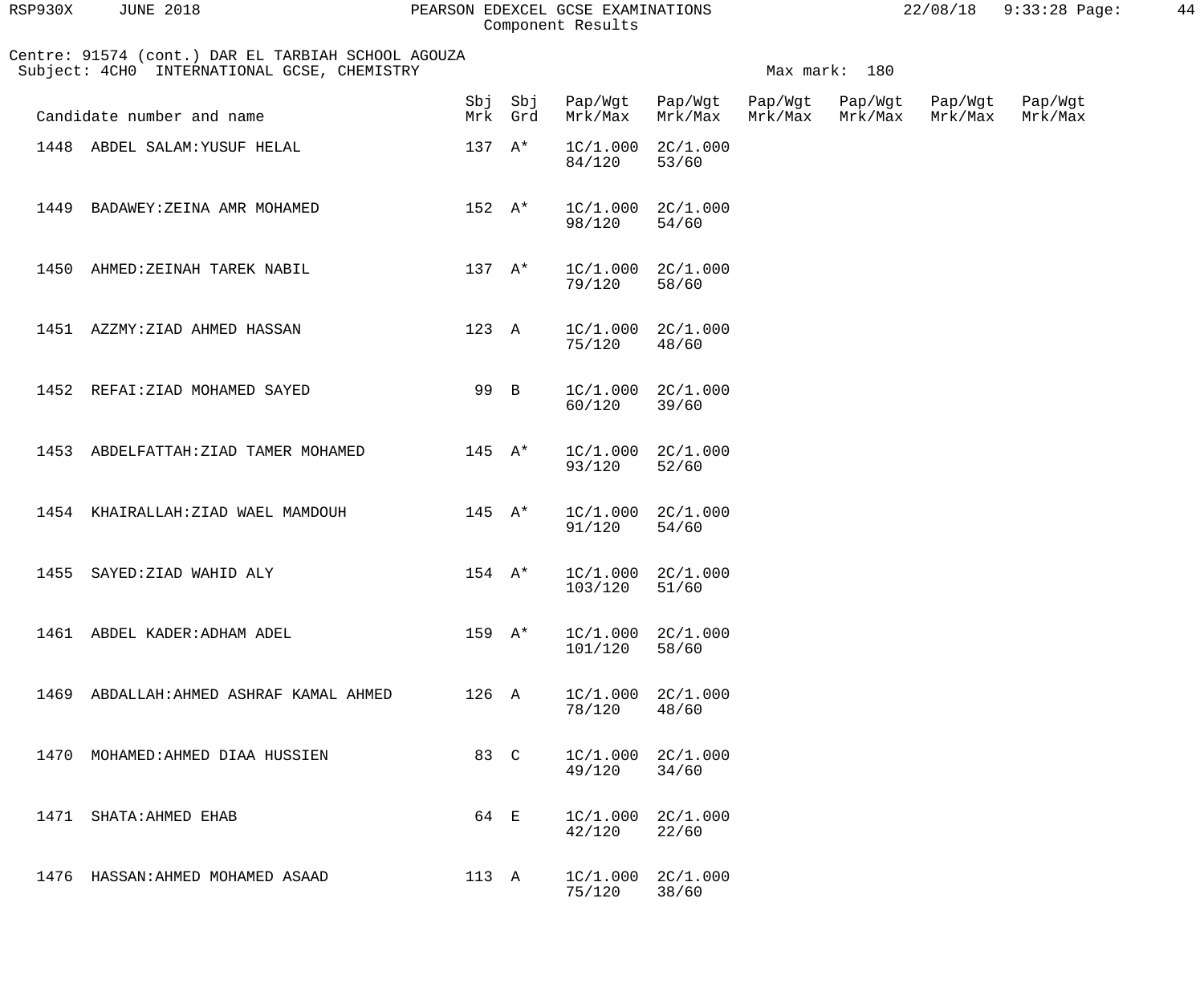Centre: 91574 (cont.) DAR EL TARBIAH SCHOOL AGOUZA
Subject: 4CH0 INTERNATIONAL GCSE, CHEMISTRY

Max mark: 180

| Candidate number and name | Sbj Mrk | Sbj Grd | Pap/Wgt Mrk/Max | Pap/Wgt Mrk/Max | Pap/Wgt Mrk/Max | Pap/Wgt Mrk/Max | Pap/Wgt Mrk/Max | Pap/Wgt Mrk/Max |
|---|---|---|---|---|---|---|---|---|
| 1448 ABDEL SALAM:YUSUF HELAL | 137 | A* | 1C/1.000 84/120 | 2C/1.000 53/60 | | | | |
| 1449 BADAWEY:ZEINA AMR MOHAMED | 152 | A* | 1C/1.000 98/120 | 2C/1.000 54/60 | | | | |
| 1450 AHMED:ZEINAH TAREK NABIL | 137 | A* | 1C/1.000 79/120 | 2C/1.000 58/60 | | | | |
| 1451 AZZMY:ZIAD AHMED HASSAN | 123 | A | 1C/1.000 75/120 | 2C/1.000 48/60 | | | | |
| 1452 REFAI:ZIAD MOHAMED SAYED | 99 | B | 1C/1.000 60/120 | 2C/1.000 39/60 | | | | |
| 1453 ABDELFATTAH:ZIAD TAMER MOHAMED | 145 | A* | 1C/1.000 93/120 | 2C/1.000 52/60 | | | | |
| 1454 KHAIRALLAH:ZIAD WAEL MAMDOUH | 145 | A* | 1C/1.000 91/120 | 2C/1.000 54/60 | | | | |
| 1455 SAYED:ZIAD WAHID ALY | 154 | A* | 1C/1.000 103/120 | 2C/1.000 51/60 | | | | |
| 1461 ABDEL KADER:ADHAM ADEL | 159 | A* | 1C/1.000 101/120 | 2C/1.000 58/60 | | | | |
| 1469 ABDALLAH:AHMED ASHRAF KAMAL AHMED | 126 | A | 1C/1.000 78/120 | 2C/1.000 48/60 | | | | |
| 1470 MOHAMED:AHMED DIAA HUSSIEN | 83 | C | 1C/1.000 49/120 | 2C/1.000 34/60 | | | | |
| 1471 SHATA:AHMED EHAB | 64 | E | 1C/1.000 42/120 | 2C/1.000 22/60 | | | | |
| 1476 HASSAN:AHMED MOHAMED ASAAD | 113 | A | 1C/1.000 75/120 | 2C/1.000 38/60 | | | | |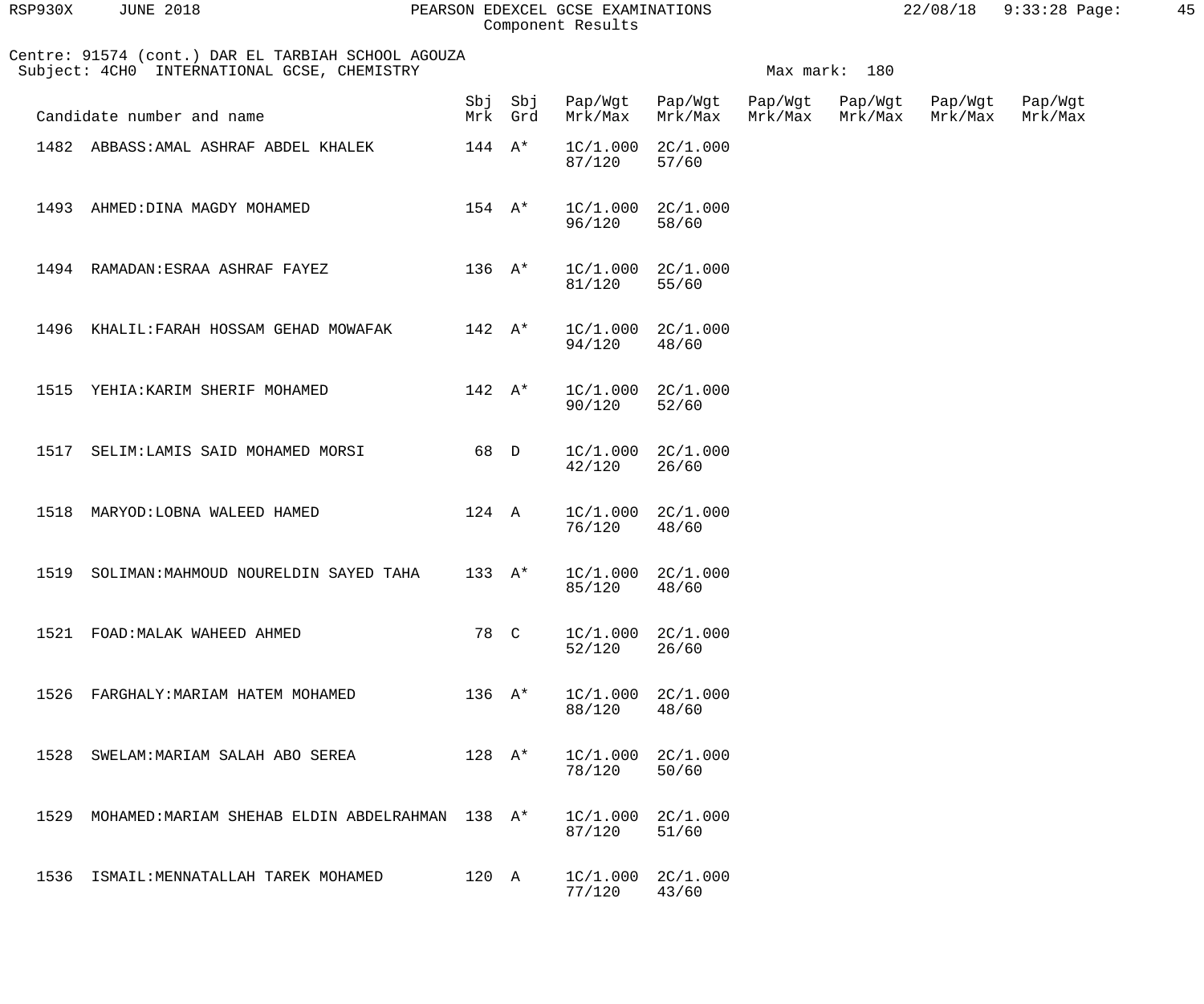Centre: 91574 (cont.) DAR EL TARBIAH SCHOOL AGOUZA
Subject: 4CH0 INTERNATIONAL GCSE, CHEMISTRY

Max mark: 180

| Candidate number and name | Sbj Mrk | Sbj Grd | Pap/Wgt Mrk/Max | Pap/Wgt Mrk/Max | Pap/Wgt Mrk/Max | Pap/Wgt Mrk/Max | Pap/Wgt Mrk/Max | Pap/Wgt Mrk/Max |
|---|---|---|---|---|---|---|---|---|
| 1482 ABBASS:AMAL ASHRAF ABDEL KHALEK | 144 | A* | 1C/1.000 87/120 | 2C/1.000 57/60 | | | | |
| 1493 AHMED:DINA MAGDY MOHAMED | 154 | A* | 1C/1.000 96/120 | 2C/1.000 58/60 | | | | |
| 1494 RAMADAN:ESRAA ASHRAF FAYEZ | 136 | A* | 1C/1.000 81/120 | 2C/1.000 55/60 | | | | |
| 1496 KHALIL:FARAH HOSSAM GEHAD MOWAFAK | 142 | A* | 1C/1.000 94/120 | 2C/1.000 48/60 | | | | |
| 1515 YEHIA:KARIM SHERIF MOHAMED | 142 | A* | 1C/1.000 90/120 | 2C/1.000 52/60 | | | | |
| 1517 SELIM:LAMIS SAID MOHAMED MORSI | 68 | D | 1C/1.000 42/120 | 2C/1.000 26/60 | | | | |
| 1518 MARYOD:LOBNA WALEED HAMED | 124 | A | 1C/1.000 76/120 | 2C/1.000 48/60 | | | | |
| 1519 SOLIMAN:MAHMOUD NOURELDIN SAYED TAHA | 133 | A* | 1C/1.000 85/120 | 2C/1.000 48/60 | | | | |
| 1521 FOAD:MALAK WAHEED AHMED | 78 | C | 1C/1.000 52/120 | 2C/1.000 26/60 | | | | |
| 1526 FARGHALY:MARIAM HATEM MOHAMED | 136 | A* | 1C/1.000 88/120 | 2C/1.000 48/60 | | | | |
| 1528 SWELAM:MARIAM SALAH ABO SEREA | 128 | A* | 1C/1.000 78/120 | 2C/1.000 50/60 | | | | |
| 1529 MOHAMED:MARIAM SHEHAB ELDIN ABDELRAHMAN | 138 | A* | 1C/1.000 87/120 | 2C/1.000 51/60 | | | | |
| 1536 ISMAIL:MENNATALLAH TAREK MOHAMED | 120 | A | 1C/1.000 77/120 | 2C/1.000 43/60 | | | | |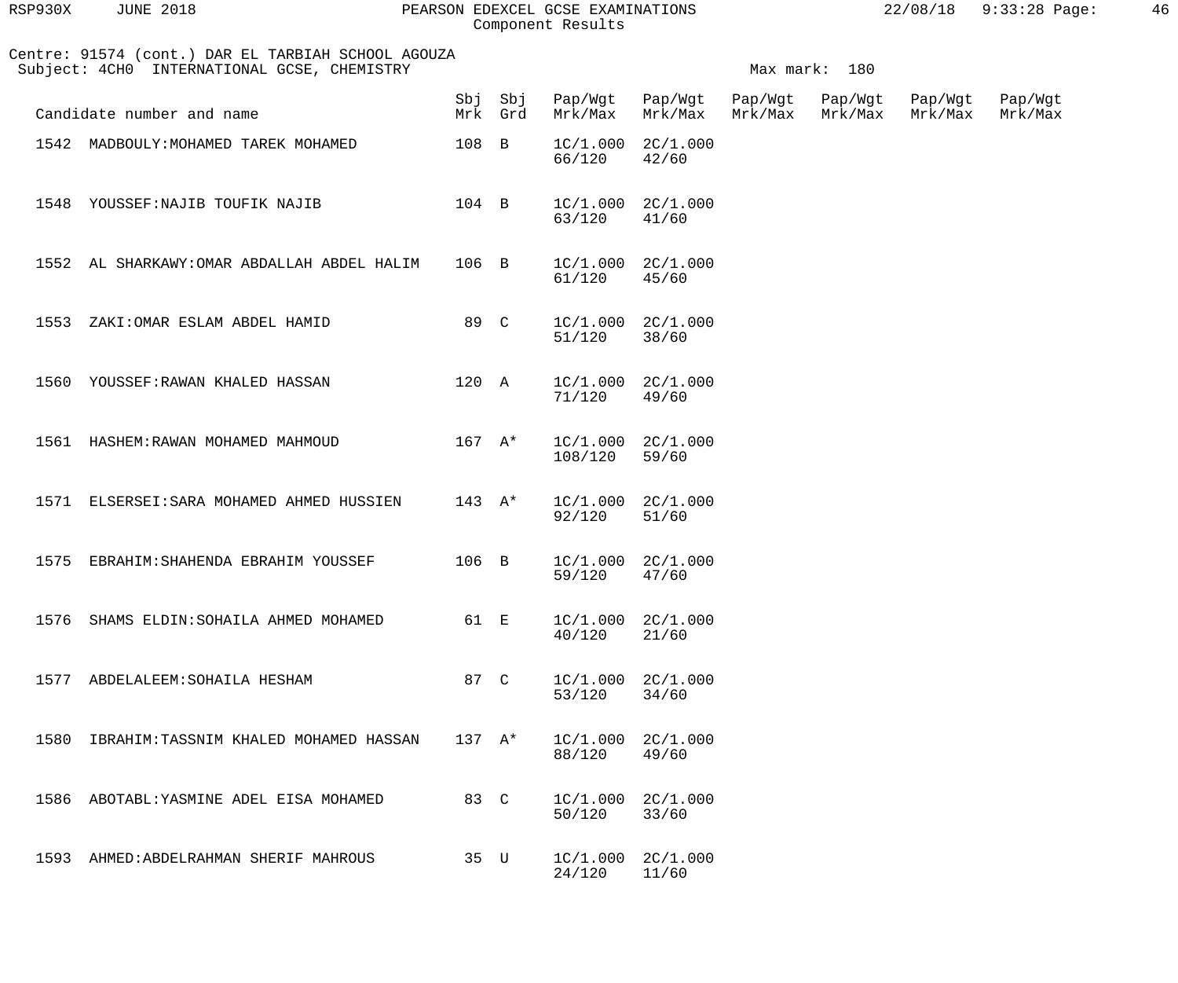Centre: 91574 (cont.) DAR EL TARBIAH SCHOOL AGOUZA
Subject: 4CH0 INTERNATIONAL GCSE, CHEMISTRY

Max mark: 180

| Candidate number and name | Sbj Mrk | Sbj Grd | Pap/Wgt Mrk/Max | Pap/Wgt Mrk/Max | Pap/Wgt Mrk/Max | Pap/Wgt Mrk/Max | Pap/Wgt Mrk/Max | Pap/Wgt Mrk/Max |
|---|---|---|---|---|---|---|---|---|
| 1542 MADBOULY:MOHAMED TAREK MOHAMED | 108 | B | 1C/1.000 66/120 | 2C/1.000 42/60 | | | | |
| 1548 YOUSSEF:NAJIB TOUFIK NAJIB | 104 | B | 1C/1.000 63/120 | 2C/1.000 41/60 | | | | |
| 1552 AL SHARKAWY:OMAR ABDALLAH ABDEL HALIM | 106 | B | 1C/1.000 61/120 | 2C/1.000 45/60 | | | | |
| 1553 ZAKI:OMAR ESLAM ABDEL HAMID | 89 | C | 1C/1.000 51/120 | 2C/1.000 38/60 | | | | |
| 1560 YOUSSEF:RAWAN KHALED HASSAN | 120 | A | 1C/1.000 71/120 | 2C/1.000 49/60 | | | | |
| 1561 HASHEM:RAWAN MOHAMED MAHMOUD | 167 | A* | 1C/1.000 108/120 | 2C/1.000 59/60 | | | | |
| 1571 ELSERSEI:SARA MOHAMED AHMED HUSSIEN | 143 | A* | 1C/1.000 92/120 | 2C/1.000 51/60 | | | | |
| 1575 EBRAHIM:SHAHENDA EBRAHIM YOUSSEF | 106 | B | 1C/1.000 59/120 | 2C/1.000 47/60 | | | | |
| 1576 SHAMS ELDIN:SOHAILA AHMED MOHAMED | 61 | E | 1C/1.000 40/120 | 2C/1.000 21/60 | | | | |
| 1577 ABDELALEEM:SOHAILA HESHAM | 87 | C | 1C/1.000 53/120 | 2C/1.000 34/60 | | | | |
| 1580 IBRAHIM:TASSNIM KHALED MOHAMED HASSAN | 137 | A* | 1C/1.000 88/120 | 2C/1.000 49/60 | | | | |
| 1586 ABOTABL:YASMINE ADEL EISA MOHAMED | 83 | C | 1C/1.000 50/120 | 2C/1.000 33/60 | | | | |
| 1593 AHMED:ABDELRAHMAN SHERIF MAHROUS | 35 | U | 1C/1.000 24/120 | 2C/1.000 11/60 | | | | |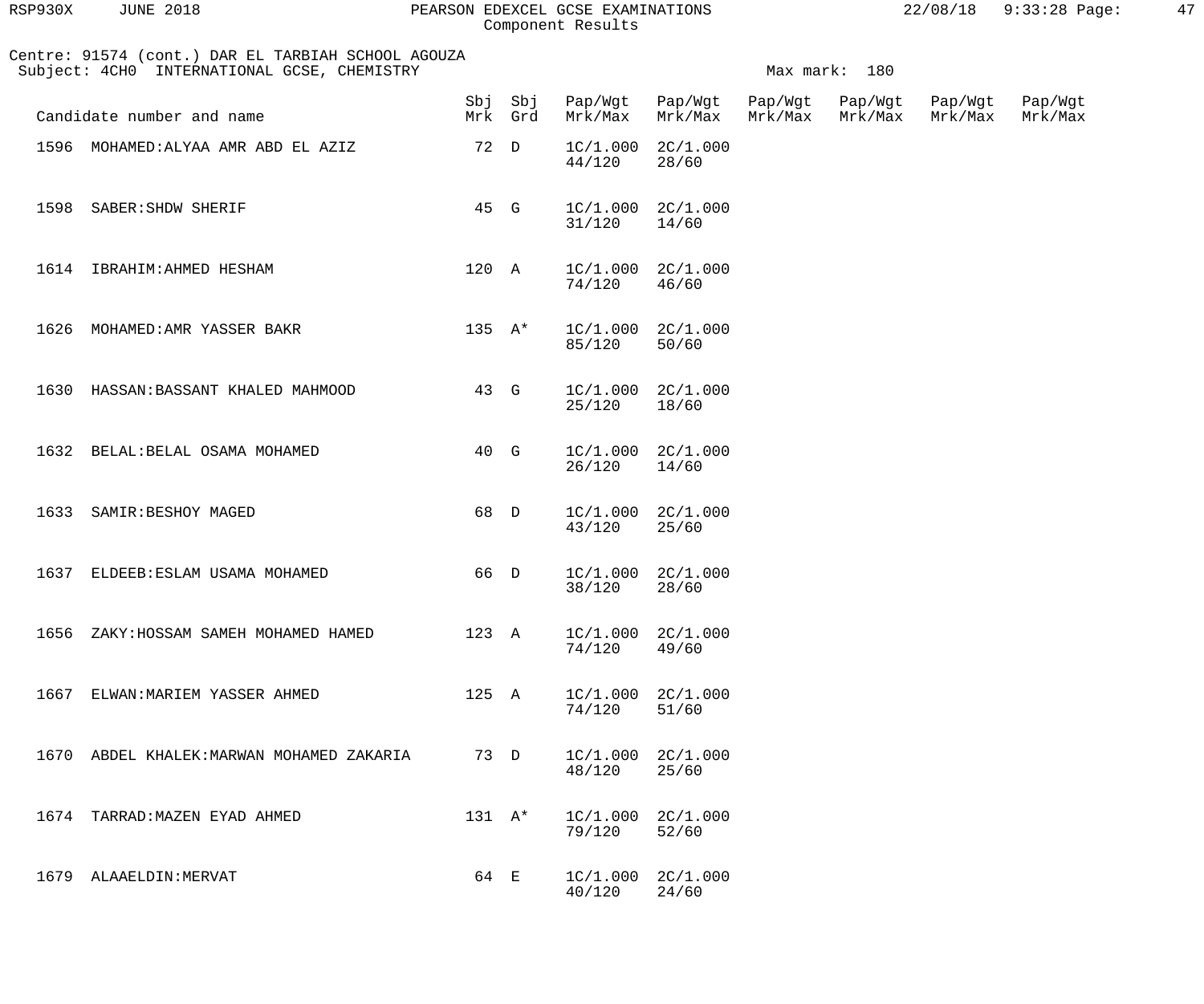Centre: 91574 (cont.) DAR EL TARBIAH SCHOOL AGOUZA
Subject: 4CH0 INTERNATIONAL GCSE, CHEMISTRY

Max mark: 180

| Candidate number and name | Sbj Mrk | Sbj Grd | Pap/Wgt Mrk/Max | Pap/Wgt Mrk/Max | Pap/Wgt Mrk/Max | Pap/Wgt Mrk/Max | Pap/Wgt Mrk/Max | Pap/Wgt Mrk/Max |
|---|---|---|---|---|---|---|---|---|
| 1596 MOHAMED:ALYAA AMR ABD EL AZIZ | 72 | D | 1C/1.000 44/120 | 2C/1.000 28/60 | | | | |
| 1598 SABER:SHDW SHERIF | 45 | G | 1C/1.000 31/120 | 2C/1.000 14/60 | | | | |
| 1614 IBRAHIM:AHMED HESHAM | 120 | A | 1C/1.000 74/120 | 2C/1.000 46/60 | | | | |
| 1626 MOHAMED:AMR YASSER BAKR | 135 | A* | 1C/1.000 85/120 | 2C/1.000 50/60 | | | | |
| 1630 HASSAN:BASSANT KHALED MAHMOOD | 43 | G | 1C/1.000 25/120 | 2C/1.000 18/60 | | | | |
| 1632 BELAL:BELAL OSAMA MOHAMED | 40 | G | 1C/1.000 26/120 | 2C/1.000 14/60 | | | | |
| 1633 SAMIR:BESHOY MAGED | 68 | D | 1C/1.000 43/120 | 2C/1.000 25/60 | | | | |
| 1637 ELDEEB:ESLAM USAMA MOHAMED | 66 | D | 1C/1.000 38/120 | 2C/1.000 28/60 | | | | |
| 1656 ZAKY:HOSSAM SAMEH MOHAMED HAMED | 123 | A | 1C/1.000 74/120 | 2C/1.000 49/60 | | | | |
| 1667 ELWAN:MARIEM YASSER AHMED | 125 | A | 1C/1.000 74/120 | 2C/1.000 51/60 | | | | |
| 1670 ABDEL KHALEK:MARWAN MOHAMED ZAKARIA | 73 | D | 1C/1.000 48/120 | 2C/1.000 25/60 | | | | |
| 1674 TARRAD:MAZEN EYAD AHMED | 131 | A* | 1C/1.000 79/120 | 2C/1.000 52/60 | | | | |
| 1679 ALAAELDIN:MERVAT | 64 | E | 1C/1.000 40/120 | 2C/1.000 24/60 | | | | |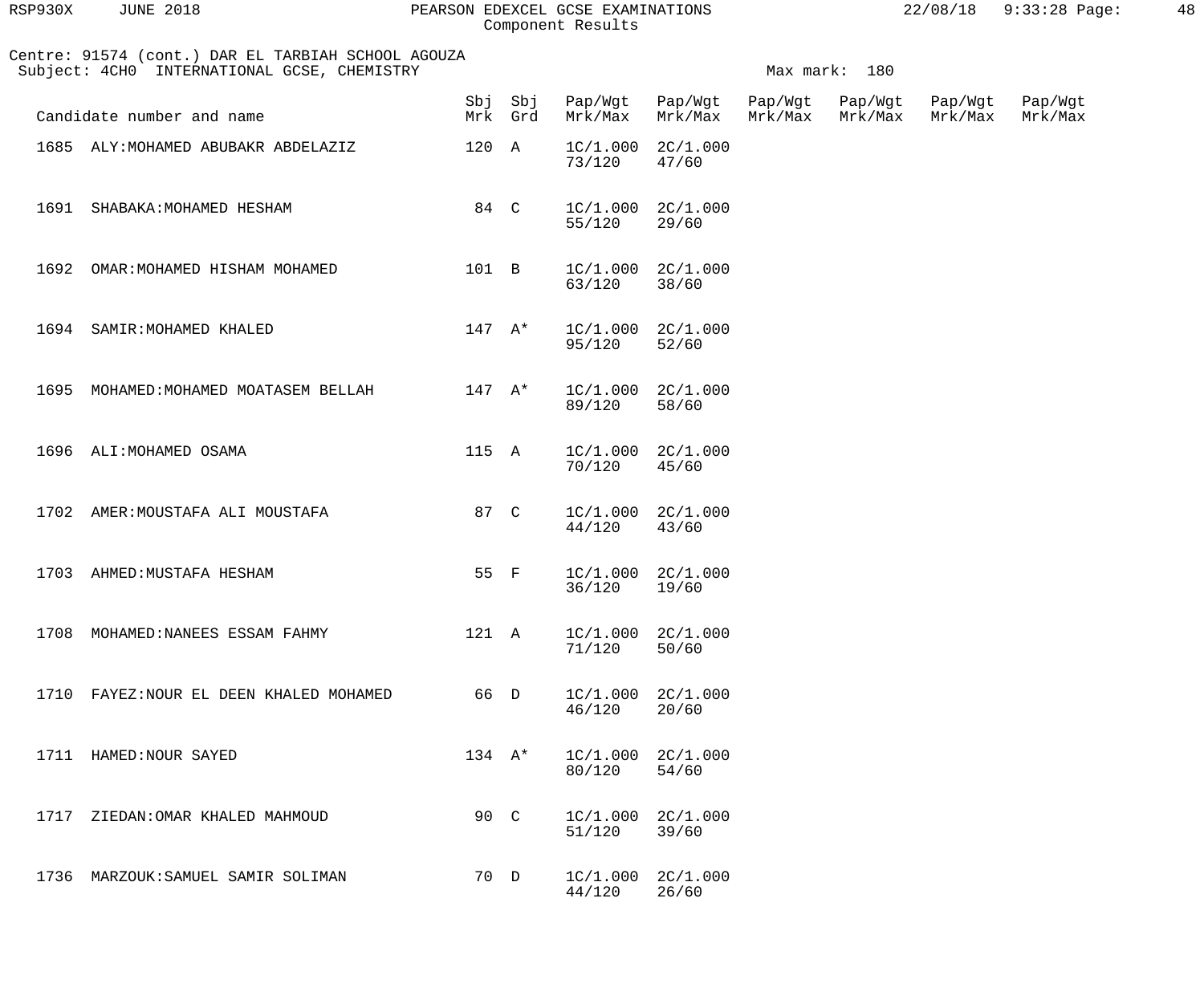Centre: 91574 (cont.) DAR EL TARBIAH SCHOOL AGOUZA
Subject: 4CH0 INTERNATIONAL GCSE, CHEMISTRY

Max mark: 180

| Candidate number and name | Sbj Mrk | Sbj Grd | Pap/Wgt Mrk/Max | Pap/Wgt Mrk/Max | Pap/Wgt Mrk/Max | Pap/Wgt Mrk/Max | Pap/Wgt Mrk/Max | Pap/Wgt Mrk/Max |
|---|---|---|---|---|---|---|---|---|
| 1685 ALY:MOHAMED ABUBAKR ABDELAZIZ | 120 | A | 1C/1.000 73/120 | 2C/1.000 47/60 | | | | |
| 1691 SHABAKA:MOHAMED HESHAM | 84 | C | 1C/1.000 55/120 | 2C/1.000 29/60 | | | | |
| 1692 OMAR:MOHAMED HISHAM MOHAMED | 101 | B | 1C/1.000 63/120 | 2C/1.000 38/60 | | | | |
| 1694 SAMIR:MOHAMED KHALED | 147 | A* | 1C/1.000 95/120 | 2C/1.000 52/60 | | | | |
| 1695 MOHAMED:MOHAMED MOATASEM BELLAH | 147 | A* | 1C/1.000 89/120 | 2C/1.000 58/60 | | | | |
| 1696 ALI:MOHAMED OSAMA | 115 | A | 1C/1.000 70/120 | 2C/1.000 45/60 | | | | |
| 1702 AMER:MOUSTAFA ALI MOUSTAFA | 87 | C | 1C/1.000 44/120 | 2C/1.000 43/60 | | | | |
| 1703 AHMED:MUSTAFA HESHAM | 55 | F | 1C/1.000 36/120 | 2C/1.000 19/60 | | | | |
| 1708 MOHAMED:NANEES ESSAM FAHMY | 121 | A | 1C/1.000 71/120 | 2C/1.000 50/60 | | | | |
| 1710 FAYEZ:NOUR EL DEEN KHALED MOHAMED | 66 | D | 1C/1.000 46/120 | 2C/1.000 20/60 | | | | |
| 1711 HAMED:NOUR SAYED | 134 | A* | 1C/1.000 80/120 | 2C/1.000 54/60 | | | | |
| 1717 ZIEDAN:OMAR KHALED MAHMOUD | 90 | C | 1C/1.000 51/120 | 2C/1.000 39/60 | | | | |
| 1736 MARZOUK:SAMUEL SAMIR SOLIMAN | 70 | D | 1C/1.000 44/120 | 2C/1.000 26/60 | | | | |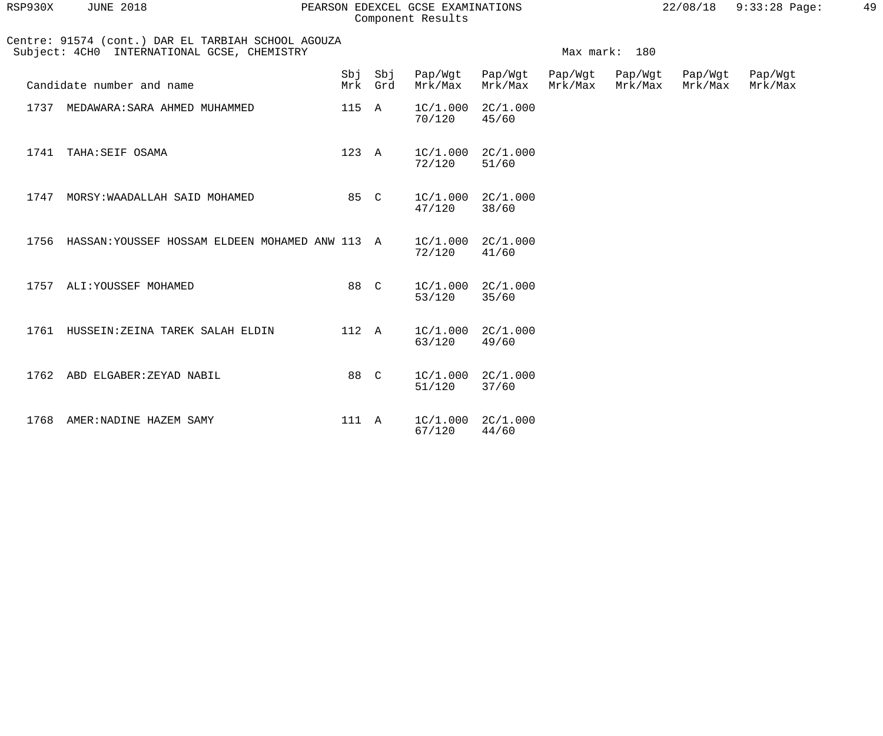Centre: 91574 (cont.) DAR EL TARBIAH SCHOOL AGOUZA
Subject: 4CH0 INTERNATIONAL GCSE, CHEMISTRY

Max mark: 180

| Candidate number and name | Sbj Mrk | Sbj Grd | Pap/Wgt Mrk/Max | Pap/Wgt Mrk/Max | Pap/Wgt Mrk/Max | Pap/Wgt Mrk/Max | Pap/Wgt Mrk/Max | Pap/Wgt Mrk/Max |
|---|---|---|---|---|---|---|---|---|
| 1737 MEDAWARA:SARA AHMED MUHAMMED | 115 | A | 1C/1.000 70/120 | 2C/1.000 45/60 | | | | |
| 1741 TAHA:SEIF OSAMA | 123 | A | 1C/1.000 72/120 | 2C/1.000 51/60 | | | | |
| 1747 MORSY:WAADALLAH SAID MOHAMED | 85 | C | 1C/1.000 47/120 | 2C/1.000 38/60 | | | | |
| 1756 HASSAN:YOUSSEF HOSSAM ELDEEN MOHAMED ANW | 113 | A | 1C/1.000 72/120 | 2C/1.000 41/60 | | | | |
| 1757 ALI:YOUSSEF MOHAMED | 88 | C | 1C/1.000 53/120 | 2C/1.000 35/60 | | | | |
| 1761 HUSSEIN:ZEINA TAREK SALAH ELDIN | 112 | A | 1C/1.000 63/120 | 2C/1.000 49/60 | | | | |
| 1762 ABD ELGABER:ZEYAD NABIL | 88 | C | 1C/1.000 51/120 | 2C/1.000 37/60 | | | | |
| 1768 AMER:NADINE HAZEM SAMY | 111 | A | 1C/1.000 67/120 | 2C/1.000 44/60 | | | | |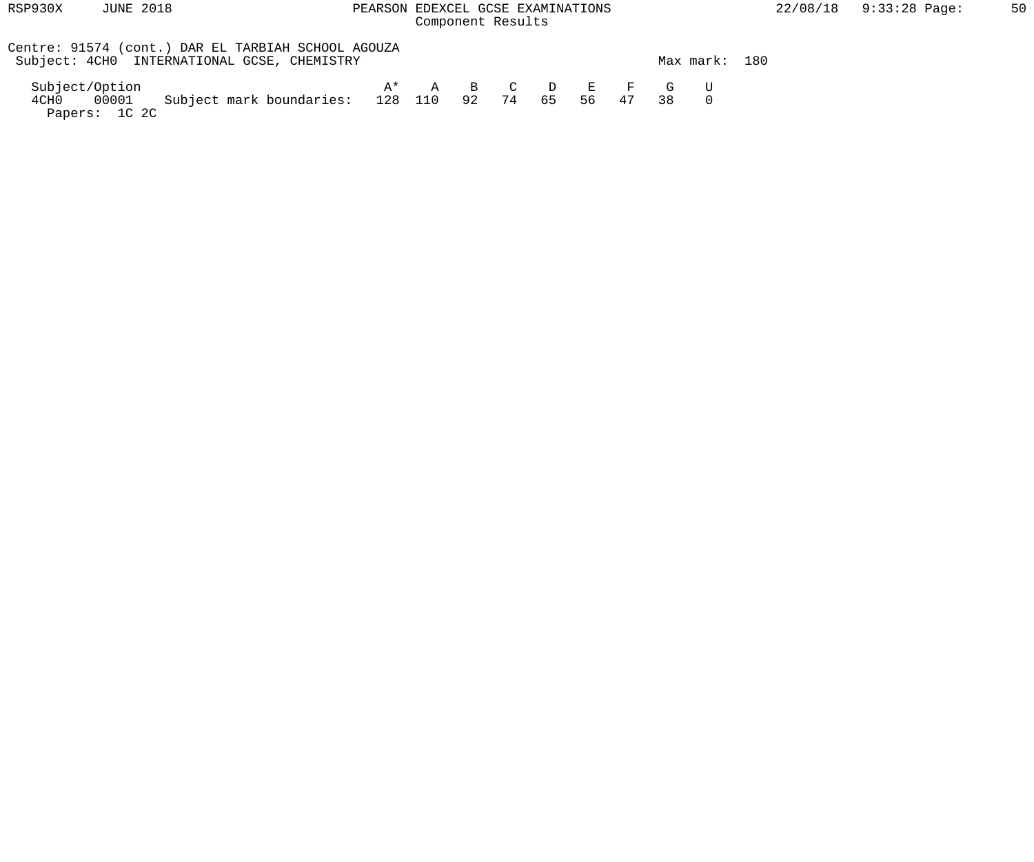Centre: 91574 (cont.) DAR EL TARBIAH SCHOOL AGOUZA
Subject: 4CH0 INTERNATIONAL GCSE, CHEMISTRY

Max mark: 180

| Subject/Option | | | A* | A | B | C | D | E | F | G | U |
|---|---|---|---|---|---|---|---|---|---|---|---|
| 4CH0 | 00001 | Subject mark boundaries: | 128 | 110 | 92 | 74 | 65 | 56 | 47 | 38 | 0 |

Papers: 1C 2C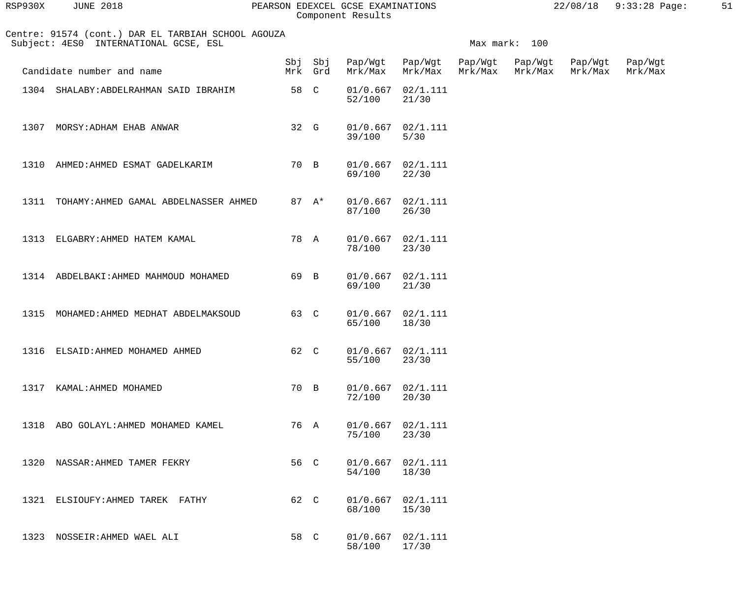Centre: 91574 (cont.) DAR EL TARBIAH SCHOOL AGOUZA
Subject: 4ES0 INTERNATIONAL GCSE, ESL

Max mark: 100

| Candidate number and name | | Sbj Mrk | Sbj Grd | Pap/Wgt Mrk/Max | Pap/Wgt Mrk/Max | Pap/Wgt Mrk/Max | Pap/Wgt Mrk/Max | Pap/Wgt Mrk/Max | Pap/Wgt Mrk/Max |
|---|---|---|---|---|---|---|---|---|---|
| 1304 | SHALABY:ABDELRAHMAN SAID IBRAHIM | 58 | C | 01/0.667 52/100 | 02/1.111 21/30 | | | | |
| 1307 | MORSY:ADHAM EHAB ANWAR | 32 | G | 01/0.667 39/100 | 02/1.111 5/30 | | | | |
| 1310 | AHMED:AHMED ESMAT GADELKARIM | 70 | B | 01/0.667 69/100 | 02/1.111 22/30 | | | | |
| 1311 | TOHAMY:AHMED GAMAL ABDELNASSER AHMED | 87 | A* | 01/0.667 87/100 | 02/1.111 26/30 | | | | |
| 1313 | ELGABRY:AHMED HATEM KAMAL | 78 | A | 01/0.667 78/100 | 02/1.111 23/30 | | | | |
| 1314 | ABDELBAKI:AHMED MAHMOUD MOHAMED | 69 | B | 01/0.667 69/100 | 02/1.111 21/30 | | | | |
| 1315 | MOHAMED:AHMED MEDHAT ABDELMAKSOUD | 63 | C | 01/0.667 65/100 | 02/1.111 18/30 | | | | |
| 1316 | ELSAID:AHMED MOHAMED AHMED | 62 | C | 01/0.667 55/100 | 02/1.111 23/30 | | | | |
| 1317 | KAMAL:AHMED MOHAMED | 70 | B | 01/0.667 72/100 | 02/1.111 20/30 | | | | |
| 1318 | ABO GOLAYL:AHMED MOHAMED KAMEL | 76 | A | 01/0.667 75/100 | 02/1.111 23/30 | | | | |
| 1320 | NASSAR:AHMED TAMER FEKRY | 56 | C | 01/0.667 54/100 | 02/1.111 18/30 | | | | |
| 1321 | ELSIOUFY:AHMED TAREK FATHY | 62 | C | 01/0.667 68/100 | 02/1.111 15/30 | | | | |
| 1323 | NOSSEIR:AHMED WAEL ALI | 58 | C | 01/0.667 58/100 | 02/1.111 17/30 | | | | |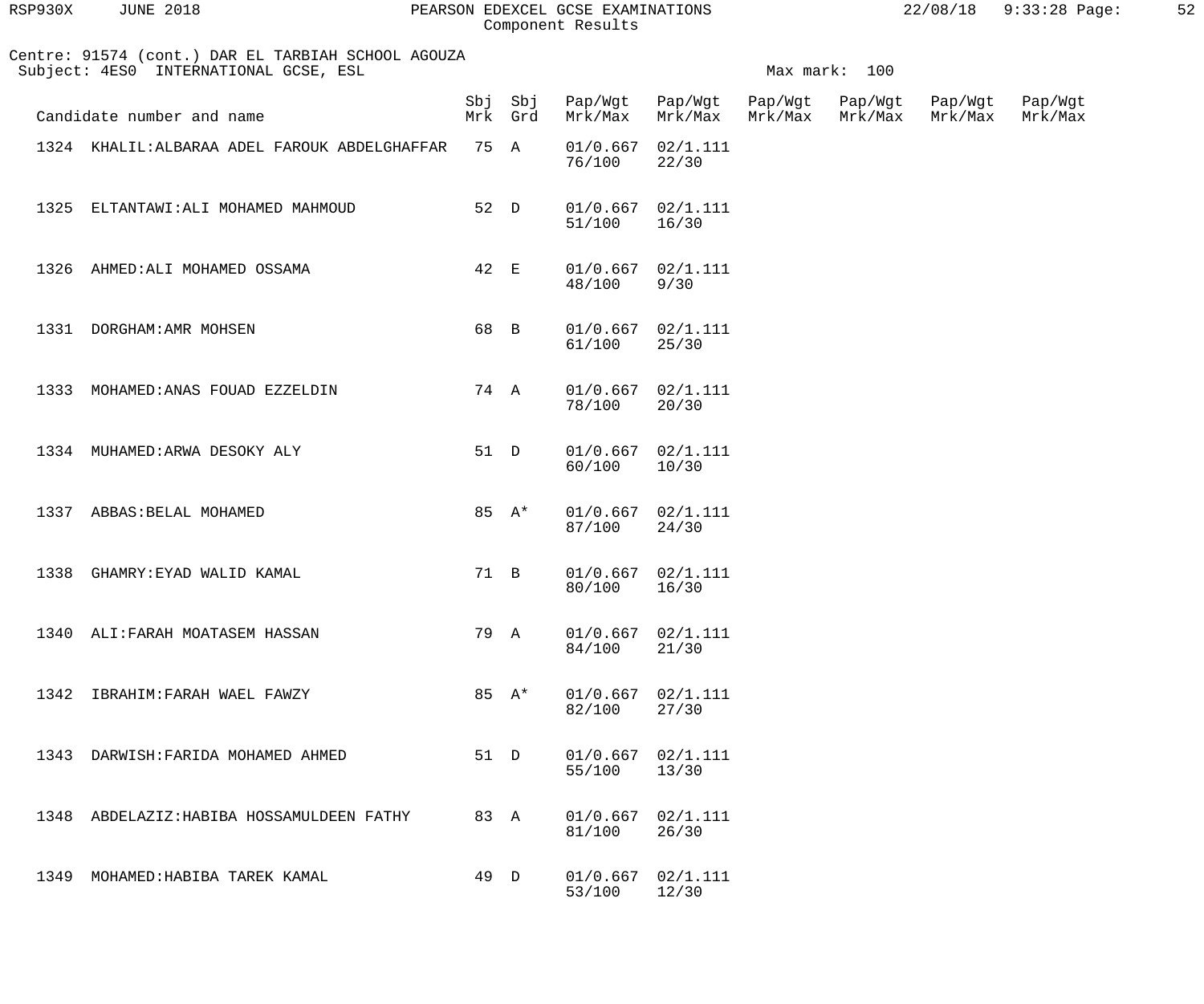Centre: 91574 (cont.) DAR EL TARBIAH SCHOOL AGOUZA
Subject: 4ES0 INTERNATIONAL GCSE, ESL

Max mark: 100

| Candidate number and name | Sbj Mrk | Sbj Grd | Pap/Wgt Mrk/Max | Pap/Wgt Mrk/Max | Pap/Wgt Mrk/Max | Pap/Wgt Mrk/Max | Pap/Wgt Mrk/Max | Pap/Wgt Mrk/Max |
|---|---|---|---|---|---|---|---|---|
| 1324 KHALIL:ALBARAA ADEL FAROUK ABDELGHAFFAR | 75 | A | 01/0.667 76/100 | 02/1.111 22/30 | | | | |
| 1325 ELTANTAWI:ALI MOHAMED MAHMOUD | 52 | D | 01/0.667 51/100 | 02/1.111 16/30 | | | | |
| 1326 AHMED:ALI MOHAMED OSSAMA | 42 | E | 01/0.667 48/100 | 02/1.111 9/30 | | | | |
| 1331 DORGHAM:AMR MOHSEN | 68 | B | 01/0.667 61/100 | 02/1.111 25/30 | | | | |
| 1333 MOHAMED:ANAS FOUAD EZZELDIN | 74 | A | 01/0.667 78/100 | 02/1.111 20/30 | | | | |
| 1334 MUHAMED:ARWA DESOKY ALY | 51 | D | 01/0.667 60/100 | 02/1.111 10/30 | | | | |
| 1337 ABBAS:BELAL MOHAMED | 85 | A* | 01/0.667 87/100 | 02/1.111 24/30 | | | | |
| 1338 GHAMRY:EYAD WALID KAMAL | 71 | B | 01/0.667 80/100 | 02/1.111 16/30 | | | | |
| 1340 ALI:FARAH MOATASEM HASSAN | 79 | A | 01/0.667 84/100 | 02/1.111 21/30 | | | | |
| 1342 IBRAHIM:FARAH WAEL FAWZY | 85 | A* | 01/0.667 82/100 | 02/1.111 27/30 | | | | |
| 1343 DARWISH:FARIDA MOHAMED AHMED | 51 | D | 01/0.667 55/100 | 02/1.111 13/30 | | | | |
| 1348 ABDELAZIZ:HABIBA HOSSAMULDEEN FATHY | 83 | A | 01/0.667 81/100 | 02/1.111 26/30 | | | | |
| 1349 MOHAMED:HABIBA TAREK KAMAL | 49 | D | 01/0.667 53/100 | 02/1.111 12/30 | | | | |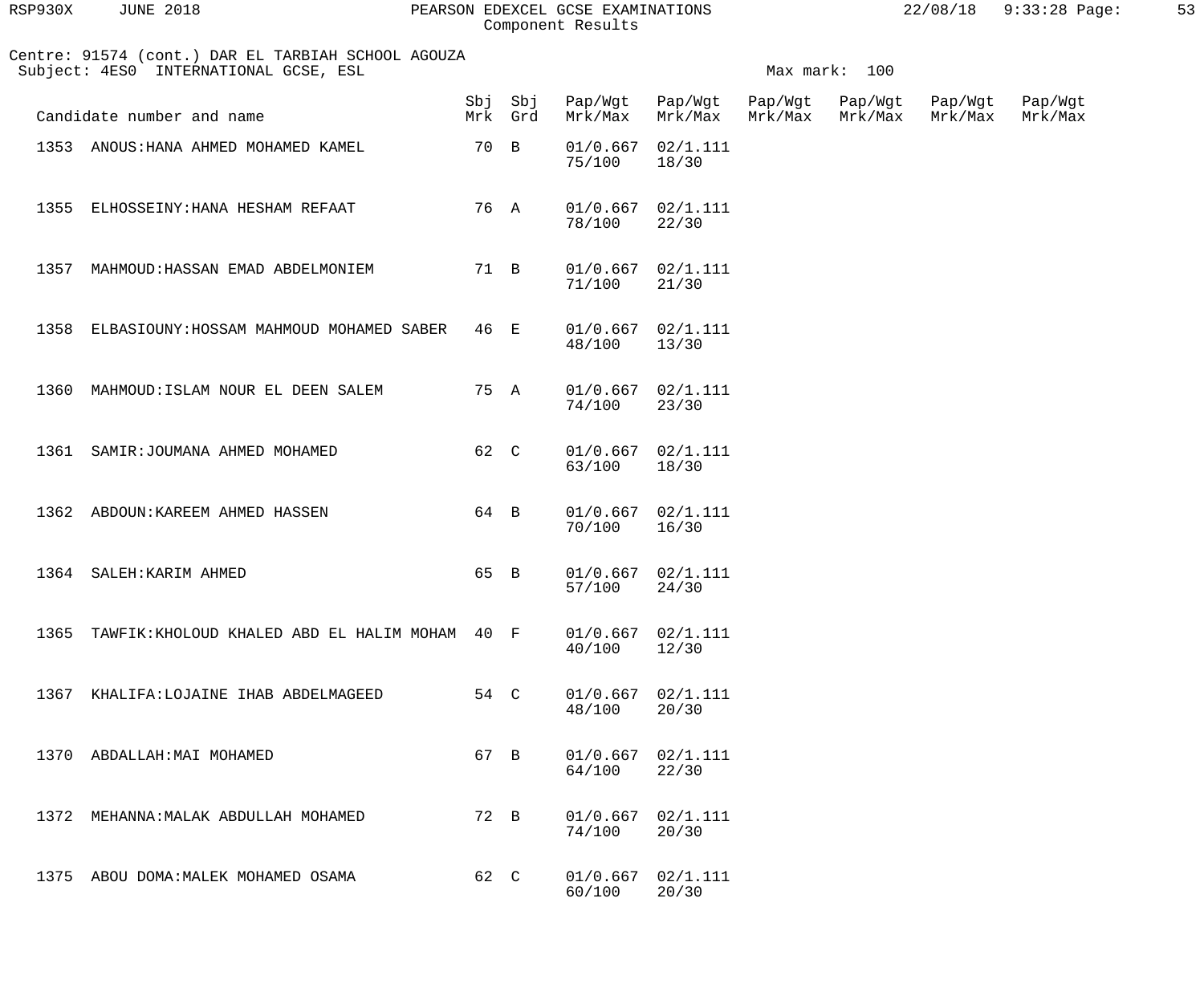Centre: 91574 (cont.) DAR EL TARBIAH SCHOOL AGOUZA
Subject: 4ES0 INTERNATIONAL GCSE, ESL

Max mark: 100

| Candidate number and name | Sbj Mrk | Sbj Grd | Pap/Wgt Mrk/Max | Pap/Wgt Mrk/Max | Pap/Wgt Mrk/Max | Pap/Wgt Mrk/Max | Pap/Wgt Mrk/Max | Pap/Wgt Mrk/Max |
|---|---|---|---|---|---|---|---|---|
| 1353 ANOUS:HANA AHMED MOHAMED KAMEL | 70 | B | 01/0.667 75/100 | 02/1.111 18/30 | | | | |
| 1355 ELHOSSEINY:HANA HESHAM REFAAT | 76 | A | 01/0.667 78/100 | 02/1.111 22/30 | | | | |
| 1357 MAHMOUD:HASSAN EMAD ABDELMONIEM | 71 | B | 01/0.667 71/100 | 02/1.111 21/30 | | | | |
| 1358 ELBASIOUNY:HOSSAM MAHMOUD MOHAMED SABER | 46 | E | 01/0.667 48/100 | 02/1.111 13/30 | | | | |
| 1360 MAHMOUD:ISLAM NOUR EL DEEN SALEM | 75 | A | 01/0.667 74/100 | 02/1.111 23/30 | | | | |
| 1361 SAMIR:JOUMANA AHMED MOHAMED | 62 | C | 01/0.667 63/100 | 02/1.111 18/30 | | | | |
| 1362 ABDOUN:KAREEM AHMED HASSEN | 64 | B | 01/0.667 70/100 | 02/1.111 16/30 | | | | |
| 1364 SALEH:KARIM AHMED | 65 | B | 01/0.667 57/100 | 02/1.111 24/30 | | | | |
| 1365 TAWFIK:KHOLOUD KHALED ABD EL HALIM MOHAM | 40 | F | 01/0.667 40/100 | 02/1.111 12/30 | | | | |
| 1367 KHALIFA:LOJAINE IHAB ABDELMAGEED | 54 | C | 01/0.667 48/100 | 02/1.111 20/30 | | | | |
| 1370 ABDALLAH:MAI MOHAMED | 67 | B | 01/0.667 64/100 | 02/1.111 22/30 | | | | |
| 1372 MEHANNA:MALAK ABDULLAH MOHAMED | 72 | B | 01/0.667 74/100 | 02/1.111 20/30 | | | | |
| 1375 ABOU DOMA:MALEK MOHAMED OSAMA | 62 | C | 01/0.667 60/100 | 02/1.111 20/30 | | | | |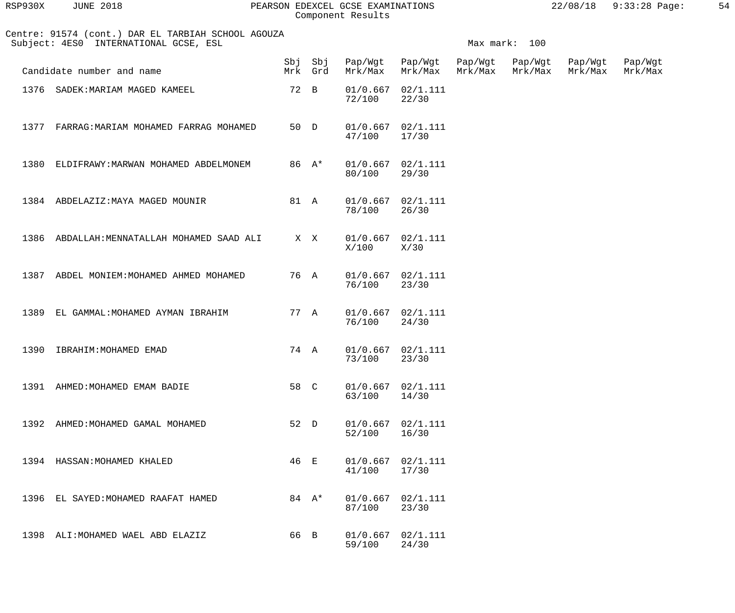Centre: 91574 (cont.) DAR EL TARBIAH SCHOOL AGOUZA
Subject: 4ES0 INTERNATIONAL GCSE, ESL

Max mark: 100

| Candidate number and name | Sbj Mrk | Sbj Grd | Pap/Wgt Mrk/Max | Pap/Wgt Mrk/Max | Pap/Wgt Mrk/Max | Pap/Wgt Mrk/Max | Pap/Wgt Mrk/Max | Pap/Wgt Mrk/Max |
|---|---|---|---|---|---|---|---|---|
| 1376 SADEK:MARIAM MAGED KAMEEL | 72 | B | 01/0.667 72/100 | 02/1.111 22/30 | | | | |
| 1377 FARRAG:MARIAM MOHAMED FARRAG MOHAMED | 50 | D | 01/0.667 47/100 | 02/1.111 17/30 | | | | |
| 1380 ELDIFRAWY:MARWAN MOHAMED ABDELMONEM | 86 | A* | 01/0.667 80/100 | 02/1.111 29/30 | | | | |
| 1384 ABDELAZIZ:MAYA MAGED MOUNIR | 81 | A | 01/0.667 78/100 | 02/1.111 26/30 | | | | |
| 1386 ABDALLAH:MENNATALLAH MOHAMED SAAD ALI | X | X | 01/0.667 X/100 | 02/1.111 X/30 | | | | |
| 1387 ABDEL MONIEM:MOHAMED AHMED MOHAMED | 76 | A | 01/0.667 76/100 | 02/1.111 23/30 | | | | |
| 1389 EL GAMMAL:MOHAMED AYMAN IBRAHIM | 77 | A | 01/0.667 76/100 | 02/1.111 24/30 | | | | |
| 1390 IBRAHIM:MOHAMED EMAD | 74 | A | 01/0.667 73/100 | 02/1.111 23/30 | | | | |
| 1391 AHMED:MOHAMED EMAM BADIE | 58 | C | 01/0.667 63/100 | 02/1.111 14/30 | | | | |
| 1392 AHMED:MOHAMED GAMAL MOHAMED | 52 | D | 01/0.667 52/100 | 02/1.111 16/30 | | | | |
| 1394 HASSAN:MOHAMED KHALED | 46 | E | 01/0.667 41/100 | 02/1.111 17/30 | | | | |
| 1396 EL SAYED:MOHAMED RAAFAT HAMED | 84 | A* | 01/0.667 87/100 | 02/1.111 23/30 | | | | |
| 1398 ALI:MOHAMED WAEL ABD ELAZIZ | 66 | B | 01/0.667 59/100 | 02/1.111 24/30 | | | | |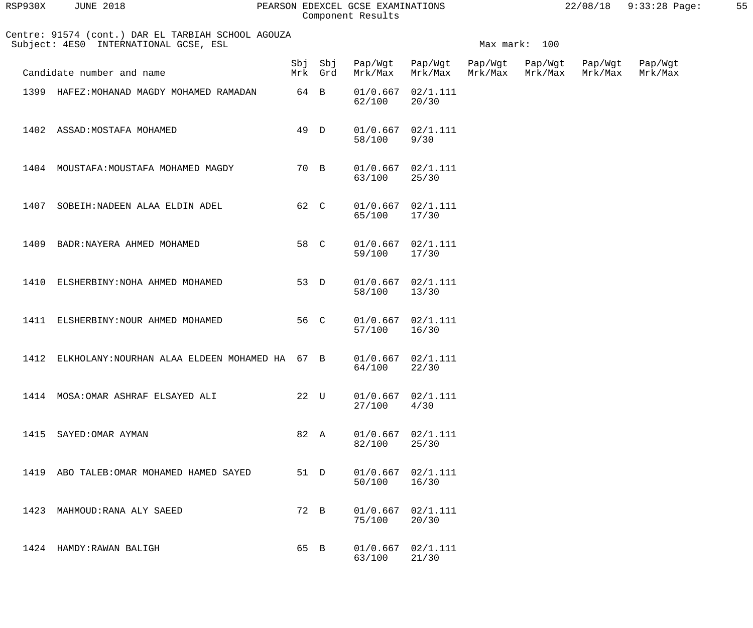Centre: 91574 (cont.) DAR EL TARBIAH SCHOOL AGOUZA
Subject: 4ES0 INTERNATIONAL GCSE, ESL

Max mark: 100

| Candidate number and name | Sbj Mrk | Sbj Grd | Pap/Wgt Mrk/Max | Pap/Wgt Mrk/Max | Pap/Wgt Mrk/Max | Pap/Wgt Mrk/Max | Pap/Wgt Mrk/Max | Pap/Wgt Mrk/Max |
|---|---|---|---|---|---|---|---|---|
| 1399 HAFEZ:MOHANAD MAGDY MOHAMED RAMADAN | 64 | B | 01/0.667 62/100 | 02/1.111 20/30 | | | | |
| 1402 ASSAD:MOSTAFA MOHAMED | 49 | D | 01/0.667 58/100 | 02/1.111 9/30 | | | | |
| 1404 MOUSTAFA:MOUSTAFA MOHAMED MAGDY | 70 | B | 01/0.667 63/100 | 02/1.111 25/30 | | | | |
| 1407 SOBEIH:NADEEN ALAA ELDIN ADEL | 62 | C | 01/0.667 65/100 | 02/1.111 17/30 | | | | |
| 1409 BADR:NAYERA AHMED MOHAMED | 58 | C | 01/0.667 59/100 | 02/1.111 17/30 | | | | |
| 1410 ELSHERBINY:NOHA AHMED MOHAMED | 53 | D | 01/0.667 58/100 | 02/1.111 13/30 | | | | |
| 1411 ELSHERBINY:NOUR AHMED MOHAMED | 56 | C | 01/0.667 57/100 | 02/1.111 16/30 | | | | |
| 1412 ELKHOLANY:NOURHAN ALAA ELDEEN MOHAMED HA | 67 | B | 01/0.667 64/100 | 02/1.111 22/30 | | | | |
| 1414 MOSA:OMAR ASHRAF ELSAYED ALI | 22 | U | 01/0.667 27/100 | 02/1.111 4/30 | | | | |
| 1415 SAYED:OMAR AYMAN | 82 | A | 01/0.667 82/100 | 02/1.111 25/30 | | | | |
| 1419 ABO TALEB:OMAR MOHAMED HAMED SAYED | 51 | D | 01/0.667 50/100 | 02/1.111 16/30 | | | | |
| 1423 MAHMOUD:RANA ALY SAEED | 72 | B | 01/0.667 75/100 | 02/1.111 20/30 | | | | |
| 1424 HAMDY:RAWAN BALIGH | 65 | B | 01/0.667 63/100 | 02/1.111 21/30 | | | | |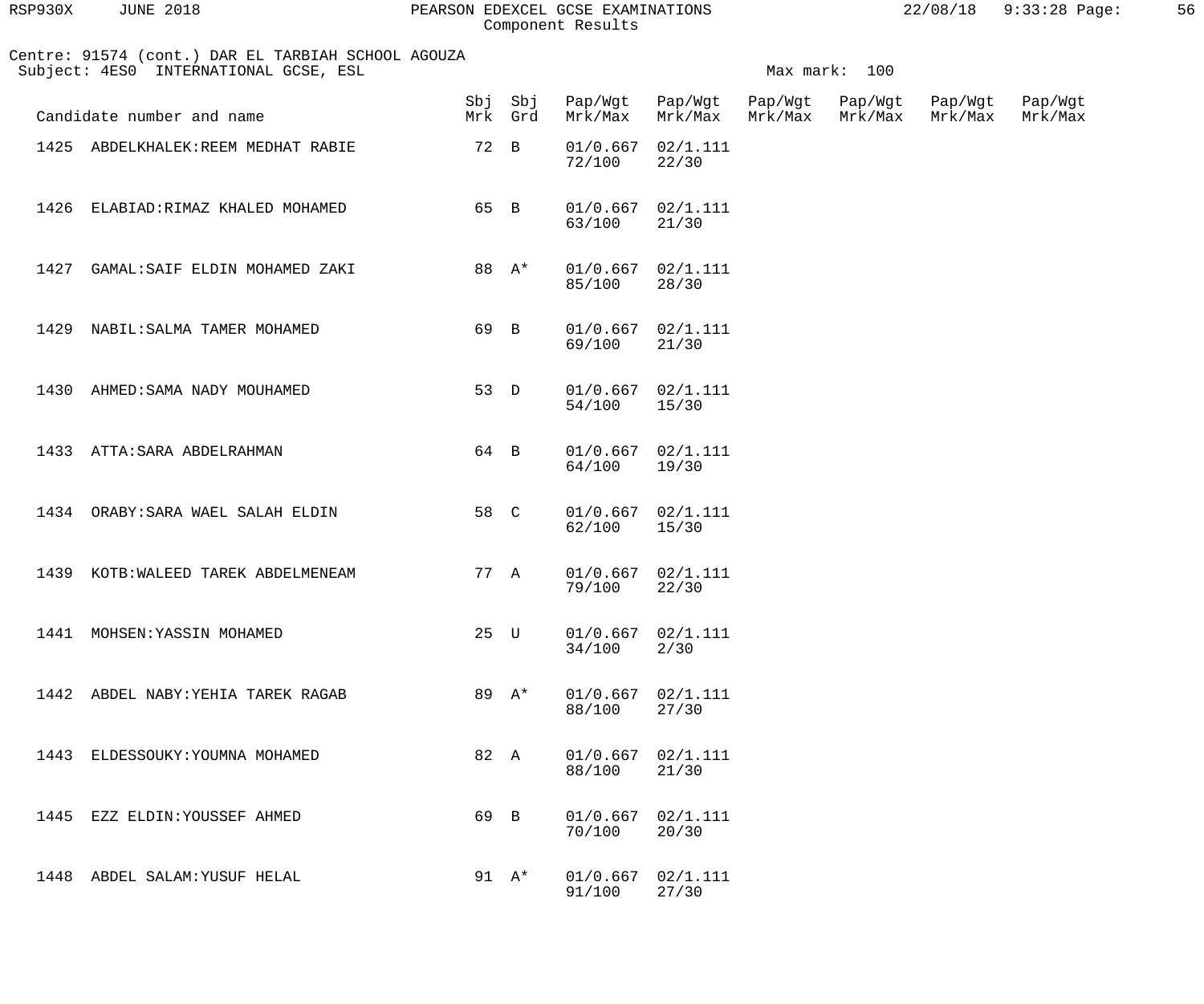Centre: 91574 (cont.) DAR EL TARBIAH SCHOOL AGOUZA
Subject: 4ES0 INTERNATIONAL GCSE, ESL

Max mark: 100

| Candidate number and name | Sbj Mrk | Sbj Grd | Pap/Wgt Mrk/Max | Pap/Wgt Mrk/Max | Pap/Wgt Mrk/Max | Pap/Wgt Mrk/Max | Pap/Wgt Mrk/Max | Pap/Wgt Mrk/Max |
|---|---|---|---|---|---|---|---|---|
| 1425 ABDELKHALEK:REEM MEDHAT RABIE | 72 | B | 01/0.667 72/100 | 02/1.111 22/30 | | | | |
| 1426 ELABIAD:RIMAZ KHALED MOHAMED | 65 | B | 01/0.667 63/100 | 02/1.111 21/30 | | | | |
| 1427 GAMAL:SAIF ELDIN MOHAMED ZAKI | 88 | A* | 01/0.667 85/100 | 02/1.111 28/30 | | | | |
| 1429 NABIL:SALMA TAMER MOHAMED | 69 | B | 01/0.667 69/100 | 02/1.111 21/30 | | | | |
| 1430 AHMED:SAMA NADY MOUHAMED | 53 | D | 01/0.667 54/100 | 02/1.111 15/30 | | | | |
| 1433 ATTA:SARA ABDELRAHMAN | 64 | B | 01/0.667 64/100 | 02/1.111 19/30 | | | | |
| 1434 ORABY:SARA WAEL SALAH ELDIN | 58 | C | 01/0.667 62/100 | 02/1.111 15/30 | | | | |
| 1439 KOTB:WALEED TAREK ABDELMENEAM | 77 | A | 01/0.667 79/100 | 02/1.111 22/30 | | | | |
| 1441 MOHSEN:YASSIN MOHAMED | 25 | U | 01/0.667 34/100 | 02/1.111 2/30 | | | | |
| 1442 ABDEL NABY:YEHIA TAREK RAGAB | 89 | A* | 01/0.667 88/100 | 02/1.111 27/30 | | | | |
| 1443 ELDESSOUKY:YOUMNA MOHAMED | 82 | A | 01/0.667 88/100 | 02/1.111 21/30 | | | | |
| 1445 EZZ ELDIN:YOUSSEF AHMED | 69 | B | 01/0.667 70/100 | 02/1.111 20/30 | | | | |
| 1448 ABDEL SALAM:YUSUF HELAL | 91 | A* | 01/0.667 91/100 | 02/1.111 27/30 | | | | |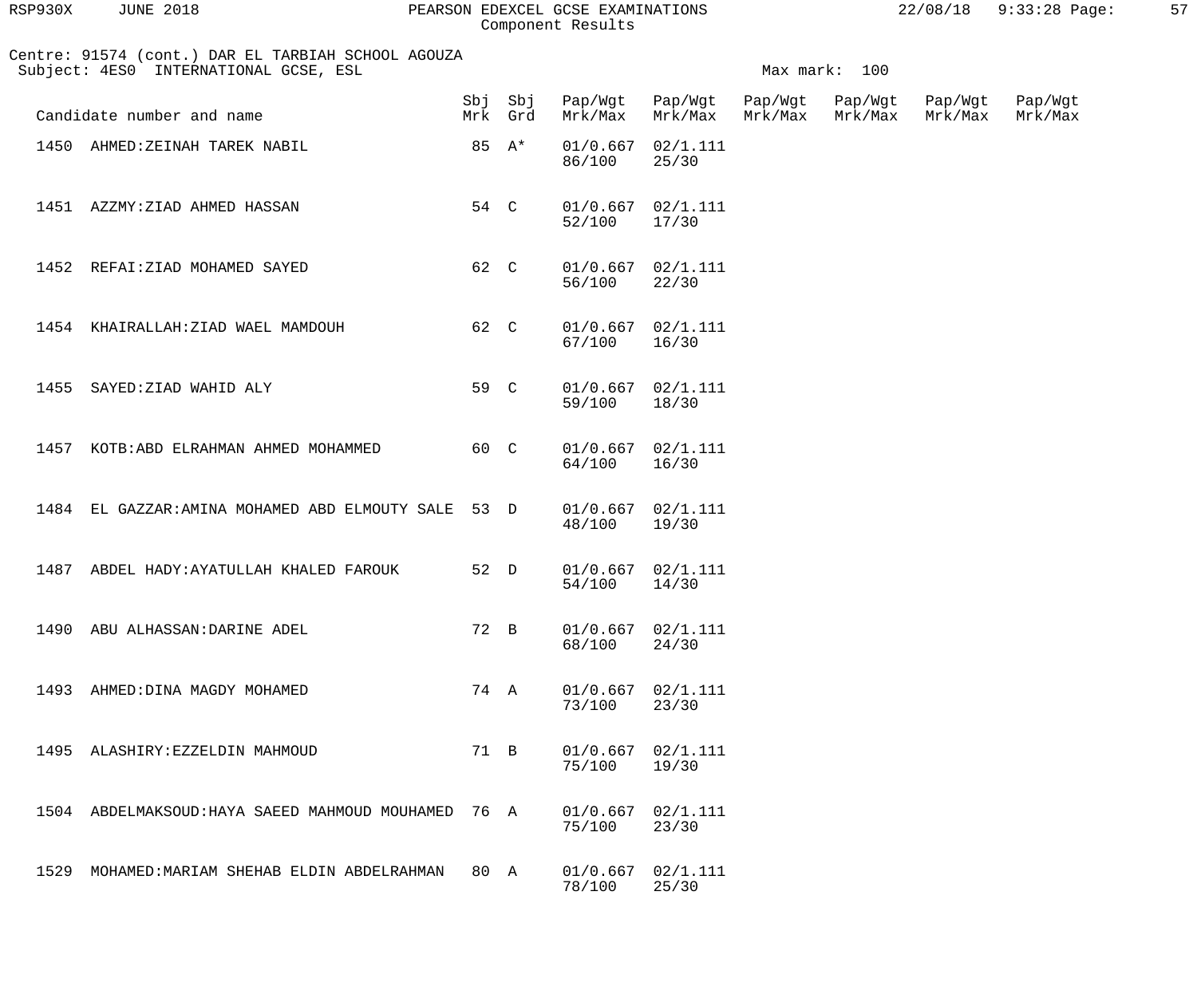Component Results

Centre: 91574 (cont.) DAR EL TARBIAH SCHOOL AGOUZA
Subject: 4ES0 INTERNATIONAL GCSE, ESL

Max mark: 100

| Candidate number and name | Sbj Mrk | Sbj Grd | Pap/Wgt Mrk/Max | Pap/Wgt Mrk/Max | Pap/Wgt Mrk/Max | Pap/Wgt Mrk/Max | Pap/Wgt Mrk/Max | Pap/Wgt Mrk/Max |
|---|---|---|---|---|---|---|---|---|
| 1450 AHMED:ZEINAH TAREK NABIL | 85 | A* | 01/0.667 86/100 | 02/1.111 25/30 | | | | |
| 1451 AZZMY:ZIAD AHMED HASSAN | 54 | C | 01/0.667 52/100 | 02/1.111 17/30 | | | | |
| 1452 REFAI:ZIAD MOHAMED SAYED | 62 | C | 01/0.667 56/100 | 02/1.111 22/30 | | | | |
| 1454 KHAIRALLAH:ZIAD WAEL MAMDOUH | 62 | C | 01/0.667 67/100 | 02/1.111 16/30 | | | | |
| 1455 SAYED:ZIAD WAHID ALY | 59 | C | 01/0.667 59/100 | 02/1.111 18/30 | | | | |
| 1457 KOTB:ABD ELRAHMAN AHMED MOHAMMED | 60 | C | 01/0.667 64/100 | 02/1.111 16/30 | | | | |
| 1484 EL GAZZAR:AMINA MOHAMED ABD ELMOUTY SALE | 53 | D | 01/0.667 48/100 | 02/1.111 19/30 | | | | |
| 1487 ABDEL HADY:AYATULLAH KHALED FAROUK | 52 | D | 01/0.667 54/100 | 02/1.111 14/30 | | | | |
| 1490 ABU ALHASSAN:DARINE ADEL | 72 | B | 01/0.667 68/100 | 02/1.111 24/30 | | | | |
| 1493 AHMED:DINA MAGDY MOHAMED | 74 | A | 01/0.667 73/100 | 02/1.111 23/30 | | | | |
| 1495 ALASHIRY:EZZELDIN MAHMOUD | 71 | B | 01/0.667 75/100 | 02/1.111 19/30 | | | | |
| 1504 ABDELMAKSOUD:HAYA SAEED MAHMOUD MOUHAMED | 76 | A | 01/0.667 75/100 | 02/1.111 23/30 | | | | |
| 1529 MOHAMED:MARIAM SHEHAB ELDIN ABDELRAHMAN | 80 | A | 01/0.667 78/100 | 02/1.111 25/30 | | | | |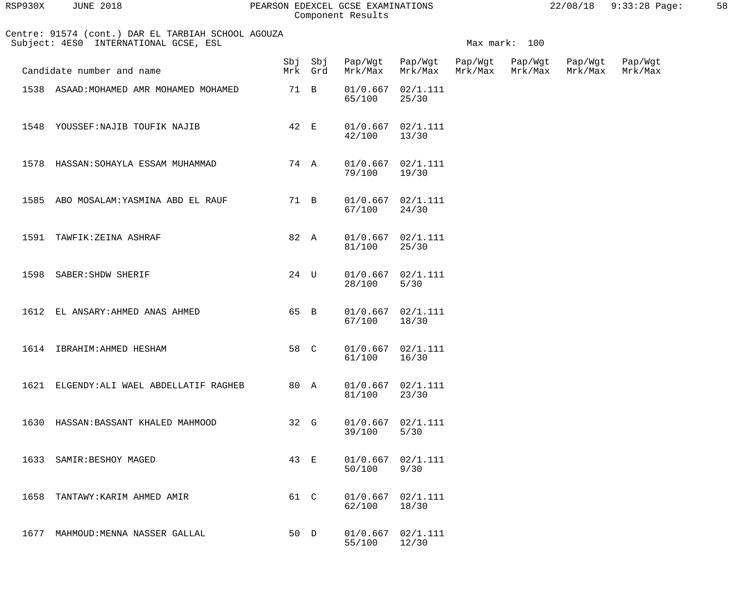Centre: 91574 (cont.) DAR EL TARBIAH SCHOOL AGOUZA
Subject: 4ES0 INTERNATIONAL GCSE, ESL

Max mark: 100

| Candidate number and name | Sbj Mrk | Sbj Grd | Pap/Wgt Mrk/Max | Pap/Wgt Mrk/Max | Pap/Wgt Mrk/Max | Pap/Wgt Mrk/Max | Pap/Wgt Mrk/Max | Pap/Wgt Mrk/Max |
|---|---|---|---|---|---|---|---|---|
| 1538 ASAAD:MOHAMED AMR MOHAMED MOHAMED | 71 | B | 01/0.667 65/100 | 02/1.111 25/30 | | | | |
| 1548 YOUSSEF:NAJIB TOUFIK NAJIB | 42 | E | 01/0.667 42/100 | 02/1.111 13/30 | | | | |
| 1578 HASSAN:SOHAYLA ESSAM MUHAMMAD | 74 | A | 01/0.667 79/100 | 02/1.111 19/30 | | | | |
| 1585 ABO MOSALAM:YASMINA ABD EL RAUF | 71 | B | 01/0.667 67/100 | 02/1.111 24/30 | | | | |
| 1591 TAWFIK:ZEINA ASHRAF | 82 | A | 01/0.667 81/100 | 02/1.111 25/30 | | | | |
| 1598 SABER:SHDW SHERIF | 24 | U | 01/0.667 28/100 | 02/1.111 5/30 | | | | |
| 1612 EL ANSARY:AHMED ANAS AHMED | 65 | B | 01/0.667 67/100 | 02/1.111 18/30 | | | | |
| 1614 IBRAHIM:AHMED HESHAM | 58 | C | 01/0.667 61/100 | 02/1.111 16/30 | | | | |
| 1621 ELGENDY:ALI WAEL ABDELLATIF RAGHEB | 80 | A | 01/0.667 81/100 | 02/1.111 23/30 | | | | |
| 1630 HASSAN:BASSANT KHALED MAHMOOD | 32 | G | 01/0.667 39/100 | 02/1.111 5/30 | | | | |
| 1633 SAMIR:BESHOY MAGED | 43 | E | 01/0.667 50/100 | 02/1.111 9/30 | | | | |
| 1658 TANTAWY:KARIM AHMED AMIR | 61 | C | 01/0.667 62/100 | 02/1.111 18/30 | | | | |
| 1677 MAHMOUD:MENNA NASSER GALLAL | 50 | D | 01/0.667 55/100 | 02/1.111 12/30 | | | | |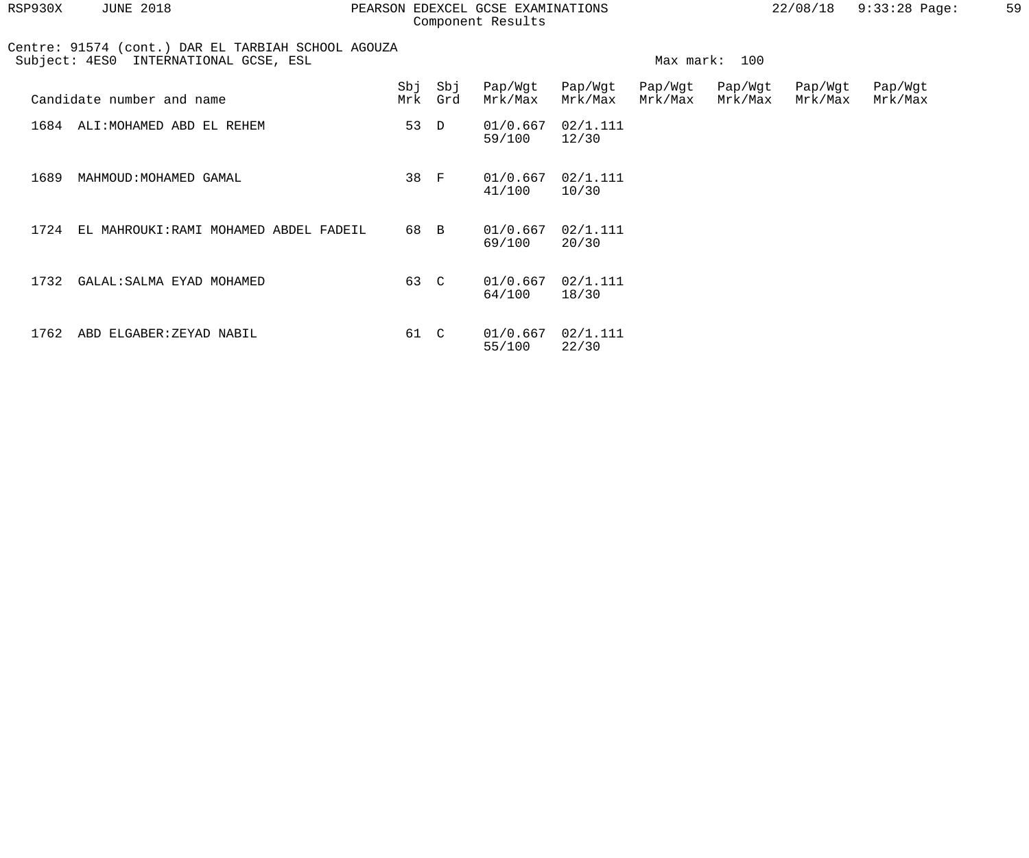Centre: 91574 (cont.) DAR EL TARBIAH SCHOOL AGOUZA
Subject: 4ES0 INTERNATIONAL GCSE, ESL

Max mark: 100

| Candidate number and name | Sbj Mrk | Sbj Grd | Pap/Wgt Mrk/Max | Pap/Wgt Mrk/Max | Pap/Wgt Mrk/Max | Pap/Wgt Mrk/Max | Pap/Wgt Mrk/Max | Pap/Wgt Mrk/Max |
|---|---|---|---|---|---|---|---|---|
| 1684 ALI:MOHAMED ABD EL REHEM | 53 | D | 01/0.667 59/100 | 02/1.111 12/30 | | | | |
| 1689 MAHMOUD:MOHAMED GAMAL | 38 | F | 01/0.667 41/100 | 02/1.111 10/30 | | | | |
| 1724 EL MAHROUKI:RAMI MOHAMED ABDEL FADEIL | 68 | B | 01/0.667 69/100 | 02/1.111 20/30 | | | | |
| 1732 GALAL:SALMA EYAD MOHAMED | 63 | C | 01/0.667 64/100 | 02/1.111 18/30 | | | | |
| 1762 ABD ELGABER:ZEYAD NABIL | 61 | C | 01/0.667 55/100 | 02/1.111 22/30 | | | | |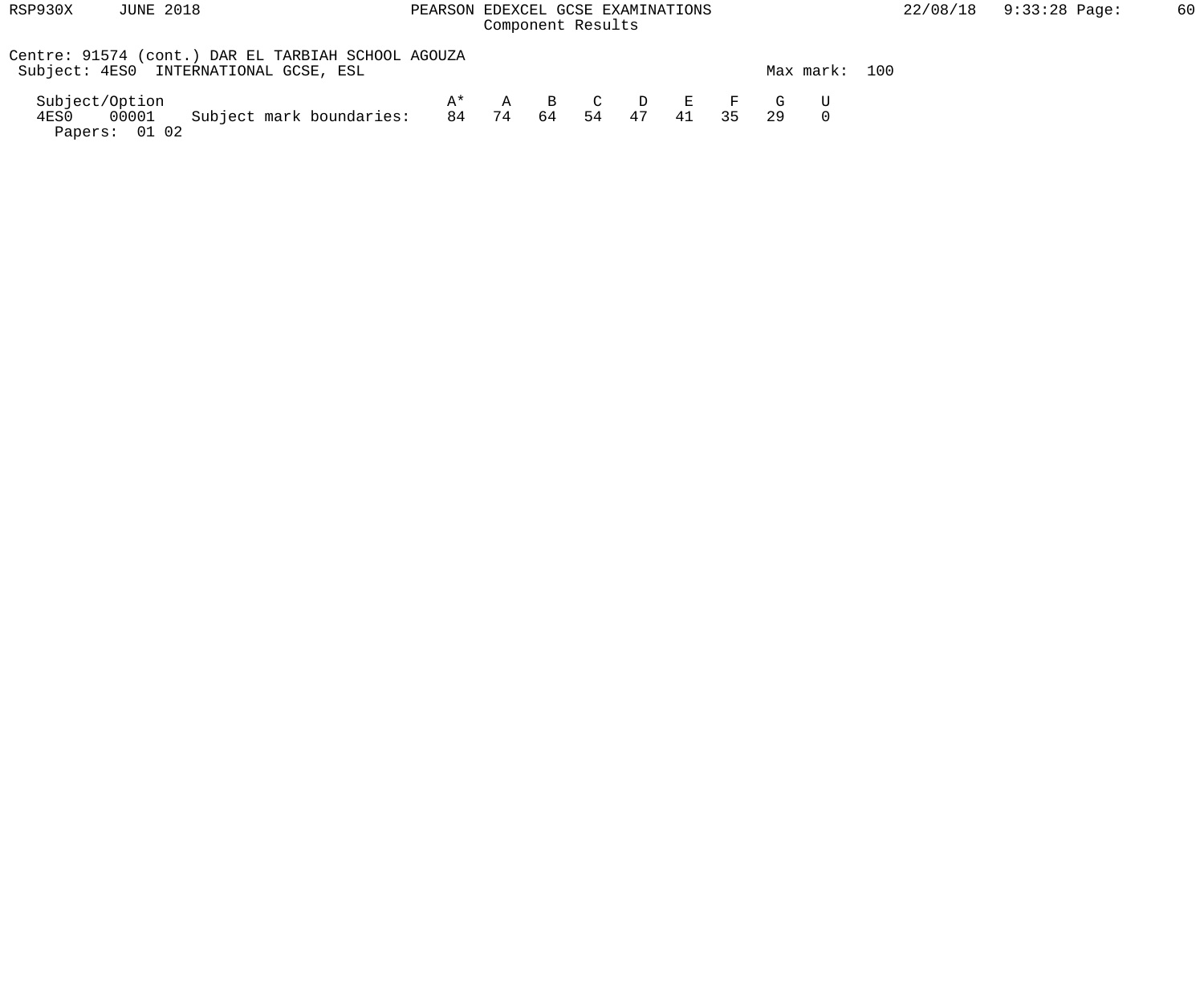Centre: 91574 (cont.) DAR EL TARBIAH SCHOOL AGOUZA
Subject: 4ES0 INTERNATIONAL GCSE, ESL

Max mark: 100

| Subject/Option | | | A* | A | B | C | D | E | F | G | U |
|---|---|---|---|---|---|---|---|---|---|---|---|
| 4ES0 | 00001 | Subject mark boundaries: | 84 | 74 | 64 | 54 | 47 | 41 | 35 | 29 | 0 |

Papers: 01 02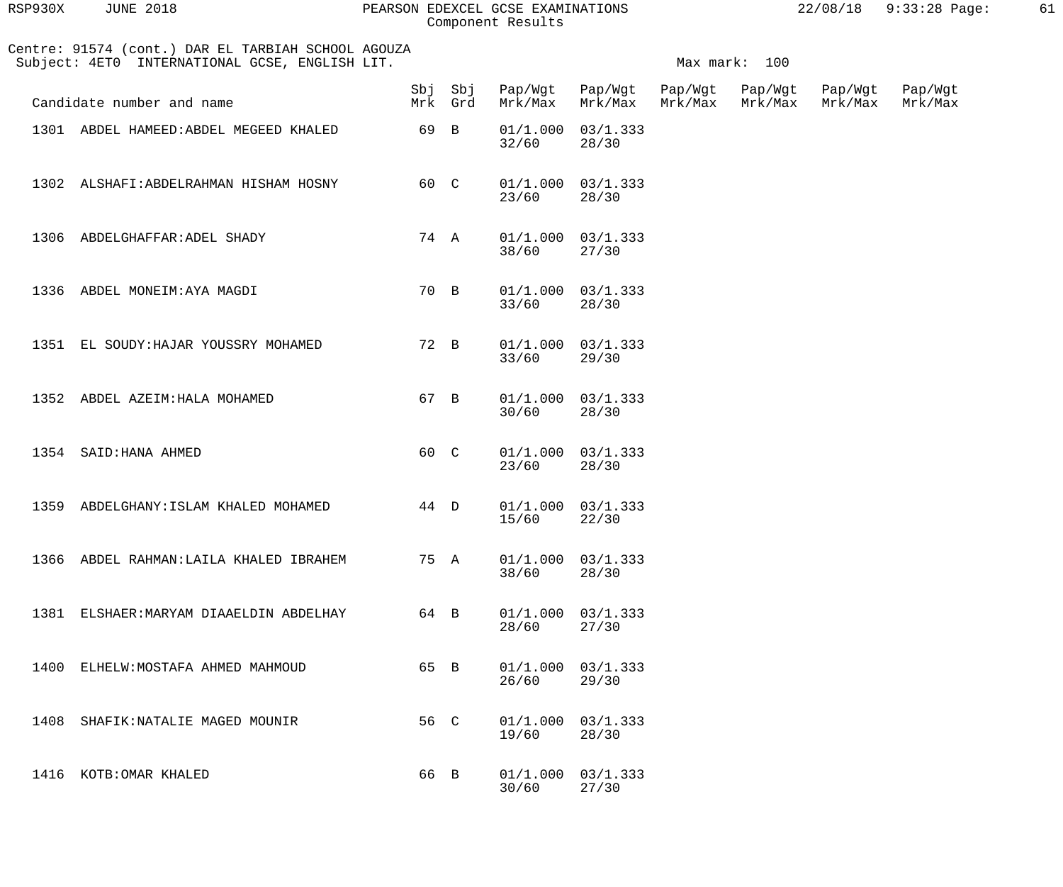Centre: 91574 (cont.) DAR EL TARBIAH SCHOOL AGOUZA
Subject: 4ET0 INTERNATIONAL GCSE, ENGLISH LIT.

Max mark: 100

| Candidate number and name | Sbj Mrk | Sbj Grd | Pap/Wgt Mrk/Max | Pap/Wgt Mrk/Max | Pap/Wgt Mrk/Max | Pap/Wgt Mrk/Max | Pap/Wgt Mrk/Max | Pap/Wgt Mrk/Max |
|---|---|---|---|---|---|---|---|---|
| 1301 ABDEL HAMEED:ABDEL MEGEED KHALED | 69 | B | 01/1.000 32/60 | 03/1.333 28/30 | | | | |
| 1302 ALSHAFI:ABDELRAHMAN HISHAM HOSNY | 60 | C | 01/1.000 23/60 | 03/1.333 28/30 | | | | |
| 1306 ABDELGHAFFAR:ADEL SHADY | 74 | A | 01/1.000 38/60 | 03/1.333 27/30 | | | | |
| 1336 ABDEL MONEIM:AYA MAGDI | 70 | B | 01/1.000 33/60 | 03/1.333 28/30 | | | | |
| 1351 EL SOUDY:HAJAR YOUSSRY MOHAMED | 72 | B | 01/1.000 33/60 | 03/1.333 29/30 | | | | |
| 1352 ABDEL AZEIM:HALA MOHAMED | 67 | B | 01/1.000 30/60 | 03/1.333 28/30 | | | | |
| 1354 SAID:HANA AHMED | 60 | C | 01/1.000 23/60 | 03/1.333 28/30 | | | | |
| 1359 ABDELGHANY:ISLAM KHALED MOHAMED | 44 | D | 01/1.000 15/60 | 03/1.333 22/30 | | | | |
| 1366 ABDEL RAHMAN:LAILA KHALED IBRAHEM | 75 | A | 01/1.000 38/60 | 03/1.333 28/30 | | | | |
| 1381 ELSHAER:MARYAM DIAAELDIN ABDELHAY | 64 | B | 01/1.000 28/60 | 03/1.333 27/30 | | | | |
| 1400 ELHELW:MOSTAFA AHMED MAHMOUD | 65 | B | 01/1.000 26/60 | 03/1.333 29/30 | | | | |
| 1408 SHAFIK:NATALIE MAGED MOUNIR | 56 | C | 01/1.000 19/60 | 03/1.333 28/30 | | | | |
| 1416 KOTB:OMAR KHALED | 66 | B | 01/1.000 30/60 | 03/1.333 27/30 | | | | |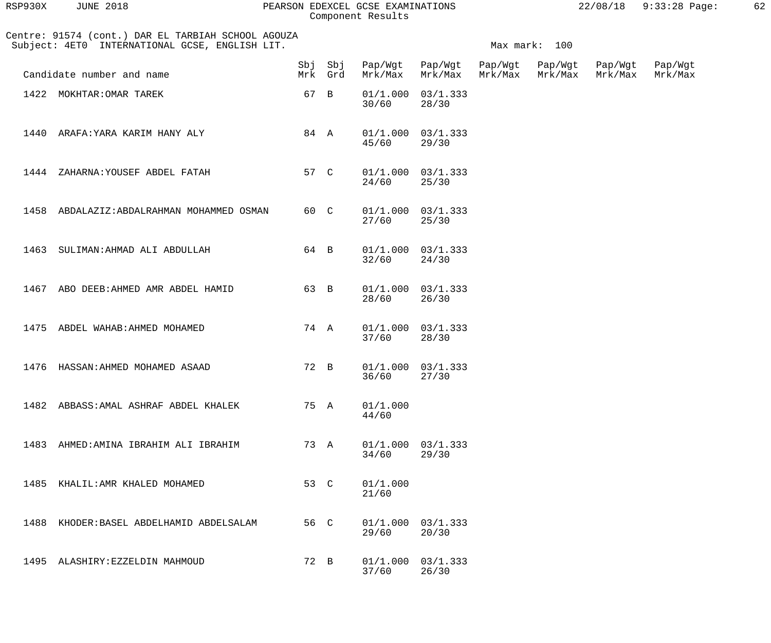Centre: 91574 (cont.) DAR EL TARBIAH SCHOOL AGOUZA
Subject: 4ET0 INTERNATIONAL GCSE, ENGLISH LIT.

Max mark: 100

| Candidate number and name | Sbj Mrk | Sbj Grd | Pap/Wgt Mrk/Max | Pap/Wgt Mrk/Max | Pap/Wgt Mrk/Max | Pap/Wgt Mrk/Max | Pap/Wgt Mrk/Max | Pap/Wgt Mrk/Max |
|---|---|---|---|---|---|---|---|---|
| 1422 MOKHTAR:OMAR TAREK | 67 | B | 01/1.000 30/60 | 03/1.333 28/30 | | | | |
| 1440 ARAFA:YARA KARIM HANY ALY | 84 | A | 01/1.000 45/60 | 03/1.333 29/30 | | | | |
| 1444 ZAHARNA:YOUSEF ABDEL FATAH | 57 | C | 01/1.000 24/60 | 03/1.333 25/30 | | | | |
| 1458 ABDALAZIZ:ABDALRAHMAN MOHAMMED OSMAN | 60 | C | 01/1.000 27/60 | 03/1.333 25/30 | | | | |
| 1463 SULIMAN:AHMAD ALI ABDULLAH | 64 | B | 01/1.000 32/60 | 03/1.333 24/30 | | | | |
| 1467 ABO DEEB:AHMED AMR ABDEL HAMID | 63 | B | 01/1.000 28/60 | 03/1.333 26/30 | | | | |
| 1475 ABDEL WAHAB:AHMED MOHAMED | 74 | A | 01/1.000 37/60 | 03/1.333 28/30 | | | | |
| 1476 HASSAN:AHMED MOHAMED ASAAD | 72 | B | 01/1.000 36/60 | 03/1.333 27/30 | | | | |
| 1482 ABBASS:AMAL ASHRAF ABDEL KHALEK | 75 | A | 01/1.000 44/60 | | | | | |
| 1483 AHMED:AMINA IBRAHIM ALI IBRAHIM | 73 | A | 01/1.000 34/60 | 03/1.333 29/30 | | | | |
| 1485 KHALIL:AMR KHALED MOHAMED | 53 | C | 01/1.000 21/60 | | | | | |
| 1488 KHODER:BASEL ABDELHAMID ABDELSALAM | 56 | C | 01/1.000 29/60 | 03/1.333 20/30 | | | | |
| 1495 ALASHIRY:EZZELDIN MAHMOUD | 72 | B | 01/1.000 37/60 | 03/1.333 26/30 | | | | |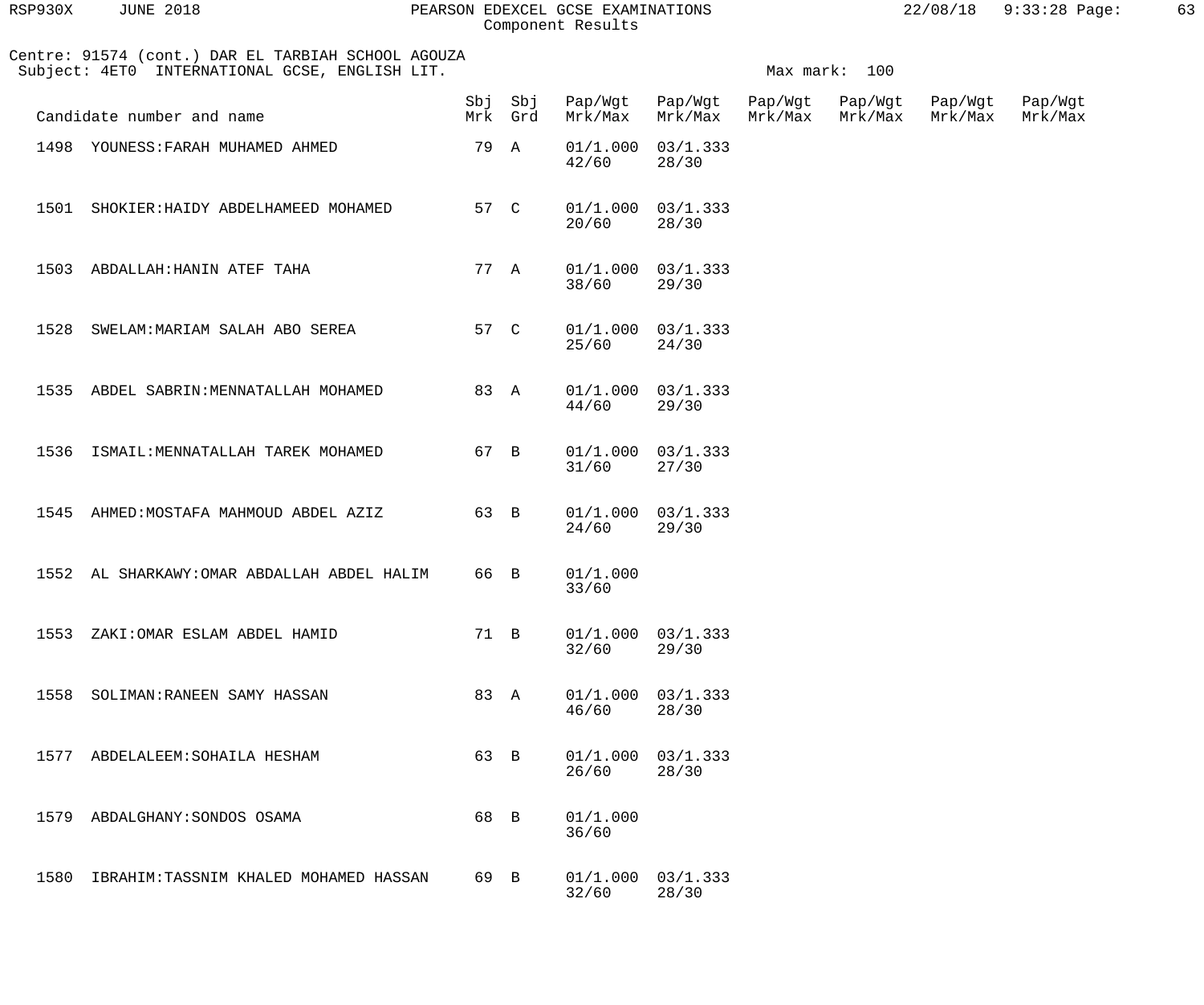Centre: 91574 (cont.) DAR EL TARBIAH SCHOOL AGOUZA
Subject: 4ET0 INTERNATIONAL GCSE, ENGLISH LIT.

Max mark: 100

| Candidate number and name | Sbj Mrk | Sbj Grd | Pap/Wgt Mrk/Max | Pap/Wgt Mrk/Max | Pap/Wgt Mrk/Max | Pap/Wgt Mrk/Max | Pap/Wgt Mrk/Max | Pap/Wgt Mrk/Max |
|---|---|---|---|---|---|---|---|---|
| 1498 YOUNESS:FARAH MUHAMED AHMED | 79 | A | 01/1.000 42/60 | 03/1.333 28/30 | | | | |
| 1501 SHOKIER:HAIDY ABDELHAMEED MOHAMED | 57 | C | 01/1.000 20/60 | 03/1.333 28/30 | | | | |
| 1503 ABDALLAH:HANIN ATEF TAHA | 77 | A | 01/1.000 38/60 | 03/1.333 29/30 | | | | |
| 1528 SWELAM:MARIAM SALAH ABO SEREA | 57 | C | 01/1.000 25/60 | 03/1.333 24/30 | | | | |
| 1535 ABDEL SABRIN:MENNATALLAH MOHAMED | 83 | A | 01/1.000 44/60 | 03/1.333 29/30 | | | | |
| 1536 ISMAIL:MENNATALLAH TAREK MOHAMED | 67 | B | 01/1.000 31/60 | 03/1.333 27/30 | | | | |
| 1545 AHMED:MOSTAFA MAHMOUD ABDEL AZIZ | 63 | B | 01/1.000 24/60 | 03/1.333 29/30 | | | | |
| 1552 AL SHARKAWY:OMAR ABDALLAH ABDEL HALIM | 66 | B | 01/1.000 33/60 | | | | | |
| 1553 ZAKI:OMAR ESLAM ABDEL HAMID | 71 | B | 01/1.000 32/60 | 03/1.333 29/30 | | | | |
| 1558 SOLIMAN:RANEEN SAMY HASSAN | 83 | A | 01/1.000 46/60 | 03/1.333 28/30 | | | | |
| 1577 ABDELALEEM:SOHAILA HESHAM | 63 | B | 01/1.000 26/60 | 03/1.333 28/30 | | | | |
| 1579 ABDALGHANY:SONDOS OSAMA | 68 | B | 01/1.000 36/60 | | | | | |
| 1580 IBRAHIM:TASSNIM KHALED MOHAMED HASSAN | 69 | B | 01/1.000 32/60 | 03/1.333 28/30 | | | | |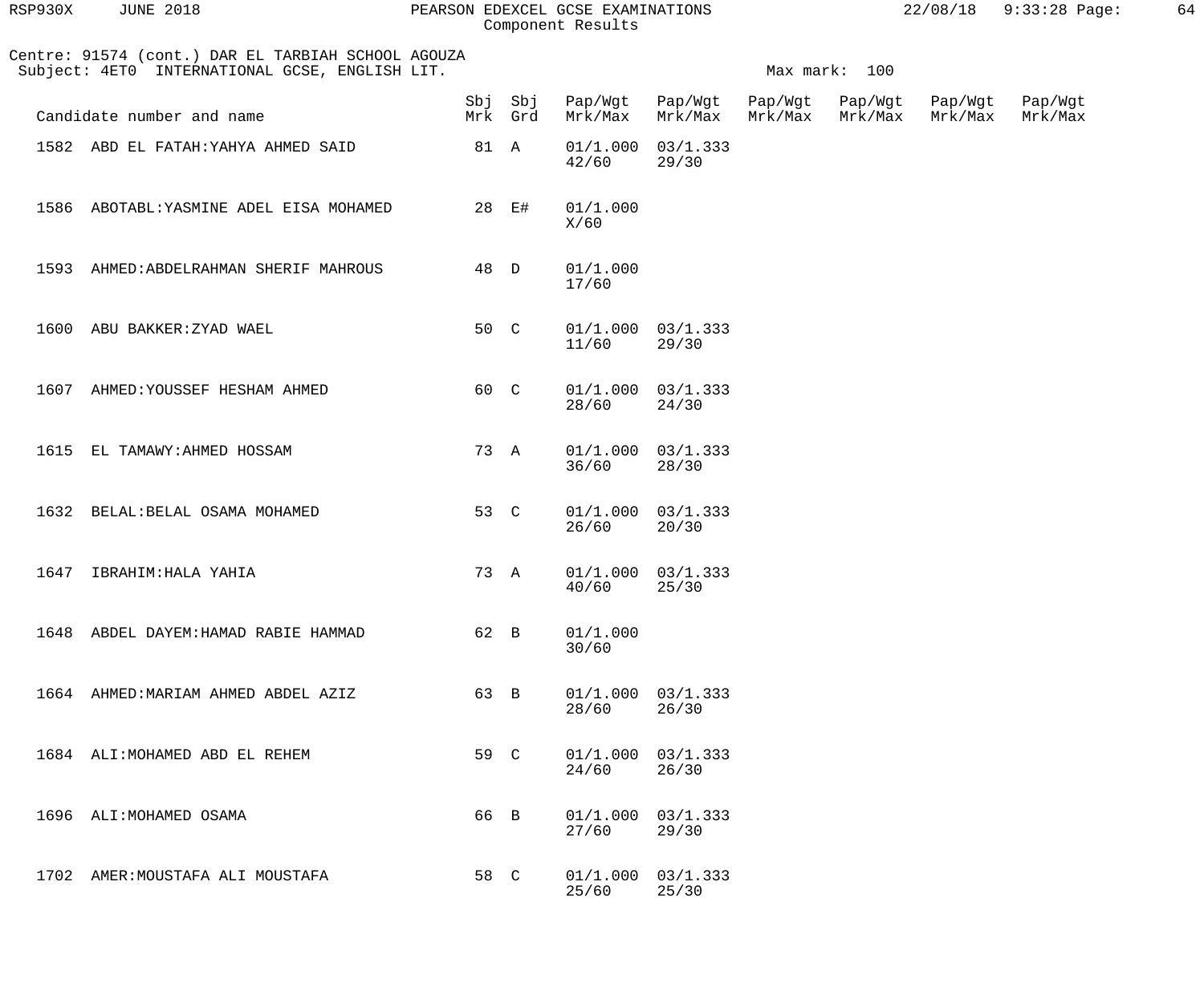Centre: 91574 (cont.) DAR EL TARBIAH SCHOOL AGOUZA
Subject: 4ET0 INTERNATIONAL GCSE, ENGLISH LIT.

Max mark: 100

| Candidate number and name | Sbj Mrk | Sbj Grd | Pap/Wgt Mrk/Max | Pap/Wgt Mrk/Max | Pap/Wgt Mrk/Max | Pap/Wgt Mrk/Max | Pap/Wgt Mrk/Max | Pap/Wgt Mrk/Max |
|---|---|---|---|---|---|---|---|---|
| 1582 ABD EL FATAH:YAHYA AHMED SAID | 81 | A | 01/1.000 42/60 | 03/1.333 29/30 | | | | |
| 1586 ABOTABL:YASMINE ADEL EISA MOHAMED | 28 | E# | 01/1.000 X/60 | | | | | |
| 1593 AHMED:ABDELRAHMAN SHERIF MAHROUS | 48 | D | 01/1.000 17/60 | | | | | |
| 1600 ABU BAKKER:ZYAD WAEL | 50 | C | 01/1.000 11/60 | 03/1.333 29/30 | | | | |
| 1607 AHMED:YOUSSEF HESHAM AHMED | 60 | C | 01/1.000 28/60 | 03/1.333 24/30 | | | | |
| 1615 EL TAMAWY:AHMED HOSSAM | 73 | A | 01/1.000 36/60 | 03/1.333 28/30 | | | | |
| 1632 BELAL:BELAL OSAMA MOHAMED | 53 | C | 01/1.000 26/60 | 03/1.333 20/30 | | | | |
| 1647 IBRAHIM:HALA YAHIA | 73 | A | 01/1.000 40/60 | 03/1.333 25/30 | | | | |
| 1648 ABDEL DAYEM:HAMAD RABIE HAMMAD | 62 | B | 01/1.000 30/60 | | | | | |
| 1664 AHMED:MARIAM AHMED ABDEL AZIZ | 63 | B | 01/1.000 28/60 | 03/1.333 26/30 | | | | |
| 1684 ALI:MOHAMED ABD EL REHEM | 59 | C | 01/1.000 24/60 | 03/1.333 26/30 | | | | |
| 1696 ALI:MOHAMED OSAMA | 66 | B | 01/1.000 27/60 | 03/1.333 29/30 | | | | |
| 1702 AMER:MOUSTAFA ALI MOUSTAFA | 58 | C | 01/1.000 25/60 | 03/1.333 25/30 | | | | |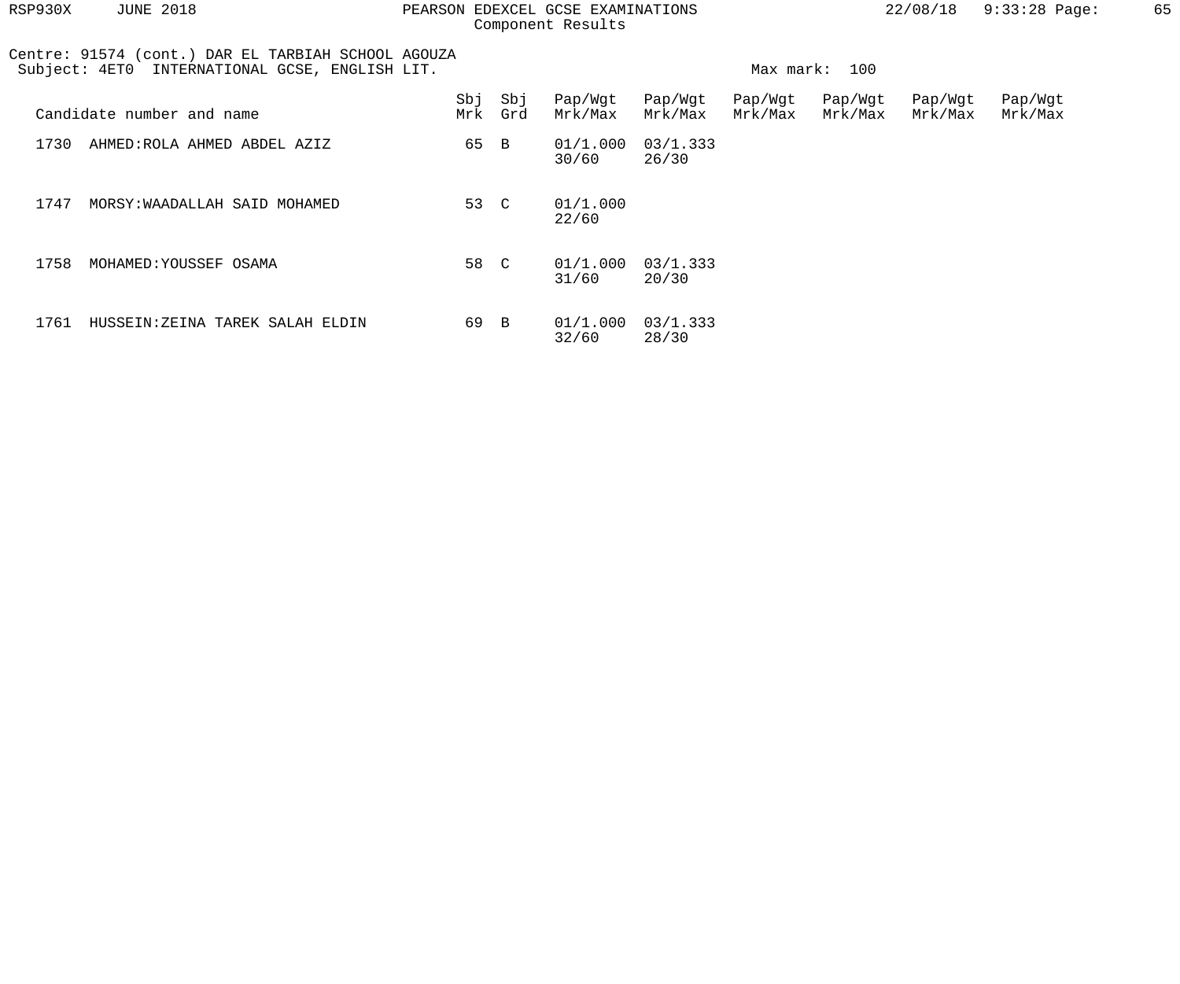Component Results

Centre: 91574 (cont.) DAR EL TARBIAH SCHOOL AGOUZA
Subject: 4ET0 INTERNATIONAL GCSE, ENGLISH LIT.

Max mark: 100

| Candidate number and name | Sbj Mrk | Sbj Grd | Pap/Wgt Mrk/Max | Pap/Wgt Mrk/Max | Pap/Wgt Mrk/Max | Pap/Wgt Mrk/Max | Pap/Wgt Mrk/Max | Pap/Wgt Mrk/Max |
|---|---|---|---|---|---|---|---|---|
| 1730 AHMED:ROLA AHMED ABDEL AZIZ | 65 | B | 01/1.000 30/60 | 03/1.333 26/30 | | | | |
| 1747 MORSY:WAADALLAH SAID MOHAMED | 53 | C | 01/1.000 22/60 | | | | | |
| 1758 MOHAMED:YOUSSEF OSAMA | 58 | C | 01/1.000 31/60 | 03/1.333 20/30 | | | | |
| 1761 HUSSEIN:ZEINA TAREK SALAH ELDIN | 69 | B | 01/1.000 32/60 | 03/1.333 28/30 | | | | |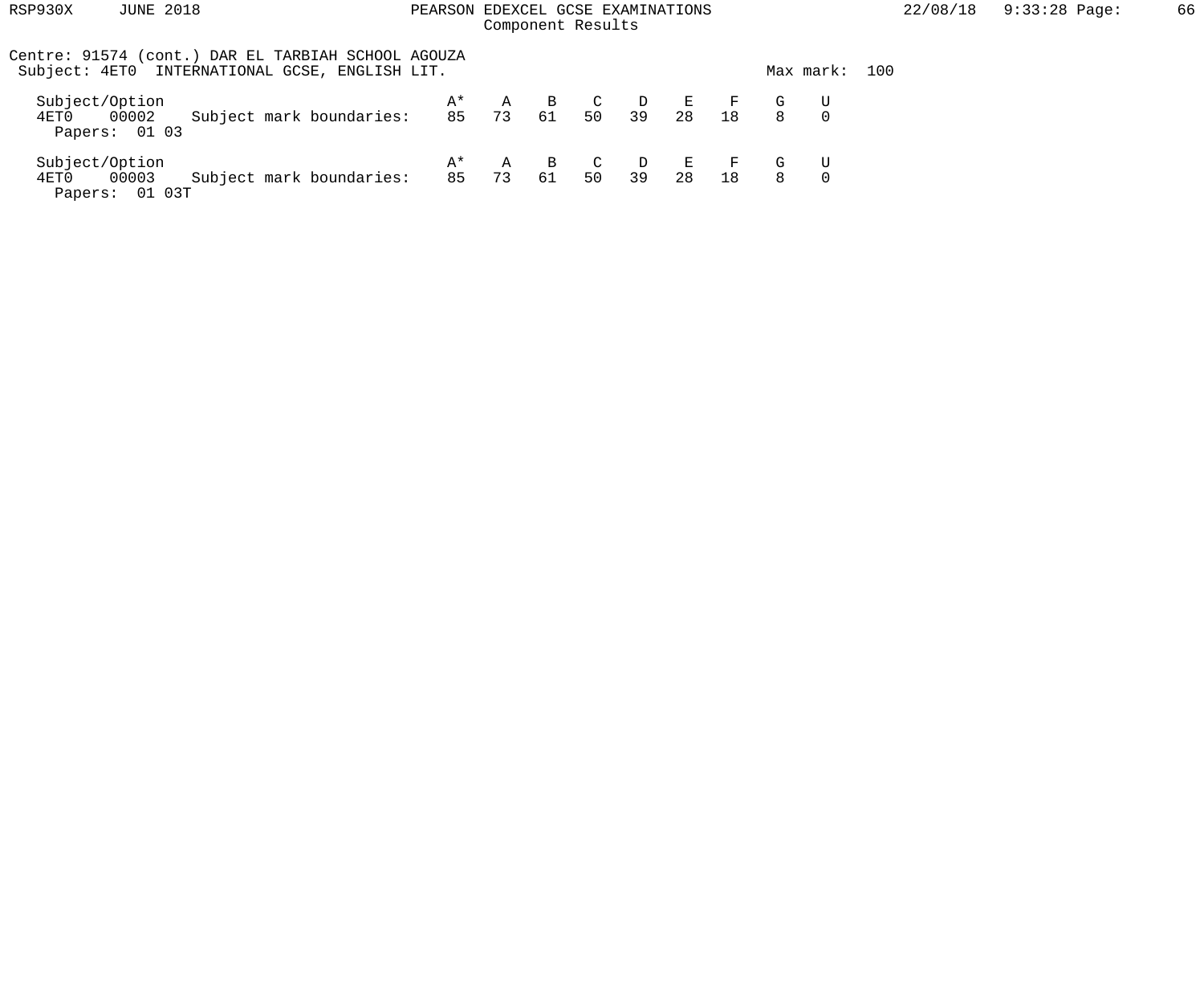Centre: 91574 (cont.) DAR EL TARBIAH SCHOOL AGOUZA
Subject: 4ET0 INTERNATIONAL GCSE, ENGLISH LIT. Max mark: 100

| Subject/Option | | | A* | A | B | C | D | E | F | G | U |
|---|---|---|---|---|---|---|---|---|---|---|---|
| 4ET0 | 00002 | Subject mark boundaries: | 85 | 73 | 61 | 50 | 39 | 28 | 18 | 8 | 0 |
| Papers: 01 03 | | | | | | | | | | | |

| Subject/Option | | | A* | A | B | C | D | E | F | G | U |
|---|---|---|---|---|---|---|---|---|---|---|---|
| 4ET0 | 00003 | Subject mark boundaries: | 85 | 73 | 61 | 50 | 39 | 28 | 18 | 8 | 0 |
| Papers: 01 03T | | | | | | | | | | | |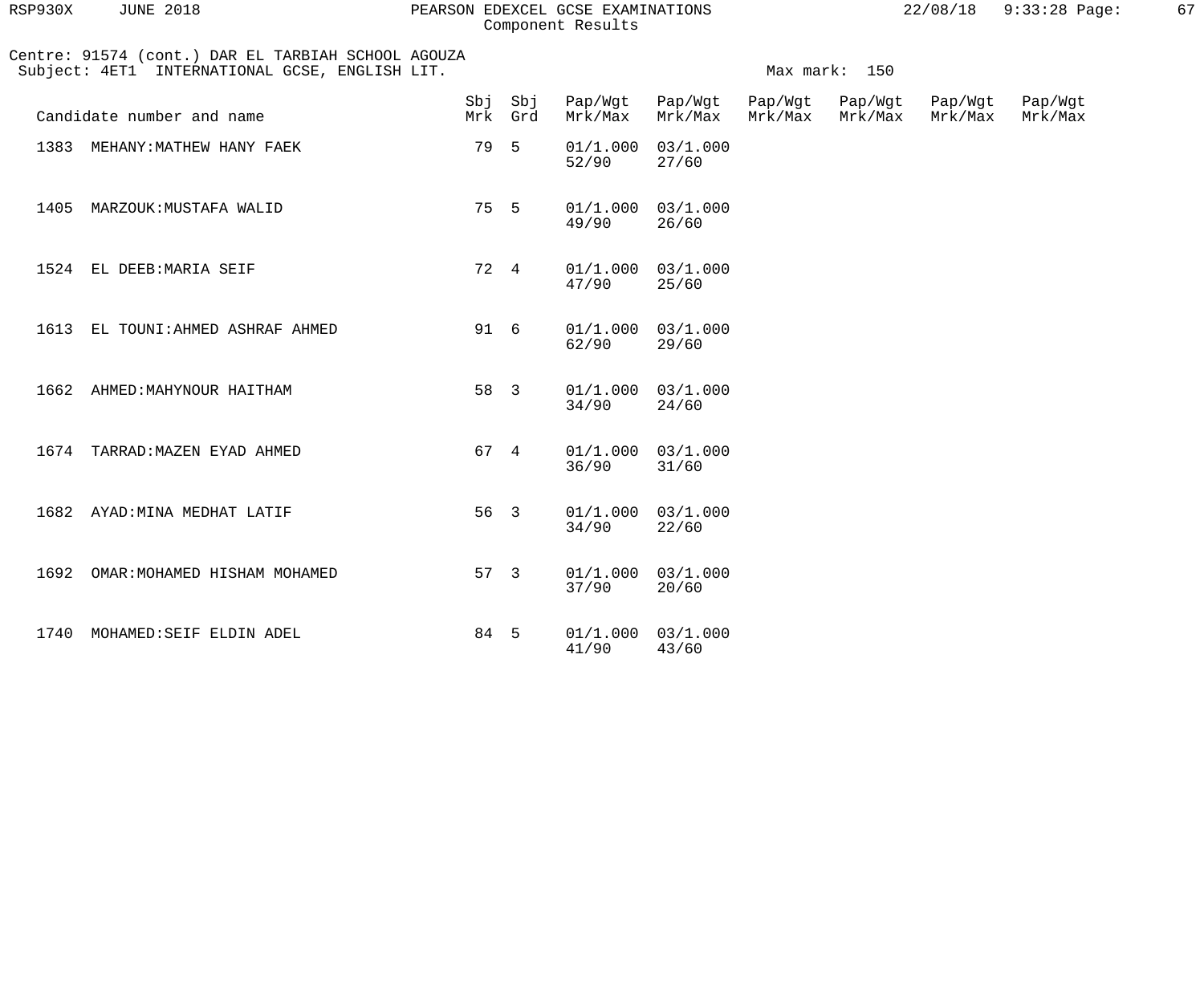Centre: 91574 (cont.) DAR EL TARBIAH SCHOOL AGOUZA
Subject: 4ET1 INTERNATIONAL GCSE, ENGLISH LIT.

Max mark: 150

| Candidate number and name | Sbj Mrk | Sbj Grd | Pap/Wgt Mrk/Max | Pap/Wgt Mrk/Max | Pap/Wgt Mrk/Max | Pap/Wgt Mrk/Max | Pap/Wgt Mrk/Max | Pap/Wgt Mrk/Max |
|---|---|---|---|---|---|---|---|---|
| 1383 MEHANY:MATHEW HANY FAEK | 79 | 5 | 01/1.000 52/90 | 03/1.000 27/60 | | | | |
| 1405 MARZOUK:MUSTAFA WALID | 75 | 5 | 01/1.000 49/90 | 03/1.000 26/60 | | | | |
| 1524 EL DEEB:MARIA SEIF | 72 | 4 | 01/1.000 47/90 | 03/1.000 25/60 | | | | |
| 1613 EL TOUNI:AHMED ASHRAF AHMED | 91 | 6 | 01/1.000 62/90 | 03/1.000 29/60 | | | | |
| 1662 AHMED:MAHYNOUR HAITHAM | 58 | 3 | 01/1.000 34/90 | 03/1.000 24/60 | | | | |
| 1674 TARRAD:MAZEN EYAD AHMED | 67 | 4 | 01/1.000 36/90 | 03/1.000 31/60 | | | | |
| 1682 AYAD:MINA MEDHAT LATIF | 56 | 3 | 01/1.000 34/90 | 03/1.000 22/60 | | | | |
| 1692 OMAR:MOHAMED HISHAM MOHAMED | 57 | 3 | 01/1.000 37/90 | 03/1.000 20/60 | | | | |
| 1740 MOHAMED:SEIF ELDIN ADEL | 84 | 5 | 01/1.000 41/90 | 03/1.000 43/60 | | | | |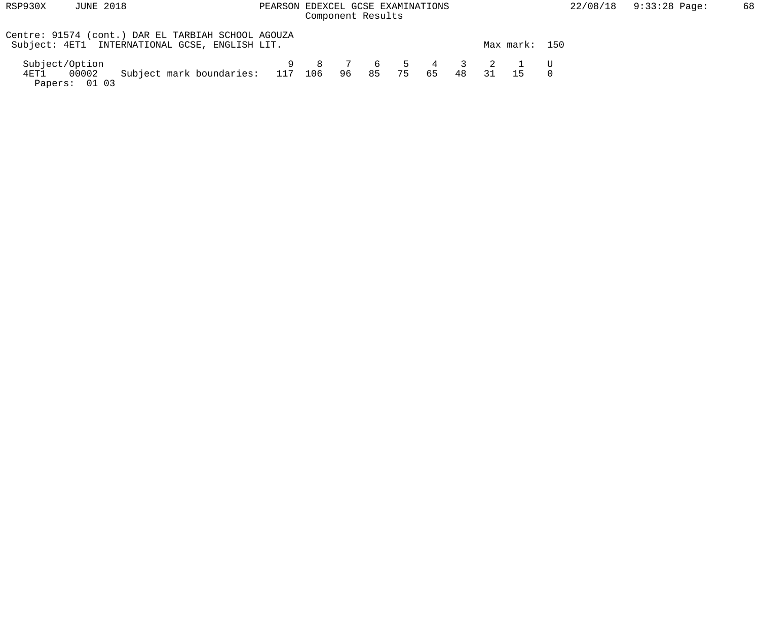PEARSON EDEXCEL GCSE EXAMINATIONS
Component Results

Centre: 91574 (cont.) DAR EL TARBIAH SCHOOL AGOUZA
Subject: 4ET1 INTERNATIONAL GCSE, ENGLISH LIT. Max mark: 150

| Subject/Option | | | 9 | 8 | 7 | 6 | 5 | 4 | 3 | 2 | 1 | U |
|---|---|---|---|---|---|---|---|---|---|---|---|---|
| 4ET1 | 00002 | Subject mark boundaries: | 117 | 106 | 96 | 85 | 75 | 65 | 48 | 31 | 15 | 0 |

Papers: 01 03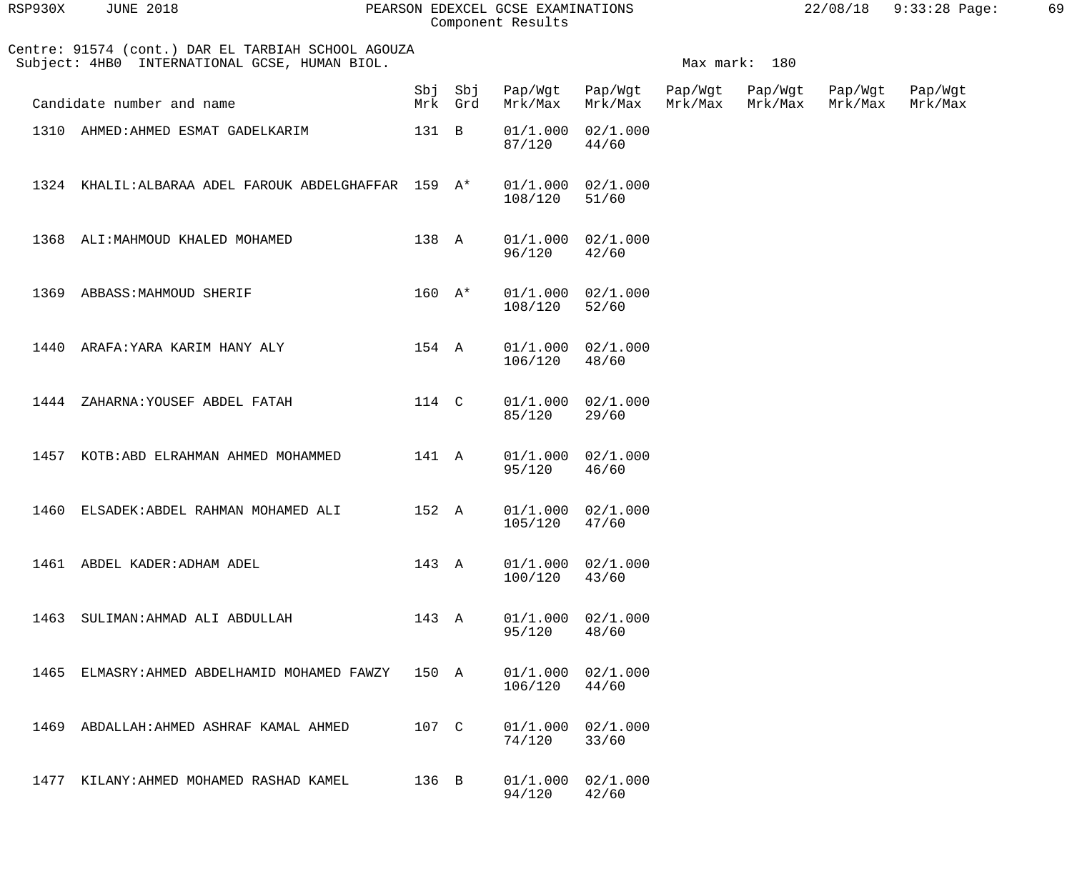Centre: 91574 (cont.) DAR EL TARBIAH SCHOOL AGOUZA
Subject: 4HB0 INTERNATIONAL GCSE, HUMAN BIOL.

Max mark: 180

| Candidate number and name | Sbj Mrk | Sbj Grd | Pap/Wgt Mrk/Max | Pap/Wgt Mrk/Max | Pap/Wgt Mrk/Max | Pap/Wgt Mrk/Max | Pap/Wgt Mrk/Max | Pap/Wgt Mrk/Max |
|---|---|---|---|---|---|---|---|---|
| 1310 AHMED:AHMED ESMAT GADELKARIM | 131 | B | 01/1.000 87/120 | 02/1.000 44/60 | | | | |
| 1324 KHALIL:ALBARAA ADEL FAROUK ABDELGHAFFAR | 159 | A* | 01/1.000 108/120 | 02/1.000 51/60 | | | | |
| 1368 ALI:MAHMOUD KHALED MOHAMED | 138 | A | 01/1.000 96/120 | 02/1.000 42/60 | | | | |
| 1369 ABBASS:MAHMOUD SHERIF | 160 | A* | 01/1.000 108/120 | 02/1.000 52/60 | | | | |
| 1440 ARAFA:YARA KARIM HANY ALY | 154 | A | 01/1.000 106/120 | 02/1.000 48/60 | | | | |
| 1444 ZAHARNA:YOUSEF ABDEL FATAH | 114 | C | 01/1.000 85/120 | 02/1.000 29/60 | | | | |
| 1457 KOTB:ABD ELRAHMAN AHMED MOHAMMED | 141 | A | 01/1.000 95/120 | 02/1.000 46/60 | | | | |
| 1460 ELSADEK:ABDEL RAHMAN MOHAMED ALI | 152 | A | 01/1.000 105/120 | 02/1.000 47/60 | | | | |
| 1461 ABDEL KADER:ADHAM ADEL | 143 | A | 01/1.000 100/120 | 02/1.000 43/60 | | | | |
| 1463 SULIMAN:AHMAD ALI ABDULLAH | 143 | A | 01/1.000 95/120 | 02/1.000 48/60 | | | | |
| 1465 ELMASRY:AHMED ABDELHAMID MOHAMED FAWZY | 150 | A | 01/1.000 106/120 | 02/1.000 44/60 | | | | |
| 1469 ABDALLAH:AHMED ASHRAF KAMAL AHMED | 107 | C | 01/1.000 74/120 | 02/1.000 33/60 | | | | |
| 1477 KILANY:AHMED MOHAMED RASHAD KAMEL | 136 | B | 01/1.000 94/120 | 02/1.000 42/60 | | | | |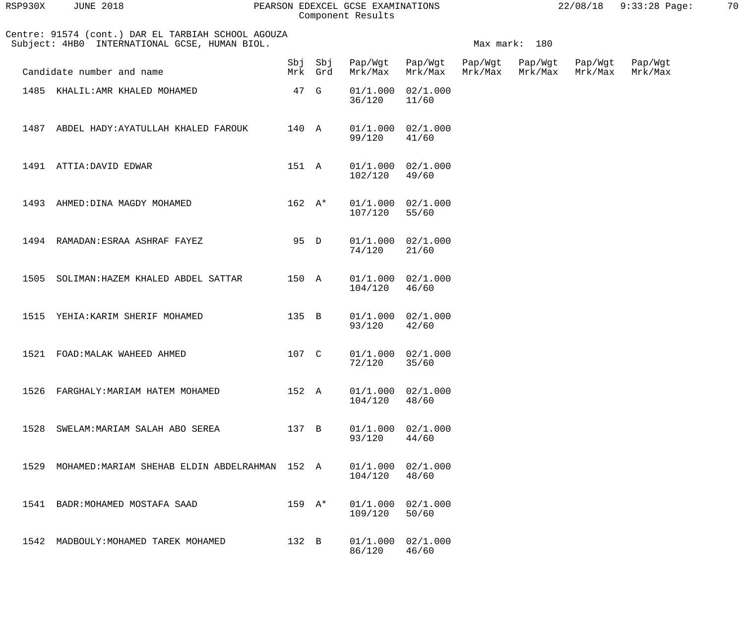Centre: 91574 (cont.) DAR EL TARBIAH SCHOOL AGOUZA
Subject: 4HB0 INTERNATIONAL GCSE, HUMAN BIOL.

Max mark: 180

| Candidate number and name | Sbj Mrk | Sbj Grd | Pap/Wgt Mrk/Max | Pap/Wgt Mrk/Max | Pap/Wgt Mrk/Max | Pap/Wgt Mrk/Max | Pap/Wgt Mrk/Max | Pap/Wgt Mrk/Max |
|---|---|---|---|---|---|---|---|---|
| 1485 KHALIL:AMR KHALED MOHAMED | 47 | G | 01/1.000 36/120 | 02/1.000 11/60 | | | | |
| 1487 ABDEL HADY:AYATULLAH KHALED FAROUK | 140 | A | 01/1.000 99/120 | 02/1.000 41/60 | | | | |
| 1491 ATTIA:DAVID EDWAR | 151 | A | 01/1.000 102/120 | 02/1.000 49/60 | | | | |
| 1493 AHMED:DINA MAGDY MOHAMED | 162 | A* | 01/1.000 107/120 | 02/1.000 55/60 | | | | |
| 1494 RAMADAN:ESRAA ASHRAF FAYEZ | 95 | D | 01/1.000 74/120 | 02/1.000 21/60 | | | | |
| 1505 SOLIMAN:HAZEM KHALED ABDEL SATTAR | 150 | A | 01/1.000 104/120 | 02/1.000 46/60 | | | | |
| 1515 YEHIA:KARIM SHERIF MOHAMED | 135 | B | 01/1.000 93/120 | 02/1.000 42/60 | | | | |
| 1521 FOAD:MALAK WAHEED AHMED | 107 | C | 01/1.000 72/120 | 02/1.000 35/60 | | | | |
| 1526 FARGHALY:MARIAM HATEM MOHAMED | 152 | A | 01/1.000 104/120 | 02/1.000 48/60 | | | | |
| 1528 SWELAM:MARIAM SALAH ABO SEREA | 137 | B | 01/1.000 93/120 | 02/1.000 44/60 | | | | |
| 1529 MOHAMED:MARIAM SHEHAB ELDIN ABDELRAHMAN | 152 | A | 01/1.000 104/120 | 02/1.000 48/60 | | | | |
| 1541 BADR:MOHAMED MOSTAFA SAAD | 159 | A* | 01/1.000 109/120 | 02/1.000 50/60 | | | | |
| 1542 MADBOULY:MOHAMED TAREK MOHAMED | 132 | B | 01/1.000 86/120 | 02/1.000 46/60 | | | | |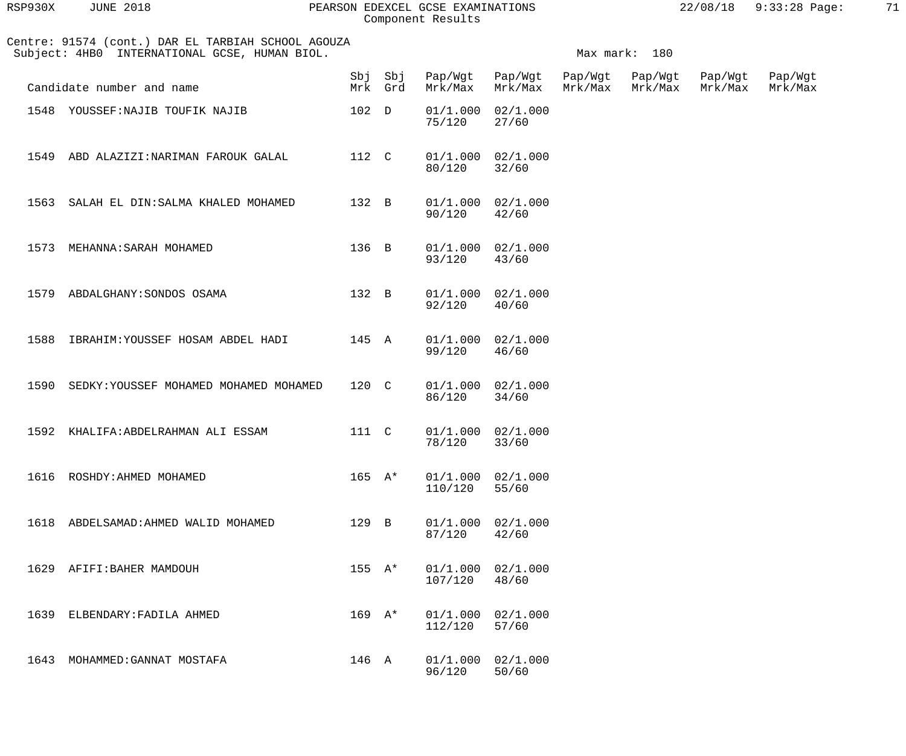Centre: 91574 (cont.) DAR EL TARBIAH SCHOOL AGOUZA
Subject: 4HB0 INTERNATIONAL GCSE, HUMAN BIOL.

Max mark: 180

| Candidate number and name | Sbj Mrk | Sbj Grd | Pap/Wgt Mrk/Max | Pap/Wgt Mrk/Max | Pap/Wgt Mrk/Max | Pap/Wgt Mrk/Max | Pap/Wgt Mrk/Max | Pap/Wgt Mrk/Max |
|---|---|---|---|---|---|---|---|---|
| 1548 YOUSSEF:NAJIB TOUFIK NAJIB | 102 | D | 01/1.000 75/120 | 02/1.000 27/60 | | | | |
| 1549 ABD ALAZIZI:NARIMAN FAROUK GALAL | 112 | C | 01/1.000 80/120 | 02/1.000 32/60 | | | | |
| 1563 SALAH EL DIN:SALMA KHALED MOHAMED | 132 | B | 01/1.000 90/120 | 02/1.000 42/60 | | | | |
| 1573 MEHANNA:SARAH MOHAMED | 136 | B | 01/1.000 93/120 | 02/1.000 43/60 | | | | |
| 1579 ABDALGHANY:SONDOS OSAMA | 132 | B | 01/1.000 92/120 | 02/1.000 40/60 | | | | |
| 1588 IBRAHIM:YOUSSEF HOSAM ABDEL HADI | 145 | A | 01/1.000 99/120 | 02/1.000 46/60 | | | | |
| 1590 SEDKY:YOUSSEF MOHAMED MOHAMED MOHAMED | 120 | C | 01/1.000 86/120 | 02/1.000 34/60 | | | | |
| 1592 KHALIFA:ABDELRAHMAN ALI ESSAM | 111 | C | 01/1.000 78/120 | 02/1.000 33/60 | | | | |
| 1616 ROSHDY:AHMED MOHAMED | 165 | A* | 01/1.000 110/120 | 02/1.000 55/60 | | | | |
| 1618 ABDELSAMAD:AHMED WALID MOHAMED | 129 | B | 01/1.000 87/120 | 02/1.000 42/60 | | | | |
| 1629 AFIFI:BAHER MAMDOUH | 155 | A* | 01/1.000 107/120 | 02/1.000 48/60 | | | | |
| 1639 ELBENDARY:FADILA AHMED | 169 | A* | 01/1.000 112/120 | 02/1.000 57/60 | | | | |
| 1643 MOHAMMED:GANNAT MOSTAFA | 146 | A | 01/1.000 96/120 | 02/1.000 50/60 | | | | |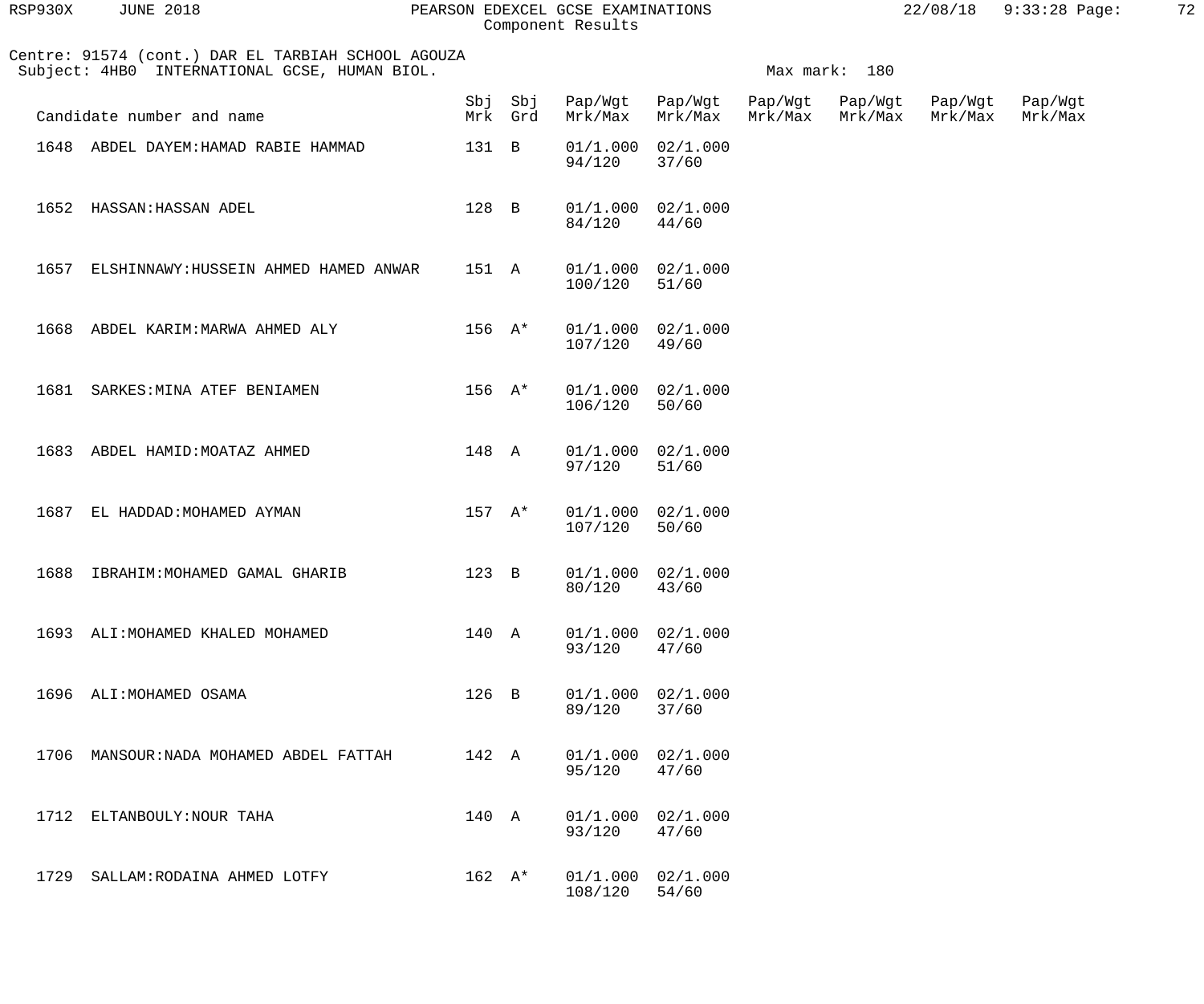Centre: 91574 (cont.) DAR EL TARBIAH SCHOOL AGOUZA
Subject: 4HB0 INTERNATIONAL GCSE, HUMAN BIOL.

Max mark: 180

| Candidate number and name | Sbj Mrk | Sbj Grd | Pap/Wgt Mrk/Max | Pap/Wgt Mrk/Max | Pap/Wgt Mrk/Max | Pap/Wgt Mrk/Max | Pap/Wgt Mrk/Max | Pap/Wgt Mrk/Max |
|---|---|---|---|---|---|---|---|---|
| 1648 ABDEL DAYEM:HAMAD RABIE HAMMAD | 131 | B | 01/1.000 94/120 | 02/1.000 37/60 | | | | |
| 1652 HASSAN:HASSAN ADEL | 128 | B | 01/1.000 84/120 | 02/1.000 44/60 | | | | |
| 1657 ELSHINNAWY:HUSSEIN AHMED HAMED ANWAR | 151 | A | 01/1.000 100/120 | 02/1.000 51/60 | | | | |
| 1668 ABDEL KARIM:MARWA AHMED ALY | 156 | A* | 01/1.000 107/120 | 02/1.000 49/60 | | | | |
| 1681 SARKES:MINA ATEF BENIAMEN | 156 | A* | 01/1.000 106/120 | 02/1.000 50/60 | | | | |
| 1683 ABDEL HAMID:MOATAZ AHMED | 148 | A | 01/1.000 97/120 | 02/1.000 51/60 | | | | |
| 1687 EL HADDAD:MOHAMED AYMAN | 157 | A* | 01/1.000 107/120 | 02/1.000 50/60 | | | | |
| 1688 IBRAHIM:MOHAMED GAMAL GHARIB | 123 | B | 01/1.000 80/120 | 02/1.000 43/60 | | | | |
| 1693 ALI:MOHAMED KHALED MOHAMED | 140 | A | 01/1.000 93/120 | 02/1.000 47/60 | | | | |
| 1696 ALI:MOHAMED OSAMA | 126 | B | 01/1.000 89/120 | 02/1.000 37/60 | | | | |
| 1706 MANSOUR:NADA MOHAMED ABDEL FATTAH | 142 | A | 01/1.000 95/120 | 02/1.000 47/60 | | | | |
| 1712 ELTANBOULY:NOUR TAHA | 140 | A | 01/1.000 93/120 | 02/1.000 47/60 | | | | |
| 1729 SALLAM:RODAINA AHMED LOTFY | 162 | A* | 01/1.000 108/120 | 02/1.000 54/60 | | | | |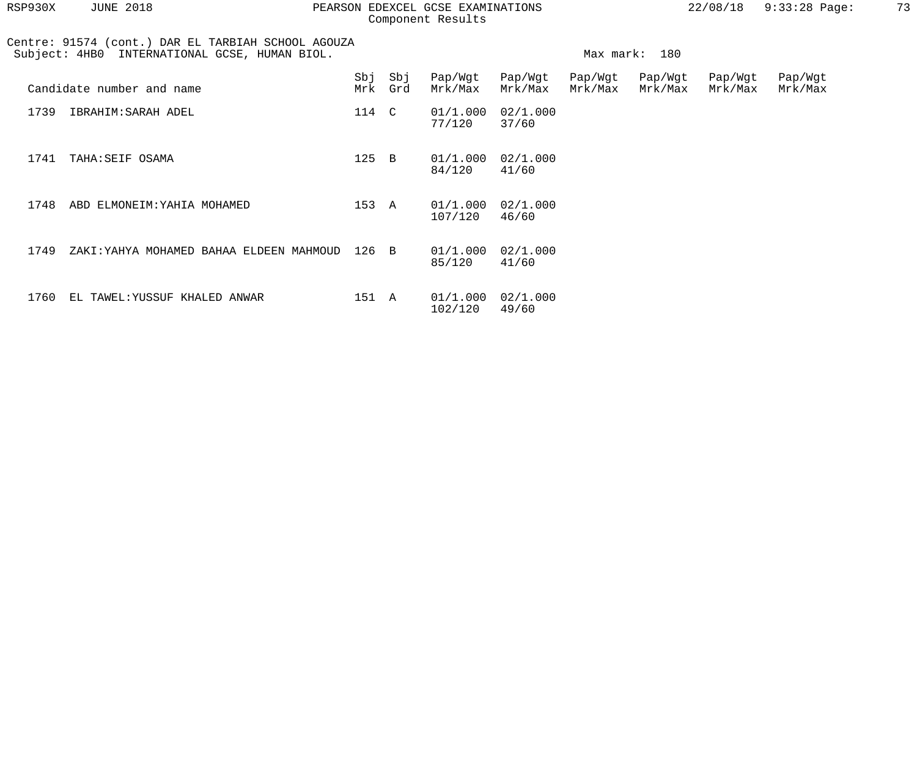Component Results

Centre: 91574 (cont.) DAR EL TARBIAH SCHOOL AGOUZA
Subject: 4HB0 INTERNATIONAL GCSE, HUMAN BIOL.

Max mark: 180

| Candidate number and name | Sbj Mrk | Sbj Grd | Pap/Wgt Mrk/Max | Pap/Wgt Mrk/Max | Pap/Wgt Mrk/Max | Pap/Wgt Mrk/Max | Pap/Wgt Mrk/Max | Pap/Wgt Mrk/Max |
|---|---|---|---|---|---|---|---|---|
| 1739 IBRAHIM:SARAH ADEL | 114 | C | 01/1.000 77/120 | 02/1.000 37/60 | | | | |
| 1741 TAHA:SEIF OSAMA | 125 | B | 01/1.000 84/120 | 02/1.000 41/60 | | | | |
| 1748 ABD ELMONEIM:YAHIA MOHAMED | 153 | A | 01/1.000 107/120 | 02/1.000 46/60 | | | | |
| 1749 ZAKI:YAHYA MOHAMED BAHAA ELDEEN MAHMOUD | 126 | B | 01/1.000 85/120 | 02/1.000 41/60 | | | | |
| 1760 EL TAWEL:YUSSUF KHALED ANWAR | 151 | A | 01/1.000 102/120 | 02/1.000 49/60 | | | | |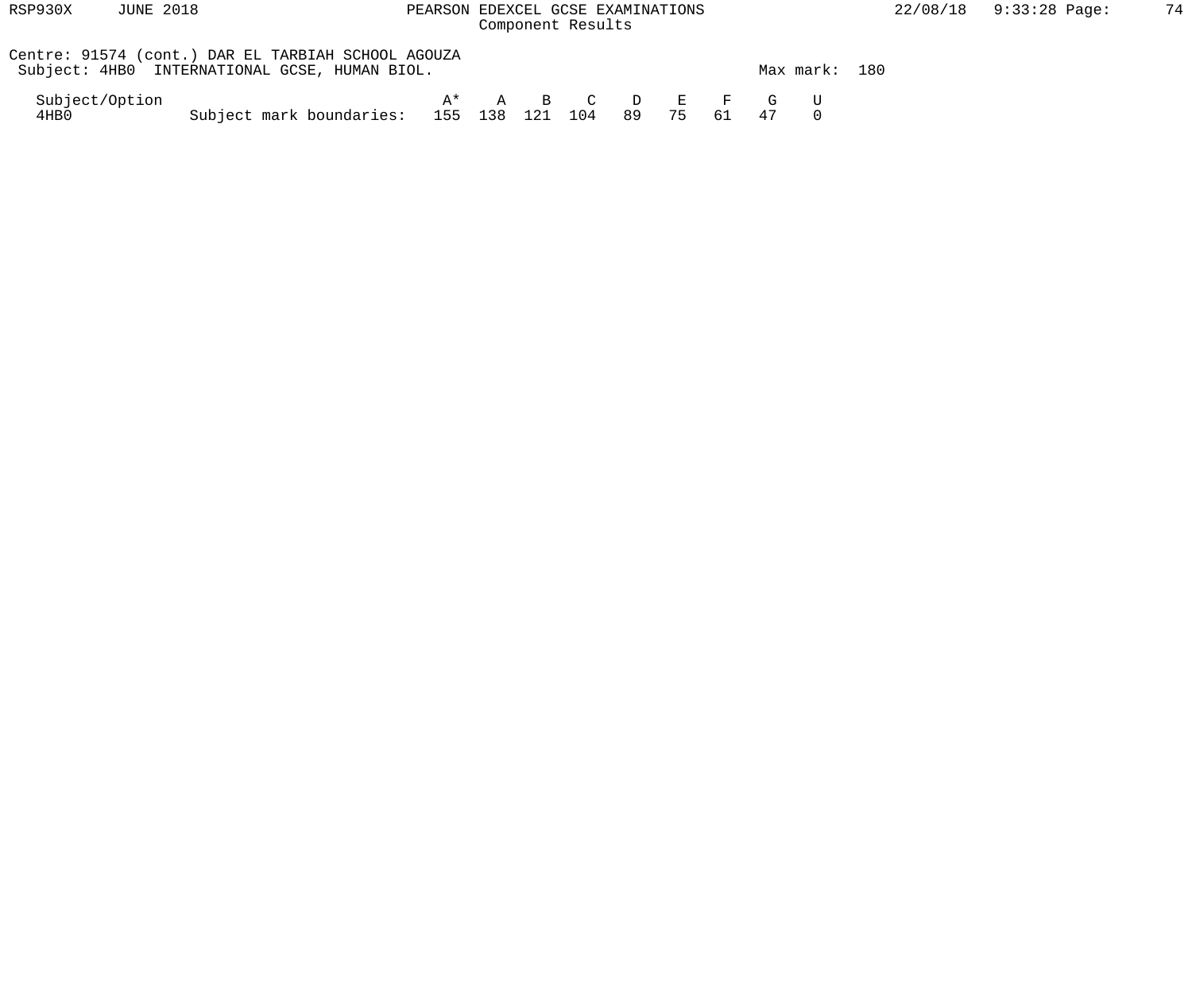Centre: 91574 (cont.) DAR EL TARBIAH SCHOOL AGOUZA
Subject: 4HB0 INTERNATIONAL GCSE, HUMAN BIOL.

Max mark: 180

| Subject/Option | | A* | A | B | C | D | E | F | G | U |
| --- | --- | --- | --- | --- | --- | --- | --- | --- | --- | --- |
| 4HB0 | Subject mark boundaries: | 155 | 138 | 121 | 104 | 89 | 75 | 61 | 47 | 0 |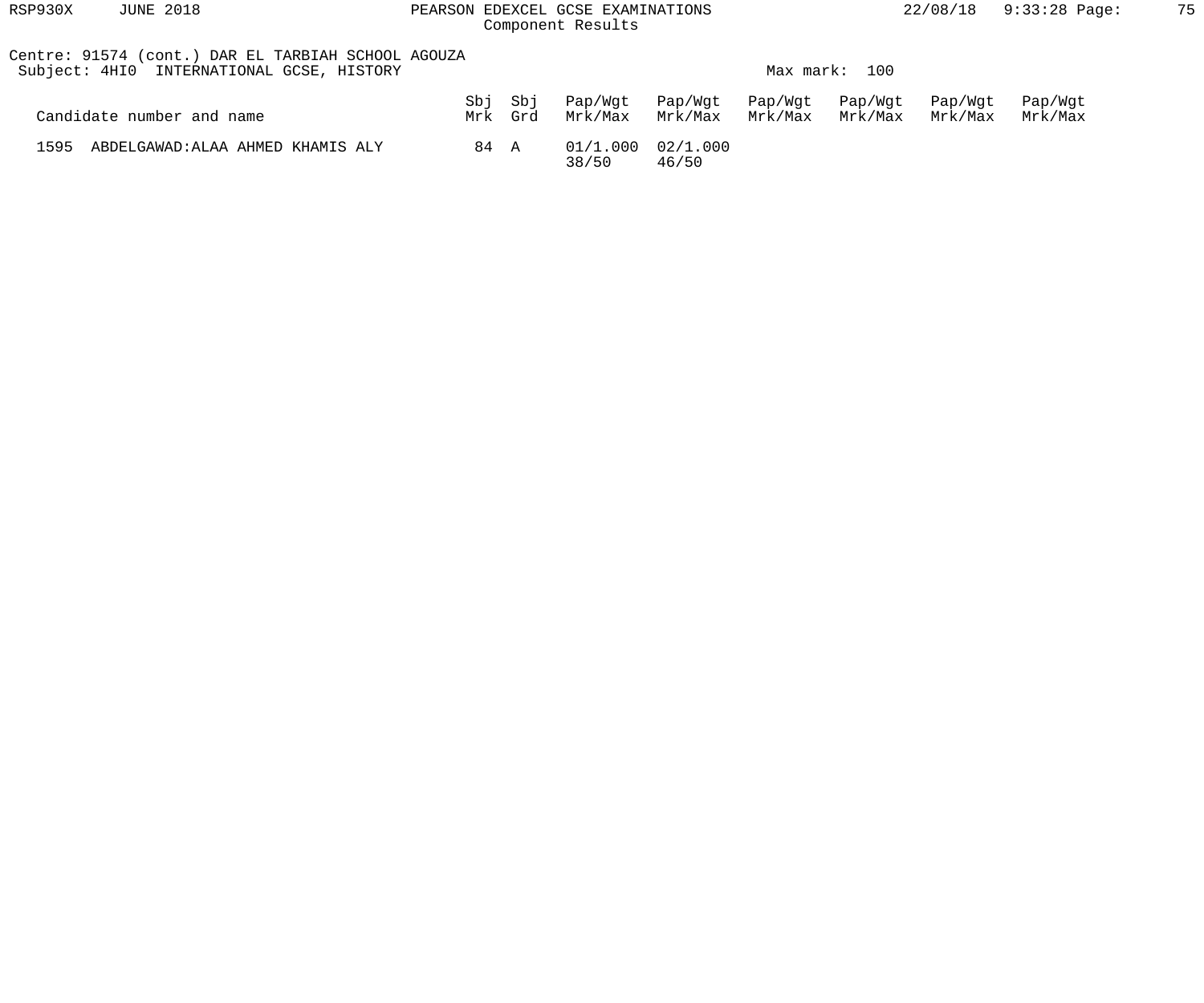Centre: 91574 (cont.) DAR EL TARBIAH SCHOOL AGOUZA
Subject: 4HI0 INTERNATIONAL GCSE, HISTORY

Max mark: 100

| Candidate number and name | Sbj Mrk | Sbj Grd | Pap/Wgt Mrk/Max | Pap/Wgt Mrk/Max | Pap/Wgt Mrk/Max | Pap/Wgt Mrk/Max | Pap/Wgt Mrk/Max | Pap/Wgt Mrk/Max |
|---|---|---|---|---|---|---|---|---|
| 1595 ABDELGAWAD:ALAA AHMED KHAMIS ALY | 84 | A | 01/1.000 38/50 | 02/1.000 46/50 | | | | |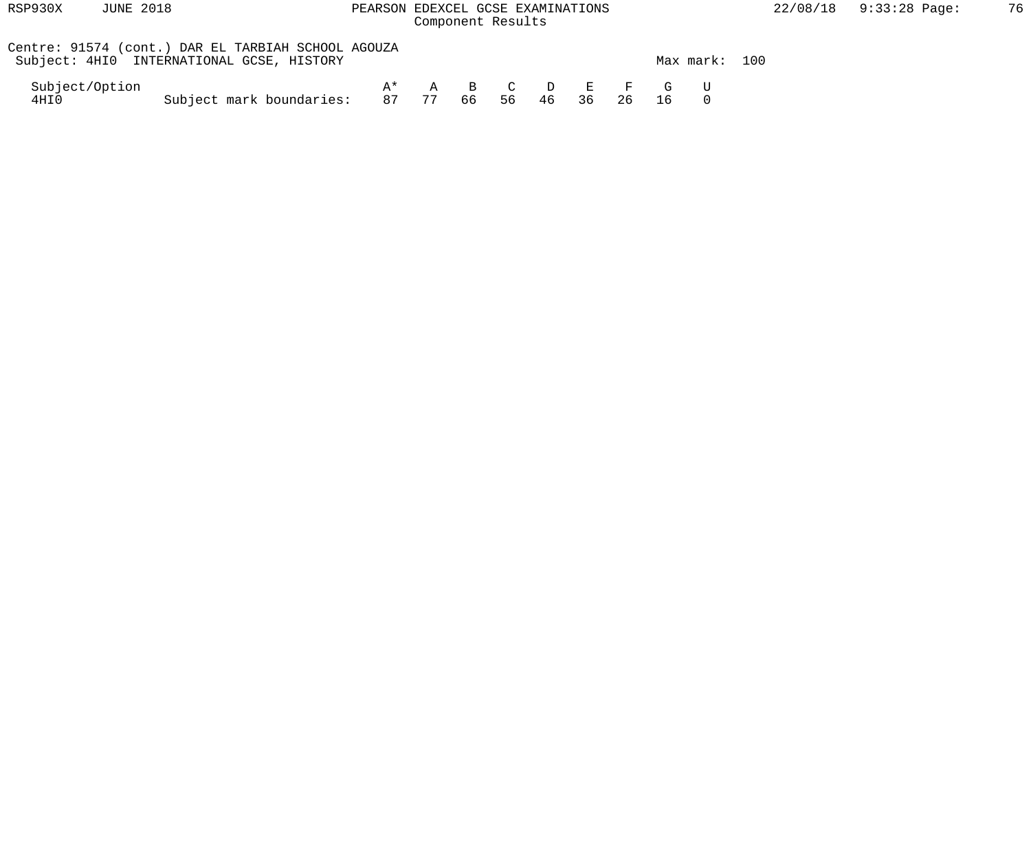PEARSON EDEXCEL GCSE EXAMINATIONS
Component Results

Centre: 91574 (cont.) DAR EL TARBIAH SCHOOL AGOUZA
Subject: 4HI0 INTERNATIONAL GCSE, HISTORY

Max mark: 100

| Subject/Option | | A* | A | B | C | D | E | F | G | U |
|---|---|---|---|---|---|---|---|---|---|---|
| 4HI0 | Subject mark boundaries: | 87 | 77 | 66 | 56 | 46 | 36 | 26 | 16 | 0 |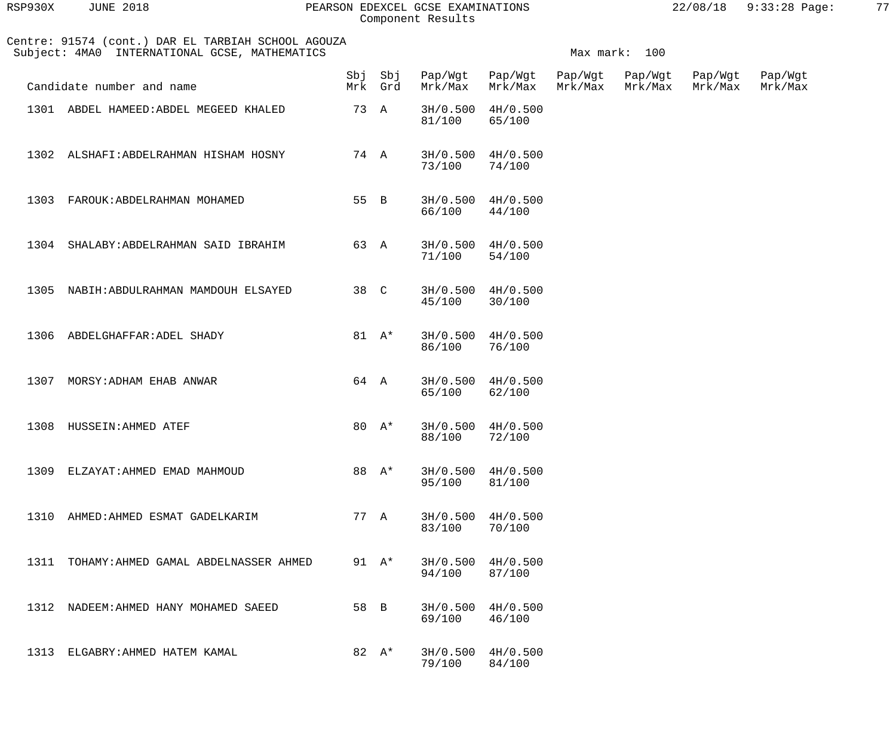PEARSON EDEXCEL GCSE EXAMINATIONS
Component Results

Centre: 91574 (cont.) DAR EL TARBIAH SCHOOL AGOUZA
Subject: 4MA0 INTERNATIONAL GCSE, MATHEMATICS

Max mark: 100

| Candidate number and name | Sbj Mrk | Sbj Grd | Pap/Wgt Mrk/Max | Pap/Wgt Mrk/Max | Pap/Wgt Mrk/Max | Pap/Wgt Mrk/Max | Pap/Wgt Mrk/Max | Pap/Wgt Mrk/Max |
|---|---|---|---|---|---|---|---|---|
| 1301 ABDEL HAMEED:ABDEL MEGEED KHALED | 73 | A | 3H/0.500 81/100 | 4H/0.500 65/100 | | | | |
| 1302 ALSHAFI:ABDELRAHMAN HISHAM HOSNY | 74 | A | 3H/0.500 73/100 | 4H/0.500 74/100 | | | | |
| 1303 FAROUK:ABDELRAHMAN MOHAMED | 55 | B | 3H/0.500 66/100 | 4H/0.500 44/100 | | | | |
| 1304 SHALABY:ABDELRAHMAN SAID IBRAHIM | 63 | A | 3H/0.500 71/100 | 4H/0.500 54/100 | | | | |
| 1305 NABIH:ABDULRAHMAN MAMDOUH ELSAYED | 38 | C | 3H/0.500 45/100 | 4H/0.500 30/100 | | | | |
| 1306 ABDELGHAFFAR:ADEL SHADY | 81 | A* | 3H/0.500 86/100 | 4H/0.500 76/100 | | | | |
| 1307 MORSY:ADHAM EHAB ANWAR | 64 | A | 3H/0.500 65/100 | 4H/0.500 62/100 | | | | |
| 1308 HUSSEIN:AHMED ATEF | 80 | A* | 3H/0.500 88/100 | 4H/0.500 72/100 | | | | |
| 1309 ELZAYAT:AHMED EMAD MAHMOUD | 88 | A* | 3H/0.500 95/100 | 4H/0.500 81/100 | | | | |
| 1310 AHMED:AHMED ESMAT GADELKARIM | 77 | A | 3H/0.500 83/100 | 4H/0.500 70/100 | | | | |
| 1311 TOHAMY:AHMED GAMAL ABDELNASSER AHMED | 91 | A* | 3H/0.500 94/100 | 4H/0.500 87/100 | | | | |
| 1312 NADEEM:AHMED HANY MOHAMED SAEED | 58 | B | 3H/0.500 69/100 | 4H/0.500 46/100 | | | | |
| 1313 ELGABRY:AHMED HATEM KAMAL | 82 | A* | 3H/0.500 79/100 | 4H/0.500 84/100 | | | | |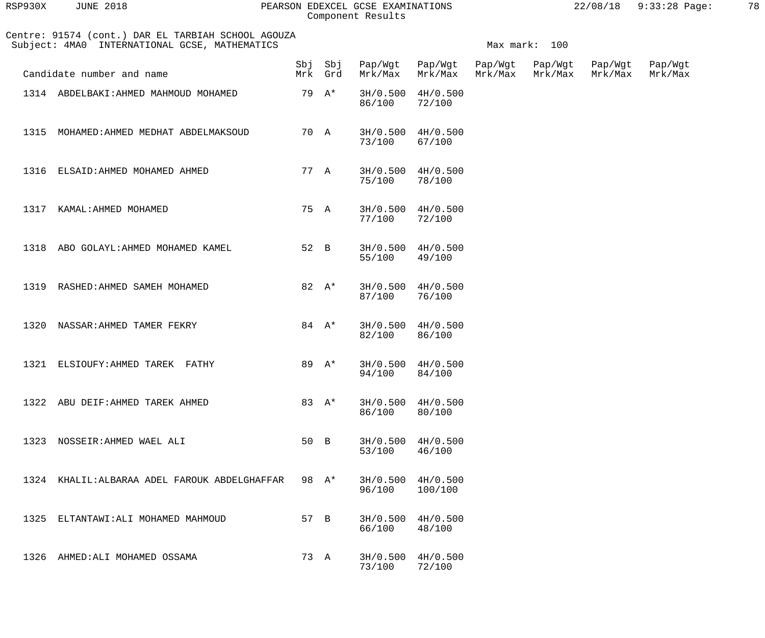Component Results

Centre: 91574 (cont.) DAR EL TARBIAH SCHOOL AGOUZA
Subject: 4MA0 INTERNATIONAL GCSE, MATHEMATICS

Max mark: 100

| Candidate number and name | | Sbj Mrk | Sbj Grd | Pap/Wgt Mrk/Max | Pap/Wgt Mrk/Max | Pap/Wgt Mrk/Max | Pap/Wgt Mrk/Max | Pap/Wgt Mrk/Max | Pap/Wgt Mrk/Max |
|---|---|---|---|---|---|---|---|---|---|
| 1314 | ABDELBAKI:AHMED MAHMOUD MOHAMED | 79 | A* | 3H/0.500 86/100 | 4H/0.500 72/100 | | | | |
| 1315 | MOHAMED:AHMED MEDHAT ABDELMAKSOUD | 70 | A | 3H/0.500 73/100 | 4H/0.500 67/100 | | | | |
| 1316 | ELSAID:AHMED MOHAMED AHMED | 77 | A | 3H/0.500 75/100 | 4H/0.500 78/100 | | | | |
| 1317 | KAMAL:AHMED MOHAMED | 75 | A | 3H/0.500 77/100 | 4H/0.500 72/100 | | | | |
| 1318 | ABO GOLAYL:AHMED MOHAMED KAMEL | 52 | B | 3H/0.500 55/100 | 4H/0.500 49/100 | | | | |
| 1319 | RASHED:AHMED SAMEH MOHAMED | 82 | A* | 3H/0.500 87/100 | 4H/0.500 76/100 | | | | |
| 1320 | NASSAR:AHMED TAMER FEKRY | 84 | A* | 3H/0.500 82/100 | 4H/0.500 86/100 | | | | |
| 1321 | ELSIOUFY:AHMED TAREK FATHY | 89 | A* | 3H/0.500 94/100 | 4H/0.500 84/100 | | | | |
| 1322 | ABU DEIF:AHMED TAREK AHMED | 83 | A* | 3H/0.500 86/100 | 4H/0.500 80/100 | | | | |
| 1323 | NOSSEIR:AHMED WAEL ALI | 50 | B | 3H/0.500 53/100 | 4H/0.500 46/100 | | | | |
| 1324 | KHALIL:ALBARAA ADEL FAROUK ABDELGHAFFAR | 98 | A* | 3H/0.500 96/100 | 4H/0.500 100/100 | | | | |
| 1325 | ELTANTAWI:ALI MOHAMED MAHMOUD | 57 | B | 3H/0.500 66/100 | 4H/0.500 48/100 | | | | |
| 1326 | AHMED:ALI MOHAMED OSSAMA | 73 | A | 3H/0.500 73/100 | 4H/0.500 72/100 | | | | |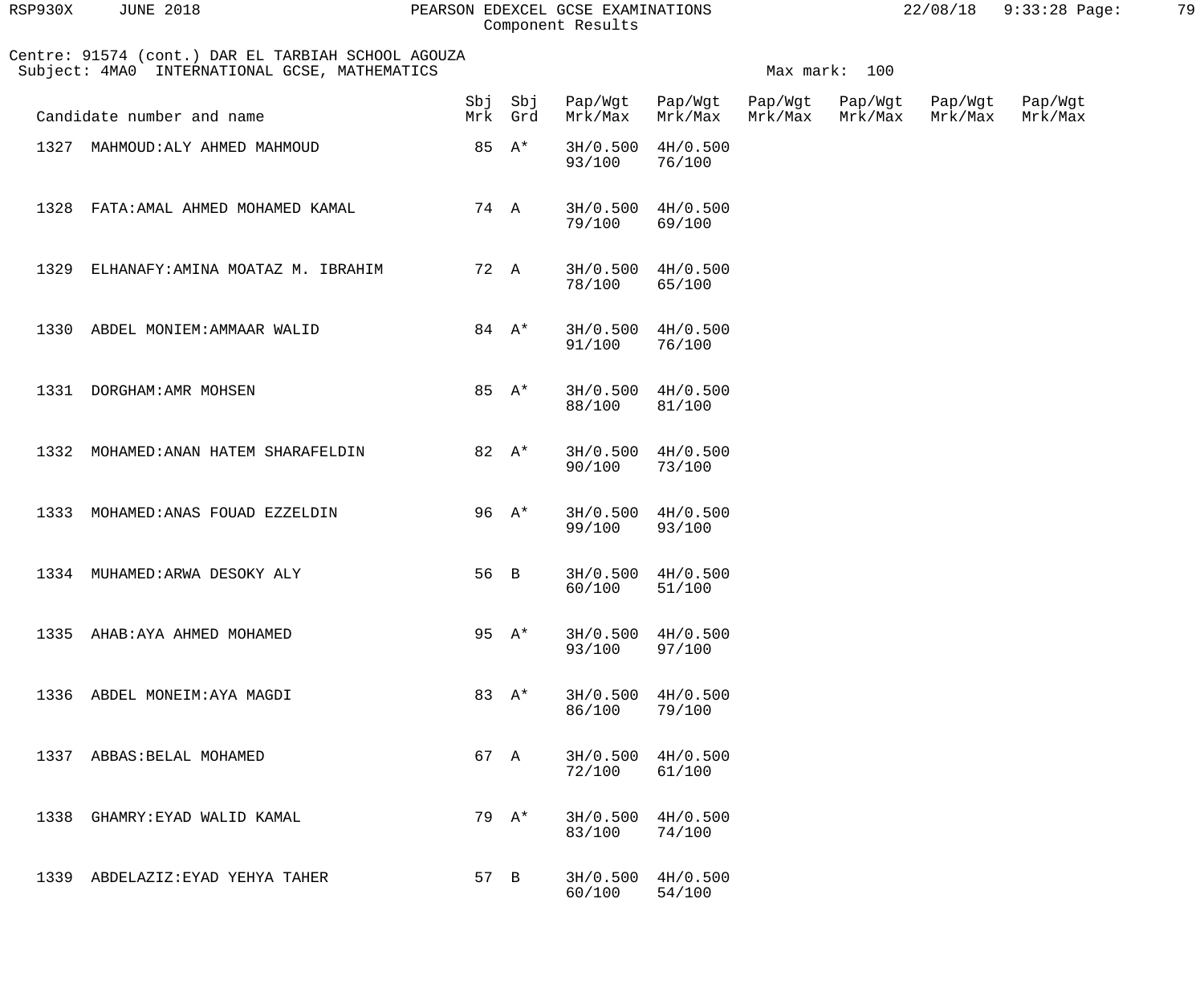Centre: 91574 (cont.) DAR EL TARBIAH SCHOOL AGOUZA
Subject: 4MA0 INTERNATIONAL GCSE, MATHEMATICS

Max mark: 100

| Candidate number and name | Sbj Mrk | Sbj Grd | Pap/Wgt Mrk/Max | Pap/Wgt Mrk/Max | Pap/Wgt Mrk/Max | Pap/Wgt Mrk/Max | Pap/Wgt Mrk/Max | Pap/Wgt Mrk/Max |
|---|---|---|---|---|---|---|---|---|
| 1327 MAHMOUD:ALY AHMED MAHMOUD | 85 | A* | 3H/0.500 93/100 | 4H/0.500 76/100 | | | | |
| 1328 FATA:AMAL AHMED MOHAMED KAMAL | 74 | A | 3H/0.500 79/100 | 4H/0.500 69/100 | | | | |
| 1329 ELHANAFY:AMINA MOATAZ M. IBRAHIM | 72 | A | 3H/0.500 78/100 | 4H/0.500 65/100 | | | | |
| 1330 ABDEL MONIEM:AMMAAR WALID | 84 | A* | 3H/0.500 91/100 | 4H/0.500 76/100 | | | | |
| 1331 DORGHAM:AMR MOHSEN | 85 | A* | 3H/0.500 88/100 | 4H/0.500 81/100 | | | | |
| 1332 MOHAMED:ANAN HATEM SHARAFELDIN | 82 | A* | 3H/0.500 90/100 | 4H/0.500 73/100 | | | | |
| 1333 MOHAMED:ANAS FOUAD EZZELDIN | 96 | A* | 3H/0.500 99/100 | 4H/0.500 93/100 | | | | |
| 1334 MUHAMED:ARWA DESOKY ALY | 56 | B | 3H/0.500 60/100 | 4H/0.500 51/100 | | | | |
| 1335 AHAB:AYA AHMED MOHAMED | 95 | A* | 3H/0.500 93/100 | 4H/0.500 97/100 | | | | |
| 1336 ABDEL MONEIM:AYA MAGDI | 83 | A* | 3H/0.500 86/100 | 4H/0.500 79/100 | | | | |
| 1337 ABBAS:BELAL MOHAMED | 67 | A | 3H/0.500 72/100 | 4H/0.500 61/100 | | | | |
| 1338 GHAMRY:EYAD WALID KAMAL | 79 | A* | 3H/0.500 83/100 | 4H/0.500 74/100 | | | | |
| 1339 ABDELAZIZ:EYAD YEHYA TAHER | 57 | B | 3H/0.500 60/100 | 4H/0.500 54/100 | | | | |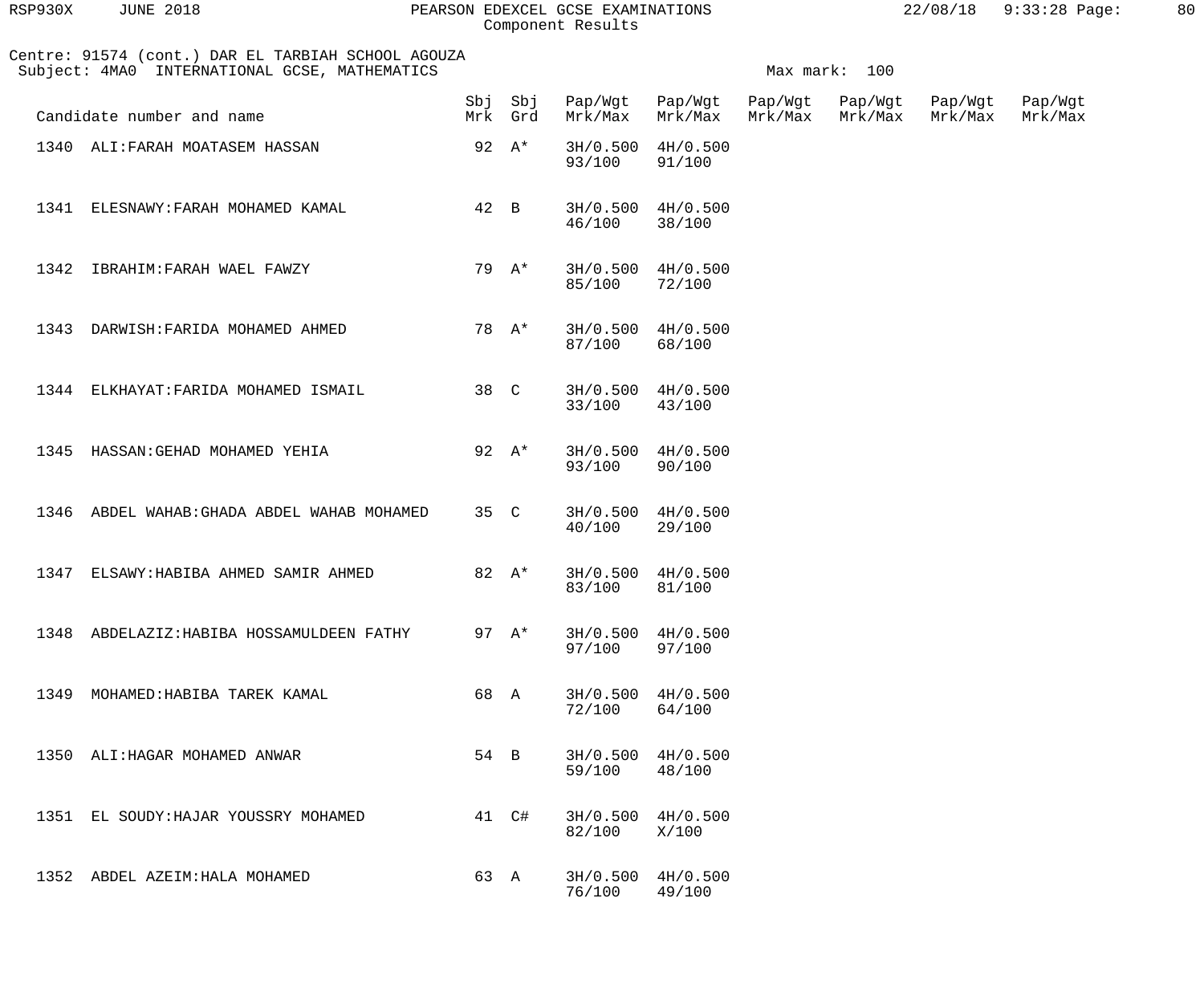Component Results

Centre: 91574 (cont.) DAR EL TARBIAH SCHOOL AGOUZA
Subject: 4MA0 INTERNATIONAL GCSE, MATHEMATICS

Max mark: 100

| Candidate number and name | Sbj Mrk | Sbj Grd | Pap/Wgt Mrk/Max | Pap/Wgt Mrk/Max | Pap/Wgt Mrk/Max | Pap/Wgt Mrk/Max | Pap/Wgt Mrk/Max | Pap/Wgt Mrk/Max |
|---|---|---|---|---|---|---|---|---|
| 1340 ALI:FARAH MOATASEM HASSAN | 92 | A* | 3H/0.500 93/100 | 4H/0.500 91/100 | | | | |
| 1341 ELESNAWY:FARAH MOHAMED KAMAL | 42 | B | 3H/0.500 46/100 | 4H/0.500 38/100 | | | | |
| 1342 IBRAHIM:FARAH WAEL FAWZY | 79 | A* | 3H/0.500 85/100 | 4H/0.500 72/100 | | | | |
| 1343 DARWISH:FARIDA MOHAMED AHMED | 78 | A* | 3H/0.500 87/100 | 4H/0.500 68/100 | | | | |
| 1344 ELKHAYAT:FARIDA MOHAMED ISMAIL | 38 | C | 3H/0.500 33/100 | 4H/0.500 43/100 | | | | |
| 1345 HASSAN:GEHAD MOHAMED YEHIA | 92 | A* | 3H/0.500 93/100 | 4H/0.500 90/100 | | | | |
| 1346 ABDEL WAHAB:GHADA ABDEL WAHAB MOHAMED | 35 | C | 3H/0.500 40/100 | 4H/0.500 29/100 | | | | |
| 1347 ELSAWY:HABIBA AHMED SAMIR AHMED | 82 | A* | 3H/0.500 83/100 | 4H/0.500 81/100 | | | | |
| 1348 ABDELAZIZ:HABIBA HOSSAMULDEEN FATHY | 97 | A* | 3H/0.500 97/100 | 4H/0.500 97/100 | | | | |
| 1349 MOHAMED:HABIBA TAREK KAMAL | 68 | A | 3H/0.500 72/100 | 4H/0.500 64/100 | | | | |
| 1350 ALI:HAGAR MOHAMED ANWAR | 54 | B | 3H/0.500 59/100 | 4H/0.500 48/100 | | | | |
| 1351 EL SOUDY:HAJAR YOUSSRY MOHAMED | 41 | C# | 3H/0.500 82/100 | 4H/0.500 X/100 | | | | |
| 1352 ABDEL AZEIM:HALA MOHAMED | 63 | A | 3H/0.500 76/100 | 4H/0.500 49/100 | | | | |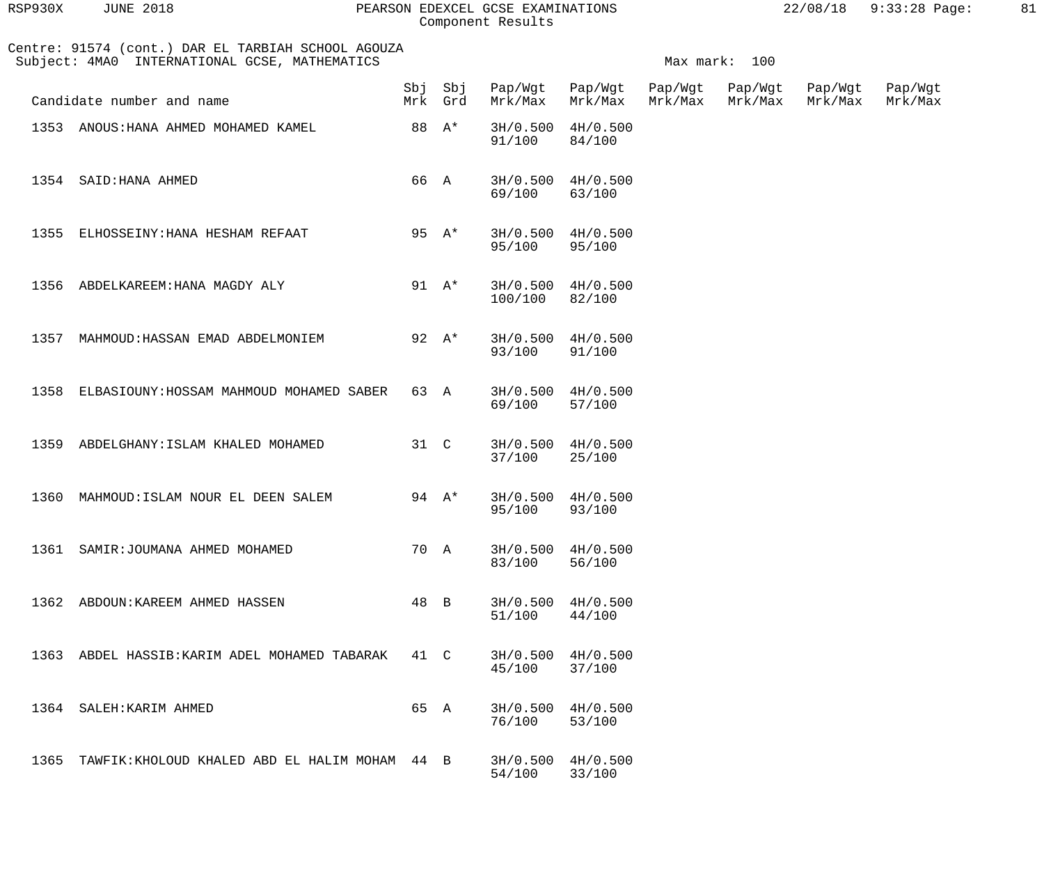PEARSON EDEXCEL GCSE EXAMINATIONS
Component Results

RSP930X JUNE 2018 22/08/18 9:33:28

Centre: 91574 (cont.) DAR EL TARBIAH SCHOOL AGOUZA
Subject: 4MA0 INTERNATIONAL GCSE, MATHEMATICS Max mark: 100

| Candidate number and name | Sbj Mrk | Sbj Grd | Pap/Wgt Mrk/Max | Pap/Wgt Mrk/Max | Pap/Wgt Mrk/Max | Pap/Wgt Mrk/Max | Pap/Wgt Mrk/Max | Pap/Wgt Mrk/Max |
|---|---|---|---|---|---|---|---|---|
| 1353 ANOUS:HANA AHMED MOHAMED KAMEL | 88 | A* | 3H/0.500 91/100 | 4H/0.500 84/100 | | | | |
| 1354 SAID:HANA AHMED | 66 | A | 3H/0.500 69/100 | 4H/0.500 63/100 | | | | |
| 1355 ELHOSSEINY:HANA HESHAM REFAAT | 95 | A* | 3H/0.500 95/100 | 4H/0.500 95/100 | | | | |
| 1356 ABDELKAREEM:HANA MAGDY ALY | 91 | A* | 3H/0.500 100/100 | 4H/0.500 82/100 | | | | |
| 1357 MAHMOUD:HASSAN EMAD ABDELMONIEM | 92 | A* | 3H/0.500 93/100 | 4H/0.500 91/100 | | | | |
| 1358 ELBASIOUNY:HOSSAM MAHMOUD MOHAMED SABER | 63 | A | 3H/0.500 69/100 | 4H/0.500 57/100 | | | | |
| 1359 ABDELGHANY:ISLAM KHALED MOHAMED | 31 | C | 3H/0.500 37/100 | 4H/0.500 25/100 | | | | |
| 1360 MAHMOUD:ISLAM NOUR EL DEEN SALEM | 94 | A* | 3H/0.500 95/100 | 4H/0.500 93/100 | | | | |
| 1361 SAMIR:JOUMANA AHMED MOHAMED | 70 | A | 3H/0.500 83/100 | 4H/0.500 56/100 | | | | |
| 1362 ABDOUN:KAREEM AHMED HASSEN | 48 | B | 3H/0.500 51/100 | 4H/0.500 44/100 | | | | |
| 1363 ABDEL HASSIB:KARIM ADEL MOHAMED TABARAK | 41 | C | 3H/0.500 45/100 | 4H/0.500 37/100 | | | | |
| 1364 SALEH:KARIM AHMED | 65 | A | 3H/0.500 76/100 | 4H/0.500 53/100 | | | | |
| 1365 TAWFIK:KHOLOUD KHALED ABD EL HALIM MOHAM | 44 | B | 3H/0.500 54/100 | 4H/0.500 33/100 | | | | |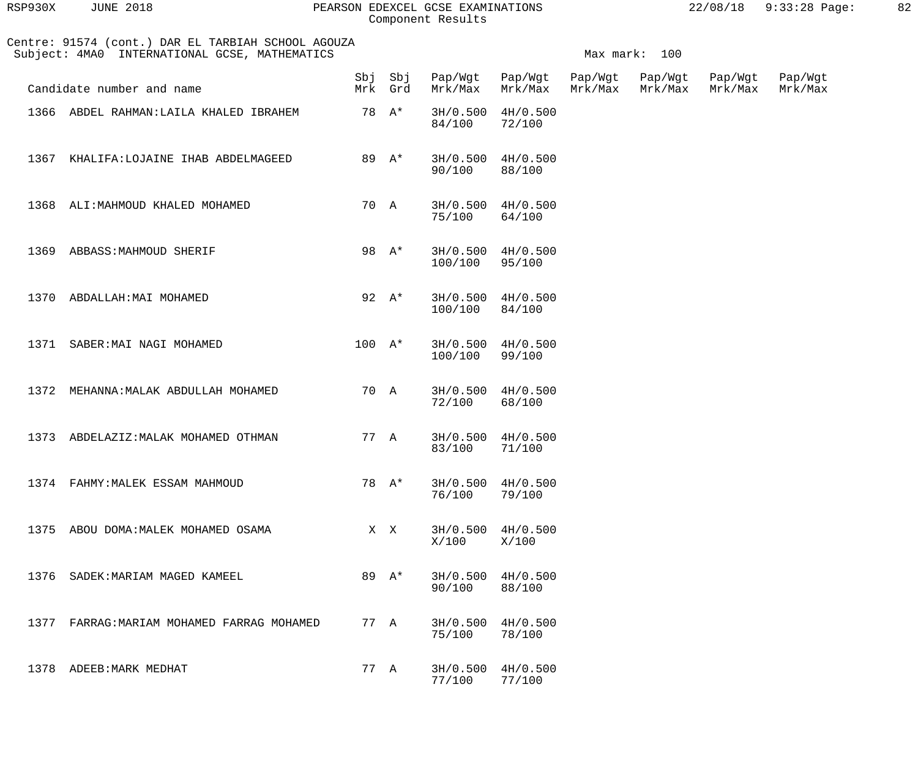Centre: 91574 (cont.) DAR EL TARBIAH SCHOOL AGOUZA
Subject: 4MA0 INTERNATIONAL GCSE, MATHEMATICS

Max mark: 100

| Candidate number and name | Sbj Mrk | Sbj Grd | Pap/Wgt Mrk/Max | Pap/Wgt Mrk/Max | Pap/Wgt Mrk/Max | Pap/Wgt Mrk/Max | Pap/Wgt Mrk/Max | Pap/Wgt Mrk/Max |
|---|---|---|---|---|---|---|---|---|
| 1366 ABDEL RAHMAN:LAILA KHALED IBRAHEM | 78 | A* | 3H/0.500 84/100 | 4H/0.500 72/100 | | | | |
| 1367 KHALIFA:LOJAINE IHAB ABDELMAGEED | 89 | A* | 3H/0.500 90/100 | 4H/0.500 88/100 | | | | |
| 1368 ALI:MAHMOUD KHALED MOHAMED | 70 | A | 3H/0.500 75/100 | 4H/0.500 64/100 | | | | |
| 1369 ABBASS:MAHMOUD SHERIF | 98 | A* | 3H/0.500 100/100 | 4H/0.500 95/100 | | | | |
| 1370 ABDALLAH:MAI MOHAMED | 92 | A* | 3H/0.500 100/100 | 4H/0.500 84/100 | | | | |
| 1371 SABER:MAI NAGI MOHAMED | 100 | A* | 3H/0.500 100/100 | 4H/0.500 99/100 | | | | |
| 1372 MEHANNA:MALAK ABDULLAH MOHAMED | 70 | A | 3H/0.500 72/100 | 4H/0.500 68/100 | | | | |
| 1373 ABDELAZIZ:MALAK MOHAMED OTHMAN | 77 | A | 3H/0.500 83/100 | 4H/0.500 71/100 | | | | |
| 1374 FAHMY:MALEK ESSAM MAHMOUD | 78 | A* | 3H/0.500 76/100 | 4H/0.500 79/100 | | | | |
| 1375 ABOU DOMA:MALEK MOHAMED OSAMA | X | X | 3H/0.500 X/100 | 4H/0.500 X/100 | | | | |
| 1376 SADEK:MARIAM MAGED KAMEEL | 89 | A* | 3H/0.500 90/100 | 4H/0.500 88/100 | | | | |
| 1377 FARRAG:MARIAM MOHAMED FARRAG MOHAMED | 77 | A | 3H/0.500 75/100 | 4H/0.500 78/100 | | | | |
| 1378 ADEEB:MARK MEDHAT | 77 | A | 3H/0.500 77/100 | 4H/0.500 77/100 | | | | |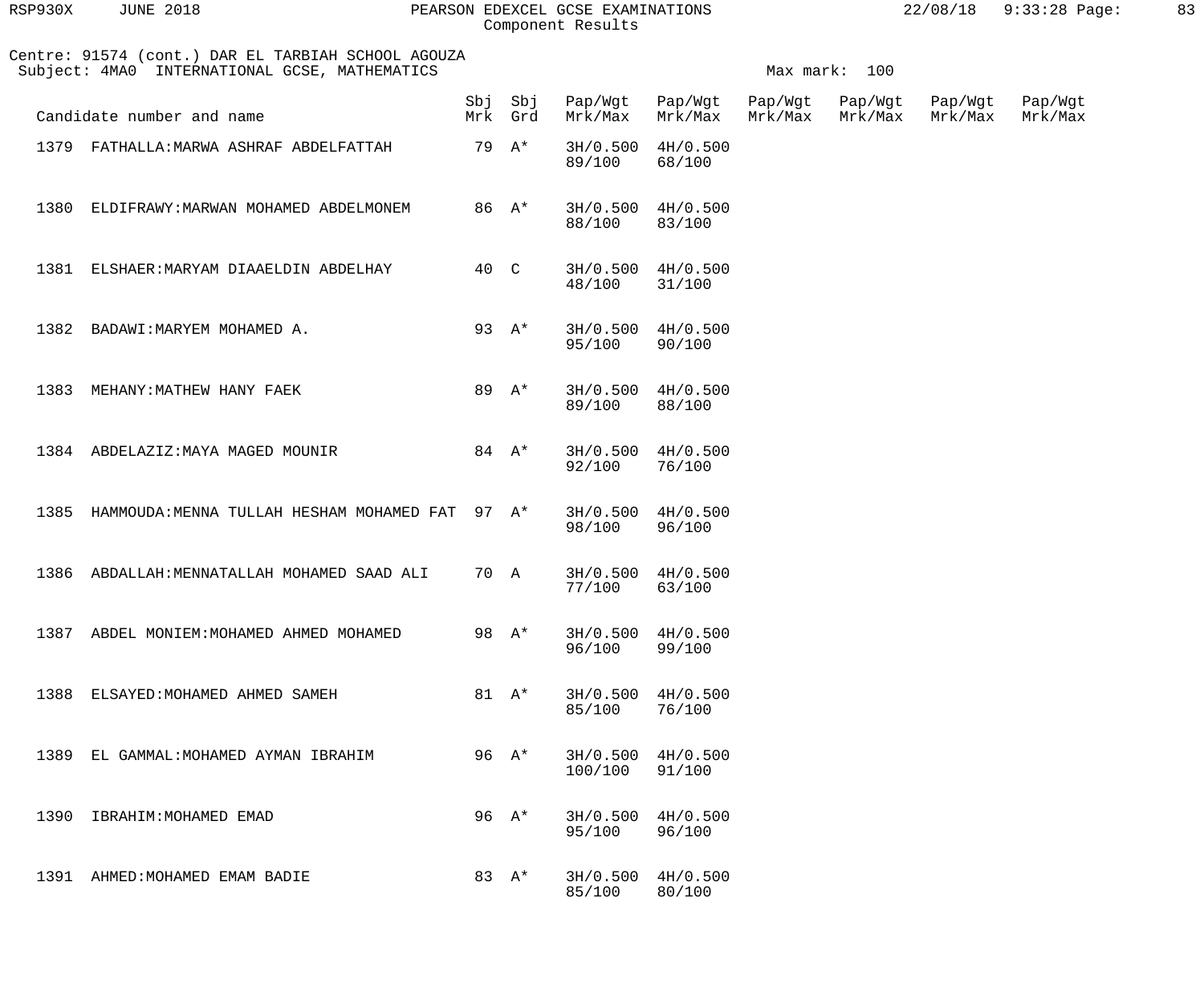Centre: 91574 (cont.) DAR EL TARBIAH SCHOOL AGOUZA
Subject: 4MA0 INTERNATIONAL GCSE, MATHEMATICS

Max mark: 100

| Candidate number and name | Sbj Mrk | Sbj Grd | Pap/Wgt Mrk/Max | Pap/Wgt Mrk/Max | Pap/Wgt Mrk/Max | Pap/Wgt Mrk/Max | Pap/Wgt Mrk/Max | Pap/Wgt Mrk/Max |
|---|---|---|---|---|---|---|---|---|
| 1379 FATHALLA:MARWA ASHRAF ABDELFATTAH | 79 | A* | 3H/0.500 89/100 | 4H/0.500 68/100 | | | | |
| 1380 ELDIFRAWY:MARWAN MOHAMED ABDELMONEM | 86 | A* | 3H/0.500 88/100 | 4H/0.500 83/100 | | | | |
| 1381 ELSHAER:MARYAM DIAAELDIN ABDELHAY | 40 | C | 3H/0.500 48/100 | 4H/0.500 31/100 | | | | |
| 1382 BADAWI:MARYEM MOHAMED A. | 93 | A* | 3H/0.500 95/100 | 4H/0.500 90/100 | | | | |
| 1383 MEHANY:MATHEW HANY FAEK | 89 | A* | 3H/0.500 89/100 | 4H/0.500 88/100 | | | | |
| 1384 ABDELAZIZ:MAYA MAGED MOUNIR | 84 | A* | 3H/0.500 92/100 | 4H/0.500 76/100 | | | | |
| 1385 HAMMOUDA:MENNA TULLAH HESHAM MOHAMED FAT | 97 | A* | 3H/0.500 98/100 | 4H/0.500 96/100 | | | | |
| 1386 ABDALLAH:MENNATALLAH MOHAMED SAAD ALI | 70 | A | 3H/0.500 77/100 | 4H/0.500 63/100 | | | | |
| 1387 ABDEL MONIEM:MOHAMED AHMED MOHAMED | 98 | A* | 3H/0.500 96/100 | 4H/0.500 99/100 | | | | |
| 1388 ELSAYED:MOHAMED AHMED SAMEH | 81 | A* | 3H/0.500 85/100 | 4H/0.500 76/100 | | | | |
| 1389 EL GAMMAL:MOHAMED AYMAN IBRAHIM | 96 | A* | 3H/0.500 100/100 | 4H/0.500 91/100 | | | | |
| 1390 IBRAHIM:MOHAMED EMAD | 96 | A* | 3H/0.500 95/100 | 4H/0.500 96/100 | | | | |
| 1391 AHMED:MOHAMED EMAM BADIE | 83 | A* | 3H/0.500 85/100 | 4H/0.500 80/100 | | | | |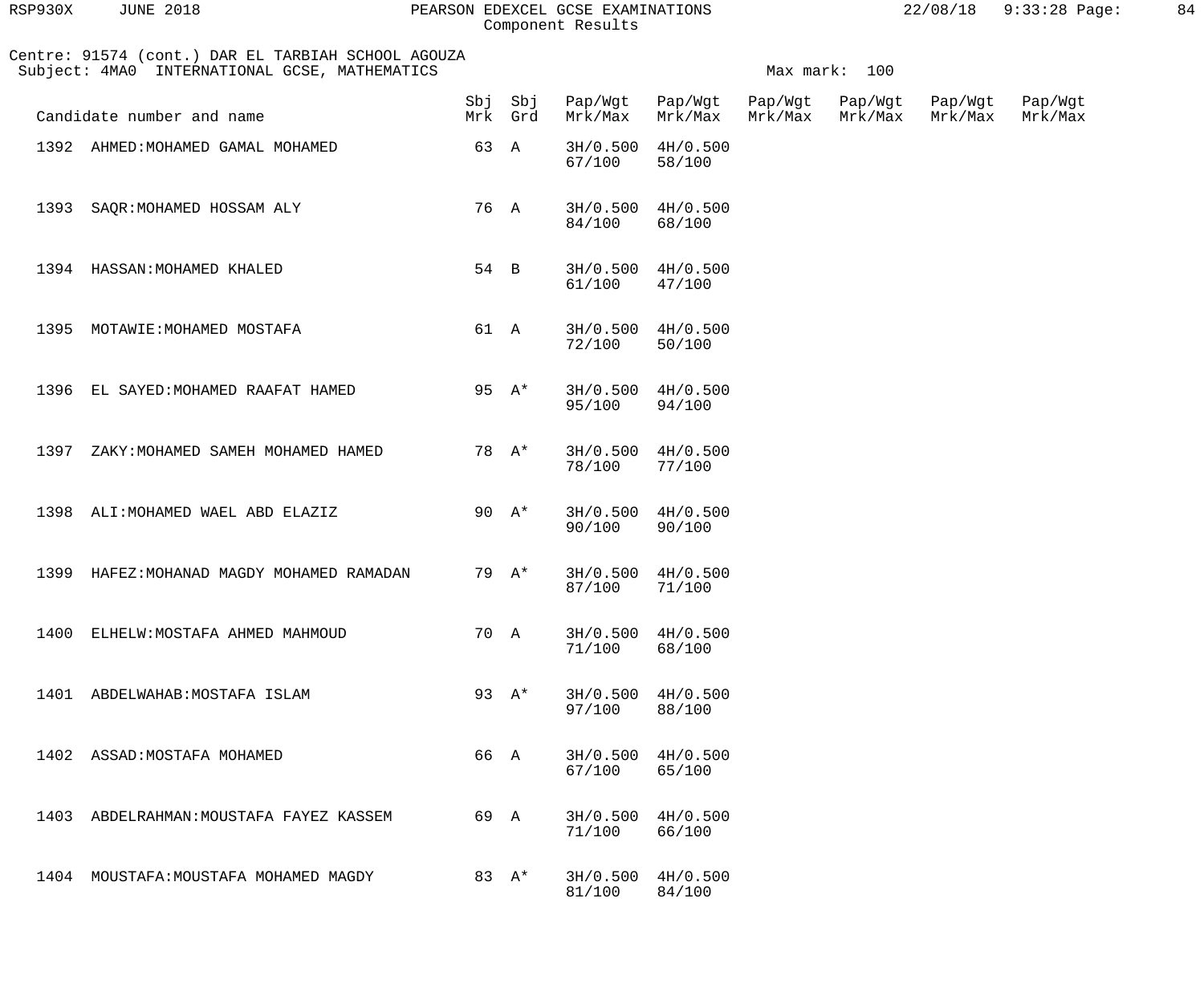Centre: 91574 (cont.) DAR EL TARBIAH SCHOOL AGOUZA
Subject: 4MA0 INTERNATIONAL GCSE, MATHEMATICS

Max mark: 100

| Candidate number and name | Sbj Mrk | Sbj Grd | Pap/Wgt Mrk/Max | Pap/Wgt Mrk/Max | Pap/Wgt Mrk/Max | Pap/Wgt Mrk/Max | Pap/Wgt Mrk/Max | Pap/Wgt Mrk/Max |
|---|---|---|---|---|---|---|---|---|
| 1392 AHMED:MOHAMED GAMAL MOHAMED | 63 | A | 3H/0.500 67/100 | 4H/0.500 58/100 | | | | |
| 1393 SAQR:MOHAMED HOSSAM ALY | 76 | A | 3H/0.500 84/100 | 4H/0.500 68/100 | | | | |
| 1394 HASSAN:MOHAMED KHALED | 54 | B | 3H/0.500 61/100 | 4H/0.500 47/100 | | | | |
| 1395 MOTAWIE:MOHAMED MOSTAFA | 61 | A | 3H/0.500 72/100 | 4H/0.500 50/100 | | | | |
| 1396 EL SAYED:MOHAMED RAAFAT HAMED | 95 | A* | 3H/0.500 95/100 | 4H/0.500 94/100 | | | | |
| 1397 ZAKY:MOHAMED SAMEH MOHAMED HAMED | 78 | A* | 3H/0.500 78/100 | 4H/0.500 77/100 | | | | |
| 1398 ALI:MOHAMED WAEL ABD ELAZIZ | 90 | A* | 3H/0.500 90/100 | 4H/0.500 90/100 | | | | |
| 1399 HAFEZ:MOHANAD MAGDY MOHAMED RAMADAN | 79 | A* | 3H/0.500 87/100 | 4H/0.500 71/100 | | | | |
| 1400 ELHELW:MOSTAFA AHMED MAHMOUD | 70 | A | 3H/0.500 71/100 | 4H/0.500 68/100 | | | | |
| 1401 ABDELWAHAB:MOSTAFA ISLAM | 93 | A* | 3H/0.500 97/100 | 4H/0.500 88/100 | | | | |
| 1402 ASSAD:MOSTAFA MOHAMED | 66 | A | 3H/0.500 67/100 | 4H/0.500 65/100 | | | | |
| 1403 ABDELRAHMAN:MOUSTAFA FAYEZ KASSEM | 69 | A | 3H/0.500 71/100 | 4H/0.500 66/100 | | | | |
| 1404 MOUSTAFA:MOUSTAFA MOHAMED MAGDY | 83 | A* | 3H/0.500 81/100 | 4H/0.500 84/100 | | | | |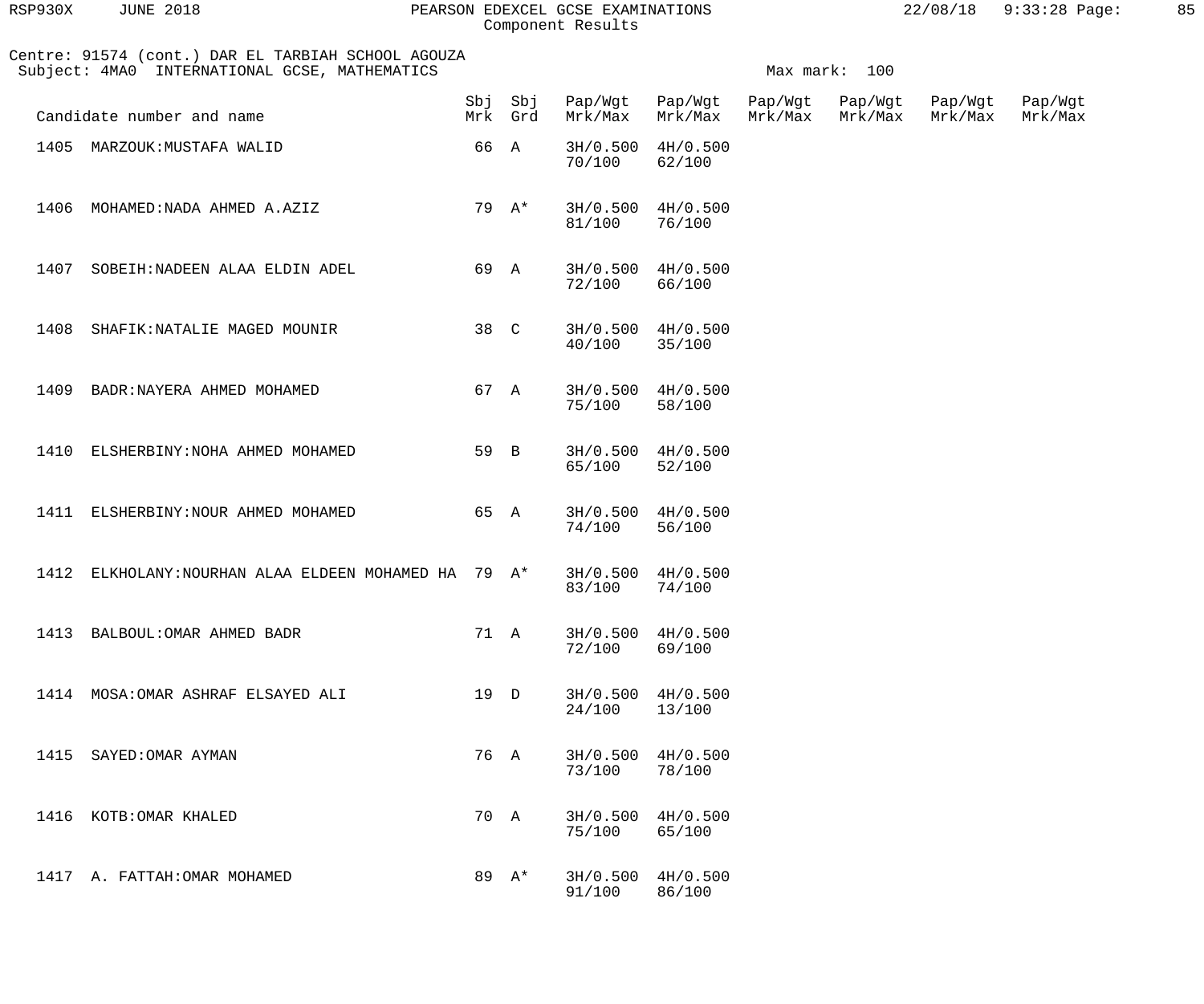Centre: 91574 (cont.) DAR EL TARBIAH SCHOOL AGOUZA
Subject: 4MA0 INTERNATIONAL GCSE, MATHEMATICS

Max mark: 100

| Candidate number and name | Sbj Mrk | Sbj Grd | Pap/Wgt Mrk/Max | Pap/Wgt Mrk/Max | Pap/Wgt Mrk/Max | Pap/Wgt Mrk/Max | Pap/Wgt Mrk/Max | Pap/Wgt Mrk/Max |
|---|---|---|---|---|---|---|---|---|
| 1405 MARZOUK:MUSTAFA WALID | 66 | A | 3H/0.500 70/100 | 4H/0.500 62/100 | | | | |
| 1406 MOHAMED:NADA AHMED A.AZIZ | 79 | A* | 3H/0.500 81/100 | 4H/0.500 76/100 | | | | |
| 1407 SOBEIH:NADEEN ALAA ELDIN ADEL | 69 | A | 3H/0.500 72/100 | 4H/0.500 66/100 | | | | |
| 1408 SHAFIK:NATALIE MAGED MOUNIR | 38 | C | 3H/0.500 40/100 | 4H/0.500 35/100 | | | | |
| 1409 BADR:NAYERA AHMED MOHAMED | 67 | A | 3H/0.500 75/100 | 4H/0.500 58/100 | | | | |
| 1410 ELSHERBINY:NOHA AHMED MOHAMED | 59 | B | 3H/0.500 65/100 | 4H/0.500 52/100 | | | | |
| 1411 ELSHERBINY:NOUR AHMED MOHAMED | 65 | A | 3H/0.500 74/100 | 4H/0.500 56/100 | | | | |
| 1412 ELKHOLANY:NOURHAN ALAA ELDEEN MOHAMED HA | 79 | A* | 3H/0.500 83/100 | 4H/0.500 74/100 | | | | |
| 1413 BALBOUL:OMAR AHMED BADR | 71 | A | 3H/0.500 72/100 | 4H/0.500 69/100 | | | | |
| 1414 MOSA:OMAR ASHRAF ELSAYED ALI | 19 | D | 3H/0.500 24/100 | 4H/0.500 13/100 | | | | |
| 1415 SAYED:OMAR AYMAN | 76 | A | 3H/0.500 73/100 | 4H/0.500 78/100 | | | | |
| 1416 KOTB:OMAR KHALED | 70 | A | 3H/0.500 75/100 | 4H/0.500 65/100 | | | | |
| 1417 A. FATTAH:OMAR MOHAMED | 89 | A* | 3H/0.500 91/100 | 4H/0.500 86/100 | | | | |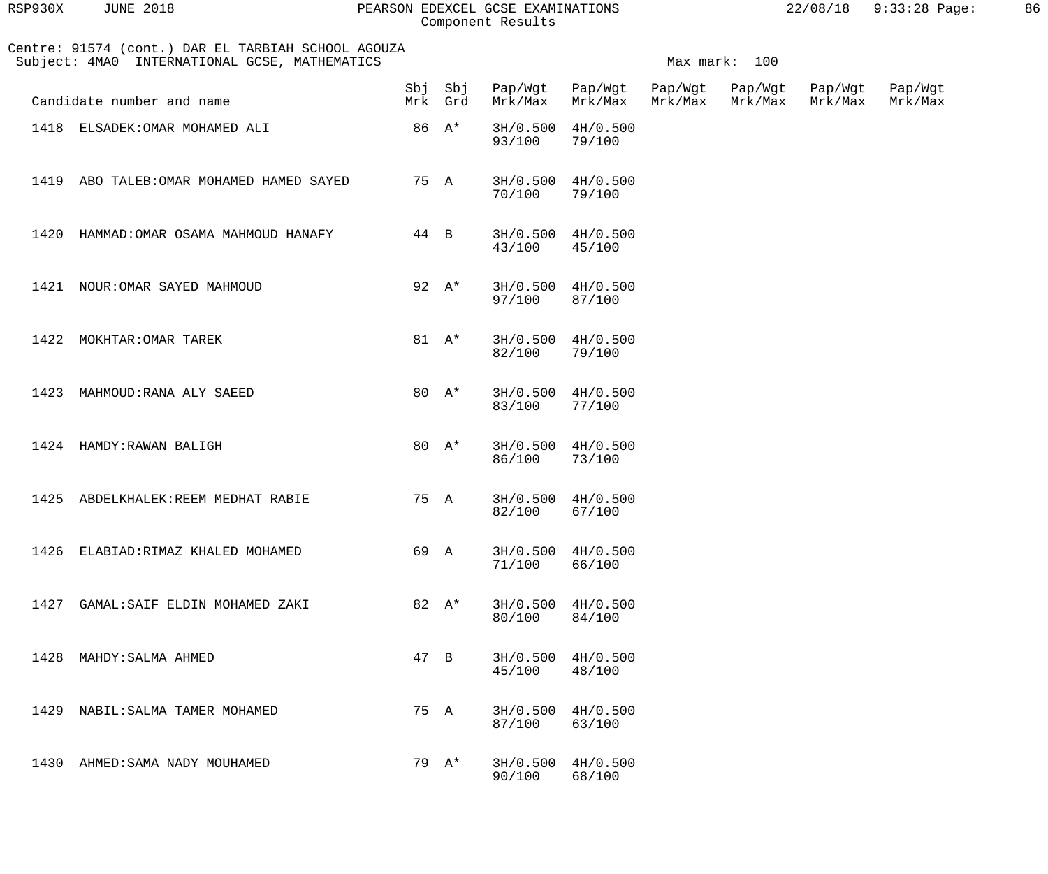Centre: 91574 (cont.) DAR EL TARBIAH SCHOOL AGOUZA
Subject: 4MA0 INTERNATIONAL GCSE, MATHEMATICS

Max mark: 100

| Candidate number and name | Sbj Mrk | Sbj Grd | Pap/Wgt Mrk/Max | Pap/Wgt Mrk/Max | Pap/Wgt Mrk/Max | Pap/Wgt Mrk/Max | Pap/Wgt Mrk/Max | Pap/Wgt Mrk/Max |
|---|---|---|---|---|---|---|---|---|
| 1418 ELSADEK:OMAR MOHAMED ALI | 86 | A* | 3H/0.500 93/100 | 4H/0.500 79/100 | | | | |
| 1419 ABO TALEB:OMAR MOHAMED HAMED SAYED | 75 | A | 3H/0.500 70/100 | 4H/0.500 79/100 | | | | |
| 1420 HAMMAD:OMAR OSAMA MAHMOUD HANAFY | 44 | B | 3H/0.500 43/100 | 4H/0.500 45/100 | | | | |
| 1421 NOUR:OMAR SAYED MAHMOUD | 92 | A* | 3H/0.500 97/100 | 4H/0.500 87/100 | | | | |
| 1422 MOKHTAR:OMAR TAREK | 81 | A* | 3H/0.500 82/100 | 4H/0.500 79/100 | | | | |
| 1423 MAHMOUD:RANA ALY SAEED | 80 | A* | 3H/0.500 83/100 | 4H/0.500 77/100 | | | | |
| 1424 HAMDY:RAWAN BALIGH | 80 | A* | 3H/0.500 86/100 | 4H/0.500 73/100 | | | | |
| 1425 ABDELKHALEK:REEM MEDHAT RABIE | 75 | A | 3H/0.500 82/100 | 4H/0.500 67/100 | | | | |
| 1426 ELABIAD:RIMAZ KHALED MOHAMED | 69 | A | 3H/0.500 71/100 | 4H/0.500 66/100 | | | | |
| 1427 GAMAL:SAIF ELDIN MOHAMED ZAKI | 82 | A* | 3H/0.500 80/100 | 4H/0.500 84/100 | | | | |
| 1428 MAHDY:SALMA AHMED | 47 | B | 3H/0.500 45/100 | 4H/0.500 48/100 | | | | |
| 1429 NABIL:SALMA TAMER MOHAMED | 75 | A | 3H/0.500 87/100 | 4H/0.500 63/100 | | | | |
| 1430 AHMED:SAMA NADY MOUHAMED | 79 | A* | 3H/0.500 90/100 | 4H/0.500 68/100 | | | | |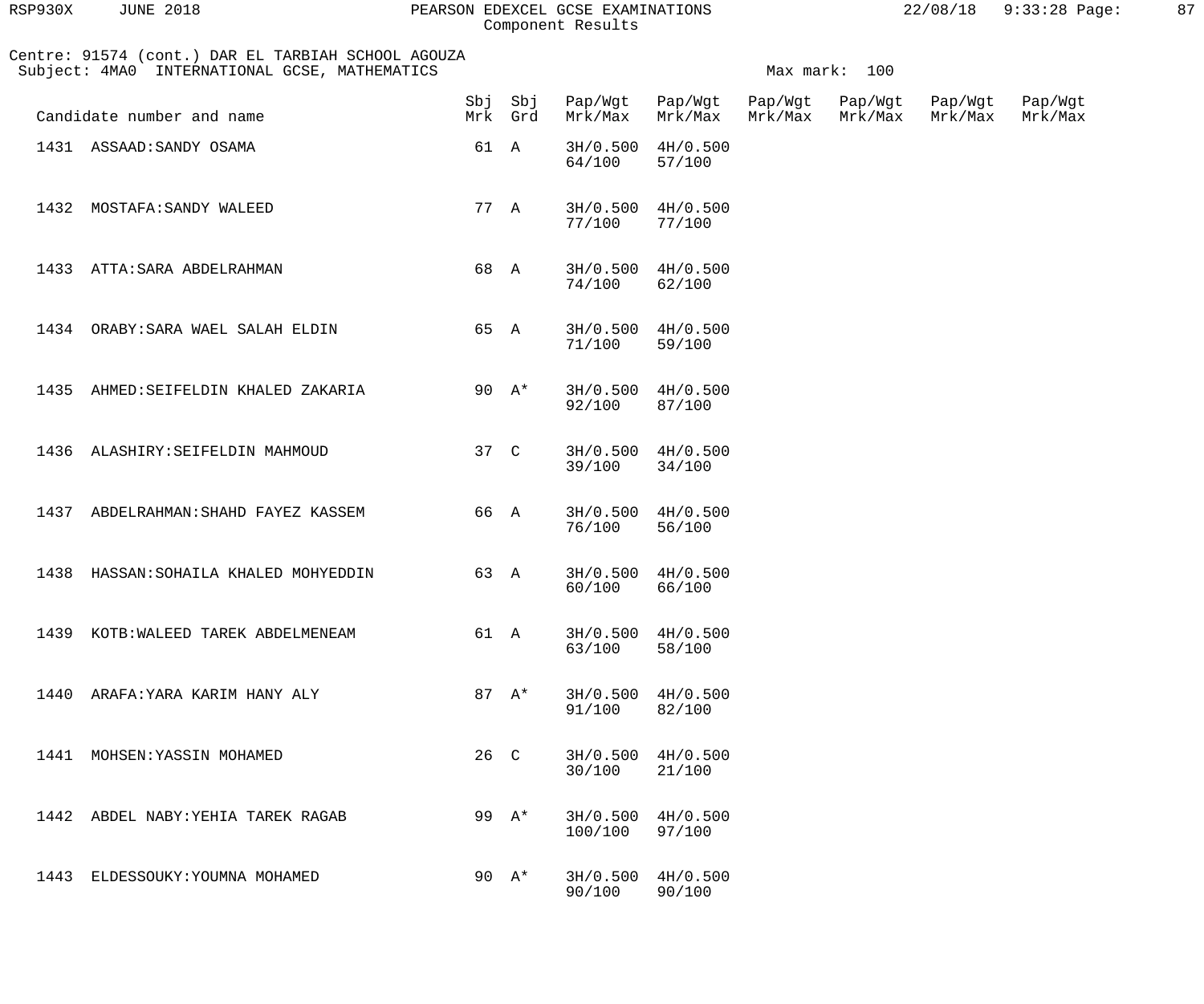Centre: 91574 (cont.) DAR EL TARBIAH SCHOOL AGOUZA
Subject: 4MA0 INTERNATIONAL GCSE, MATHEMATICS

Max mark: 100

| Candidate number and name | Sbj Mrk | Sbj Grd | Pap/Wgt Mrk/Max | Pap/Wgt Mrk/Max | Pap/Wgt Mrk/Max | Pap/Wgt Mrk/Max | Pap/Wgt Mrk/Max | Pap/Wgt Mrk/Max |
|---|---|---|---|---|---|---|---|---|
| 1431 ASSAAD:SANDY OSAMA | 61 | A | 3H/0.500 64/100 | 4H/0.500 57/100 | | | | |
| 1432 MOSTAFA:SANDY WALEED | 77 | A | 3H/0.500 77/100 | 4H/0.500 77/100 | | | | |
| 1433 ATTA:SARA ABDELRAHMAN | 68 | A | 3H/0.500 74/100 | 4H/0.500 62/100 | | | | |
| 1434 ORABY:SARA WAEL SALAH ELDIN | 65 | A | 3H/0.500 71/100 | 4H/0.500 59/100 | | | | |
| 1435 AHMED:SEIFELDIN KHALED ZAKARIA | 90 | A* | 3H/0.500 92/100 | 4H/0.500 87/100 | | | | |
| 1436 ALASHIRY:SEIFELDIN MAHMOUD | 37 | C | 3H/0.500 39/100 | 4H/0.500 34/100 | | | | |
| 1437 ABDELRAHMAN:SHAHD FAYEZ KASSEM | 66 | A | 3H/0.500 76/100 | 4H/0.500 56/100 | | | | |
| 1438 HASSAN:SOHAILA KHALED MOHYEDDIN | 63 | A | 3H/0.500 60/100 | 4H/0.500 66/100 | | | | |
| 1439 KOTB:WALEED TAREK ABDELMENEAM | 61 | A | 3H/0.500 63/100 | 4H/0.500 58/100 | | | | |
| 1440 ARAFA:YARA KARIM HANY ALY | 87 | A* | 3H/0.500 91/100 | 4H/0.500 82/100 | | | | |
| 1441 MOHSEN:YASSIN MOHAMED | 26 | C | 3H/0.500 30/100 | 4H/0.500 21/100 | | | | |
| 1442 ABDEL NABY:YEHIA TAREK RAGAB | 99 | A* | 3H/0.500 100/100 | 4H/0.500 97/100 | | | | |
| 1443 ELDESSOUKY:YOUMNA MOHAMED | 90 | A* | 3H/0.500 90/100 | 4H/0.500 90/100 | | | | |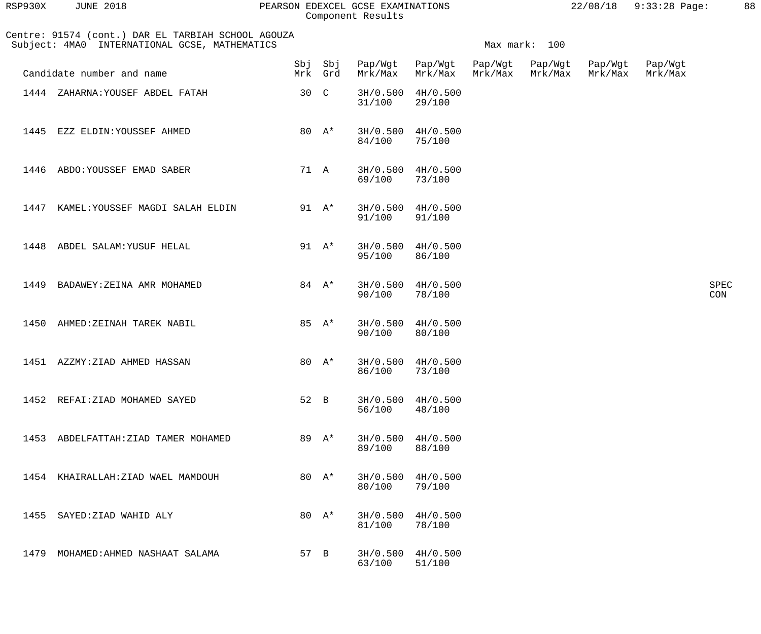Centre: 91574 (cont.) DAR EL TARBIAH SCHOOL AGOUZA
Subject: 4MA0 INTERNATIONAL GCSE, MATHEMATICS

Max mark: 100

| Candidate number and name | Sbj Mrk | Sbj Grd | Pap/Wgt Mrk/Max | Pap/Wgt Mrk/Max | Pap/Wgt Mrk/Max | Pap/Wgt Mrk/Max | Pap/Wgt Mrk/Max | Pap/Wgt Mrk/Max | |
|---|---|---|---|---|---|---|---|---|---|
| 1444 ZAHARNA:YOUSEF ABDEL FATAH | 30 | C | 3H/0.500 31/100 | 4H/0.500 29/100 | | | | | |
| 1445 EZZ ELDIN:YOUSSEF AHMED | 80 | A* | 3H/0.500 84/100 | 4H/0.500 75/100 | | | | | |
| 1446 ABDO:YOUSSEF EMAD SABER | 71 | A | 3H/0.500 69/100 | 4H/0.500 73/100 | | | | | |
| 1447 KAMEL:YOUSSEF MAGDI SALAH ELDIN | 91 | A* | 3H/0.500 91/100 | 4H/0.500 91/100 | | | | | |
| 1448 ABDEL SALAM:YUSUF HELAL | 91 | A* | 3H/0.500 95/100 | 4H/0.500 86/100 | | | | | |
| 1449 BADAWEY:ZEINA AMR MOHAMED | 84 | A* | 3H/0.500 90/100 | 4H/0.500 78/100 | | | | | SPEC CON |
| 1450 AHMED:ZEINAH TAREK NABIL | 85 | A* | 3H/0.500 90/100 | 4H/0.500 80/100 | | | | | |
| 1451 AZZMY:ZIAD AHMED HASSAN | 80 | A* | 3H/0.500 86/100 | 4H/0.500 73/100 | | | | | |
| 1452 REFAI:ZIAD MOHAMED SAYED | 52 | B | 3H/0.500 56/100 | 4H/0.500 48/100 | | | | | |
| 1453 ABDELFATTAH:ZIAD TAMER MOHAMED | 89 | A* | 3H/0.500 89/100 | 4H/0.500 88/100 | | | | | |
| 1454 KHAIRALLAH:ZIAD WAEL MAMDOUH | 80 | A* | 3H/0.500 80/100 | 4H/0.500 79/100 | | | | | |
| 1455 SAYED:ZIAD WAHID ALY | 80 | A* | 3H/0.500 81/100 | 4H/0.500 78/100 | | | | | |
| 1479 MOHAMED:AHMED NASHAAT SALAMA | 57 | B | 3H/0.500 63/100 | 4H/0.500 51/100 | | | | | |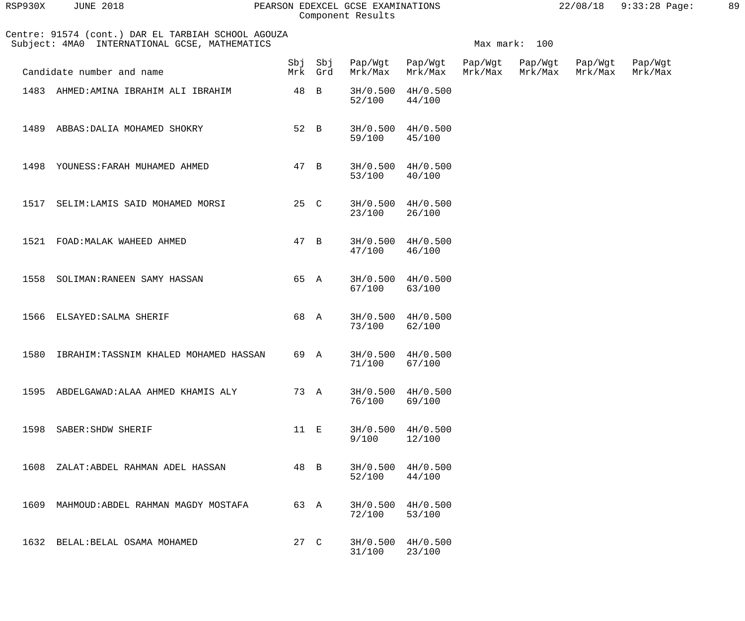Centre: 91574 (cont.) DAR EL TARBIAH SCHOOL AGOUZA
Subject: 4MA0 INTERNATIONAL GCSE, MATHEMATICS

Max mark: 100

| Candidate number and name | Sbj Mrk | Sbj Grd | Pap/Wgt Mrk/Max | Pap/Wgt Mrk/Max | Pap/Wgt Mrk/Max | Pap/Wgt Mrk/Max | Pap/Wgt Mrk/Max | Pap/Wgt Mrk/Max |
|---|---|---|---|---|---|---|---|---|
| 1483 AHMED:AMINA IBRAHIM ALI IBRAHIM | 48 | B | 3H/0.500 52/100 | 4H/0.500 44/100 | | | | |
| 1489 ABBAS:DALIA MOHAMED SHOKRY | 52 | B | 3H/0.500 59/100 | 4H/0.500 45/100 | | | | |
| 1498 YOUNESS:FARAH MUHAMED AHMED | 47 | B | 3H/0.500 53/100 | 4H/0.500 40/100 | | | | |
| 1517 SELIM:LAMIS SAID MOHAMED MORSI | 25 | C | 3H/0.500 23/100 | 4H/0.500 26/100 | | | | |
| 1521 FOAD:MALAK WAHEED AHMED | 47 | B | 3H/0.500 47/100 | 4H/0.500 46/100 | | | | |
| 1558 SOLIMAN:RANEEN SAMY HASSAN | 65 | A | 3H/0.500 67/100 | 4H/0.500 63/100 | | | | |
| 1566 ELSAYED:SALMA SHERIF | 68 | A | 3H/0.500 73/100 | 4H/0.500 62/100 | | | | |
| 1580 IBRAHIM:TASSNIM KHALED MOHAMED HASSAN | 69 | A | 3H/0.500 71/100 | 4H/0.500 67/100 | | | | |
| 1595 ABDELGAWAD:ALAA AHMED KHAMIS ALY | 73 | A | 3H/0.500 76/100 | 4H/0.500 69/100 | | | | |
| 1598 SABER:SHDW SHERIF | 11 | E | 3H/0.500 9/100 | 4H/0.500 12/100 | | | | |
| 1608 ZALAT:ABDEL RAHMAN ADEL HASSAN | 48 | B | 3H/0.500 52/100 | 4H/0.500 44/100 | | | | |
| 1609 MAHMOUD:ABDEL RAHMAN MAGDY MOSTAFA | 63 | A | 3H/0.500 72/100 | 4H/0.500 53/100 | | | | |
| 1632 BELAL:BELAL OSAMA MOHAMED | 27 | C | 3H/0.500 31/100 | 4H/0.500 23/100 | | | | |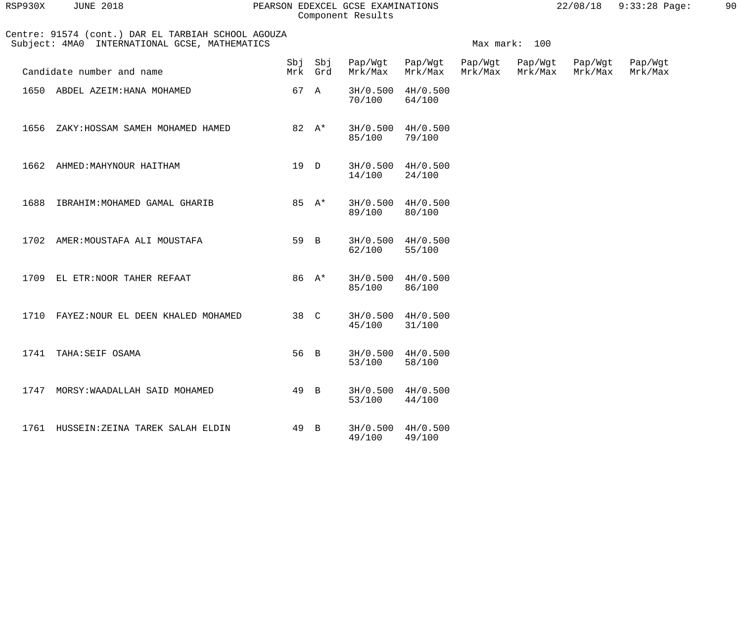Component Results

Centre: 91574 (cont.) DAR EL TARBIAH SCHOOL AGOUZA
Subject: 4MA0 INTERNATIONAL GCSE, MATHEMATICS

Max mark: 100

| Candidate number and name | Sbj Mrk | Sbj Grd | Pap/Wgt Mrk/Max | Pap/Wgt Mrk/Max | Pap/Wgt Mrk/Max | Pap/Wgt Mrk/Max | Pap/Wgt Mrk/Max | Pap/Wgt Mrk/Max |
|---|---|---|---|---|---|---|---|---|
| 1650 ABDEL AZEIM:HANA MOHAMED | 67 | A | 3H/0.500 70/100 | 4H/0.500 64/100 | | | | |
| 1656 ZAKY:HOSSAM SAMEH MOHAMED HAMED | 82 | A* | 3H/0.500 85/100 | 4H/0.500 79/100 | | | | |
| 1662 AHMED:MAHYNOUR HAITHAM | 19 | D | 3H/0.500 14/100 | 4H/0.500 24/100 | | | | |
| 1688 IBRAHIM:MOHAMED GAMAL GHARIB | 85 | A* | 3H/0.500 89/100 | 4H/0.500 80/100 | | | | |
| 1702 AMER:MOUSTAFA ALI MOUSTAFA | 59 | B | 3H/0.500 62/100 | 4H/0.500 55/100 | | | | |
| 1709 EL ETR:NOOR TAHER REFAAT | 86 | A* | 3H/0.500 85/100 | 4H/0.500 86/100 | | | | |
| 1710 FAYEZ:NOUR EL DEEN KHALED MOHAMED | 38 | C | 3H/0.500 45/100 | 4H/0.500 31/100 | | | | |
| 1741 TAHA:SEIF OSAMA | 56 | B | 3H/0.500 53/100 | 4H/0.500 58/100 | | | | |
| 1747 MORSY:WAADALLAH SAID MOHAMED | 49 | B | 3H/0.500 53/100 | 4H/0.500 44/100 | | | | |
| 1761 HUSSEIN:ZEINA TAREK SALAH ELDIN | 49 | B | 3H/0.500 49/100 | 4H/0.500 49/100 | | | | |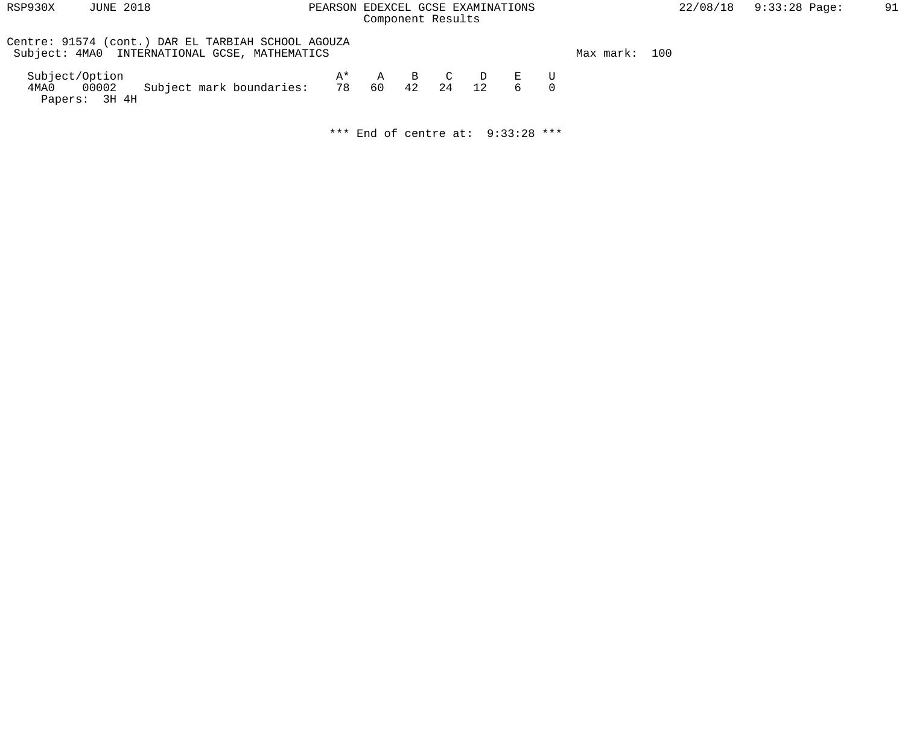Centre: 91574 (cont.) DAR EL TARBIAH SCHOOL AGOUZA
Subject: 4MA0 INTERNATIONAL GCSE, MATHEMATICS

Max mark: 100

| Subject/Option | | | A* | A | B | C | D | E | U |
|---|---|---|---|---|---|---|---|---|---|
| 4MA0 | 00002 | Subject mark boundaries: | 78 | 60 | 42 | 24 | 12 | 6 | 0 |

Papers: 3H 4H

*** End of centre at: 9:33:28 ***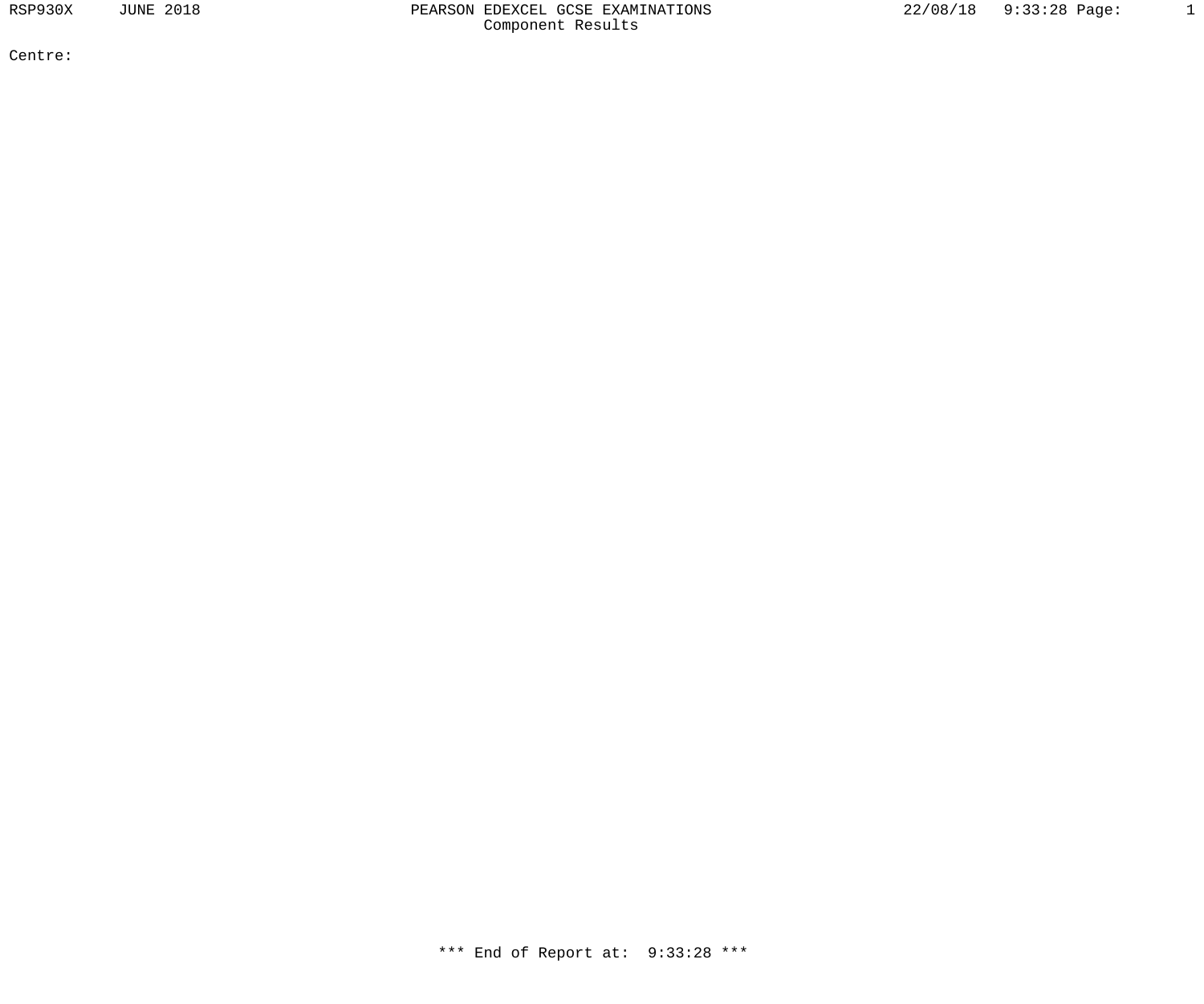Centre:

*** End of Report at: 9:33:28 ***